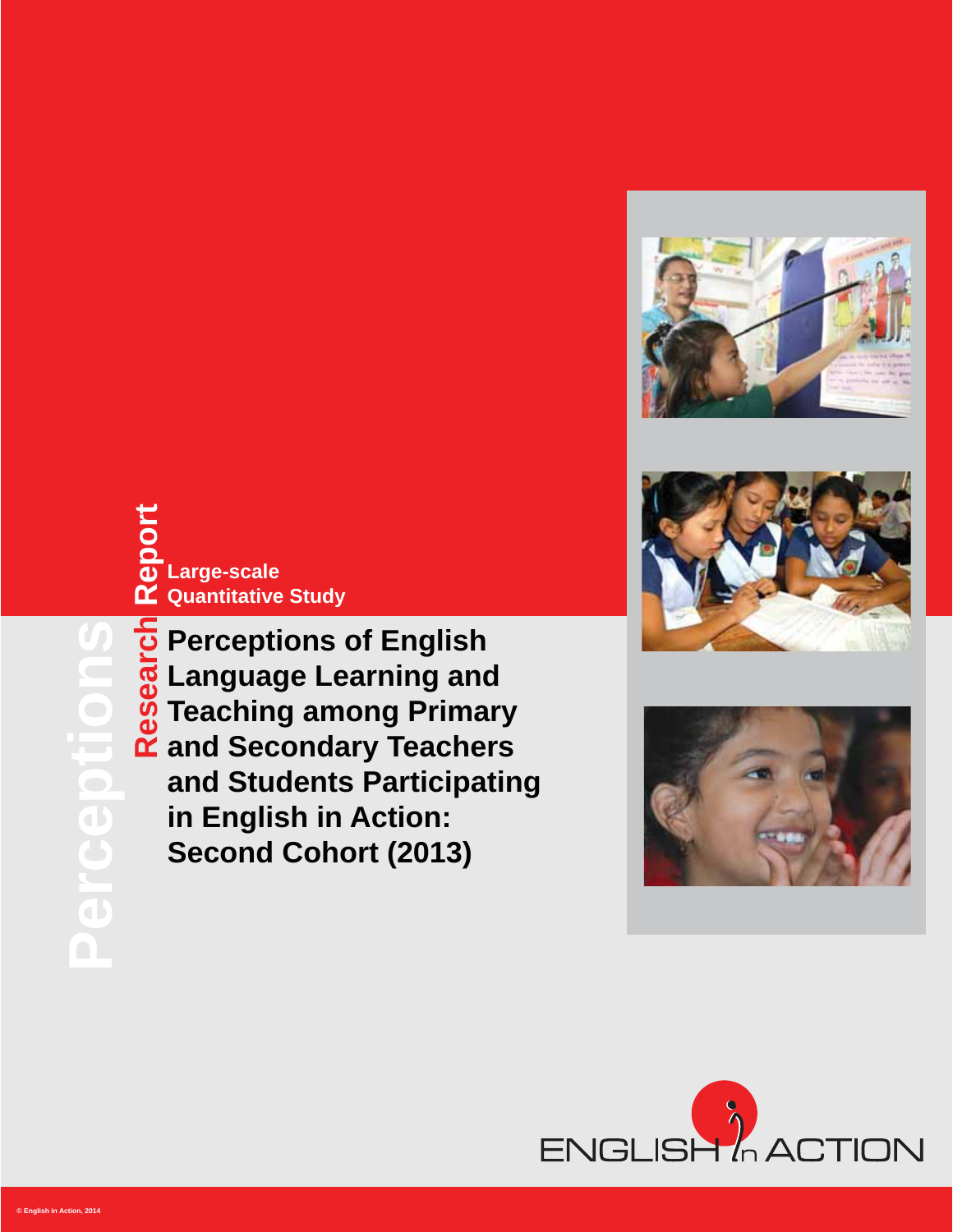Perceptions

Research Report

**Large-scale Quantitative Study**

# Perceptions of English Language Learning and Teaching among Primary and Secondary Teachers and Students Participating in English in Action: Second Cohort (2013)

ENGLISH in ACTION

© English in Action, 2014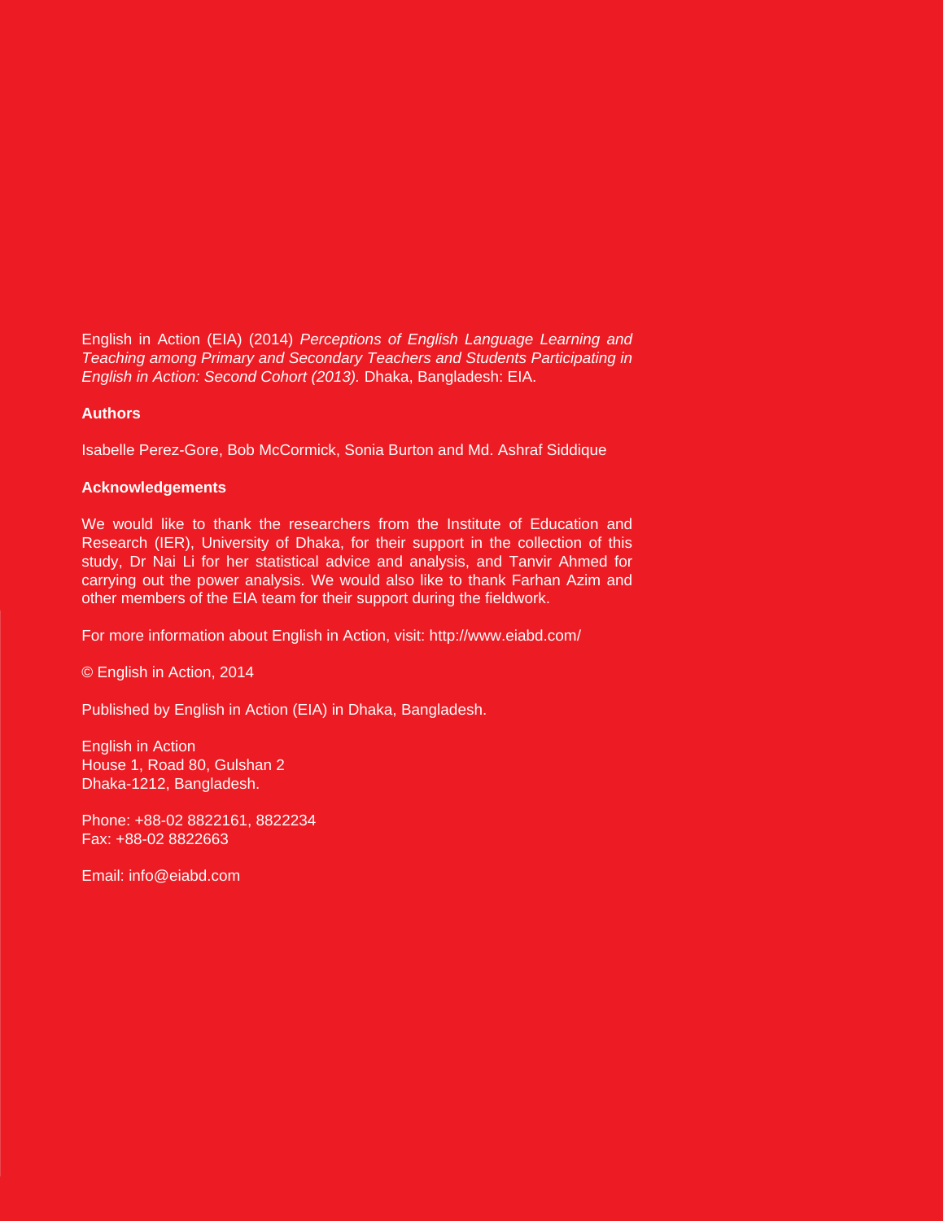English in Action (EIA) (2014) *Perceptions of English Language Learning and Teaching among Primary and Secondary Teachers and Students Participating in English in Action: Second Cohort (2013).* Dhaka, Bangladesh: EIA.

**Authors**

Isabelle Perez-Gore, Bob McCormick, Sonia Burton and Md. Ashraf Siddique

**Acknowledgements**

We would like to thank the researchers from the Institute of Education and Research (IER), University of Dhaka, for their support in the collection of this study, Dr Nai Li for her statistical advice and analysis, and Tanvir Ahmed for carrying out the power analysis. We would also like to thank Farhan Azim and other members of the EIA team for their support during the fieldwork.

For more information about English in Action, visit: http://www.eiabd.com/

© English in Action, 2014

Published by English in Action (EIA) in Dhaka, Bangladesh.

English in Action
House 1, Road 80, Gulshan 2
Dhaka-1212, Bangladesh.

Phone: +88-02 8822161, 8822234
Fax: +88-02 8822663

Email: info@eiabd.com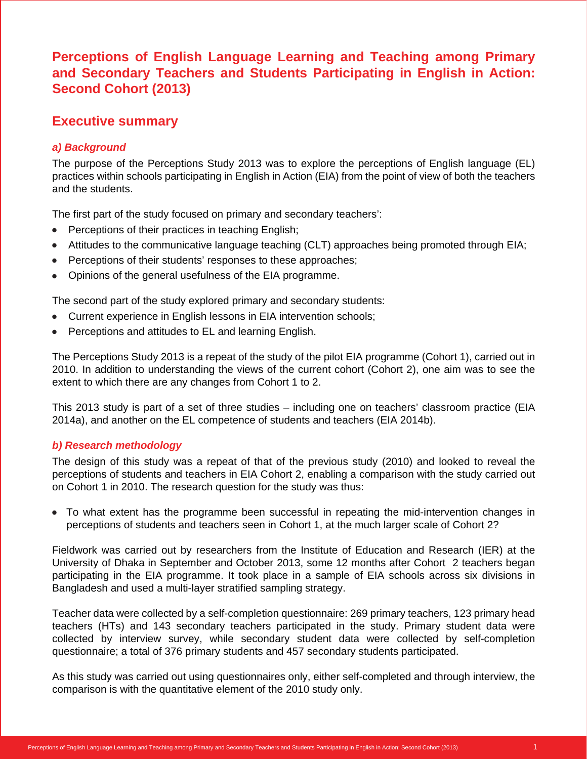# Perceptions of English Language Learning and Teaching among Primary and Secondary Teachers and Students Participating in English in Action: Second Cohort (2013)

## Executive summary

### *a) Background*

The purpose of the Perceptions Study 2013 was to explore the perceptions of English language (EL) practices within schools participating in English in Action (EIA) from the point of view of both the teachers and the students.

The first part of the study focused on primary and secondary teachers':

- Perceptions of their practices in teaching English;
- Attitudes to the communicative language teaching (CLT) approaches being promoted through EIA;
- Perceptions of their students' responses to these approaches;
- Opinions of the general usefulness of the EIA programme.

The second part of the study explored primary and secondary students:

- Current experience in English lessons in EIA intervention schools;
- Perceptions and attitudes to EL and learning English.

The Perceptions Study 2013 is a repeat of the study of the pilot EIA programme (Cohort 1), carried out in 2010. In addition to understanding the views of the current cohort (Cohort 2), one aim was to see the extent to which there are any changes from Cohort 1 to 2.

This 2013 study is part of a set of three studies – including one on teachers' classroom practice (EIA 2014a), and another on the EL competence of students and teachers (EIA 2014b).

### *b) Research methodology*

The design of this study was a repeat of that of the previous study (2010) and looked to reveal the perceptions of students and teachers in EIA Cohort 2, enabling a comparison with the study carried out on Cohort 1 in 2010. The research question for the study was thus:

- To what extent has the programme been successful in repeating the mid-intervention changes in perceptions of students and teachers seen in Cohort 1, at the much larger scale of Cohort 2?

Fieldwork was carried out by researchers from the Institute of Education and Research (IER) at the University of Dhaka in September and October 2013, some 12 months after Cohort 2 teachers began participating in the EIA programme. It took place in a sample of EIA schools across six divisions in Bangladesh and used a multi-layer stratified sampling strategy.

Teacher data were collected by a self-completion questionnaire: 269 primary teachers, 123 primary head teachers (HTs) and 143 secondary teachers participated in the study. Primary student data were collected by interview survey, while secondary student data were collected by self-completion questionnaire; a total of 376 primary students and 457 secondary students participated.

As this study was carried out using questionnaires only, either self-completed and through interview, the comparison is with the quantitative element of the 2010 study only.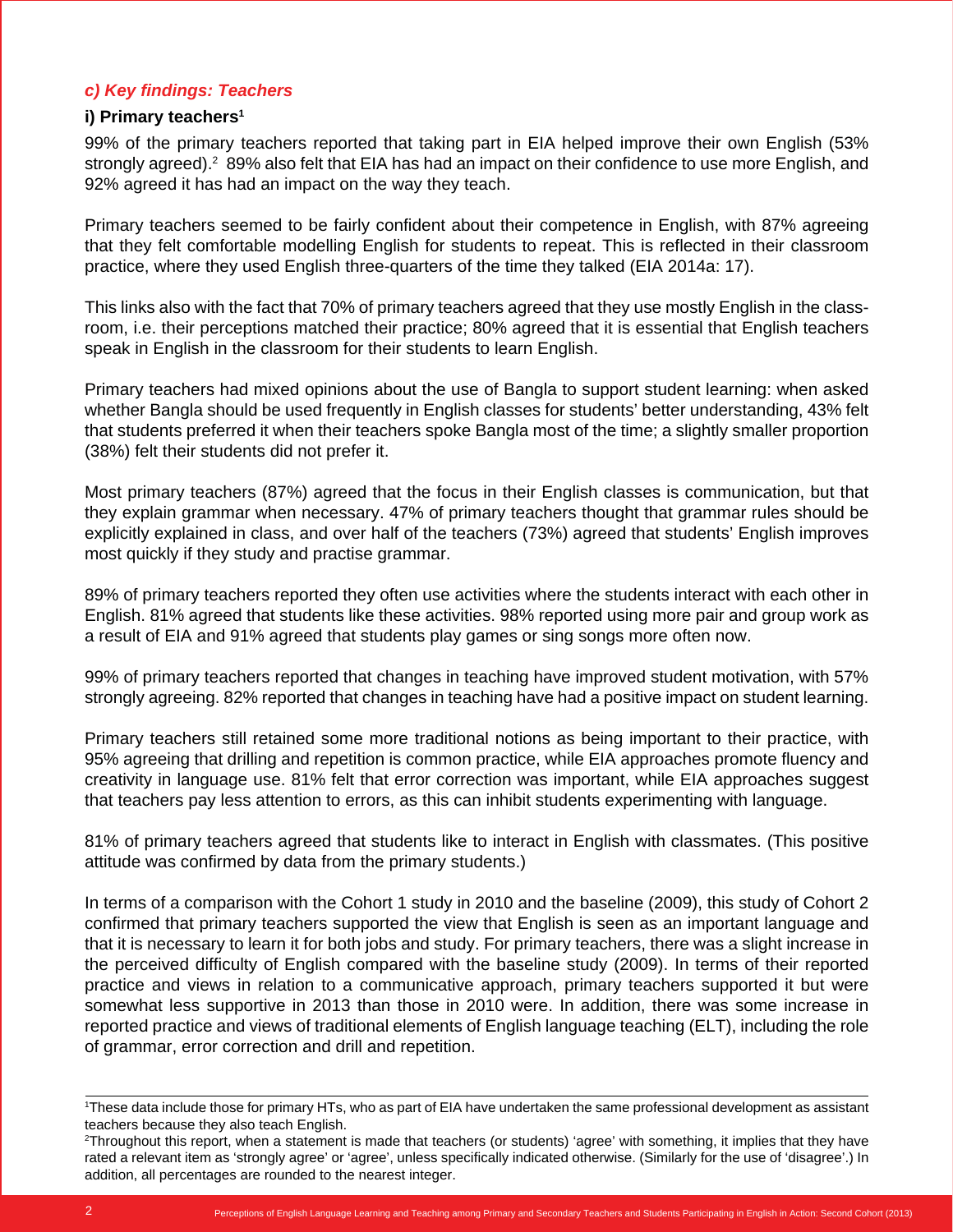### *c) Key findings: Teachers*

#### i) Primary teachers[1]

99% of the primary teachers reported that taking part in EIA helped improve their own English (53% strongly agreed).[2] 89% also felt that EIA has had an impact on their confidence to use more English, and 92% agreed it has had an impact on the way they teach.

Primary teachers seemed to be fairly confident about their competence in English, with 87% agreeing that they felt comfortable modelling English for students to repeat. This is reflected in their classroom practice, where they used English three-quarters of the time they talked (EIA 2014a: 17).

This links also with the fact that 70% of primary teachers agreed that they use mostly English in the classroom, i.e. their perceptions matched their practice; 80% agreed that it is essential that English teachers speak in English in the classroom for their students to learn English.

Primary teachers had mixed opinions about the use of Bangla to support student learning: when asked whether Bangla should be used frequently in English classes for students' better understanding, 43% felt that students preferred it when their teachers spoke Bangla most of the time; a slightly smaller proportion (38%) felt their students did not prefer it.

Most primary teachers (87%) agreed that the focus in their English classes is communication, but that they explain grammar when necessary. 47% of primary teachers thought that grammar rules should be explicitly explained in class, and over half of the teachers (73%) agreed that students' English improves most quickly if they study and practise grammar.

89% of primary teachers reported they often use activities where the students interact with each other in English. 81% agreed that students like these activities. 98% reported using more pair and group work as a result of EIA and 91% agreed that students play games or sing songs more often now.

99% of primary teachers reported that changes in teaching have improved student motivation, with 57% strongly agreeing. 82% reported that changes in teaching have had a positive impact on student learning.

Primary teachers still retained some more traditional notions as being important to their practice, with 95% agreeing that drilling and repetition is common practice, while EIA approaches promote fluency and creativity in language use. 81% felt that error correction was important, while EIA approaches suggest that teachers pay less attention to errors, as this can inhibit students experimenting with language.

81% of primary teachers agreed that students like to interact in English with classmates. (This positive attitude was confirmed by data from the primary students.)

In terms of a comparison with the Cohort 1 study in 2010 and the baseline (2009), this study of Cohort 2 confirmed that primary teachers supported the view that English is seen as an important language and that it is necessary to learn it for both jobs and study. For primary teachers, there was a slight increase in the perceived difficulty of English compared with the baseline study (2009). In terms of their reported practice and views in relation to a communicative approach, primary teachers supported it but were somewhat less supportive in 2013 than those in 2010 were. In addition, there was some increase in reported practice and views of traditional elements of English language teaching (ELT), including the role of grammar, error correction and drill and repetition.

---

[1] These data include those for primary HTs, who as part of EIA have undertaken the same professional development as assistant teachers because they also teach English.

[2] Throughout this report, when a statement is made that teachers (or students) 'agree' with something, it implies that they have rated a relevant item as 'strongly agree' or 'agree', unless specifically indicated otherwise. (Similarly for the use of 'disagree'.) In addition, all percentages are rounded to the nearest integer.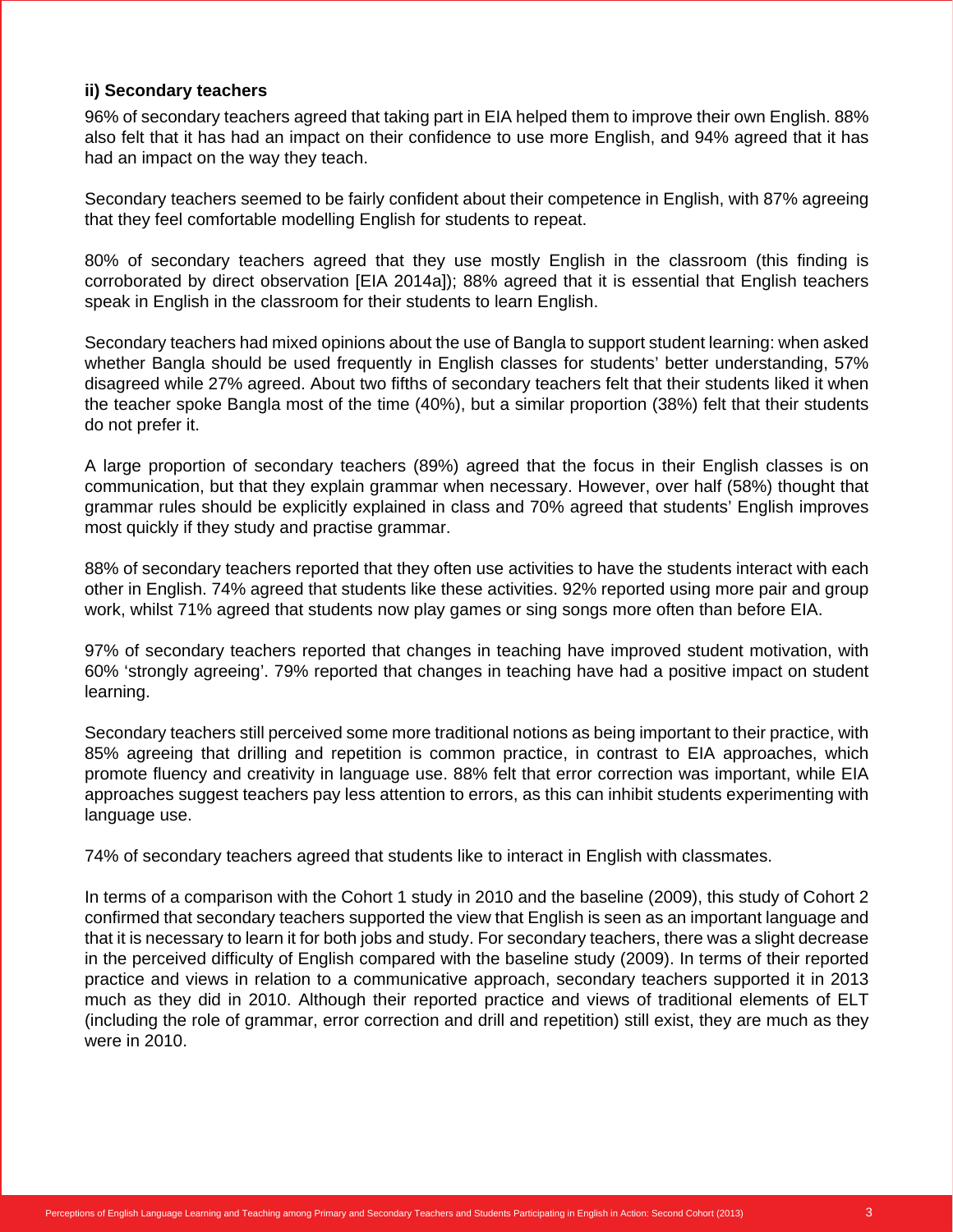### ii) Secondary teachers

96% of secondary teachers agreed that taking part in EIA helped them to improve their own English. 88% also felt that it has had an impact on their confidence to use more English, and 94% agreed that it has had an impact on the way they teach.

Secondary teachers seemed to be fairly confident about their competence in English, with 87% agreeing that they feel comfortable modelling English for students to repeat.

80% of secondary teachers agreed that they use mostly English in the classroom (this finding is corroborated by direct observation [EIA 2014a]); 88% agreed that it is essential that English teachers speak in English in the classroom for their students to learn English.

Secondary teachers had mixed opinions about the use of Bangla to support student learning: when asked whether Bangla should be used frequently in English classes for students' better understanding, 57% disagreed while 27% agreed. About two fifths of secondary teachers felt that their students liked it when the teacher spoke Bangla most of the time (40%), but a similar proportion (38%) felt that their students do not prefer it.

A large proportion of secondary teachers (89%) agreed that the focus in their English classes is on communication, but that they explain grammar when necessary. However, over half (58%) thought that grammar rules should be explicitly explained in class and 70% agreed that students' English improves most quickly if they study and practise grammar.

88% of secondary teachers reported that they often use activities to have the students interact with each other in English. 74% agreed that students like these activities. 92% reported using more pair and group work, whilst 71% agreed that students now play games or sing songs more often than before EIA.

97% of secondary teachers reported that changes in teaching have improved student motivation, with 60% 'strongly agreeing'. 79% reported that changes in teaching have had a positive impact on student learning.

Secondary teachers still perceived some more traditional notions as being important to their practice, with 85% agreeing that drilling and repetition is common practice, in contrast to EIA approaches, which promote fluency and creativity in language use. 88% felt that error correction was important, while EIA approaches suggest teachers pay less attention to errors, as this can inhibit students experimenting with language use.

74% of secondary teachers agreed that students like to interact in English with classmates.

In terms of a comparison with the Cohort 1 study in 2010 and the baseline (2009), this study of Cohort 2 confirmed that secondary teachers supported the view that English is seen as an important language and that it is necessary to learn it for both jobs and study. For secondary teachers, there was a slight decrease in the perceived difficulty of English compared with the baseline study (2009). In terms of their reported practice and views in relation to a communicative approach, secondary teachers supported it in 2013 much as they did in 2010. Although their reported practice and views of traditional elements of ELT (including the role of grammar, error correction and drill and repetition) still exist, they are much as they were in 2010.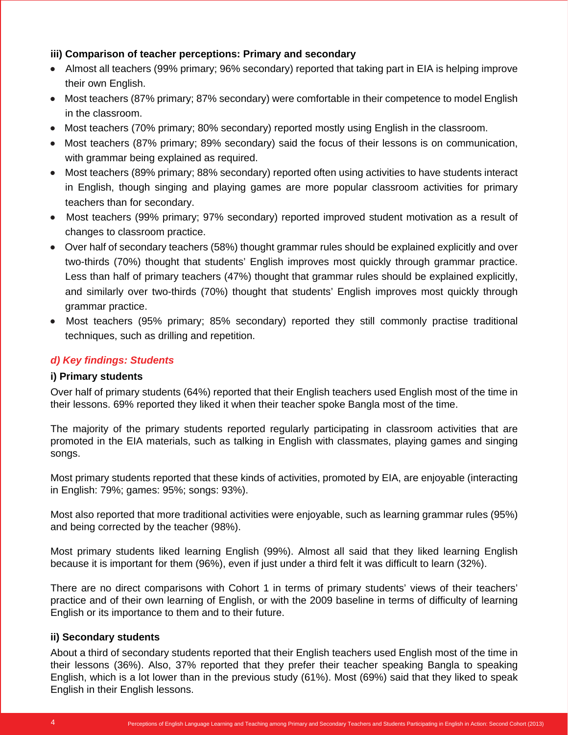**iii) Comparison of teacher perceptions: Primary and secondary**

- Almost all teachers (99% primary; 96% secondary) reported that taking part in EIA is helping improve their own English.
- Most teachers (87% primary; 87% secondary) were comfortable in their competence to model English in the classroom.
- Most teachers (70% primary; 80% secondary) reported mostly using English in the classroom.
- Most teachers (87% primary; 89% secondary) said the focus of their lessons is on communication, with grammar being explained as required.
- Most teachers (89% primary; 88% secondary) reported often using activities to have students interact in English, though singing and playing games are more popular classroom activities for primary teachers than for secondary.
- Most teachers (99% primary; 97% secondary) reported improved student motivation as a result of changes to classroom practice.
- Over half of secondary teachers (58%) thought grammar rules should be explained explicitly and over two-thirds (70%) thought that students' English improves most quickly through grammar practice. Less than half of primary teachers (47%) thought that grammar rules should be explained explicitly, and similarly over two-thirds (70%) thought that students' English improves most quickly through grammar practice.
- Most teachers (95% primary; 85% secondary) reported they still commonly practise traditional techniques, such as drilling and repetition.

### *d) Key findings: Students*

**i) Primary students**

Over half of primary students (64%) reported that their English teachers used English most of the time in their lessons. 69% reported they liked it when their teacher spoke Bangla most of the time.

The majority of the primary students reported regularly participating in classroom activities that are promoted in the EIA materials, such as talking in English with classmates, playing games and singing songs.

Most primary students reported that these kinds of activities, promoted by EIA, are enjoyable (interacting in English: 79%; games: 95%; songs: 93%).

Most also reported that more traditional activities were enjoyable, such as learning grammar rules (95%) and being corrected by the teacher (98%).

Most primary students liked learning English (99%). Almost all said that they liked learning English because it is important for them (96%), even if just under a third felt it was difficult to learn (32%).

There are no direct comparisons with Cohort 1 in terms of primary students' views of their teachers' practice and of their own learning of English, or with the 2009 baseline in terms of difficulty of learning English or its importance to them and to their future.

**ii) Secondary students**

About a third of secondary students reported that their English teachers used English most of the time in their lessons (36%). Also, 37% reported that they prefer their teacher speaking Bangla to speaking English, which is a lot lower than in the previous study (61%). Most (69%) said that they liked to speak English in their English lessons.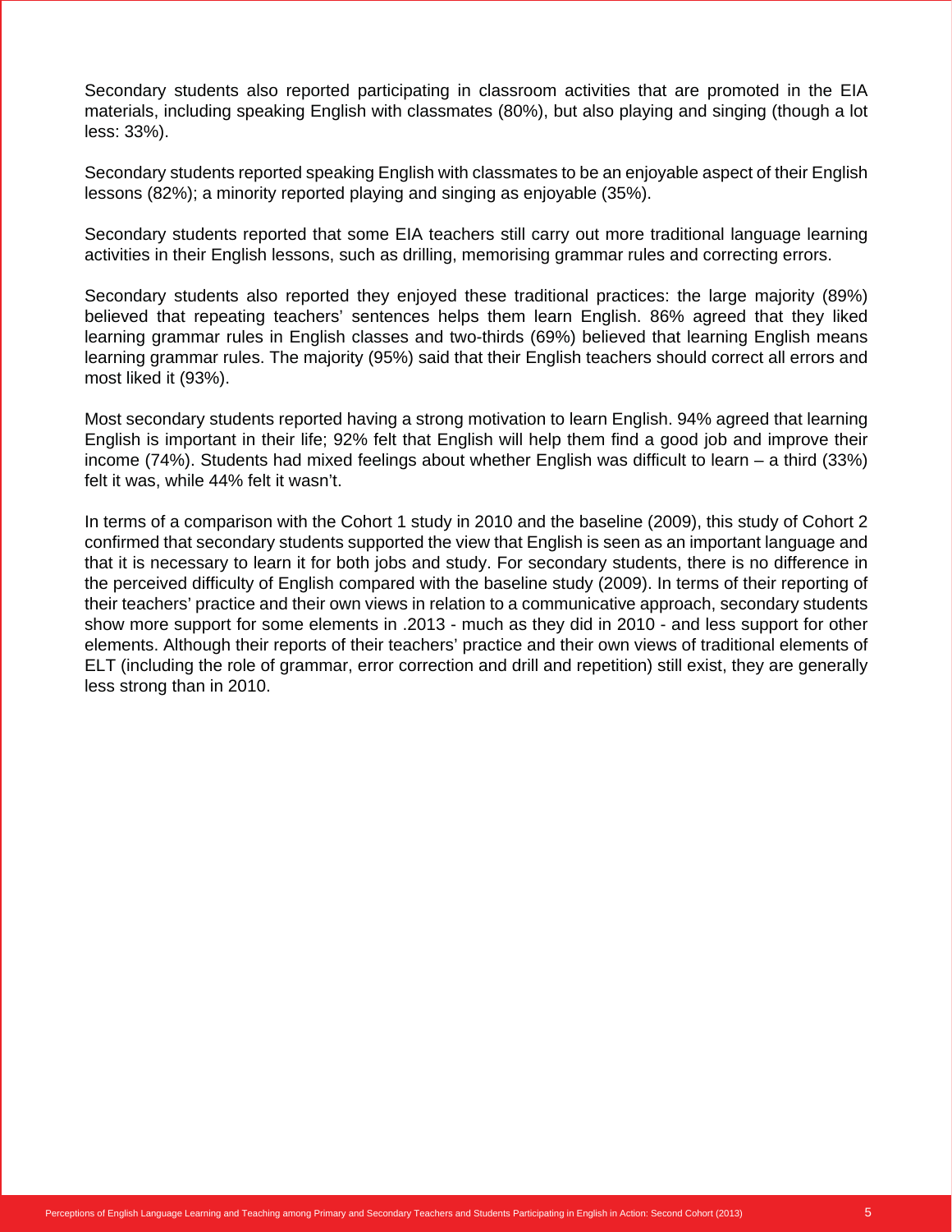Secondary students also reported participating in classroom activities that are promoted in the EIA materials, including speaking English with classmates (80%), but also playing and singing (though a lot less: 33%).

Secondary students reported speaking English with classmates to be an enjoyable aspect of their English lessons (82%); a minority reported playing and singing as enjoyable (35%).

Secondary students reported that some EIA teachers still carry out more traditional language learning activities in their English lessons, such as drilling, memorising grammar rules and correcting errors.

Secondary students also reported they enjoyed these traditional practices: the large majority (89%) believed that repeating teachers' sentences helps them learn English. 86% agreed that they liked learning grammar rules in English classes and two-thirds (69%) believed that learning English means learning grammar rules. The majority (95%) said that their English teachers should correct all errors and most liked it (93%).

Most secondary students reported having a strong motivation to learn English. 94% agreed that learning English is important in their life; 92% felt that English will help them find a good job and improve their income (74%). Students had mixed feelings about whether English was difficult to learn – a third (33%) felt it was, while 44% felt it wasn't.

In terms of a comparison with the Cohort 1 study in 2010 and the baseline (2009), this study of Cohort 2 confirmed that secondary students supported the view that English is seen as an important language and that it is necessary to learn it for both jobs and study. For secondary students, there is no difference in the perceived difficulty of English compared with the baseline study (2009). In terms of their reporting of their teachers' practice and their own views in relation to a communicative approach, secondary students show more support for some elements in .2013 - much as they did in 2010 - and less support for other elements. Although their reports of their teachers' practice and their own views of traditional elements of ELT (including the role of grammar, error correction and drill and repetition) still exist, they are generally less strong than in 2010.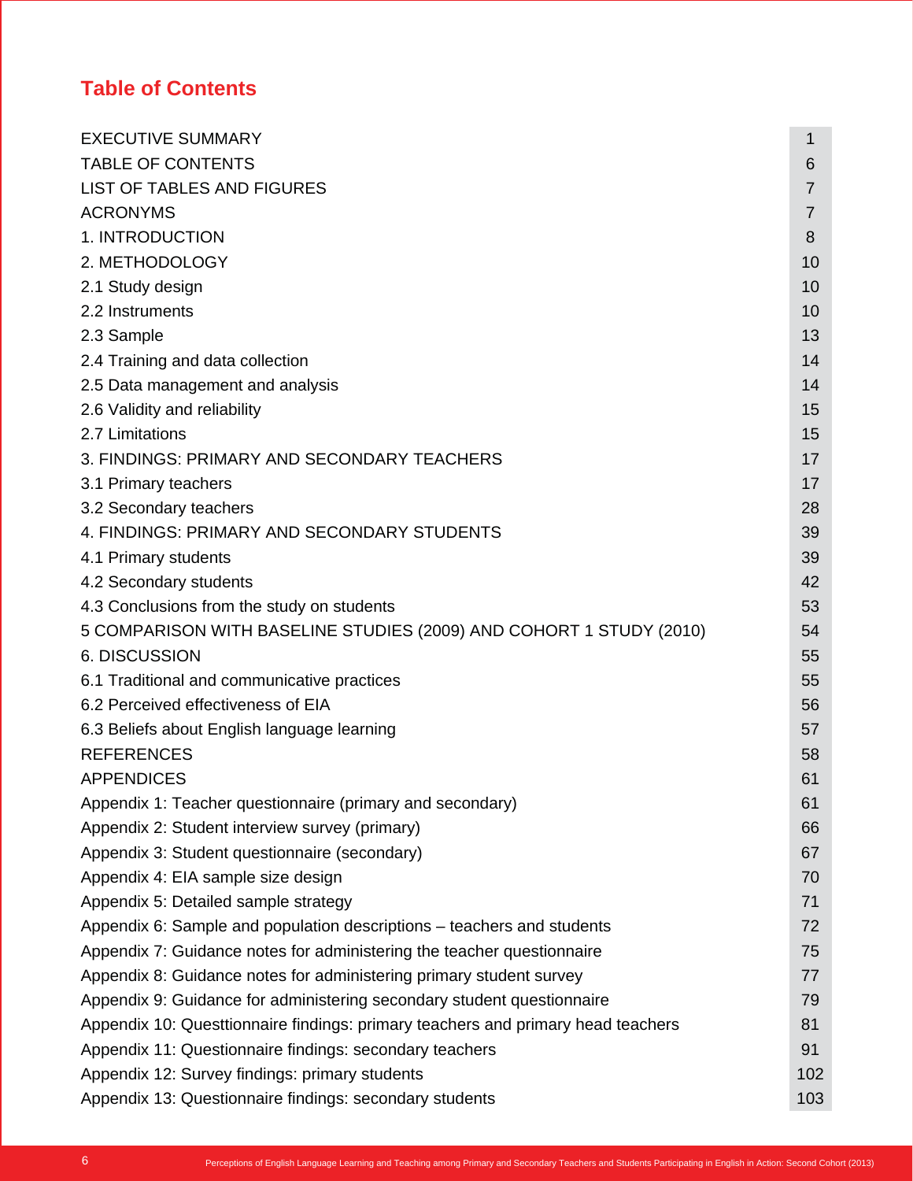# Table of Contents

| | |
|---|---|
| EXECUTIVE SUMMARY | 1 |
| TABLE OF CONTENTS | 6 |
| LIST OF TABLES AND FIGURES | 7 |
| ACRONYMS | 7 |
| 1. INTRODUCTION | 8 |
| 2. METHODOLOGY | 10 |
| 2.1 Study design | 10 |
| 2.2 Instruments | 10 |
| 2.3 Sample | 13 |
| 2.4 Training and data collection | 14 |
| 2.5 Data management and analysis | 14 |
| 2.6 Validity and reliability | 15 |
| 2.7 Limitations | 15 |
| 3. FINDINGS: PRIMARY AND SECONDARY TEACHERS | 17 |
| 3.1 Primary teachers | 17 |
| 3.2 Secondary teachers | 28 |
| 4. FINDINGS: PRIMARY AND SECONDARY STUDENTS | 39 |
| 4.1 Primary students | 39 |
| 4.2 Secondary students | 42 |
| 4.3 Conclusions from the study on students | 53 |
| 5 COMPARISON WITH BASELINE STUDIES (2009) AND COHORT 1 STUDY (2010) | 54 |
| 6. DISCUSSION | 55 |
| 6.1 Traditional and communicative practices | 55 |
| 6.2 Perceived effectiveness of EIA | 56 |
| 6.3 Beliefs about English language learning | 57 |
| REFERENCES | 58 |
| APPENDICES | 61 |
| Appendix 1: Teacher questionnaire (primary and secondary) | 61 |
| Appendix 2: Student interview survey (primary) | 66 |
| Appendix 3: Student questionnaire (secondary) | 67 |
| Appendix 4: EIA sample size design | 70 |
| Appendix 5: Detailed sample strategy | 71 |
| Appendix 6: Sample and population descriptions – teachers and students | 72 |
| Appendix 7: Guidance notes for administering the teacher questionnaire | 75 |
| Appendix 8: Guidance notes for administering primary student survey | 77 |
| Appendix 9: Guidance for administering secondary student questionnaire | 79 |
| Appendix 10: Questtionnaire findings: primary teachers and primary head teachers | 81 |
| Appendix 11: Questionnaire findings: secondary teachers | 91 |
| Appendix 12: Survey findings: primary students | 102 |
| Appendix 13: Questionnaire findings: secondary students | 103 |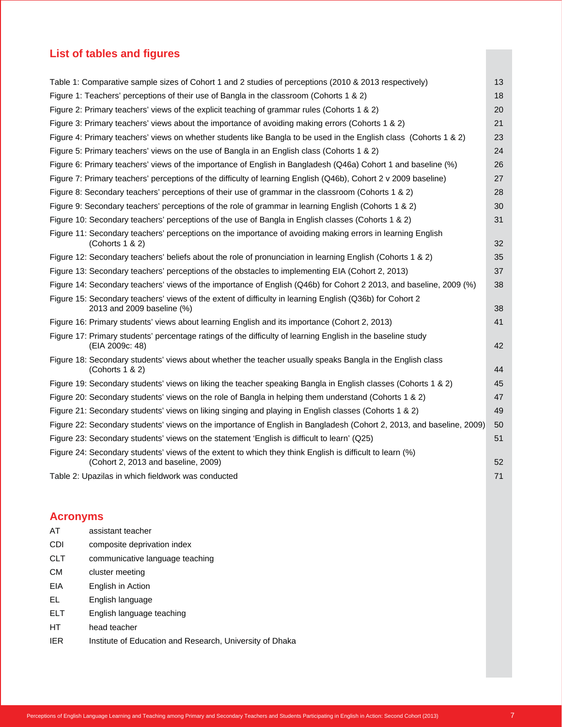## List of tables and figures

| | |
|---|---|
| Table 1: Comparative sample sizes of Cohort 1 and 2 studies of perceptions (2010 & 2013 respectively) | 13 |
| Figure 1: Teachers' perceptions of their use of Bangla in the classroom (Cohorts 1 & 2) | 18 |
| Figure 2: Primary teachers' views of the explicit teaching of grammar rules (Cohorts 1 & 2) | 20 |
| Figure 3: Primary teachers' views about the importance of avoiding making errors (Cohorts 1 & 2) | 21 |
| Figure 4: Primary teachers' views on whether students like Bangla to be used in the English class (Cohorts 1 & 2) | 23 |
| Figure 5: Primary teachers' views on the use of Bangla in an English class (Cohorts 1 & 2) | 24 |
| Figure 6: Primary teachers' views of the importance of English in Bangladesh (Q46a) Cohort 1 and baseline (%) | 26 |
| Figure 7: Primary teachers' perceptions of the difficulty of learning English (Q46b), Cohort 2 v 2009 baseline) | 27 |
| Figure 8: Secondary teachers' perceptions of their use of grammar in the classroom (Cohorts 1 & 2) | 28 |
| Figure 9: Secondary teachers' perceptions of the role of grammar in learning English (Cohorts 1 & 2) | 30 |
| Figure 10: Secondary teachers' perceptions of the use of Bangla in English classes (Cohorts 1 & 2) | 31 |
| Figure 11: Secondary teachers' perceptions on the importance of avoiding making errors in learning English (Cohorts 1 & 2) | 32 |
| Figure 12: Secondary teachers' beliefs about the role of pronunciation in learning English (Cohorts 1 & 2) | 35 |
| Figure 13: Secondary teachers' perceptions of the obstacles to implementing EIA (Cohort 2, 2013) | 37 |
| Figure 14: Secondary teachers' views of the importance of English (Q46b) for Cohort 2 2013, and baseline, 2009 (%) | 38 |
| Figure 15: Secondary teachers' views of the extent of difficulty in learning English (Q36b) for Cohort 2 2013 and 2009 baseline (%) | 38 |
| Figure 16: Primary students' views about learning English and its importance (Cohort 2, 2013) | 41 |
| Figure 17: Primary students' percentage ratings of the difficulty of learning English in the baseline study (EIA 2009c: 48) | 42 |
| Figure 18: Secondary students' views about whether the teacher usually speaks Bangla in the English class (Cohorts 1 & 2) | 44 |
| Figure 19: Secondary students' views on liking the teacher speaking Bangla in English classes (Cohorts 1 & 2) | 45 |
| Figure 20: Secondary students' views on the role of Bangla in helping them understand (Cohorts 1 & 2) | 47 |
| Figure 21: Secondary students' views on liking singing and playing in English classes (Cohorts 1 & 2) | 49 |
| Figure 22: Secondary students' views on the importance of English in Bangladesh (Cohort 2, 2013, and baseline, 2009) | 50 |
| Figure 23: Secondary students' views on the statement 'English is difficult to learn' (Q25) | 51 |
| Figure 24: Secondary students' views of the extent to which they think English is difficult to learn (%) (Cohort 2, 2013 and baseline, 2009) | 52 |
| Table 2: Upazilas in which fieldwork was conducted | 71 |

## Acronyms

| | |
|---|---|
| AT | assistant teacher |
| CDI | composite deprivation index |
| CLT | communicative language teaching |
| CM | cluster meeting |
| EIA | English in Action |
| EL | English language |
| ELT | English language teaching |
| HT | head teacher |
| IER | Institute of Education and Research, University of Dhaka |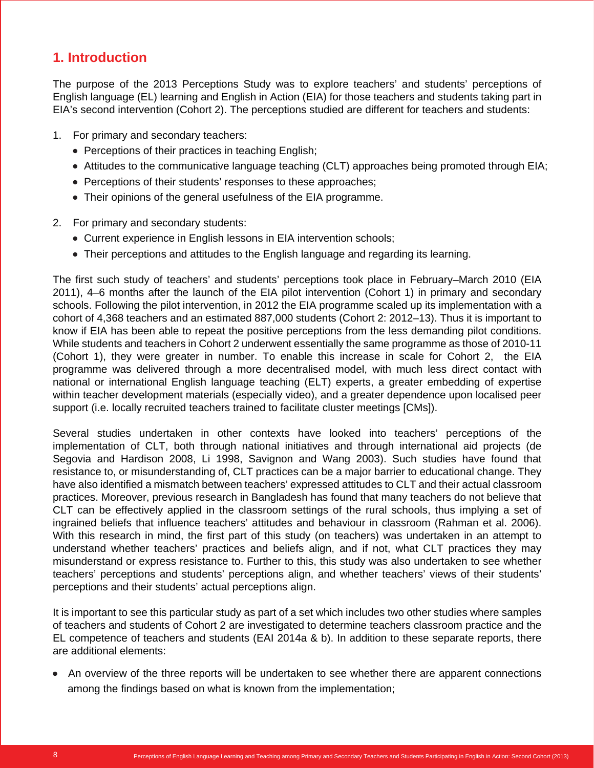# 1. Introduction

The purpose of the 2013 Perceptions Study was to explore teachers' and students' perceptions of English language (EL) learning and English in Action (EIA) for those teachers and students taking part in EIA's second intervention (Cohort 2). The perceptions studied are different for teachers and students:

1. For primary and secondary teachers:
   - Perceptions of their practices in teaching English;
   - Attitudes to the communicative language teaching (CLT) approaches being promoted through EIA;
   - Perceptions of their students' responses to these approaches;
   - Their opinions of the general usefulness of the EIA programme.

2. For primary and secondary students:
   - Current experience in English lessons in EIA intervention schools;
   - Their perceptions and attitudes to the English language and regarding its learning.

The first such study of teachers' and students' perceptions took place in February–March 2010 (EIA 2011), 4–6 months after the launch of the EIA pilot intervention (Cohort 1) in primary and secondary schools. Following the pilot intervention, in 2012 the EIA programme scaled up its implementation with a cohort of 4,368 teachers and an estimated 887,000 students (Cohort 2: 2012–13). Thus it is important to know if EIA has been able to repeat the positive perceptions from the less demanding pilot conditions. While students and teachers in Cohort 2 underwent essentially the same programme as those of 2010-11 (Cohort 1), they were greater in number. To enable this increase in scale for Cohort 2, the EIA programme was delivered through a more decentralised model, with much less direct contact with national or international English language teaching (ELT) experts, a greater embedding of expertise within teacher development materials (especially video), and a greater dependence upon localised peer support (i.e. locally recruited teachers trained to facilitate cluster meetings [CMs]).

Several studies undertaken in other contexts have looked into teachers' perceptions of the implementation of CLT, both through national initiatives and through international aid projects (de Segovia and Hardison 2008, Li 1998, Savignon and Wang 2003). Such studies have found that resistance to, or misunderstanding of, CLT practices can be a major barrier to educational change. They have also identified a mismatch between teachers' expressed attitudes to CLT and their actual classroom practices. Moreover, previous research in Bangladesh has found that many teachers do not believe that CLT can be effectively applied in the classroom settings of the rural schools, thus implying a set of ingrained beliefs that influence teachers' attitudes and behaviour in classroom (Rahman et al. 2006). With this research in mind, the first part of this study (on teachers) was undertaken in an attempt to understand whether teachers' practices and beliefs align, and if not, what CLT practices they may misunderstand or express resistance to. Further to this, this study was also undertaken to see whether teachers' perceptions and students' perceptions align, and whether teachers' views of their students' perceptions and their students' actual perceptions align.

It is important to see this particular study as part of a set which includes two other studies where samples of teachers and students of Cohort 2 are investigated to determine teachers classroom practice and the EL competence of teachers and students (EAI 2014a & b). In addition to these separate reports, there are additional elements:

- An overview of the three reports will be undertaken to see whether there are apparent connections among the findings based on what is known from the implementation;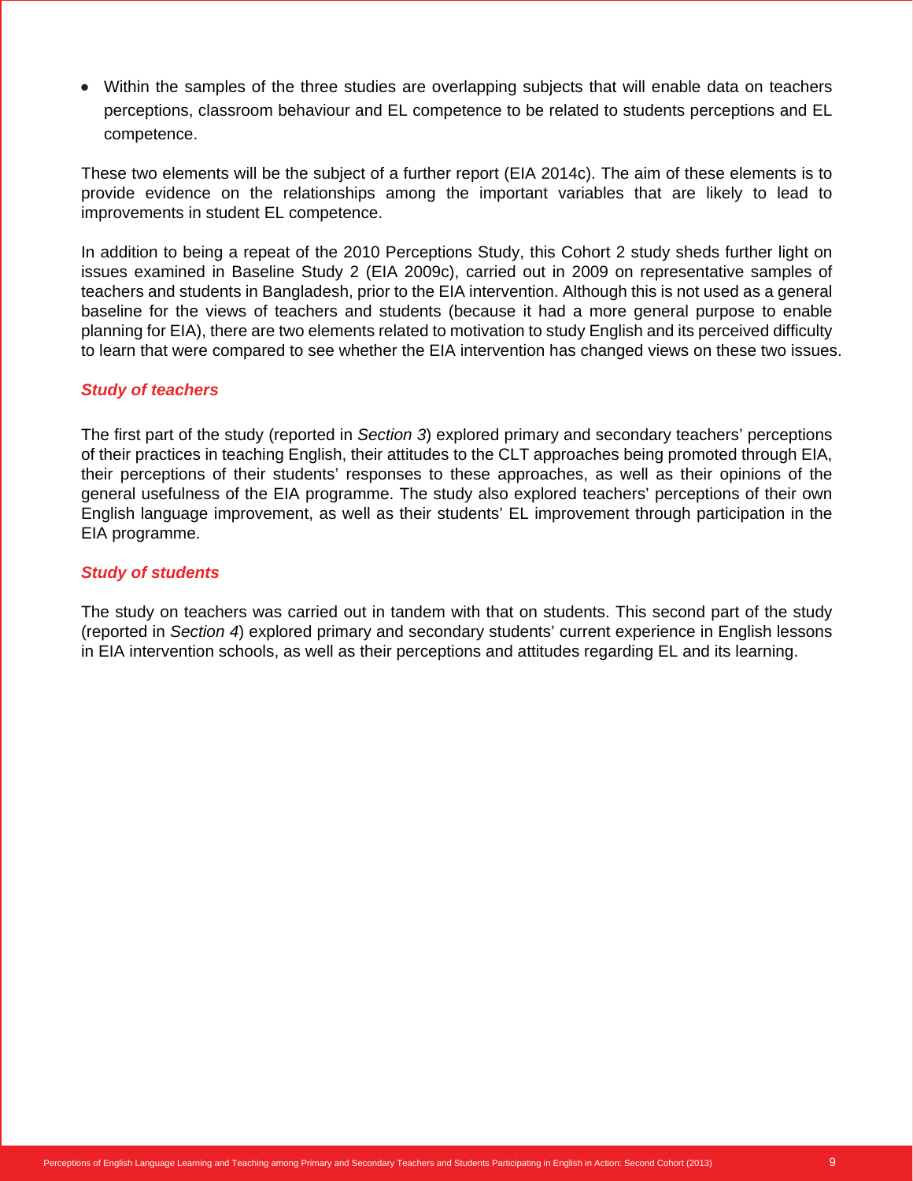- Within the samples of the three studies are overlapping subjects that will enable data on teachers perceptions, classroom behaviour and EL competence to be related to students perceptions and EL competence.

These two elements will be the subject of a further report (EIA 2014c). The aim of these elements is to provide evidence on the relationships among the important variables that are likely to lead to improvements in student EL competence.

In addition to being a repeat of the 2010 Perceptions Study, this Cohort 2 study sheds further light on issues examined in Baseline Study 2 (EIA 2009c), carried out in 2009 on representative samples of teachers and students in Bangladesh, prior to the EIA intervention. Although this is not used as a general baseline for the views of teachers and students (because it had a more general purpose to enable planning for EIA), there are two elements related to motivation to study English and its perceived difficulty to learn that were compared to see whether the EIA intervention has changed views on these two issues.

### *Study of teachers*

The first part of the study (reported in *Section 3*) explored primary and secondary teachers' perceptions of their practices in teaching English, their attitudes to the CLT approaches being promoted through EIA, their perceptions of their students' responses to these approaches, as well as their opinions of the general usefulness of the EIA programme. The study also explored teachers' perceptions of their own English language improvement, as well as their students' EL improvement through participation in the EIA programme.

### *Study of students*

The study on teachers was carried out in tandem with that on students. This second part of the study (reported in *Section 4*) explored primary and secondary students' current experience in English lessons in EIA intervention schools, as well as their perceptions and attitudes regarding EL and its learning.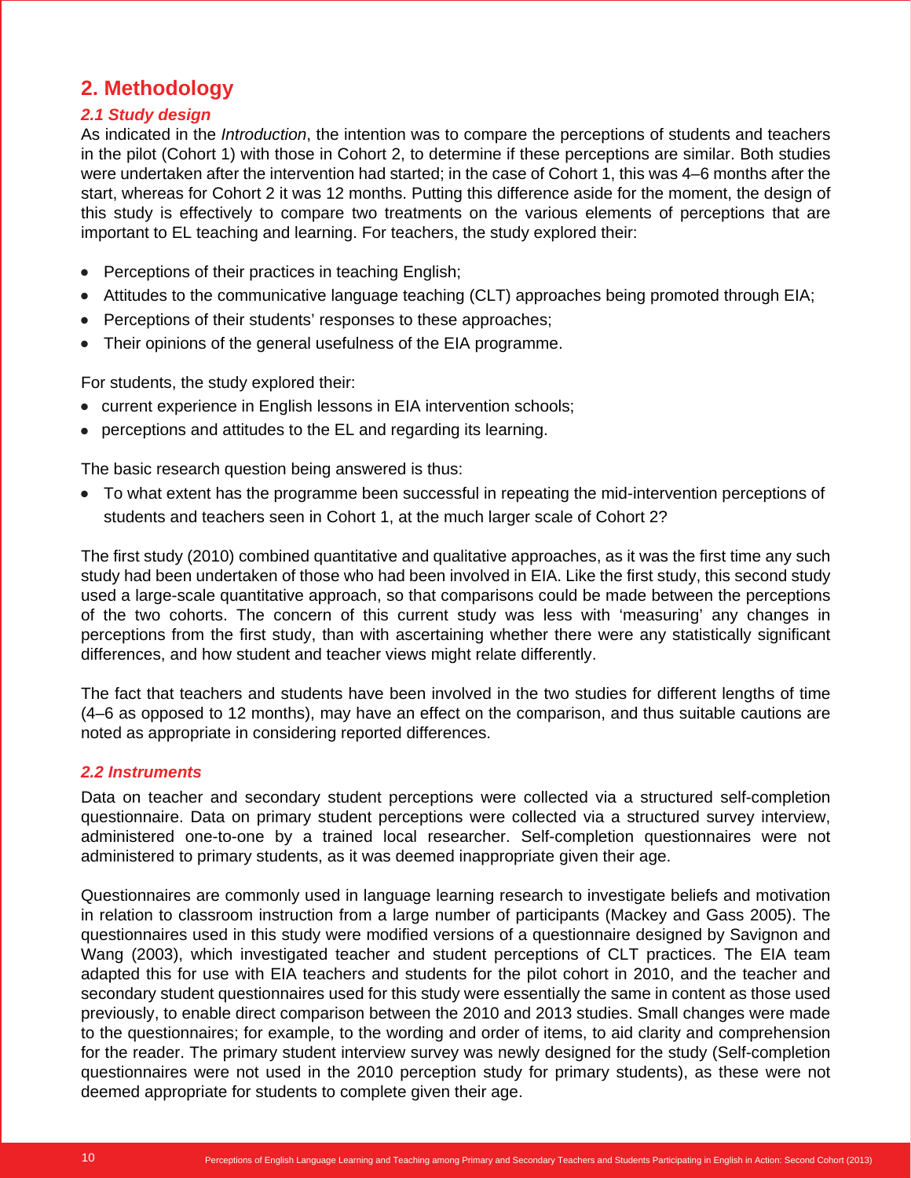## 2. Methodology

### *2.1 Study design*

As indicated in the *Introduction*, the intention was to compare the perceptions of students and teachers in the pilot (Cohort 1) with those in Cohort 2, to determine if these perceptions are similar. Both studies were undertaken after the intervention had started; in the case of Cohort 1, this was 4–6 months after the start, whereas for Cohort 2 it was 12 months. Putting this difference aside for the moment, the design of this study is effectively to compare two treatments on the various elements of perceptions that are important to EL teaching and learning. For teachers, the study explored their:

- Perceptions of their practices in teaching English;
- Attitudes to the communicative language teaching (CLT) approaches being promoted through EIA;
- Perceptions of their students' responses to these approaches;
- Their opinions of the general usefulness of the EIA programme.

For students, the study explored their:

- current experience in English lessons in EIA intervention schools;
- perceptions and attitudes to the EL and regarding its learning.

The basic research question being answered is thus:

- To what extent has the programme been successful in repeating the mid-intervention perceptions of students and teachers seen in Cohort 1, at the much larger scale of Cohort 2?

The first study (2010) combined quantitative and qualitative approaches, as it was the first time any such study had been undertaken of those who had been involved in EIA. Like the first study, this second study used a large-scale quantitative approach, so that comparisons could be made between the perceptions of the two cohorts. The concern of this current study was less with 'measuring' any changes in perceptions from the first study, than with ascertaining whether there were any statistically significant differences, and how student and teacher views might relate differently.

The fact that teachers and students have been involved in the two studies for different lengths of time (4–6 as opposed to 12 months), may have an effect on the comparison, and thus suitable cautions are noted as appropriate in considering reported differences.

### *2.2 Instruments*

Data on teacher and secondary student perceptions were collected via a structured self-completion questionnaire. Data on primary student perceptions were collected via a structured survey interview, administered one-to-one by a trained local researcher. Self-completion questionnaires were not administered to primary students, as it was deemed inappropriate given their age.

Questionnaires are commonly used in language learning research to investigate beliefs and motivation in relation to classroom instruction from a large number of participants (Mackey and Gass 2005). The questionnaires used in this study were modified versions of a questionnaire designed by Savignon and Wang (2003), which investigated teacher and student perceptions of CLT practices. The EIA team adapted this for use with EIA teachers and students for the pilot cohort in 2010, and the teacher and secondary student questionnaires used for this study were essentially the same in content as those used previously, to enable direct comparison between the 2010 and 2013 studies. Small changes were made to the questionnaires; for example, to the wording and order of items, to aid clarity and comprehension for the reader. The primary student interview survey was newly designed for the study (Self-completion questionnaires were not used in the 2010 perception study for primary students), as these were not deemed appropriate for students to complete given their age.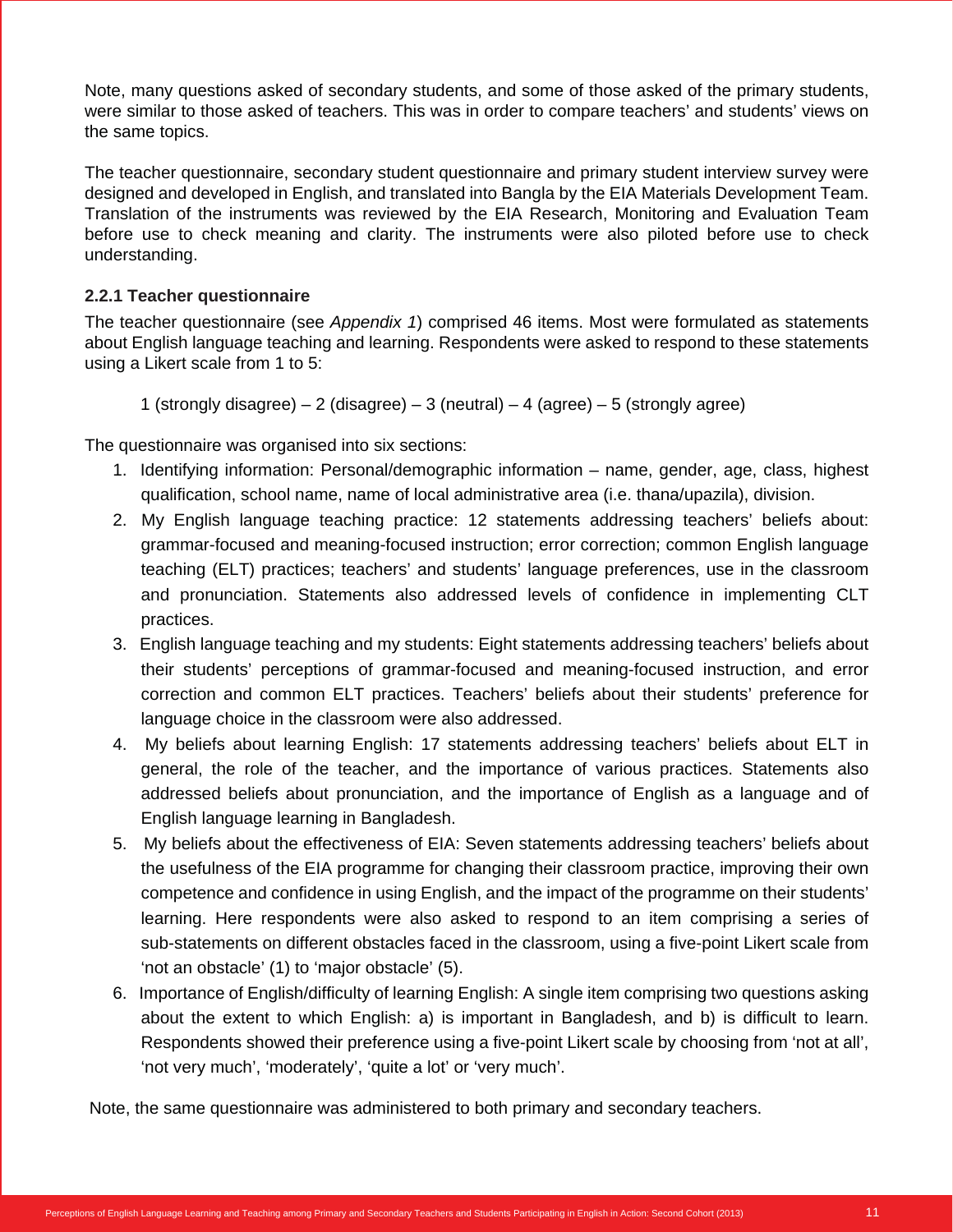Note, many questions asked of secondary students, and some of those asked of the primary students, were similar to those asked of teachers. This was in order to compare teachers' and students' views on the same topics.

The teacher questionnaire, secondary student questionnaire and primary student interview survey were designed and developed in English, and translated into Bangla by the EIA Materials Development Team. Translation of the instruments was reviewed by the EIA Research, Monitoring and Evaluation Team before use to check meaning and clarity. The instruments were also piloted before use to check understanding.

### 2.2.1 Teacher questionnaire

The teacher questionnaire (see *Appendix 1*) comprised 46 items. Most were formulated as statements about English language teaching and learning. Respondents were asked to respond to these statements using a Likert scale from 1 to 5:

> 1 (strongly disagree) – 2 (disagree) – 3 (neutral) – 4 (agree) – 5 (strongly agree)

The questionnaire was organised into six sections:

1. Identifying information: Personal/demographic information – name, gender, age, class, highest qualification, school name, name of local administrative area (i.e. thana/upazila), division.
2. My English language teaching practice: 12 statements addressing teachers' beliefs about: grammar-focused and meaning-focused instruction; error correction; common English language teaching (ELT) practices; teachers' and students' language preferences, use in the classroom and pronunciation. Statements also addressed levels of confidence in implementing CLT practices.
3. English language teaching and my students: Eight statements addressing teachers' beliefs about their students' perceptions of grammar-focused and meaning-focused instruction, and error correction and common ELT practices. Teachers' beliefs about their students' preference for language choice in the classroom were also addressed.
4. My beliefs about learning English: 17 statements addressing teachers' beliefs about ELT in general, the role of the teacher, and the importance of various practices. Statements also addressed beliefs about pronunciation, and the importance of English as a language and of English language learning in Bangladesh.
5. My beliefs about the effectiveness of EIA: Seven statements addressing teachers' beliefs about the usefulness of the EIA programme for changing their classroom practice, improving their own competence and confidence in using English, and the impact of the programme on their students' learning. Here respondents were also asked to respond to an item comprising a series of sub-statements on different obstacles faced in the classroom, using a five-point Likert scale from 'not an obstacle' (1) to 'major obstacle' (5).
6. Importance of English/difficulty of learning English: A single item comprising two questions asking about the extent to which English: a) is important in Bangladesh, and b) is difficult to learn. Respondents showed their preference using a five-point Likert scale by choosing from 'not at all', 'not very much', 'moderately', 'quite a lot' or 'very much'.

Note, the same questionnaire was administered to both primary and secondary teachers.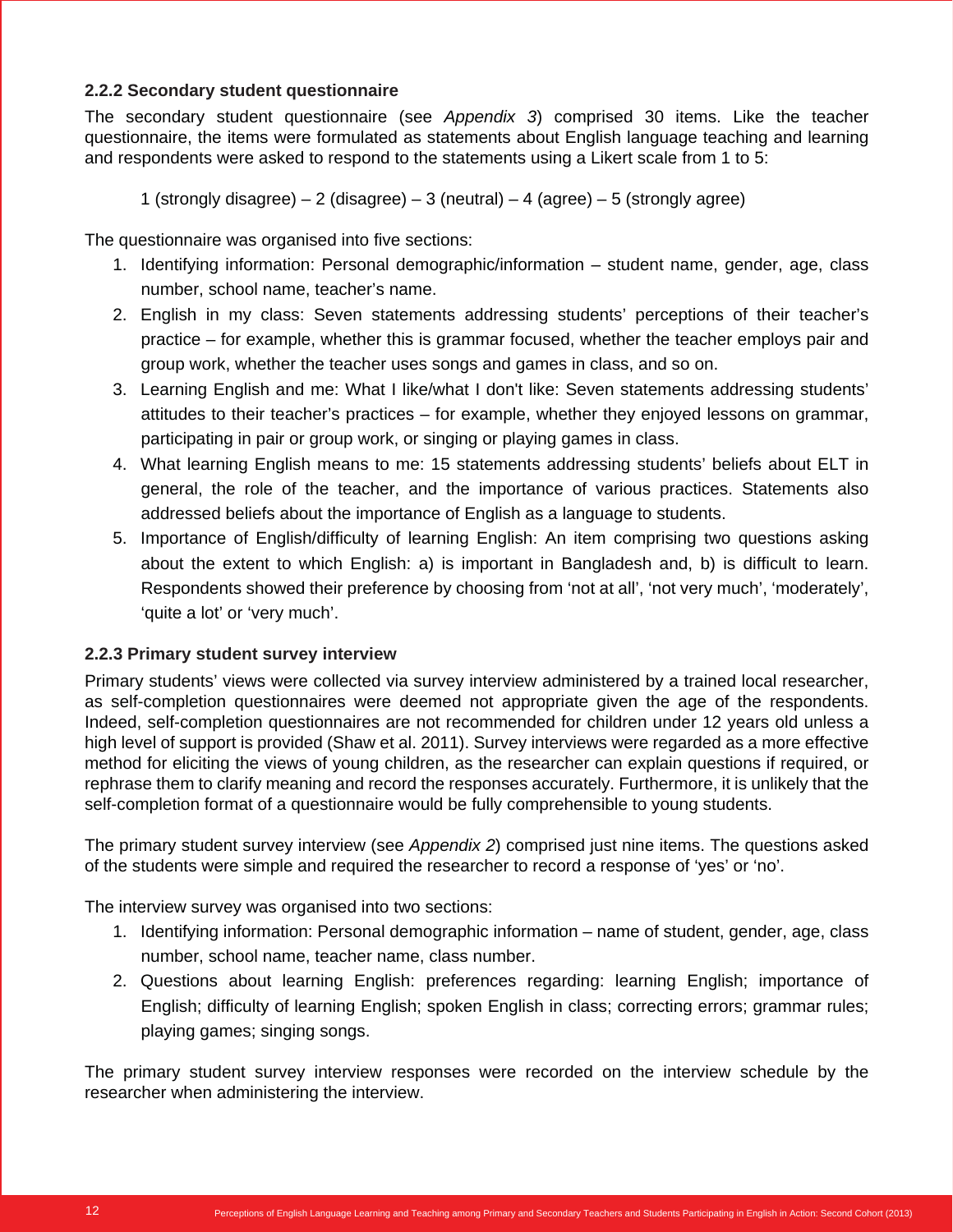### 2.2.2 Secondary student questionnaire

The secondary student questionnaire (see *Appendix 3*) comprised 30 items. Like the teacher questionnaire, the items were formulated as statements about English language teaching and learning and respondents were asked to respond to the statements using a Likert scale from 1 to 5:

1 (strongly disagree) – 2 (disagree) – 3 (neutral) – 4 (agree) – 5 (strongly agree)

The questionnaire was organised into five sections:

1. Identifying information: Personal demographic/information – student name, gender, age, class number, school name, teacher's name.
2. English in my class: Seven statements addressing students' perceptions of their teacher's practice – for example, whether this is grammar focused, whether the teacher employs pair and group work, whether the teacher uses songs and games in class, and so on.
3. Learning English and me: What I like/what I don't like: Seven statements addressing students' attitudes to their teacher's practices – for example, whether they enjoyed lessons on grammar, participating in pair or group work, or singing or playing games in class.
4. What learning English means to me: 15 statements addressing students' beliefs about ELT in general, the role of the teacher, and the importance of various practices. Statements also addressed beliefs about the importance of English as a language to students.
5. Importance of English/difficulty of learning English: An item comprising two questions asking about the extent to which English: a) is important in Bangladesh and, b) is difficult to learn. Respondents showed their preference by choosing from 'not at all', 'not very much', 'moderately', 'quite a lot' or 'very much'.

### 2.2.3 Primary student survey interview

Primary students' views were collected via survey interview administered by a trained local researcher, as self-completion questionnaires were deemed not appropriate given the age of the respondents. Indeed, self-completion questionnaires are not recommended for children under 12 years old unless a high level of support is provided (Shaw et al. 2011). Survey interviews were regarded as a more effective method for eliciting the views of young children, as the researcher can explain questions if required, or rephrase them to clarify meaning and record the responses accurately. Furthermore, it is unlikely that the self-completion format of a questionnaire would be fully comprehensible to young students.

The primary student survey interview (see *Appendix 2*) comprised just nine items. The questions asked of the students were simple and required the researcher to record a response of 'yes' or 'no'.

The interview survey was organised into two sections:

1. Identifying information: Personal demographic information – name of student, gender, age, class number, school name, teacher name, class number.
2. Questions about learning English: preferences regarding: learning English; importance of English; difficulty of learning English; spoken English in class; correcting errors; grammar rules; playing games; singing songs.

The primary student survey interview responses were recorded on the interview schedule by the researcher when administering the interview.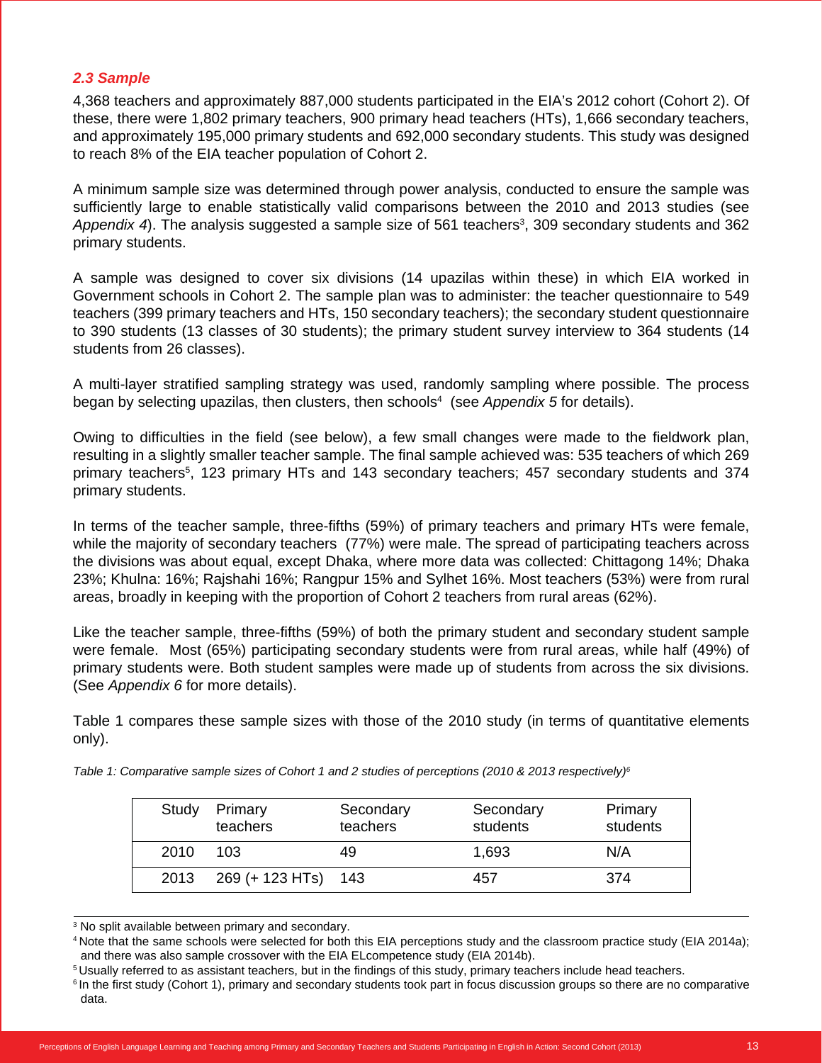### *2.3 Sample*

4,368 teachers and approximately 887,000 students participated in the EIA's 2012 cohort (Cohort 2). Of these, there were 1,802 primary teachers, 900 primary head teachers (HTs), 1,666 secondary teachers, and approximately 195,000 primary students and 692,000 secondary students. This study was designed to reach 8% of the EIA teacher population of Cohort 2.

A minimum sample size was determined through power analysis, conducted to ensure the sample was sufficiently large to enable statistically valid comparisons between the 2010 and 2013 studies (see *Appendix 4*). The analysis suggested a sample size of 561 teachers[3], 309 secondary students and 362 primary students.

A sample was designed to cover six divisions (14 upazilas within these) in which EIA worked in Government schools in Cohort 2. The sample plan was to administer: the teacher questionnaire to 549 teachers (399 primary teachers and HTs, 150 secondary teachers); the secondary student questionnaire to 390 students (13 classes of 30 students); the primary student survey interview to 364 students (14 students from 26 classes).

A multi-layer stratified sampling strategy was used, randomly sampling where possible. The process began by selecting upazilas, then clusters, then schools[4] (see *Appendix 5* for details).

Owing to difficulties in the field (see below), a few small changes were made to the fieldwork plan, resulting in a slightly smaller teacher sample. The final sample achieved was: 535 teachers of which 269 primary teachers[5], 123 primary HTs and 143 secondary teachers; 457 secondary students and 374 primary students.

In terms of the teacher sample, three-fifths (59%) of primary teachers and primary HTs were female, while the majority of secondary teachers (77%) were male. The spread of participating teachers across the divisions was about equal, except Dhaka, where more data was collected: Chittagong 14%; Dhaka 23%; Khulna: 16%; Rajshahi 16%; Rangpur 15% and Sylhet 16%. Most teachers (53%) were from rural areas, broadly in keeping with the proportion of Cohort 2 teachers from rural areas (62%).

Like the teacher sample, three-fifths (59%) of both the primary student and secondary student sample were female. Most (65%) participating secondary students were from rural areas, while half (49%) of primary students were. Both student samples were made up of students from across the six divisions. (See *Appendix 6* for more details).

Table 1 compares these sample sizes with those of the 2010 study (in terms of quantitative elements only).

*Table 1: Comparative sample sizes of Cohort 1 and 2 studies of perceptions (2010 & 2013 respectively)[6]*

| Study | Primary teachers | Secondary teachers | Secondary students | Primary students |
|---|---|---|---|---|
| 2010 | 103 | 49 | 1,693 | N/A |
| 2013 | 269 (+ 123 HTs) | 143 | 457 | 374 |

---

[3] No split available between primary and secondary.

[4] Note that the same schools were selected for both this EIA perceptions study and the classroom practice study (EIA 2014a); and there was also sample crossover with the EIA ELcompetence study (EIA 2014b).

[5] Usually referred to as assistant teachers, but in the findings of this study, primary teachers include head teachers.

[6] In the first study (Cohort 1), primary and secondary students took part in focus discussion groups so there are no comparative data.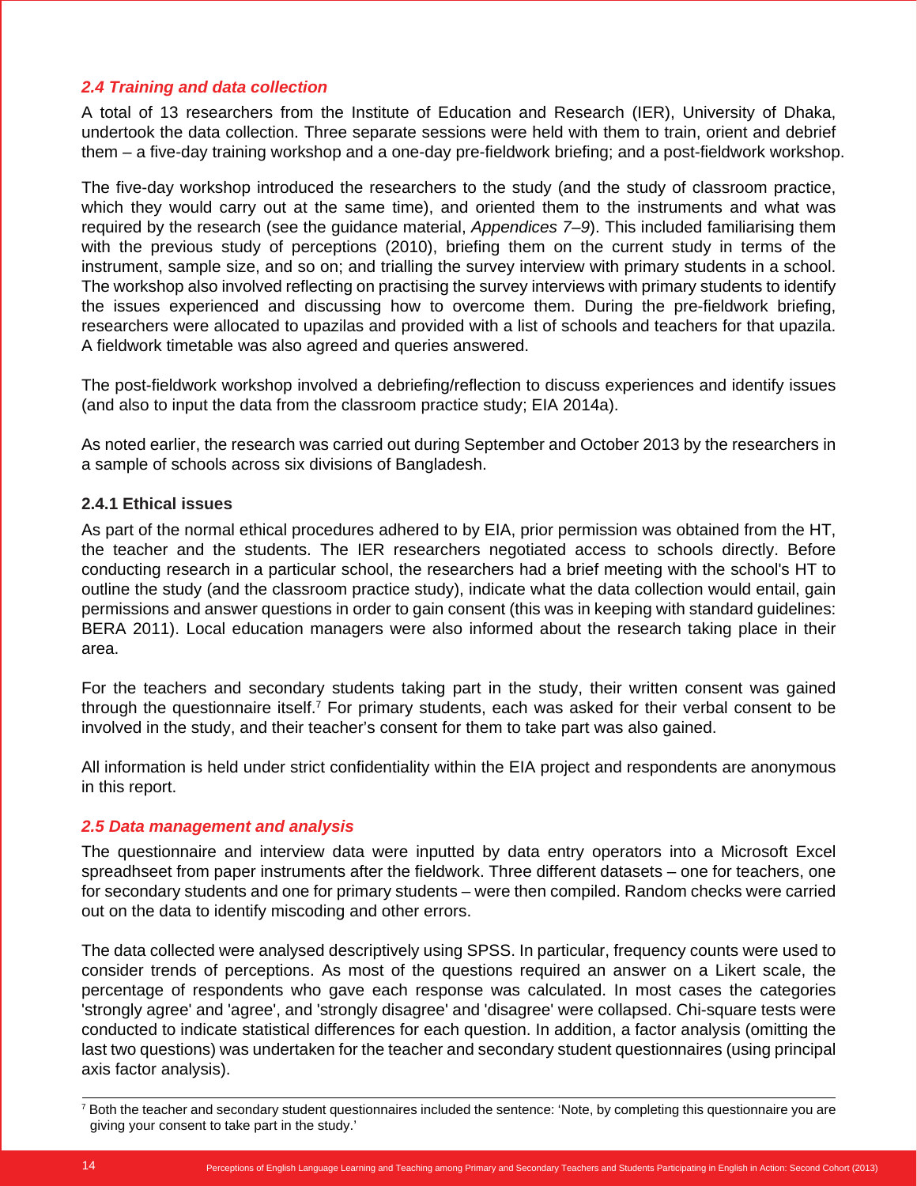## *2.4 Training and data collection*

A total of 13 researchers from the Institute of Education and Research (IER), University of Dhaka, undertook the data collection. Three separate sessions were held with them to train, orient and debrief them – a five-day training workshop and a one-day pre-fieldwork briefing; and a post-fieldwork workshop.

The five-day workshop introduced the researchers to the study (and the study of classroom practice, which they would carry out at the same time), and oriented them to the instruments and what was required by the research (see the guidance material, *Appendices 7–9*). This included familiarising them with the previous study of perceptions (2010), briefing them on the current study in terms of the instrument, sample size, and so on; and trialling the survey interview with primary students in a school. The workshop also involved reflecting on practising the survey interviews with primary students to identify the issues experienced and discussing how to overcome them. During the pre-fieldwork briefing, researchers were allocated to upazilas and provided with a list of schools and teachers for that upazila. A fieldwork timetable was also agreed and queries answered.

The post-fieldwork workshop involved a debriefing/reflection to discuss experiences and identify issues (and also to input the data from the classroom practice study; EIA 2014a).

As noted earlier, the research was carried out during September and October 2013 by the researchers in a sample of schools across six divisions of Bangladesh.

### 2.4.1 Ethical issues

As part of the normal ethical procedures adhered to by EIA, prior permission was obtained from the HT, the teacher and the students. The IER researchers negotiated access to schools directly. Before conducting research in a particular school, the researchers had a brief meeting with the school's HT to outline the study (and the classroom practice study), indicate what the data collection would entail, gain permissions and answer questions in order to gain consent (this was in keeping with standard guidelines: BERA 2011). Local education managers were also informed about the research taking place in their area.

For the teachers and secondary students taking part in the study, their written consent was gained through the questionnaire itself.[7] For primary students, each was asked for their verbal consent to be involved in the study, and their teacher's consent for them to take part was also gained.

All information is held under strict confidentiality within the EIA project and respondents are anonymous in this report.

## *2.5 Data management and analysis*

The questionnaire and interview data were inputted by data entry operators into a Microsoft Excel spreadhseet from paper instruments after the fieldwork. Three different datasets – one for teachers, one for secondary students and one for primary students – were then compiled. Random checks were carried out on the data to identify miscoding and other errors.

The data collected were analysed descriptively using SPSS. In particular, frequency counts were used to consider trends of perceptions. As most of the questions required an answer on a Likert scale, the percentage of respondents who gave each response was calculated. In most cases the categories 'strongly agree' and 'agree', and 'strongly disagree' and 'disagree' were collapsed. Chi-square tests were conducted to indicate statistical differences for each question. In addition, a factor analysis (omitting the last two questions) was undertaken for the teacher and secondary student questionnaires (using principal axis factor analysis).

---

[7] Both the teacher and secondary student questionnaires included the sentence: 'Note, by completing this questionnaire you are giving your consent to take part in the study.'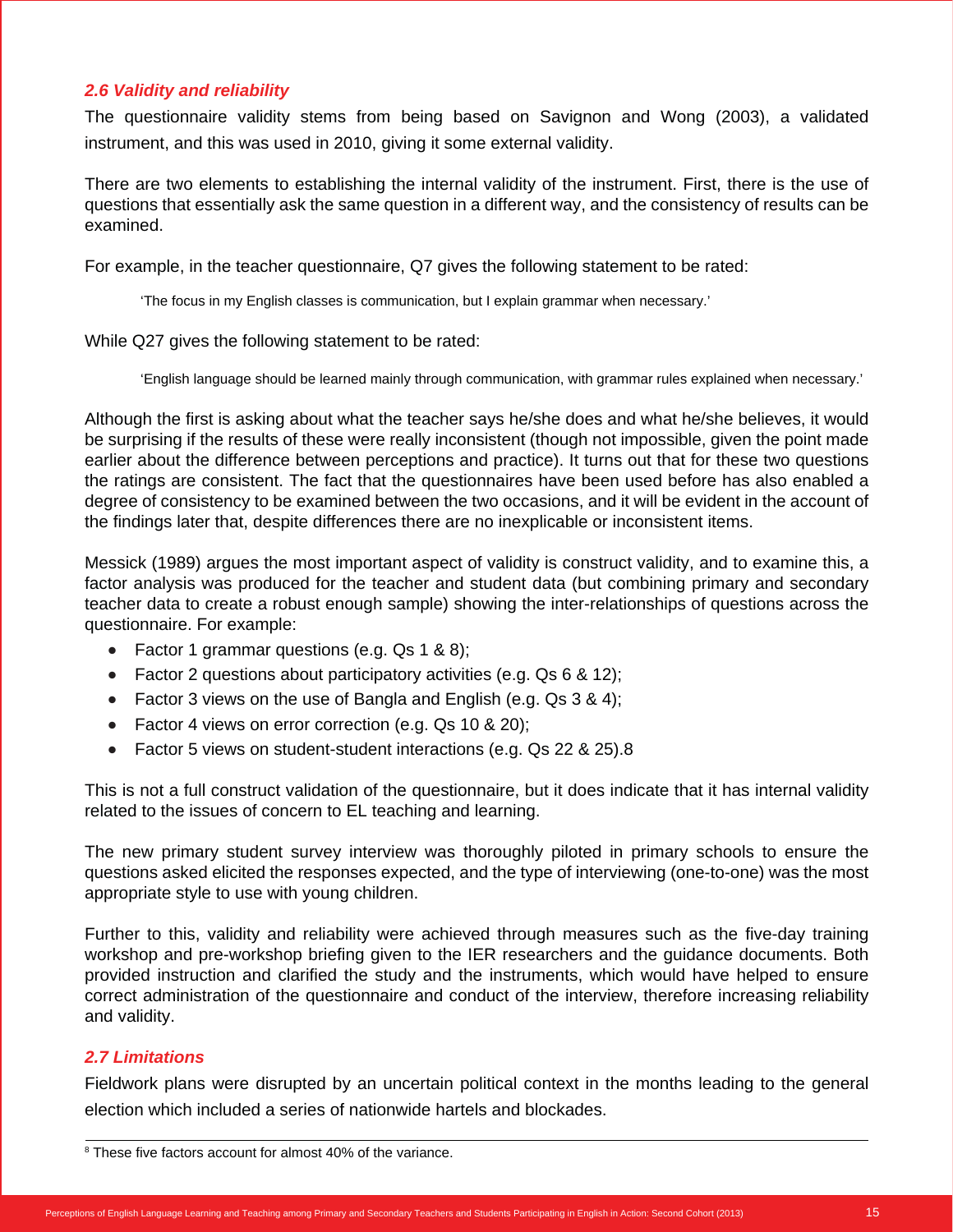### *2.6 Validity and reliability*

The questionnaire validity stems from being based on Savignon and Wong (2003), a validated instrument, and this was used in 2010, giving it some external validity.

There are two elements to establishing the internal validity of the instrument. First, there is the use of questions that essentially ask the same question in a different way, and the consistency of results can be examined.

For example, in the teacher questionnaire, Q7 gives the following statement to be rated:

> 'The focus in my English classes is communication, but I explain grammar when necessary.'

While Q27 gives the following statement to be rated:

> 'English language should be learned mainly through communication, with grammar rules explained when necessary.'

Although the first is asking about what the teacher says he/she does and what he/she believes, it would be surprising if the results of these were really inconsistent (though not impossible, given the point made earlier about the difference between perceptions and practice). It turns out that for these two questions the ratings are consistent. The fact that the questionnaires have been used before has also enabled a degree of consistency to be examined between the two occasions, and it will be evident in the account of the findings later that, despite differences there are no inexplicable or inconsistent items.

Messick (1989) argues the most important aspect of validity is construct validity, and to examine this, a factor analysis was produced for the teacher and student data (but combining primary and secondary teacher data to create a robust enough sample) showing the inter-relationships of questions across the questionnaire. For example:

- Factor 1 grammar questions (e.g. Qs 1 & 8);
- Factor 2 questions about participatory activities (e.g. Qs 6 & 12);
- Factor 3 views on the use of Bangla and English (e.g. Qs 3 & 4);
- Factor 4 views on error correction (e.g. Qs 10 & 20);
- Factor 5 views on student-student interactions (e.g. Qs 22 & 25).[8]

This is not a full construct validation of the questionnaire, but it does indicate that it has internal validity related to the issues of concern to EL teaching and learning.

The new primary student survey interview was thoroughly piloted in primary schools to ensure the questions asked elicited the responses expected, and the type of interviewing (one-to-one) was the most appropriate style to use with young children.

Further to this, validity and reliability were achieved through measures such as the five-day training workshop and pre-workshop briefing given to the IER researchers and the guidance documents. Both provided instruction and clarified the study and the instruments, which would have helped to ensure correct administration of the questionnaire and conduct of the interview, therefore increasing reliability and validity.

### *2.7 Limitations*

Fieldwork plans were disrupted by an uncertain political context in the months leading to the general election which included a series of nationwide hartels and blockades.

---

[8] These five factors account for almost 40% of the variance.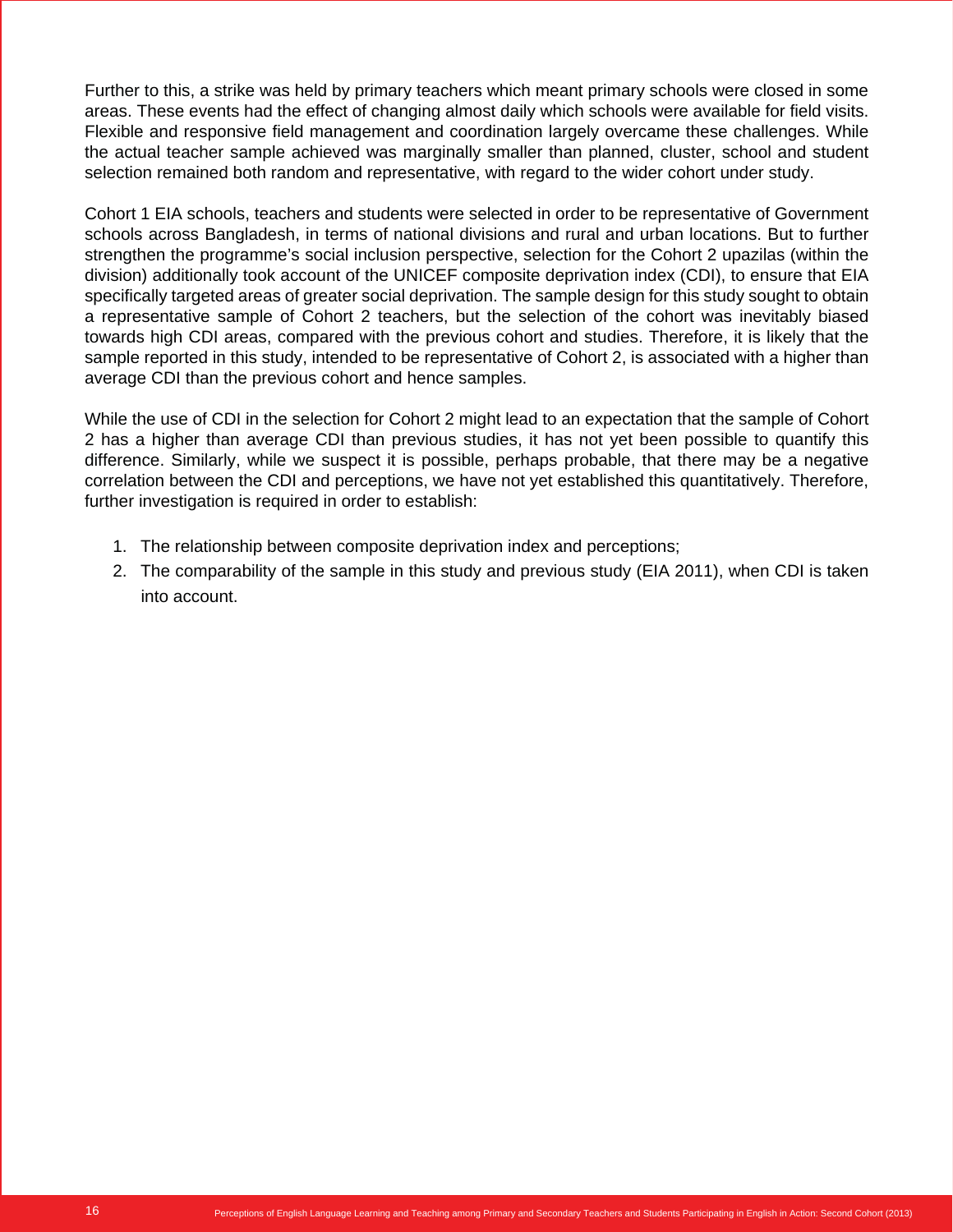Further to this, a strike was held by primary teachers which meant primary schools were closed in some areas. These events had the effect of changing almost daily which schools were available for field visits. Flexible and responsive field management and coordination largely overcame these challenges. While the actual teacher sample achieved was marginally smaller than planned, cluster, school and student selection remained both random and representative, with regard to the wider cohort under study.

Cohort 1 EIA schools, teachers and students were selected in order to be representative of Government schools across Bangladesh, in terms of national divisions and rural and urban locations. But to further strengthen the programme's social inclusion perspective, selection for the Cohort 2 upazilas (within the division) additionally took account of the UNICEF composite deprivation index (CDI), to ensure that EIA specifically targeted areas of greater social deprivation. The sample design for this study sought to obtain a representative sample of Cohort 2 teachers, but the selection of the cohort was inevitably biased towards high CDI areas, compared with the previous cohort and studies. Therefore, it is likely that the sample reported in this study, intended to be representative of Cohort 2, is associated with a higher than average CDI than the previous cohort and hence samples.

While the use of CDI in the selection for Cohort 2 might lead to an expectation that the sample of Cohort 2 has a higher than average CDI than previous studies, it has not yet been possible to quantify this difference. Similarly, while we suspect it is possible, perhaps probable, that there may be a negative correlation between the CDI and perceptions, we have not yet established this quantitatively. Therefore, further investigation is required in order to establish:

1. The relationship between composite deprivation index and perceptions;
2. The comparability of the sample in this study and previous study (EIA 2011), when CDI is taken into account.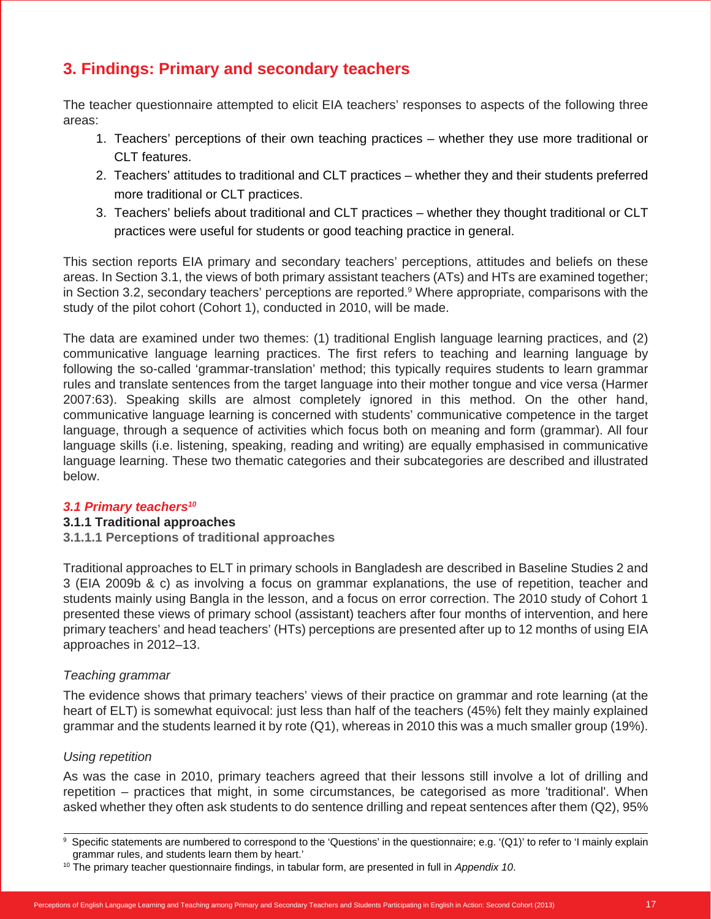## 3. Findings: Primary and secondary teachers

The teacher questionnaire attempted to elicit EIA teachers' responses to aspects of the following three areas:

1. Teachers' perceptions of their own teaching practices – whether they use more traditional or CLT features.
2. Teachers' attitudes to traditional and CLT practices – whether they and their students preferred more traditional or CLT practices.
3. Teachers' beliefs about traditional and CLT practices – whether they thought traditional or CLT practices were useful for students or good teaching practice in general.

This section reports EIA primary and secondary teachers' perceptions, attitudes and beliefs on these areas. In Section 3.1, the views of both primary assistant teachers (ATs) and HTs are examined together; in Section 3.2, secondary teachers' perceptions are reported.[9] Where appropriate, comparisons with the study of the pilot cohort (Cohort 1), conducted in 2010, will be made.

The data are examined under two themes: (1) traditional English language learning practices, and (2) communicative language learning practices. The first refers to teaching and learning language by following the so-called 'grammar-translation' method; this typically requires students to learn grammar rules and translate sentences from the target language into their mother tongue and vice versa (Harmer 2007:63). Speaking skills are almost completely ignored in this method. On the other hand, communicative language learning is concerned with students' communicative competence in the target language, through a sequence of activities which focus both on meaning and form (grammar). All four language skills (i.e. listening, speaking, reading and writing) are equally emphasised in communicative language learning. These two thematic categories and their subcategories are described and illustrated below.

### *3.1 Primary teachers*[10]

#### 3.1.1 Traditional approaches

##### 3.1.1.1 Perceptions of traditional approaches

Traditional approaches to ELT in primary schools in Bangladesh are described in Baseline Studies 2 and 3 (EIA 2009b & c) as involving a focus on grammar explanations, the use of repetition, teacher and students mainly using Bangla in the lesson, and a focus on error correction. The 2010 study of Cohort 1 presented these views of primary school (assistant) teachers after four months of intervention, and here primary teachers' and head teachers' (HTs) perceptions are presented after up to 12 months of using EIA approaches in 2012–13.

*Teaching grammar*

The evidence shows that primary teachers' views of their practice on grammar and rote learning (at the heart of ELT) is somewhat equivocal: just less than half of the teachers (45%) felt they mainly explained grammar and the students learned it by rote (Q1), whereas in 2010 this was a much smaller group (19%).

*Using repetition*

As was the case in 2010, primary teachers agreed that their lessons still involve a lot of drilling and repetition – practices that might, in some circumstances, be categorised as more 'traditional'. When asked whether they often ask students to do sentence drilling and repeat sentences after them (Q2), 95%

---

[9] Specific statements are numbered to correspond to the 'Questions' in the questionnaire; e.g. '(Q1)' to refer to 'I mainly explain grammar rules, and students learn them by heart.'

[10] The primary teacher questionnaire findings, in tabular form, are presented in full in *Appendix 10*.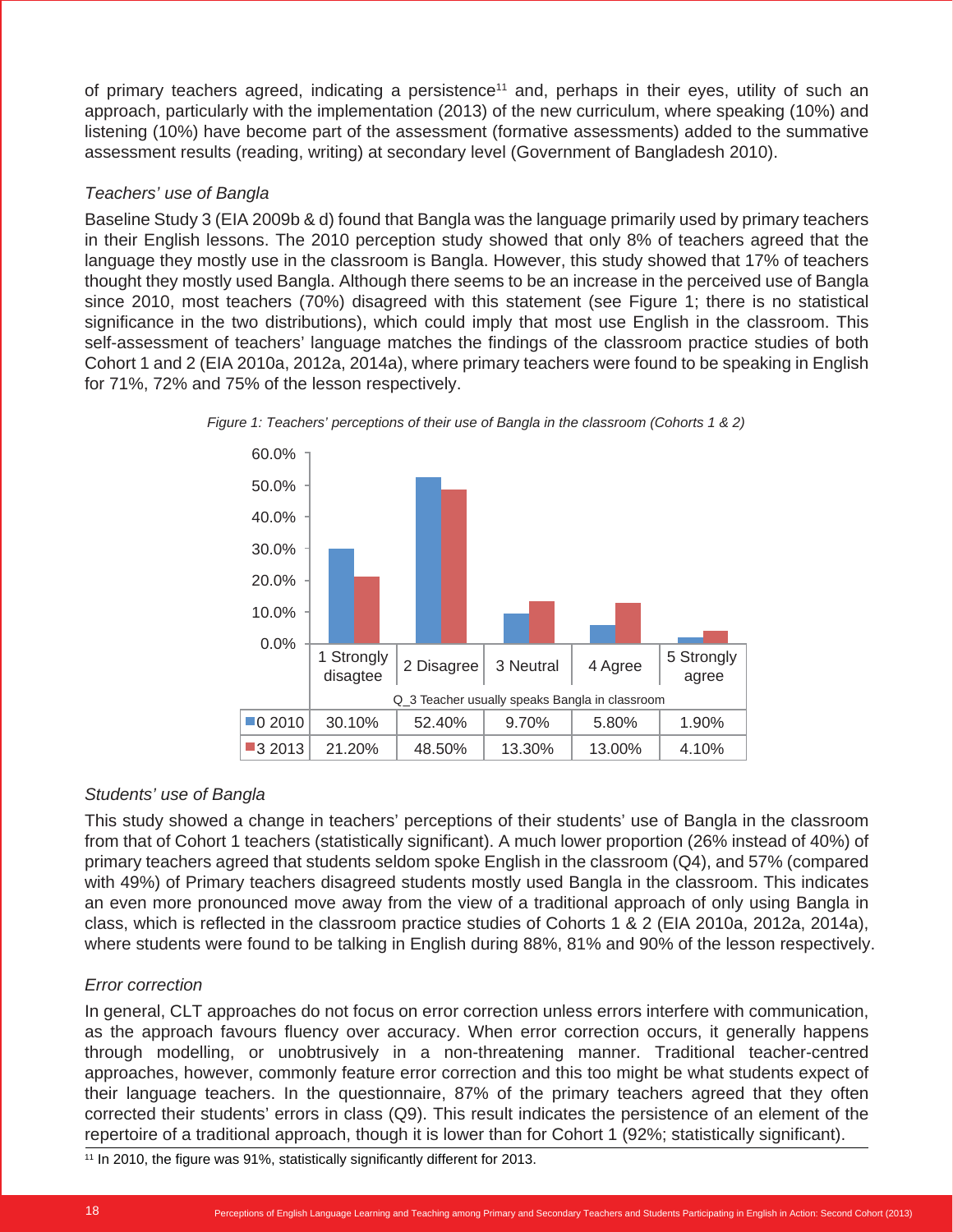of primary teachers agreed, indicating a persistence[11] and, perhaps in their eyes, utility of such an approach, particularly with the implementation (2013) of the new curriculum, where speaking (10%) and listening (10%) have become part of the assessment (formative assessments) added to the summative assessment results (reading, writing) at secondary level (Government of Bangladesh 2010).

*Teachers' use of Bangla*

Baseline Study 3 (EIA 2009b & d) found that Bangla was the language primarily used by primary teachers in their English lessons. The 2010 perception study showed that only 8% of teachers agreed that the language they mostly use in the classroom is Bangla. However, this study showed that 17% of teachers thought they mostly used Bangla. Although there seems to be an increase in the perceived use of Bangla since 2010, most teachers (70%) disagreed with this statement (see Figure 1; there is no statistical significance in the two distributions), which could imply that most use English in the classroom. This self-assessment of teachers' language matches the findings of the classroom practice studies of both Cohort 1 and 2 (EIA 2010a, 2012a, 2014a), where primary teachers were found to be speaking in English for 71%, 72% and 75% of the lesson respectively.

*Figure 1: Teachers' perceptions of their use of Bangla in the classroom (Cohorts 1 & 2)*

| Q_3 Teacher usually speaks Bangla in classroom | 1 Strongly disagtee | 2 Disagree | 3 Neutral | 4 Agree | 5 Strongly agree |
|---|---|---|---|---|---|
| 0 2010 | 30.10% | 52.40% | 9.70% | 5.80% | 1.90% |
| 3 2013 | 21.20% | 48.50% | 13.30% | 13.00% | 4.10% |

*Students' use of Bangla*

This study showed a change in teachers' perceptions of their students' use of Bangla in the classroom from that of Cohort 1 teachers (statistically significant). A much lower proportion (26% instead of 40%) of primary teachers agreed that students seldom spoke English in the classroom (Q4), and 57% (compared with 49%) of Primary teachers disagreed students mostly used Bangla in the classroom. This indicates an even more pronounced move away from the view of a traditional approach of only using Bangla in class, which is reflected in the classroom practice studies of Cohorts 1 & 2 (EIA 2010a, 2012a, 2014a), where students were found to be talking in English during 88%, 81% and 90% of the lesson respectively.

*Error correction*

In general, CLT approaches do not focus on error correction unless errors interfere with communication, as the approach favours fluency over accuracy. When error correction occurs, it generally happens through modelling, or unobtrusively in a non-threatening manner. Traditional teacher-centred approaches, however, commonly feature error correction and this too might be what students expect of their language teachers. In the questionnaire, 87% of the primary teachers agreed that they often corrected their students' errors in class (Q9). This result indicates the persistence of an element of the repertoire of a traditional approach, though it is lower than for Cohort 1 (92%; statistically significant).

[11] In 2010, the figure was 91%, statistically significantly different for 2013.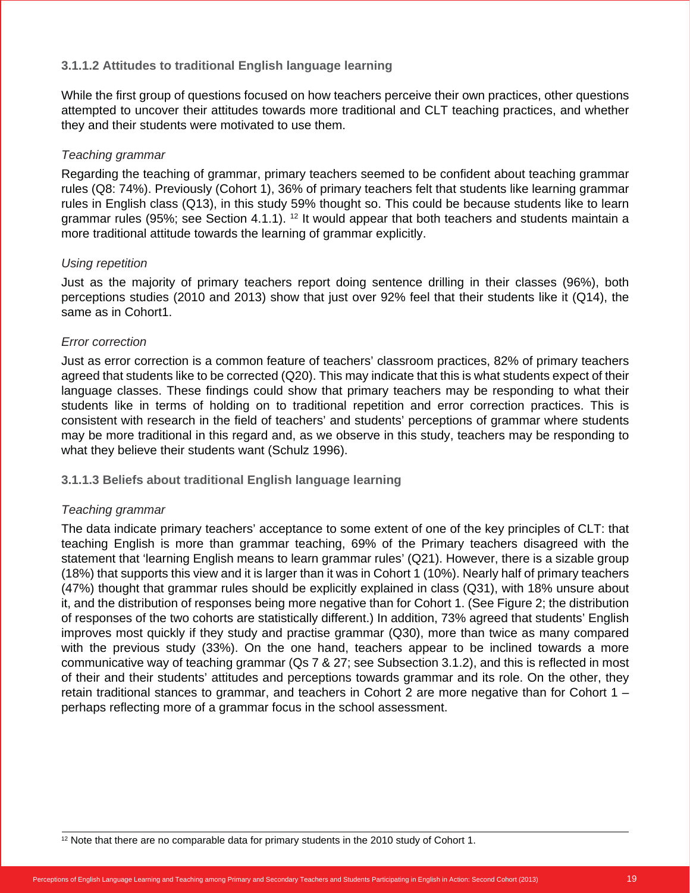#### 3.1.1.2 Attitudes to traditional English language learning

While the first group of questions focused on how teachers perceive their own practices, other questions attempted to uncover their attitudes towards more traditional and CLT teaching practices, and whether they and their students were motivated to use them.

*Teaching grammar*

Regarding the teaching of grammar, primary teachers seemed to be confident about teaching grammar rules (Q8: 74%). Previously (Cohort 1), 36% of primary teachers felt that students like learning grammar rules in English class (Q13), in this study 59% thought so. This could be because students like to learn grammar rules (95%; see Section 4.1.1). [12] It would appear that both teachers and students maintain a more traditional attitude towards the learning of grammar explicitly.

*Using repetition*

Just as the majority of primary teachers report doing sentence drilling in their classes (96%), both perceptions studies (2010 and 2013) show that just over 92% feel that their students like it (Q14), the same as in Cohort1.

*Error correction*

Just as error correction is a common feature of teachers' classroom practices, 82% of primary teachers agreed that students like to be corrected (Q20). This may indicate that this is what students expect of their language classes. These findings could show that primary teachers may be responding to what their students like in terms of holding on to traditional repetition and error correction practices. This is consistent with research in the field of teachers' and students' perceptions of grammar where students may be more traditional in this regard and, as we observe in this study, teachers may be responding to what they believe their students want (Schulz 1996).

#### 3.1.1.3 Beliefs about traditional English language learning

*Teaching grammar*

The data indicate primary teachers' acceptance to some extent of one of the key principles of CLT: that teaching English is more than grammar teaching, 69% of the Primary teachers disagreed with the statement that 'learning English means to learn grammar rules' (Q21). However, there is a sizable group (18%) that supports this view and it is larger than it was in Cohort 1 (10%). Nearly half of primary teachers (47%) thought that grammar rules should be explicitly explained in class (Q31), with 18% unsure about it, and the distribution of responses being more negative than for Cohort 1. (See Figure 2; the distribution of responses of the two cohorts are statistically different.) In addition, 73% agreed that students' English improves most quickly if they study and practise grammar (Q30), more than twice as many compared with the previous study (33%). On the one hand, teachers appear to be inclined towards a more communicative way of teaching grammar (Qs 7 & 27; see Subsection 3.1.2), and this is reflected in most of their and their students' attitudes and perceptions towards grammar and its role. On the other, they retain traditional stances to grammar, and teachers in Cohort 2 are more negative than for Cohort 1 – perhaps reflecting more of a grammar focus in the school assessment.

---

[12] Note that there are no comparable data for primary students in the 2010 study of Cohort 1.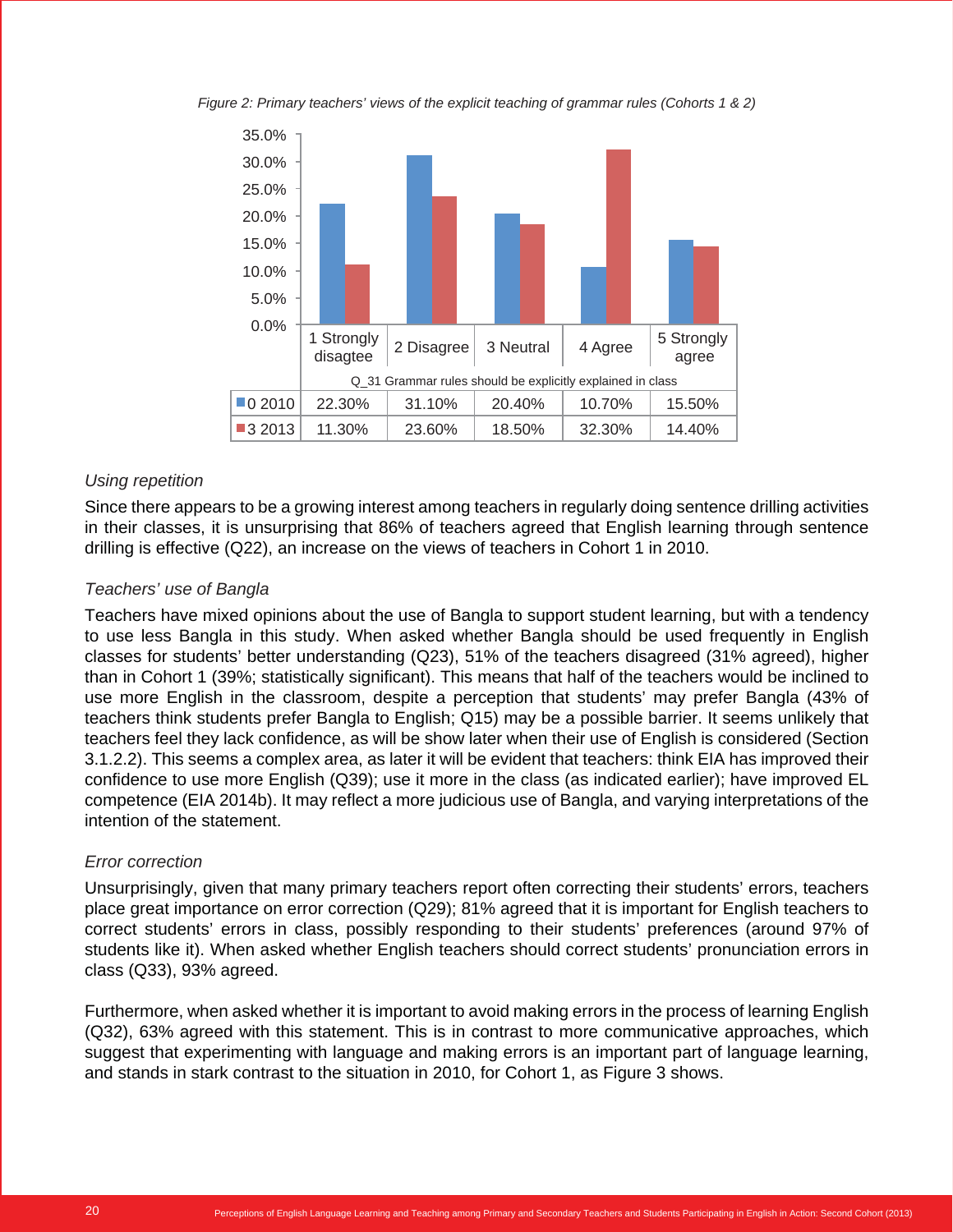*Figure 2: Primary teachers' views of the explicit teaching of grammar rules (Cohorts 1 & 2)*

| Q_31 Grammar rules should be explicitly explained in class | 1 Strongly disagtee | 2 Disagree | 3 Neutral | 4 Agree | 5 Strongly agree |
|---|---|---|---|---|---|
| 0 2010 | 22.30% | 31.10% | 20.40% | 10.70% | 15.50% |
| 3 2013 | 11.30% | 23.60% | 18.50% | 32.30% | 14.40% |

*Using repetition*

Since there appears to be a growing interest among teachers in regularly doing sentence drilling activities in their classes, it is unsurprising that 86% of teachers agreed that English learning through sentence drilling is effective (Q22), an increase on the views of teachers in Cohort 1 in 2010.

*Teachers' use of Bangla*

Teachers have mixed opinions about the use of Bangla to support student learning, but with a tendency to use less Bangla in this study. When asked whether Bangla should be used frequently in English classes for students' better understanding (Q23), 51% of the teachers disagreed (31% agreed), higher than in Cohort 1 (39%; statistically significant). This means that half of the teachers would be inclined to use more English in the classroom, despite a perception that students' may prefer Bangla (43% of teachers think students prefer Bangla to English; Q15) may be a possible barrier. It seems unlikely that teachers feel they lack confidence, as will be show later when their use of English is considered (Section 3.1.2.2). This seems a complex area, as later it will be evident that teachers: think EIA has improved their confidence to use more English (Q39); use it more in the class (as indicated earlier); have improved EL competence (EIA 2014b). It may reflect a more judicious use of Bangla, and varying interpretations of the intention of the statement.

*Error correction*

Unsurprisingly, given that many primary teachers report often correcting their students' errors, teachers place great importance on error correction (Q29); 81% agreed that it is important for English teachers to correct students' errors in class, possibly responding to their students' preferences (around 97% of students like it). When asked whether English teachers should correct students' pronunciation errors in class (Q33), 93% agreed.

Furthermore, when asked whether it is important to avoid making errors in the process of learning English (Q32), 63% agreed with this statement. This is in contrast to more communicative approaches, which suggest that experimenting with language and making errors is an important part of language learning, and stands in stark contrast to the situation in 2010, for Cohort 1, as Figure 3 shows.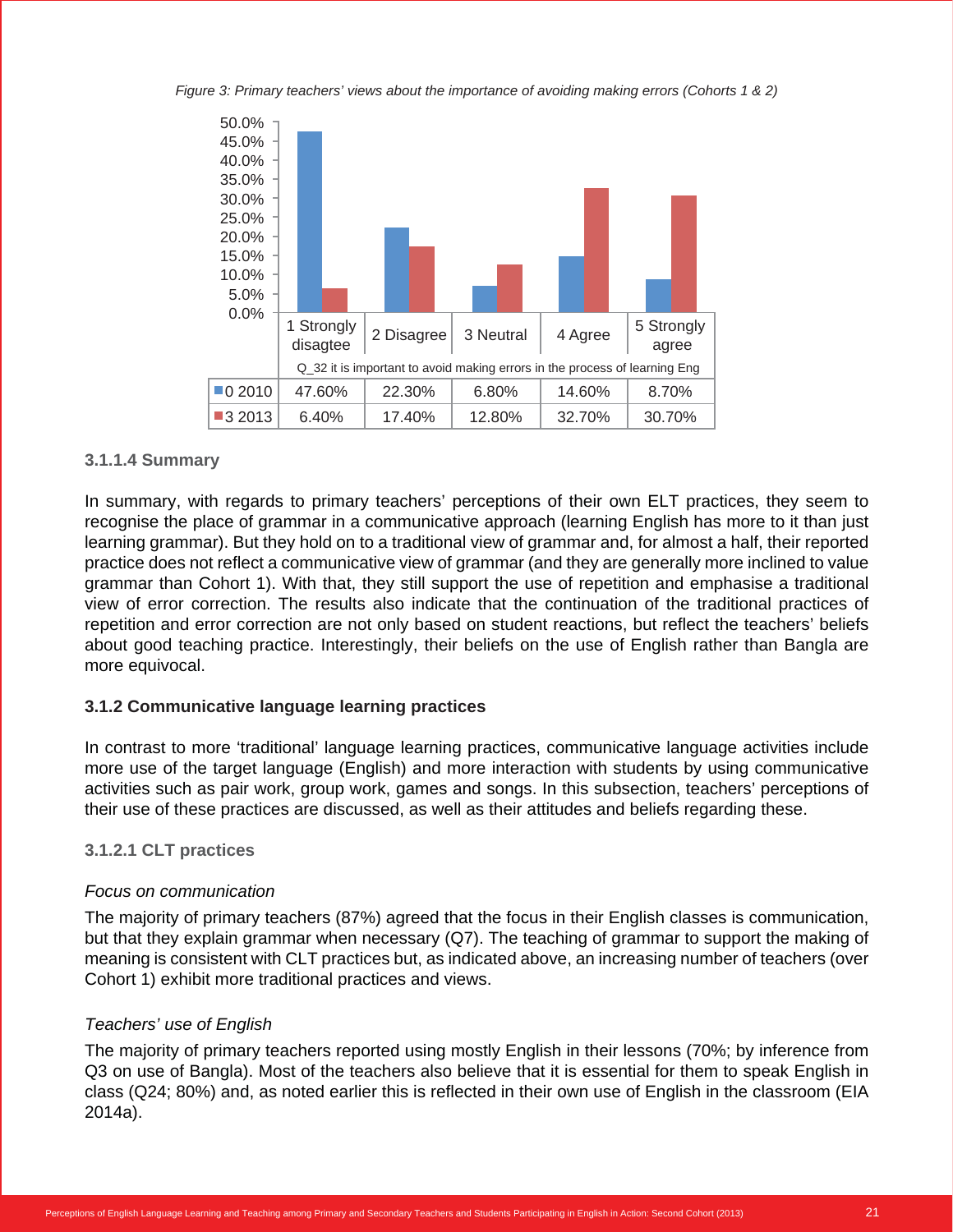*Figure 3: Primary teachers' views about the importance of avoiding making errors (Cohorts 1 & 2)*

Q_32 it is important to avoid making errors in the process of learning Eng

| | 1 Strongly disagtee | 2 Disagree | 3 Neutral | 4 Agree | 5 Strongly agree |
|---|---|---|---|---|---|
| 0 2010 | 47.60% | 22.30% | 6.80% | 14.60% | 8.70% |
| 3 2013 | 6.40% | 17.40% | 12.80% | 32.70% | 30.70% |

#### 3.1.1.4 Summary

In summary, with regards to primary teachers' perceptions of their own ELT practices, they seem to recognise the place of grammar in a communicative approach (learning English has more to it than just learning grammar). But they hold on to a traditional view of grammar and, for almost a half, their reported practice does not reflect a communicative view of grammar (and they are generally more inclined to value grammar than Cohort 1). With that, they still support the use of repetition and emphasise a traditional view of error correction. The results also indicate that the continuation of the traditional practices of repetition and error correction are not only based on student reactions, but reflect the teachers' beliefs about good teaching practice. Interestingly, their beliefs on the use of English rather than Bangla are more equivocal.

### 3.1.2 Communicative language learning practices

In contrast to more 'traditional' language learning practices, communicative language activities include more use of the target language (English) and more interaction with students by using communicative activities such as pair work, group work, games and songs. In this subsection, teachers' perceptions of their use of these practices are discussed, as well as their attitudes and beliefs regarding these.

#### 3.1.2.1 CLT practices

*Focus on communication*

The majority of primary teachers (87%) agreed that the focus in their English classes is communication, but that they explain grammar when necessary (Q7). The teaching of grammar to support the making of meaning is consistent with CLT practices but, as indicated above, an increasing number of teachers (over Cohort 1) exhibit more traditional practices and views.

*Teachers' use of English*

The majority of primary teachers reported using mostly English in their lessons (70%; by inference from Q3 on use of Bangla). Most of the teachers also believe that it is essential for them to speak English in class (Q24; 80%) and, as noted earlier this is reflected in their own use of English in the classroom (EIA 2014a).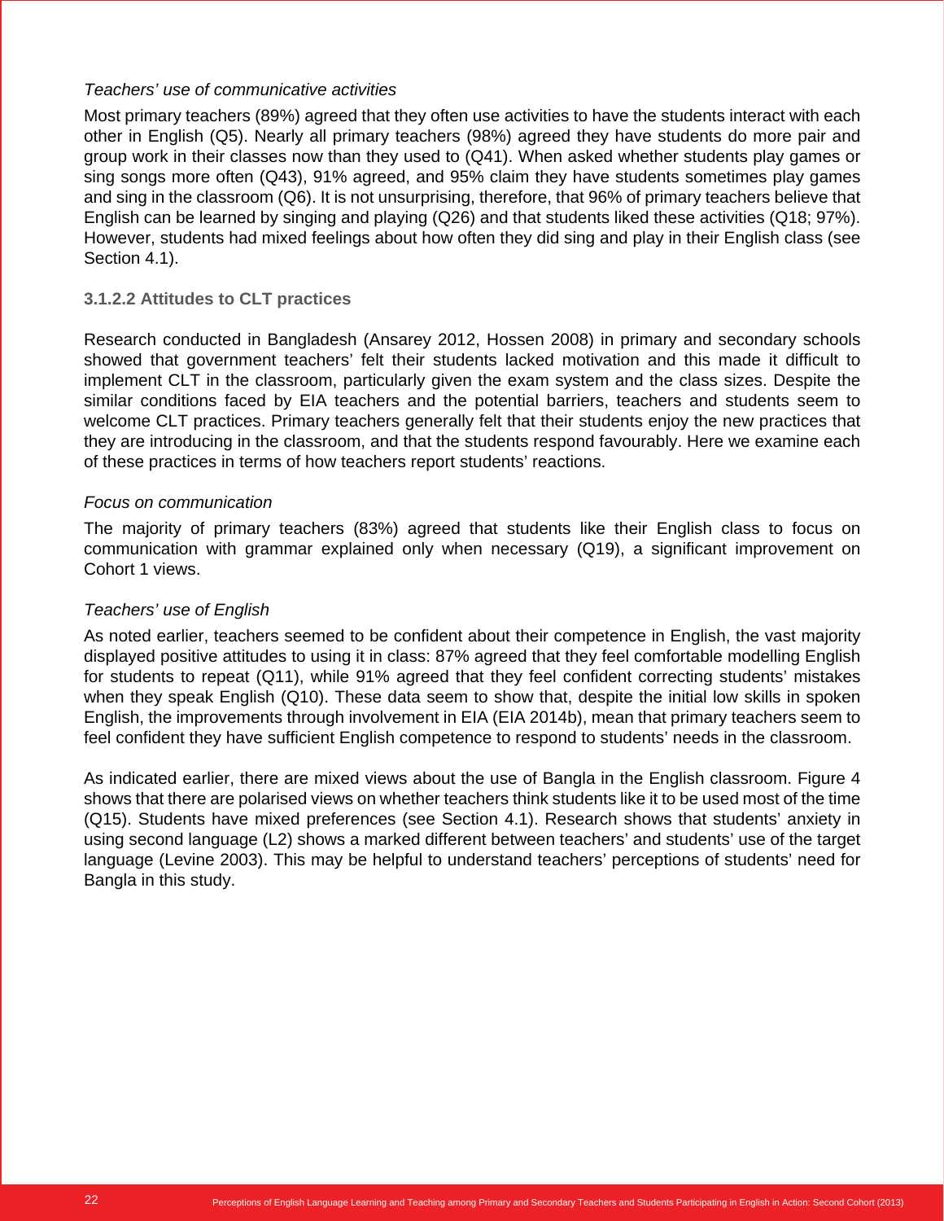*Teachers' use of communicative activities*

Most primary teachers (89%) agreed that they often use activities to have the students interact with each other in English (Q5). Nearly all primary teachers (98%) agreed they have students do more pair and group work in their classes now than they used to (Q41). When asked whether students play games or sing songs more often (Q43), 91% agreed, and 95% claim they have students sometimes play games and sing in the classroom (Q6). It is not unsurprising, therefore, that 96% of primary teachers believe that English can be learned by singing and playing (Q26) and that students liked these activities (Q18; 97%). However, students had mixed feelings about how often they did sing and play in their English class (see Section 4.1).

#### 3.1.2.2 Attitudes to CLT practices

Research conducted in Bangladesh (Ansarey 2012, Hossen 2008) in primary and secondary schools showed that government teachers' felt their students lacked motivation and this made it difficult to implement CLT in the classroom, particularly given the exam system and the class sizes. Despite the similar conditions faced by EIA teachers and the potential barriers, teachers and students seem to welcome CLT practices. Primary teachers generally felt that their students enjoy the new practices that they are introducing in the classroom, and that the students respond favourably. Here we examine each of these practices in terms of how teachers report students' reactions.

*Focus on communication*

The majority of primary teachers (83%) agreed that students like their English class to focus on communication with grammar explained only when necessary (Q19), a significant improvement on Cohort 1 views.

*Teachers' use of English*

As noted earlier, teachers seemed to be confident about their competence in English, the vast majority displayed positive attitudes to using it in class: 87% agreed that they feel comfortable modelling English for students to repeat (Q11), while 91% agreed that they feel confident correcting students' mistakes when they speak English (Q10). These data seem to show that, despite the initial low skills in spoken English, the improvements through involvement in EIA (EIA 2014b), mean that primary teachers seem to feel confident they have sufficient English competence to respond to students' needs in the classroom.

As indicated earlier, there are mixed views about the use of Bangla in the English classroom. Figure 4 shows that there are polarised views on whether teachers think students like it to be used most of the time (Q15). Students have mixed preferences (see Section 4.1). Research shows that students' anxiety in using second language (L2) shows a marked different between teachers' and students' use of the target language (Levine 2003). This may be helpful to understand teachers' perceptions of students' need for Bangla in this study.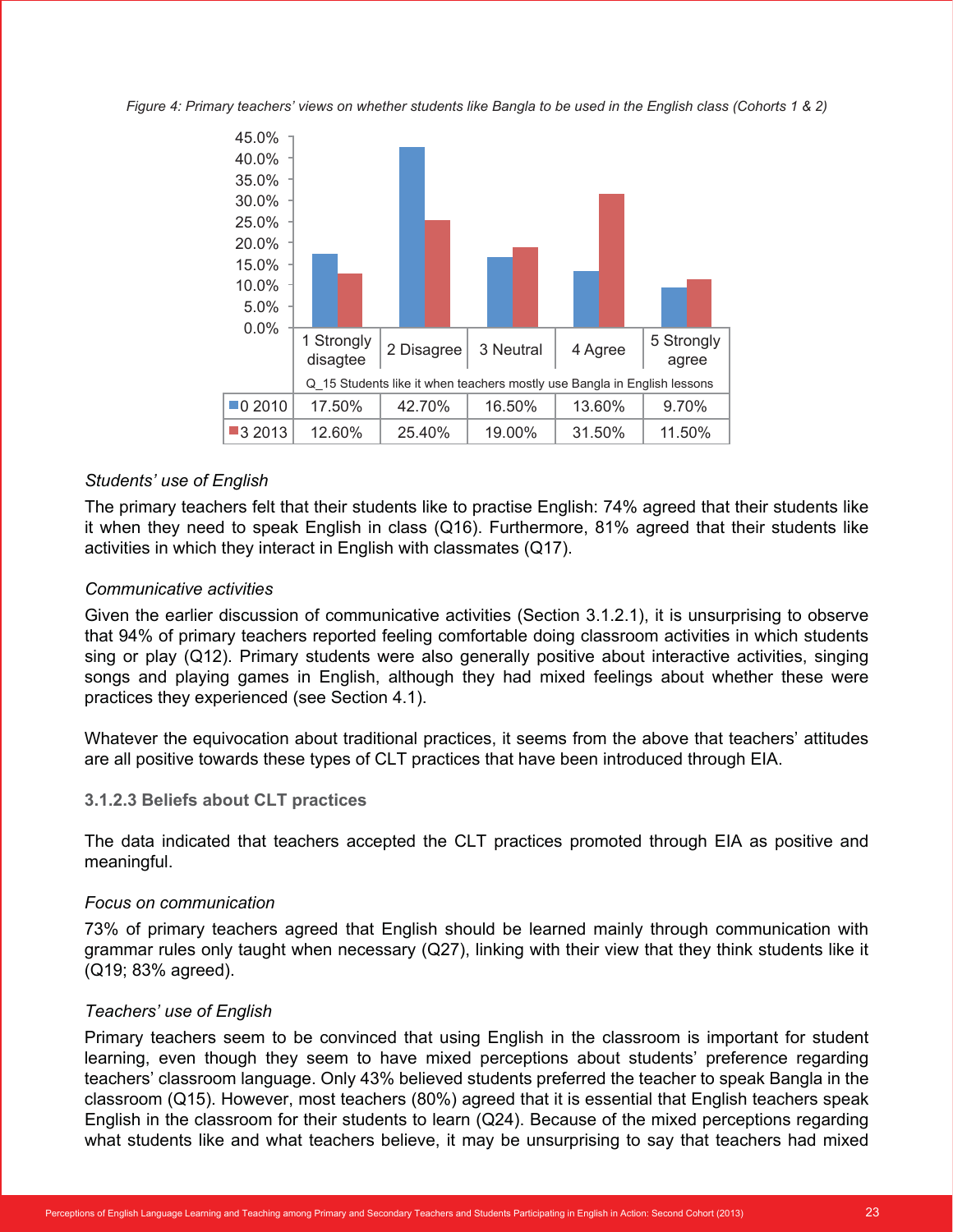*Figure 4: Primary teachers' views on whether students like Bangla to be used in the English class (Cohorts 1 & 2)*

| Q_15 Students like it when teachers mostly use Bangla in English lessons | 1 Strongly disagtee | 2 Disagree | 3 Neutral | 4 Agree | 5 Strongly agree |
|---|---|---|---|---|---|
| 0 2010 | 17.50% | 42.70% | 16.50% | 13.60% | 9.70% |
| 3 2013 | 12.60% | 25.40% | 19.00% | 31.50% | 11.50% |

*Students' use of English*

The primary teachers felt that their students like to practise English: 74% agreed that their students like it when they need to speak English in class (Q16). Furthermore, 81% agreed that their students like activities in which they interact in English with classmates (Q17).

*Communicative activities*

Given the earlier discussion of communicative activities (Section 3.1.2.1), it is unsurprising to observe that 94% of primary teachers reported feeling comfortable doing classroom activities in which students sing or play (Q12). Primary students were also generally positive about interactive activities, singing songs and playing games in English, although they had mixed feelings about whether these were practices they experienced (see Section 4.1).

Whatever the equivocation about traditional practices, it seems from the above that teachers' attitudes are all positive towards these types of CLT practices that have been introduced through EIA.

### 3.1.2.3 Beliefs about CLT practices

The data indicated that teachers accepted the CLT practices promoted through EIA as positive and meaningful.

*Focus on communication*

73% of primary teachers agreed that English should be learned mainly through communication with grammar rules only taught when necessary (Q27), linking with their view that they think students like it (Q19; 83% agreed).

*Teachers' use of English*

Primary teachers seem to be convinced that using English in the classroom is important for student learning, even though they seem to have mixed perceptions about students' preference regarding teachers' classroom language. Only 43% believed students preferred the teacher to speak Bangla in the classroom (Q15). However, most teachers (80%) agreed that it is essential that English teachers speak English in the classroom for their students to learn (Q24). Because of the mixed perceptions regarding what students like and what teachers believe, it may be unsurprising to say that teachers had mixed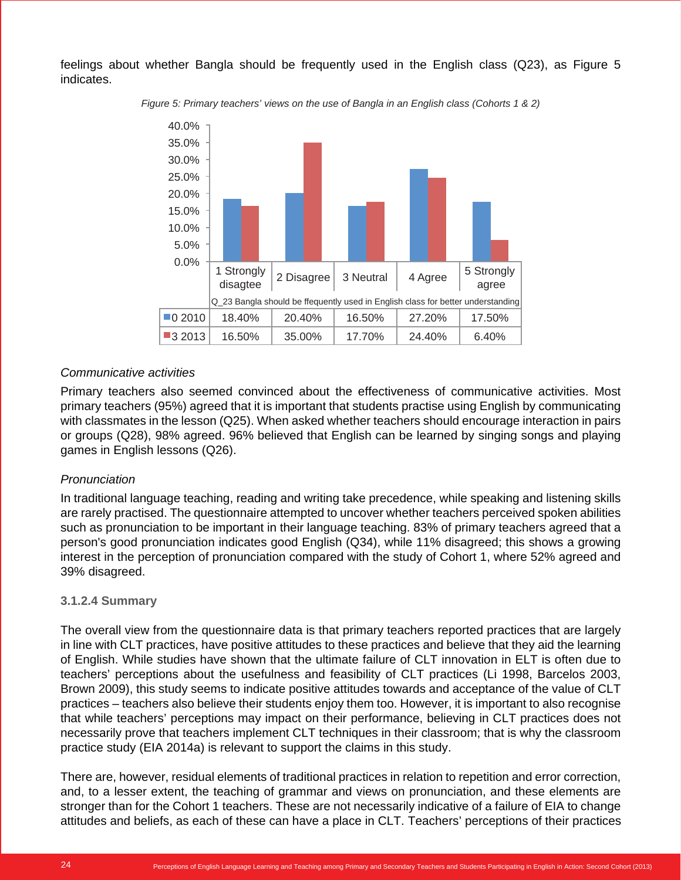feelings about whether Bangla should be frequently used in the English class (Q23), as Figure 5 indicates.

*Figure 5: Primary teachers' views on the use of Bangla in an English class (Cohorts 1 & 2)*

| Q_23 Bangla should be ffequently used in English class for better understanding | 1 Strongly disagtee | 2 Disagree | 3 Neutral | 4 Agree | 5 Strongly agree |
|---|---|---|---|---|---|
| 0 2010 | 18.40% | 20.40% | 16.50% | 27.20% | 17.50% |
| 3 2013 | 16.50% | 35.00% | 17.70% | 24.40% | 6.40% |

*Communicative activities*

Primary teachers also seemed convinced about the effectiveness of communicative activities. Most primary teachers (95%) agreed that it is important that students practise using English by communicating with classmates in the lesson (Q25). When asked whether teachers should encourage interaction in pairs or groups (Q28), 98% agreed. 96% believed that English can be learned by singing songs and playing games in English lessons (Q26).

*Pronunciation*

In traditional language teaching, reading and writing take precedence, while speaking and listening skills are rarely practised. The questionnaire attempted to uncover whether teachers perceived spoken abilities such as pronunciation to be important in their language teaching. 83% of primary teachers agreed that a person's good pronunciation indicates good English (Q34), while 11% disagreed; this shows a growing interest in the perception of pronunciation compared with the study of Cohort 1, where 52% agreed and 39% disagreed.

### 3.1.2.4 Summary

The overall view from the questionnaire data is that primary teachers reported practices that are largely in line with CLT practices, have positive attitudes to these practices and believe that they aid the learning of English. While studies have shown that the ultimate failure of CLT innovation in ELT is often due to teachers' perceptions about the usefulness and feasibility of CLT practices (Li 1998, Barcelos 2003, Brown 2009), this study seems to indicate positive attitudes towards and acceptance of the value of CLT practices – teachers also believe their students enjoy them too. However, it is important to also recognise that while teachers' perceptions may impact on their performance, believing in CLT practices does not necessarily prove that teachers implement CLT techniques in their classroom; that is why the classroom practice study (EIA 2014a) is relevant to support the claims in this study.

There are, however, residual elements of traditional practices in relation to repetition and error correction, and, to a lesser extent, the teaching of grammar and views on pronunciation, and these elements are stronger than for the Cohort 1 teachers. These are not necessarily indicative of a failure of EIA to change attitudes and beliefs, as each of these can have a place in CLT. Teachers' perceptions of their practices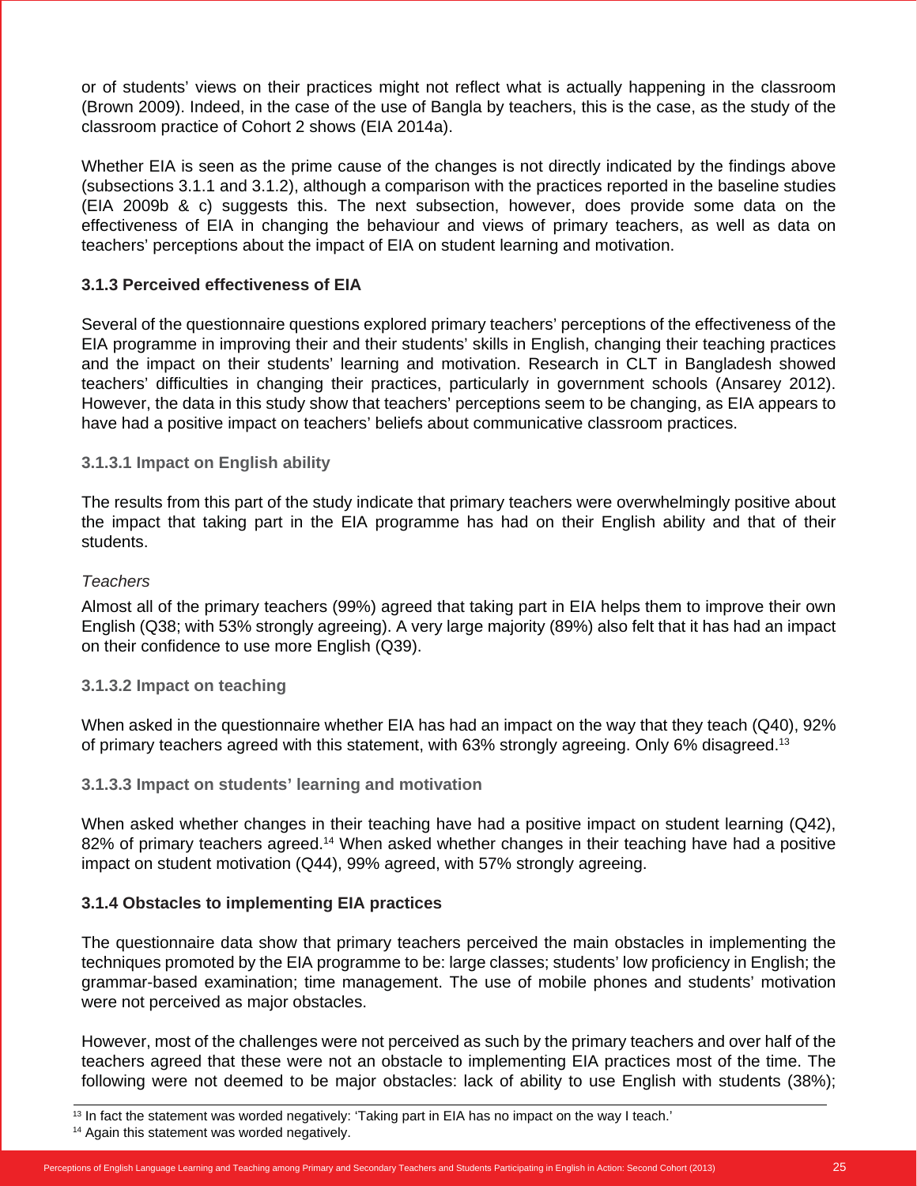or of students' views on their practices might not reflect what is actually happening in the classroom (Brown 2009). Indeed, in the case of the use of Bangla by teachers, this is the case, as the study of the classroom practice of Cohort 2 shows (EIA 2014a).

Whether EIA is seen as the prime cause of the changes is not directly indicated by the findings above (subsections 3.1.1 and 3.1.2), although a comparison with the practices reported in the baseline studies (EIA 2009b & c) suggests this. The next subsection, however, does provide some data on the effectiveness of EIA in changing the behaviour and views of primary teachers, as well as data on teachers' perceptions about the impact of EIA on student learning and motivation.

### 3.1.3 Perceived effectiveness of EIA

Several of the questionnaire questions explored primary teachers' perceptions of the effectiveness of the EIA programme in improving their and their students' skills in English, changing their teaching practices and the impact on their students' learning and motivation. Research in CLT in Bangladesh showed teachers' difficulties in changing their practices, particularly in government schools (Ansarey 2012). However, the data in this study show that teachers' perceptions seem to be changing, as EIA appears to have had a positive impact on teachers' beliefs about communicative classroom practices.

#### 3.1.3.1 Impact on English ability

The results from this part of the study indicate that primary teachers were overwhelmingly positive about the impact that taking part in the EIA programme has had on their English ability and that of their students.

*Teachers*

Almost all of the primary teachers (99%) agreed that taking part in EIA helps them to improve their own English (Q38; with 53% strongly agreeing). A very large majority (89%) also felt that it has had an impact on their confidence to use more English (Q39).

#### 3.1.3.2 Impact on teaching

When asked in the questionnaire whether EIA has had an impact on the way that they teach (Q40), 92% of primary teachers agreed with this statement, with 63% strongly agreeing. Only 6% disagreed.[13]

#### 3.1.3.3 Impact on students' learning and motivation

When asked whether changes in their teaching have had a positive impact on student learning (Q42), 82% of primary teachers agreed.[14] When asked whether changes in their teaching have had a positive impact on student motivation (Q44), 99% agreed, with 57% strongly agreeing.

### 3.1.4 Obstacles to implementing EIA practices

The questionnaire data show that primary teachers perceived the main obstacles in implementing the techniques promoted by the EIA programme to be: large classes; students' low proficiency in English; the grammar-based examination; time management. The use of mobile phones and students' motivation were not perceived as major obstacles.

However, most of the challenges were not perceived as such by the primary teachers and over half of the teachers agreed that these were not an obstacle to implementing EIA practices most of the time. The following were not deemed to be major obstacles: lack of ability to use English with students (38%);

---

[13] In fact the statement was worded negatively: 'Taking part in EIA has no impact on the way I teach.'

[14] Again this statement was worded negatively.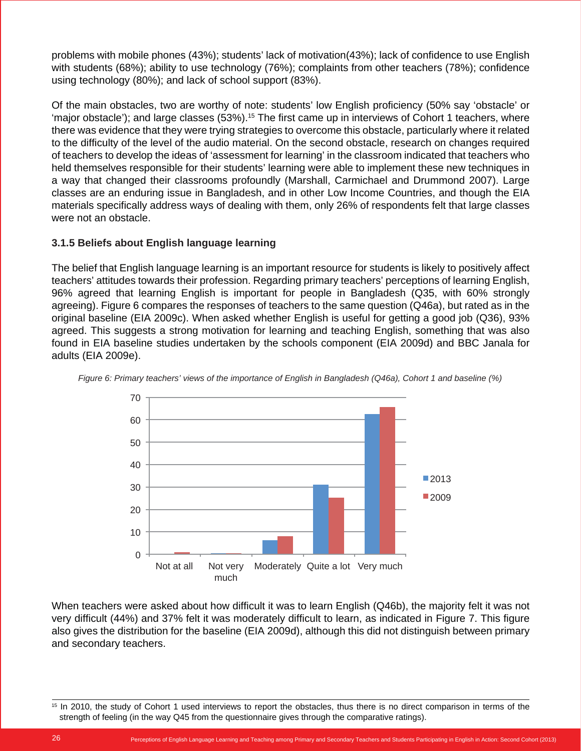problems with mobile phones (43%); students' lack of motivation(43%); lack of confidence to use English with students (68%); ability to use technology (76%); complaints from other teachers (78%); confidence using technology (80%); and lack of school support (83%).

Of the main obstacles, two are worthy of note: students' low English proficiency (50% say 'obstacle' or 'major obstacle'); and large classes (53%).[15] The first came up in interviews of Cohort 1 teachers, where there was evidence that they were trying strategies to overcome this obstacle, particularly where it related to the difficulty of the level of the audio material. On the second obstacle, research on changes required of teachers to develop the ideas of 'assessment for learning' in the classroom indicated that teachers who held themselves responsible for their students' learning were able to implement these new techniques in a way that changed their classrooms profoundly (Marshall, Carmichael and Drummond 2007). Large classes are an enduring issue in Bangladesh, and in other Low Income Countries, and though the EIA materials specifically address ways of dealing with them, only 26% of respondents felt that large classes were not an obstacle.

### 3.1.5 Beliefs about English language learning

The belief that English language learning is an important resource for students is likely to positively affect teachers' attitudes towards their profession. Regarding primary teachers' perceptions of learning English, 96% agreed that learning English is important for people in Bangladesh (Q35, with 60% strongly agreeing). Figure 6 compares the responses of teachers to the same question (Q46a), but rated as in the original baseline (EIA 2009c). When asked whether English is useful for getting a good job (Q36), 93% agreed. This suggests a strong motivation for learning and teaching English, something that was also found in EIA baseline studies undertaken by the schools component (EIA 2009d) and BBC Janala for adults (EIA 2009e).

*Figure 6: Primary teachers' views of the importance of English in Bangladesh (Q46a), Cohort 1 and baseline (%)*

When teachers were asked about how difficult it was to learn English (Q46b), the majority felt it was not very difficult (44%) and 37% felt it was moderately difficult to learn, as indicated in Figure 7. This figure also gives the distribution for the baseline (EIA 2009d), although this did not distinguish between primary and secondary teachers.

[15] In 2010, the study of Cohort 1 used interviews to report the obstacles, thus there is no direct comparison in terms of the strength of feeling (in the way Q45 from the questionnaire gives through the comparative ratings).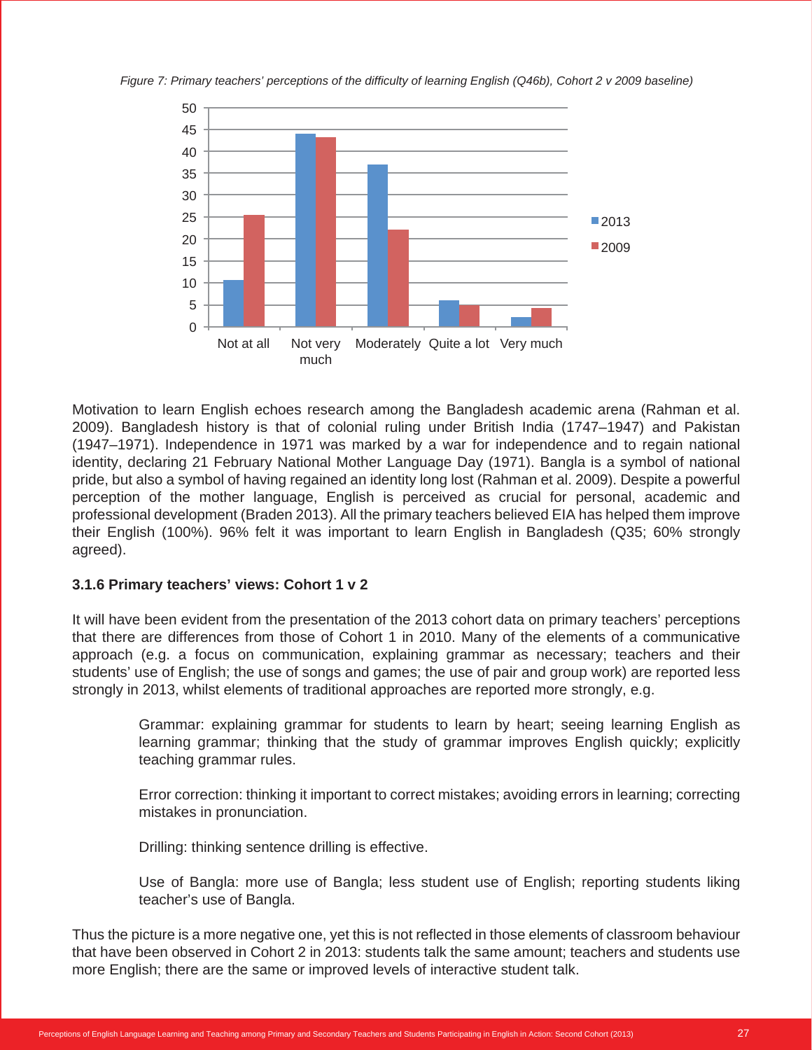*Figure 7: Primary teachers' perceptions of the difficulty of learning English (Q46b), Cohort 2 v 2009 baseline)*

Motivation to learn English echoes research among the Bangladesh academic arena (Rahman et al. 2009). Bangladesh history is that of colonial ruling under British India (1747–1947) and Pakistan (1947–1971). Independence in 1971 was marked by a war for independence and to regain national identity, declaring 21 February National Mother Language Day (1971). Bangla is a symbol of national pride, but also a symbol of having regained an identity long lost (Rahman et al. 2009). Despite a powerful perception of the mother language, English is perceived as crucial for personal, academic and professional development (Braden 2013). All the primary teachers believed EIA has helped them improve their English (100%). 96% felt it was important to learn English in Bangladesh (Q35; 60% strongly agreed).

### 3.1.6 Primary teachers' views: Cohort 1 v 2

It will have been evident from the presentation of the 2013 cohort data on primary teachers' perceptions that there are differences from those of Cohort 1 in 2010. Many of the elements of a communicative approach (e.g. a focus on communication, explaining grammar as necessary; teachers and their students' use of English; the use of songs and games; the use of pair and group work) are reported less strongly in 2013, whilst elements of traditional approaches are reported more strongly, e.g.

> Grammar: explaining grammar for students to learn by heart; seeing learning English as learning grammar; thinking that the study of grammar improves English quickly; explicitly teaching grammar rules.
>
> Error correction: thinking it important to correct mistakes; avoiding errors in learning; correcting mistakes in pronunciation.
>
> Drilling: thinking sentence drilling is effective.
>
> Use of Bangla: more use of Bangla; less student use of English; reporting students liking teacher's use of Bangla.

Thus the picture is a more negative one, yet this is not reflected in those elements of classroom behaviour that have been observed in Cohort 2 in 2013: students talk the same amount; teachers and students use more English; there are the same or improved levels of interactive student talk.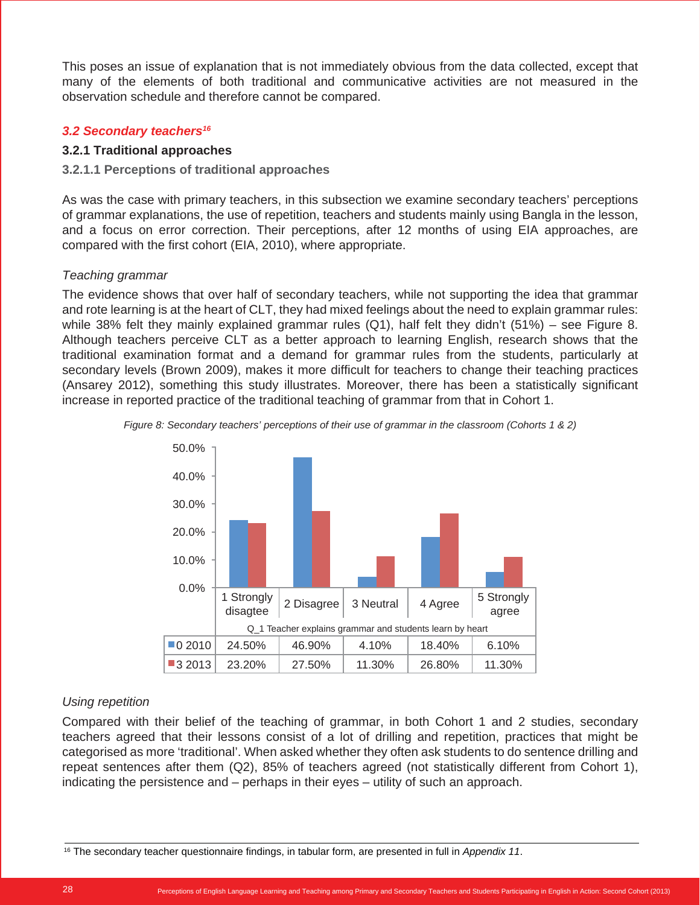This poses an issue of explanation that is not immediately obvious from the data collected, except that many of the elements of both traditional and communicative activities are not measured in the observation schedule and therefore cannot be compared.

## *3.2 Secondary teachers*[16]

### 3.2.1 Traditional approaches

#### 3.2.1.1 Perceptions of traditional approaches

As was the case with primary teachers, in this subsection we examine secondary teachers' perceptions of grammar explanations, the use of repetition, teachers and students mainly using Bangla in the lesson, and a focus on error correction. Their perceptions, after 12 months of using EIA approaches, are compared with the first cohort (EIA, 2010), where appropriate.

*Teaching grammar*

The evidence shows that over half of secondary teachers, while not supporting the idea that grammar and rote learning is at the heart of CLT, they had mixed feelings about the need to explain grammar rules: while 38% felt they mainly explained grammar rules (Q1), half felt they didn't (51%) – see Figure 8. Although teachers perceive CLT as a better approach to learning English, research shows that the traditional examination format and a demand for grammar rules from the students, particularly at secondary levels (Brown 2009), makes it more difficult for teachers to change their teaching practices (Ansarey 2012), something this study illustrates. Moreover, there has been a statistically significant increase in reported practice of the traditional teaching of grammar from that in Cohort 1.

*Figure 8: Secondary teachers' perceptions of their use of grammar in the classroom (Cohorts 1 & 2)*

Q_1 Teacher explains grammar and students learn by heart

| | 1 Strongly disagtee | 2 Disagree | 3 Neutral | 4 Agree | 5 Strongly agree |
|---|---|---|---|---|---|
| 0 2010 | 24.50% | 46.90% | 4.10% | 18.40% | 6.10% |
| 3 2013 | 23.20% | 27.50% | 11.30% | 26.80% | 11.30% |

*Using repetition*

Compared with their belief of the teaching of grammar, in both Cohort 1 and 2 studies, secondary teachers agreed that their lessons consist of a lot of drilling and repetition, practices that might be categorised as more 'traditional'. When asked whether they often ask students to do sentence drilling and repeat sentences after them (Q2), 85% of teachers agreed (not statistically different from Cohort 1), indicating the persistence and – perhaps in their eyes – utility of such an approach.

[16] The secondary teacher questionnaire findings, in tabular form, are presented in full in *Appendix 11*.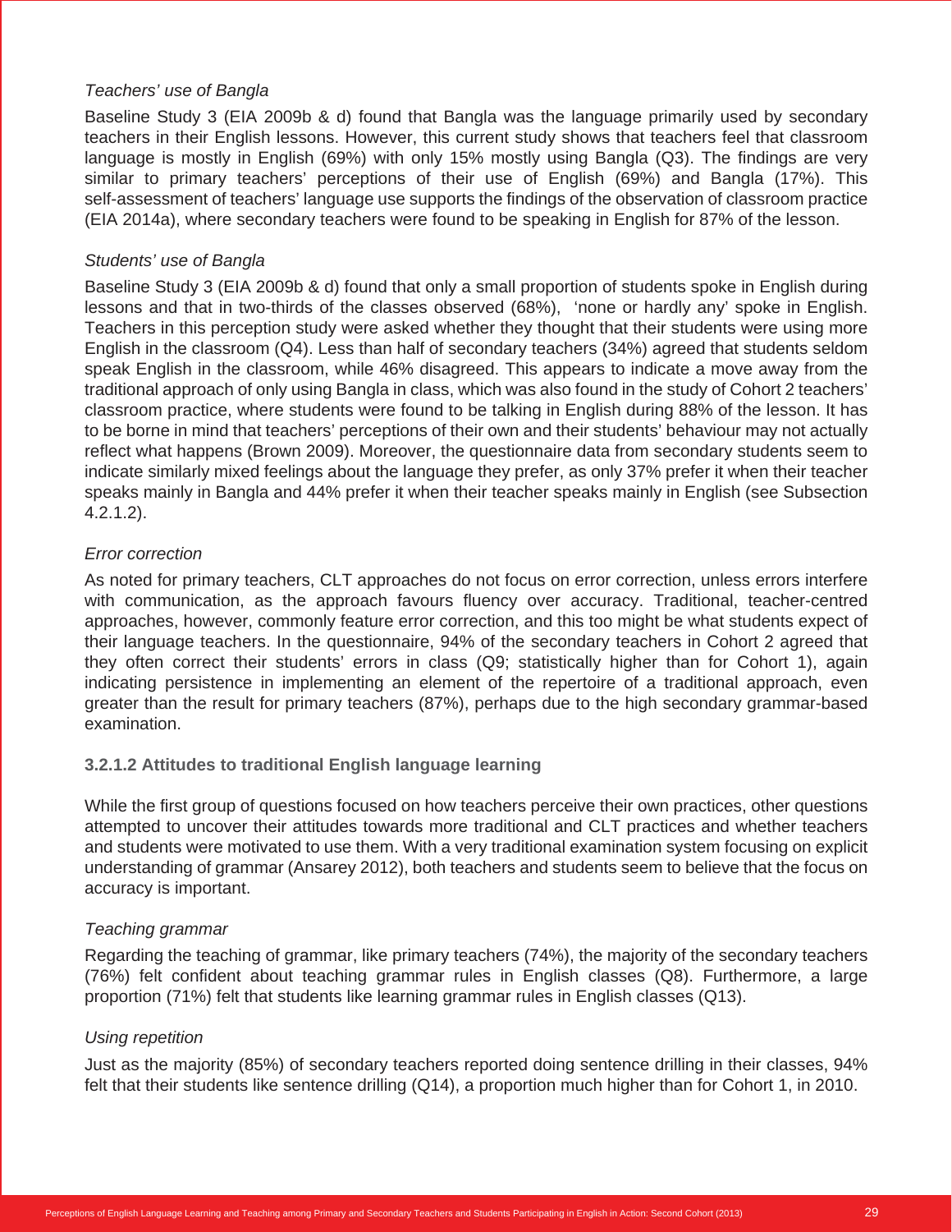*Teachers' use of Bangla*

Baseline Study 3 (EIA 2009b & d) found that Bangla was the language primarily used by secondary teachers in their English lessons. However, this current study shows that teachers feel that classroom language is mostly in English (69%) with only 15% mostly using Bangla (Q3). The findings are very similar to primary teachers' perceptions of their use of English (69%) and Bangla (17%). This self-assessment of teachers' language use supports the findings of the observation of classroom practice (EIA 2014a), where secondary teachers were found to be speaking in English for 87% of the lesson.

*Students' use of Bangla*

Baseline Study 3 (EIA 2009b & d) found that only a small proportion of students spoke in English during lessons and that in two-thirds of the classes observed (68%), 'none or hardly any' spoke in English. Teachers in this perception study were asked whether they thought that their students were using more English in the classroom (Q4). Less than half of secondary teachers (34%) agreed that students seldom speak English in the classroom, while 46% disagreed. This appears to indicate a move away from the traditional approach of only using Bangla in class, which was also found in the study of Cohort 2 teachers' classroom practice, where students were found to be talking in English during 88% of the lesson. It has to be borne in mind that teachers' perceptions of their own and their students' behaviour may not actually reflect what happens (Brown 2009). Moreover, the questionnaire data from secondary students seem to indicate similarly mixed feelings about the language they prefer, as only 37% prefer it when their teacher speaks mainly in Bangla and 44% prefer it when their teacher speaks mainly in English (see Subsection 4.2.1.2).

*Error correction*

As noted for primary teachers, CLT approaches do not focus on error correction, unless errors interfere with communication, as the approach favours fluency over accuracy. Traditional, teacher-centred approaches, however, commonly feature error correction, and this too might be what students expect of their language teachers. In the questionnaire, 94% of the secondary teachers in Cohort 2 agreed that they often correct their students' errors in class (Q9; statistically higher than for Cohort 1), again indicating persistence in implementing an element of the repertoire of a traditional approach, even greater than the result for primary teachers (87%), perhaps due to the high secondary grammar-based examination.

#### 3.2.1.2 Attitudes to traditional English language learning

While the first group of questions focused on how teachers perceive their own practices, other questions attempted to uncover their attitudes towards more traditional and CLT practices and whether teachers and students were motivated to use them. With a very traditional examination system focusing on explicit understanding of grammar (Ansarey 2012), both teachers and students seem to believe that the focus on accuracy is important.

*Teaching grammar*

Regarding the teaching of grammar, like primary teachers (74%), the majority of the secondary teachers (76%) felt confident about teaching grammar rules in English classes (Q8). Furthermore, a large proportion (71%) felt that students like learning grammar rules in English classes (Q13).

*Using repetition*

Just as the majority (85%) of secondary teachers reported doing sentence drilling in their classes, 94% felt that their students like sentence drilling (Q14), a proportion much higher than for Cohort 1, in 2010.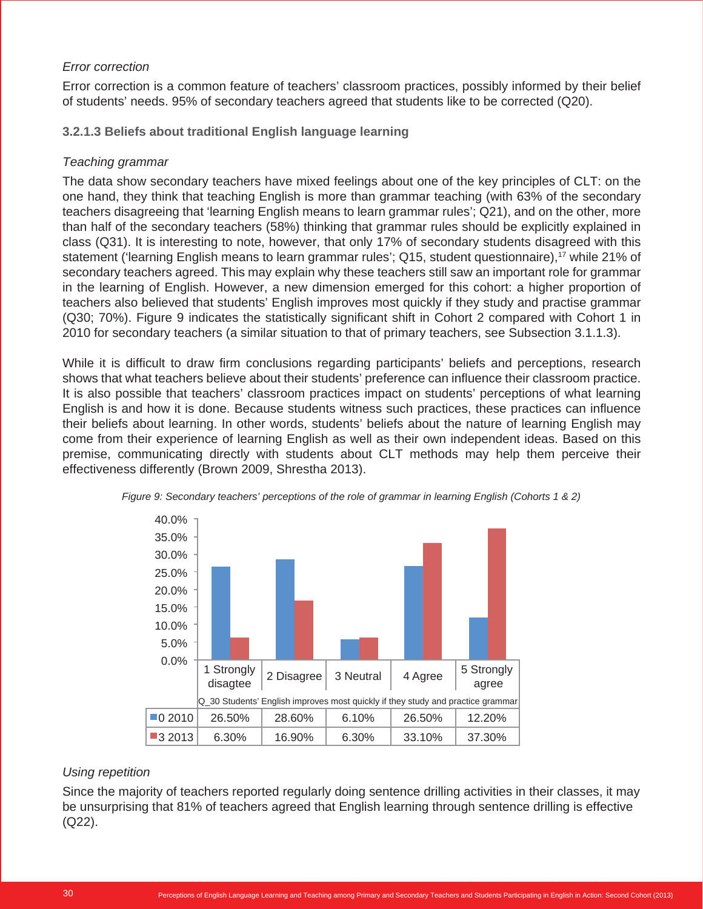*Error correction*

Error correction is a common feature of teachers' classroom practices, possibly informed by their belief of students' needs. 95% of secondary teachers agreed that students like to be corrected (Q20).

#### 3.2.1.3 Beliefs about traditional English language learning

*Teaching grammar*

The data show secondary teachers have mixed feelings about one of the key principles of CLT: on the one hand, they think that teaching English is more than grammar teaching (with 63% of the secondary teachers disagreeing that 'learning English means to learn grammar rules'; Q21), and on the other, more than half of the secondary teachers (58%) thinking that grammar rules should be explicitly explained in class (Q31). It is interesting to note, however, that only 17% of secondary students disagreed with this statement ('learning English means to learn grammar rules'; Q15, student questionnaire),[17] while 21% of secondary teachers agreed. This may explain why these teachers still saw an important role for grammar in the learning of English. However, a new dimension emerged for this cohort: a higher proportion of teachers also believed that students' English improves most quickly if they study and practise grammar (Q30; 70%). Figure 9 indicates the statistically significant shift in Cohort 2 compared with Cohort 1 in 2010 for secondary teachers (a similar situation to that of primary teachers, see Subsection 3.1.1.3).

While it is difficult to draw firm conclusions regarding participants' beliefs and perceptions, research shows that what teachers believe about their students' preference can influence their classroom practice. It is also possible that teachers' classroom practices impact on students' perceptions of what learning English is and how it is done. Because students witness such practices, these practices can influence their beliefs about learning. In other words, students' beliefs about the nature of learning English may come from their experience of learning English as well as their own independent ideas. Based on this premise, communicating directly with students about CLT methods may help them perceive their effectiveness differently (Brown 2009, Shrestha 2013).

*Figure 9: Secondary teachers' perceptions of the role of grammar in learning English (Cohorts 1 & 2)*

Q_30 Students' English improves most quickly if they study and practice grammar

| | 1 Strongly disagtee | 2 Disagree | 3 Neutral | 4 Agree | 5 Strongly agree |
|---|---|---|---|---|---|
| 0 2010 | 26.50% | 28.60% | 6.10% | 26.50% | 12.20% |
| 3 2013 | 6.30% | 16.90% | 6.30% | 33.10% | 37.30% |

*Using repetition*

Since the majority of teachers reported regularly doing sentence drilling activities in their classes, it may be unsurprising that 81% of teachers agreed that English learning through sentence drilling is effective (Q22).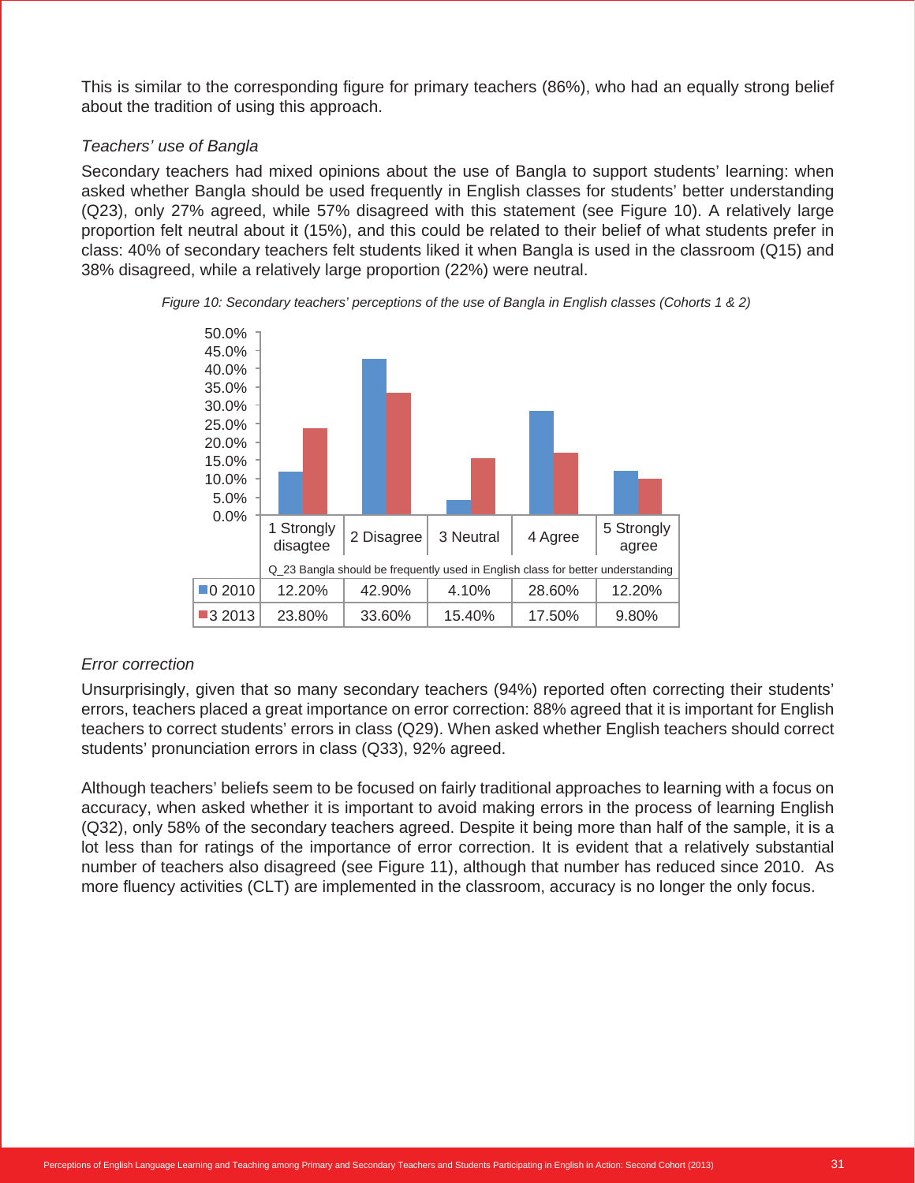This is similar to the corresponding figure for primary teachers (86%), who had an equally strong belief about the tradition of using this approach.

*Teachers' use of Bangla*

Secondary teachers had mixed opinions about the use of Bangla to support students' learning: when asked whether Bangla should be used frequently in English classes for students' better understanding (Q23), only 27% agreed, while 57% disagreed with this statement (see Figure 10). A relatively large proportion felt neutral about it (15%), and this could be related to their belief of what students prefer in class: 40% of secondary teachers felt students liked it when Bangla is used in the classroom (Q15) and 38% disagreed, while a relatively large proportion (22%) were neutral.

*Figure 10: Secondary teachers' perceptions of the use of Bangla in English classes (Cohorts 1 & 2)*

| Q_23 Bangla should be frequently used in English class for better understanding | 1 Strongly disagtee | 2 Disagree | 3 Neutral | 4 Agree | 5 Strongly agree |
|---|---|---|---|---|---|
| 0 2010 | 12.20% | 42.90% | 4.10% | 28.60% | 12.20% |
| 3 2013 | 23.80% | 33.60% | 15.40% | 17.50% | 9.80% |

*Error correction*

Unsurprisingly, given that so many secondary teachers (94%) reported often correcting their students' errors, teachers placed a great importance on error correction: 88% agreed that it is important for English teachers to correct students' errors in class (Q29). When asked whether English teachers should correct students' pronunciation errors in class (Q33), 92% agreed.

Although teachers' beliefs seem to be focused on fairly traditional approaches to learning with a focus on accuracy, when asked whether it is important to avoid making errors in the process of learning English (Q32), only 58% of the secondary teachers agreed. Despite it being more than half of the sample, it is a lot less than for ratings of the importance of error correction. It is evident that a relatively substantial number of teachers also disagreed (see Figure 11), although that number has reduced since 2010. As more fluency activities (CLT) are implemented in the classroom, accuracy is no longer the only focus.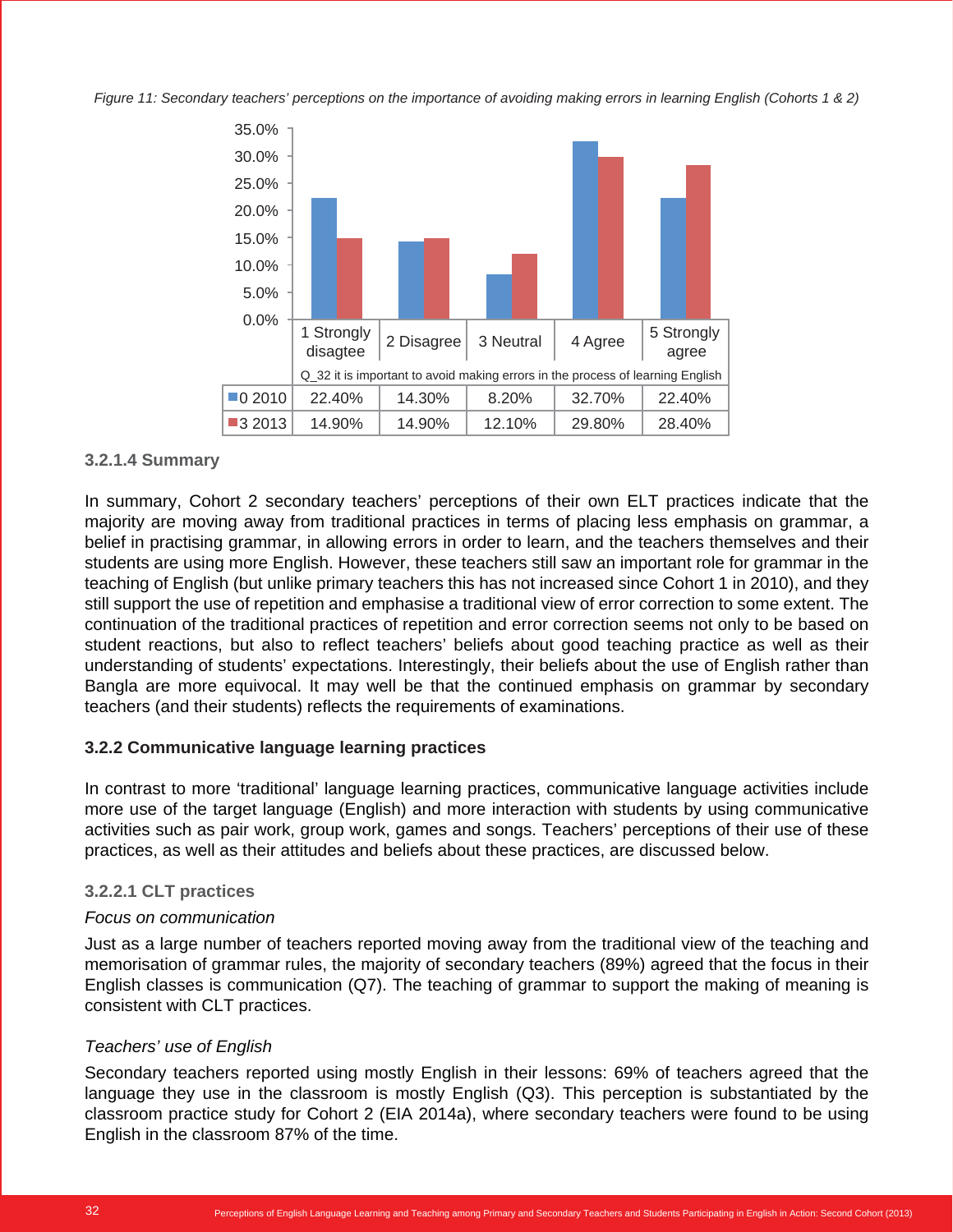*Figure 11: Secondary teachers' perceptions on the importance of avoiding making errors in learning English (Cohorts 1 & 2)*

| Q_32 it is important to avoid making errors in the process of learning English | 1 Strongly disagtee | 2 Disagree | 3 Neutral | 4 Agree | 5 Strongly agree |
|---|---|---|---|---|---|
| 0 2010 | 22.40% | 14.30% | 8.20% | 32.70% | 22.40% |
| 3 2013 | 14.90% | 14.90% | 12.10% | 29.80% | 28.40% |

### 3.2.1.4 Summary

In summary, Cohort 2 secondary teachers' perceptions of their own ELT practices indicate that the majority are moving away from traditional practices in terms of placing less emphasis on grammar, a belief in practising grammar, in allowing errors in order to learn, and the teachers themselves and their students are using more English. However, these teachers still saw an important role for grammar in the teaching of English (but unlike primary teachers this has not increased since Cohort 1 in 2010), and they still support the use of repetition and emphasise a traditional view of error correction to some extent. The continuation of the traditional practices of repetition and error correction seems not only to be based on student reactions, but also to reflect teachers' beliefs about good teaching practice as well as their understanding of students' expectations. Interestingly, their beliefs about the use of English rather than Bangla are more equivocal. It may well be that the continued emphasis on grammar by secondary teachers (and their students) reflects the requirements of examinations.

## 3.2.2 Communicative language learning practices

In contrast to more 'traditional' language learning practices, communicative language activities include more use of the target language (English) and more interaction with students by using communicative activities such as pair work, group work, games and songs. Teachers' perceptions of their use of these practices, as well as their attitudes and beliefs about these practices, are discussed below.

### 3.2.2.1 CLT practices

*Focus on communication*

Just as a large number of teachers reported moving away from the traditional view of the teaching and memorisation of grammar rules, the majority of secondary teachers (89%) agreed that the focus in their English classes is communication (Q7). The teaching of grammar to support the making of meaning is consistent with CLT practices.

*Teachers' use of English*

Secondary teachers reported using mostly English in their lessons: 69% of teachers agreed that the language they use in the classroom is mostly English (Q3). This perception is substantiated by the classroom practice study for Cohort 2 (EIA 2014a), where secondary teachers were found to be using English in the classroom 87% of the time.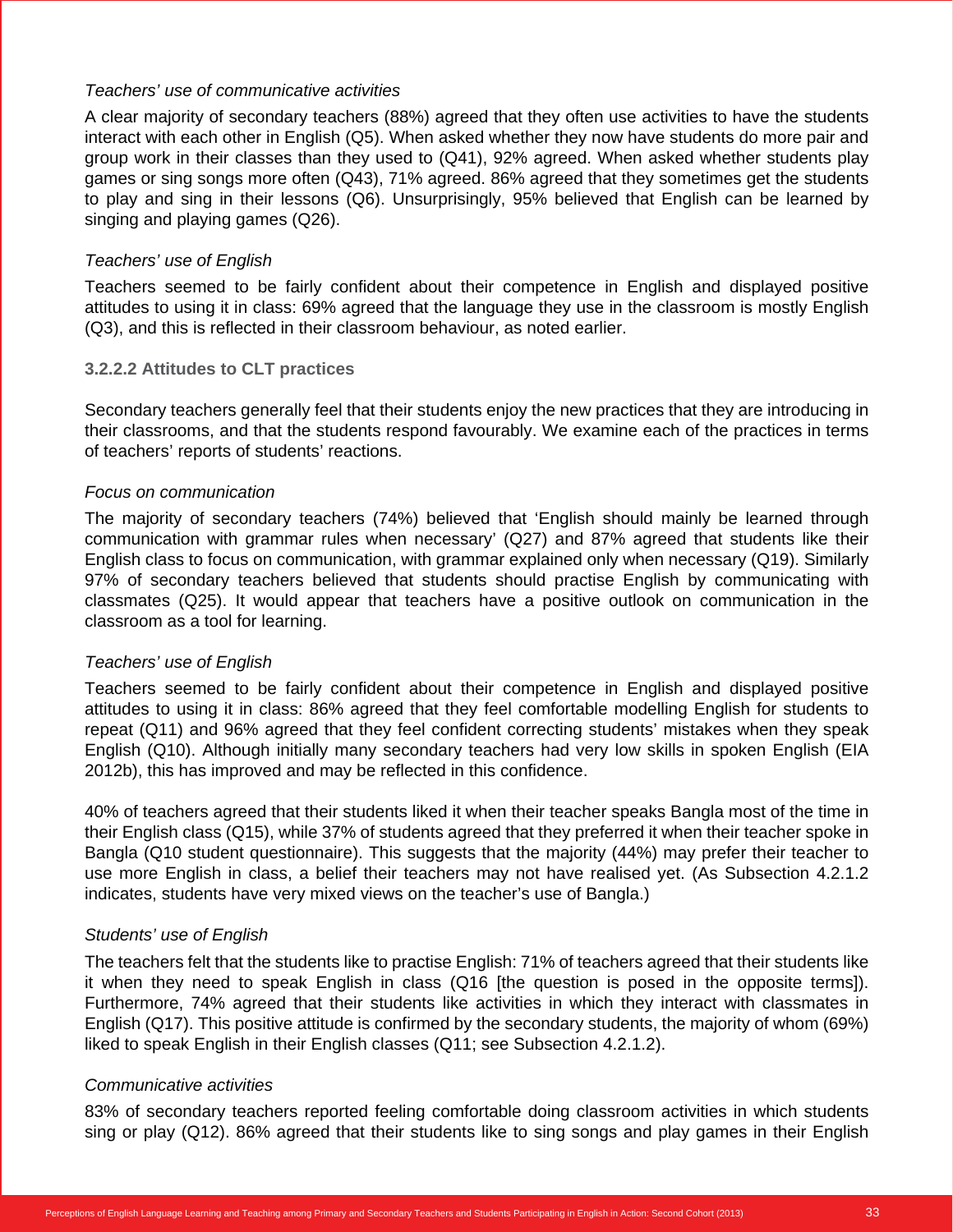*Teachers' use of communicative activities*

A clear majority of secondary teachers (88%) agreed that they often use activities to have the students interact with each other in English (Q5). When asked whether they now have students do more pair and group work in their classes than they used to (Q41), 92% agreed. When asked whether students play games or sing songs more often (Q43), 71% agreed. 86% agreed that they sometimes get the students to play and sing in their lessons (Q6). Unsurprisingly, 95% believed that English can be learned by singing and playing games (Q26).

*Teachers' use of English*

Teachers seemed to be fairly confident about their competence in English and displayed positive attitudes to using it in class: 69% agreed that the language they use in the classroom is mostly English (Q3), and this is reflected in their classroom behaviour, as noted earlier.

#### 3.2.2.2 Attitudes to CLT practices

Secondary teachers generally feel that their students enjoy the new practices that they are introducing in their classrooms, and that the students respond favourably. We examine each of the practices in terms of teachers' reports of students' reactions.

*Focus on communication*

The majority of secondary teachers (74%) believed that 'English should mainly be learned through communication with grammar rules when necessary' (Q27) and 87% agreed that students like their English class to focus on communication, with grammar explained only when necessary (Q19). Similarly 97% of secondary teachers believed that students should practise English by communicating with classmates (Q25). It would appear that teachers have a positive outlook on communication in the classroom as a tool for learning.

*Teachers' use of English*

Teachers seemed to be fairly confident about their competence in English and displayed positive attitudes to using it in class: 86% agreed that they feel comfortable modelling English for students to repeat (Q11) and 96% agreed that they feel confident correcting students' mistakes when they speak English (Q10). Although initially many secondary teachers had very low skills in spoken English (EIA 2012b), this has improved and may be reflected in this confidence.

40% of teachers agreed that their students liked it when their teacher speaks Bangla most of the time in their English class (Q15), while 37% of students agreed that they preferred it when their teacher spoke in Bangla (Q10 student questionnaire). This suggests that the majority (44%) may prefer their teacher to use more English in class, a belief their teachers may not have realised yet. (As Subsection 4.2.1.2 indicates, students have very mixed views on the teacher's use of Bangla.)

*Students' use of English*

The teachers felt that the students like to practise English: 71% of teachers agreed that their students like it when they need to speak English in class (Q16 [the question is posed in the opposite terms]). Furthermore, 74% agreed that their students like activities in which they interact with classmates in English (Q17). This positive attitude is confirmed by the secondary students, the majority of whom (69%) liked to speak English in their English classes (Q11; see Subsection 4.2.1.2).

*Communicative activities*

83% of secondary teachers reported feeling comfortable doing classroom activities in which students sing or play (Q12). 86% agreed that their students like to sing songs and play games in their English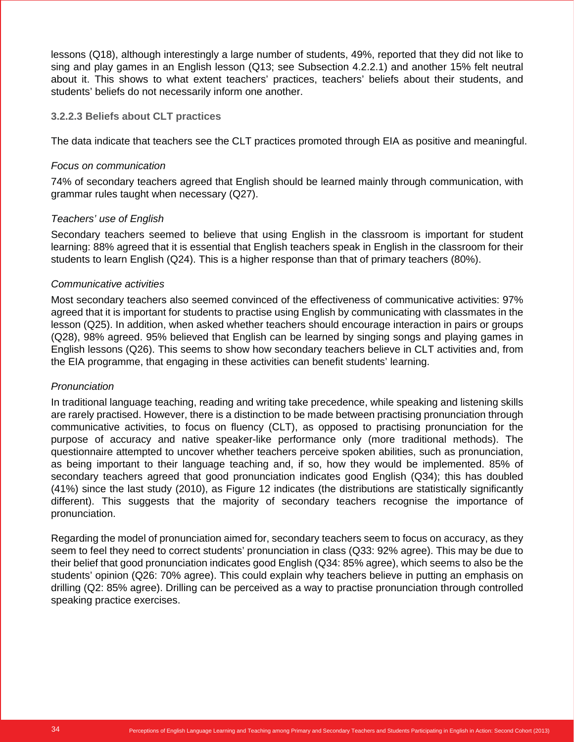lessons (Q18), although interestingly a large number of students, 49%, reported that they did not like to sing and play games in an English lesson (Q13; see Subsection 4.2.2.1) and another 15% felt neutral about it. This shows to what extent teachers' practices, teachers' beliefs about their students, and students' beliefs do not necessarily inform one another.

#### 3.2.2.3 Beliefs about CLT practices

The data indicate that teachers see the CLT practices promoted through EIA as positive and meaningful.

*Focus on communication*

74% of secondary teachers agreed that English should be learned mainly through communication, with grammar rules taught when necessary (Q27).

*Teachers' use of English*

Secondary teachers seemed to believe that using English in the classroom is important for student learning: 88% agreed that it is essential that English teachers speak in English in the classroom for their students to learn English (Q24). This is a higher response than that of primary teachers (80%).

*Communicative activities*

Most secondary teachers also seemed convinced of the effectiveness of communicative activities: 97% agreed that it is important for students to practise using English by communicating with classmates in the lesson (Q25). In addition, when asked whether teachers should encourage interaction in pairs or groups (Q28), 98% agreed. 95% believed that English can be learned by singing songs and playing games in English lessons (Q26). This seems to show how secondary teachers believe in CLT activities and, from the EIA programme, that engaging in these activities can benefit students' learning.

*Pronunciation*

In traditional language teaching, reading and writing take precedence, while speaking and listening skills are rarely practised. However, there is a distinction to be made between practising pronunciation through communicative activities, to focus on fluency (CLT), as opposed to practising pronunciation for the purpose of accuracy and native speaker-like performance only (more traditional methods). The questionnaire attempted to uncover whether teachers perceive spoken abilities, such as pronunciation, as being important to their language teaching and, if so, how they would be implemented. 85% of secondary teachers agreed that good pronunciation indicates good English (Q34); this has doubled (41%) since the last study (2010), as Figure 12 indicates (the distributions are statistically significantly different). This suggests that the majority of secondary teachers recognise the importance of pronunciation.

Regarding the model of pronunciation aimed for, secondary teachers seem to focus on accuracy, as they seem to feel they need to correct students' pronunciation in class (Q33: 92% agree). This may be due to their belief that good pronunciation indicates good English (Q34: 85% agree), which seems to also be the students' opinion (Q26: 70% agree). This could explain why teachers believe in putting an emphasis on drilling (Q2: 85% agree). Drilling can be perceived as a way to practise pronunciation through controlled speaking practice exercises.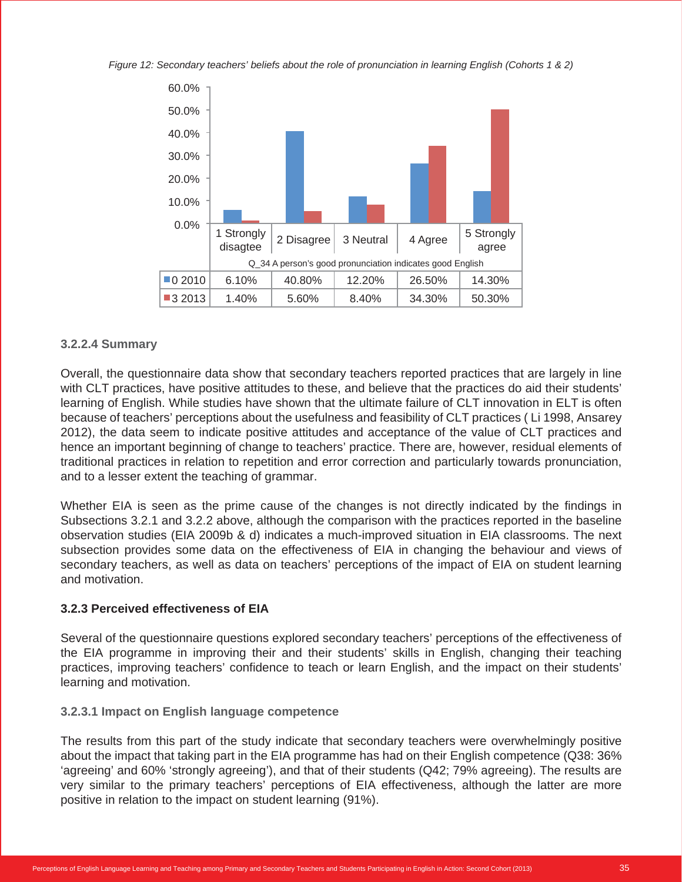*Figure 12: Secondary teachers' beliefs about the role of pronunciation in learning English (Cohorts 1 & 2)*

| Q_34 A person's good pronunciation indicates good English | 1 Strongly disagtee | 2 Disagree | 3 Neutral | 4 Agree | 5 Strongly agree |
|---|---|---|---|---|---|
| 0 2010 | 6.10% | 40.80% | 12.20% | 26.50% | 14.30% |
| 3 2013 | 1.40% | 5.60% | 8.40% | 34.30% | 50.30% |

#### 3.2.2.4 Summary

Overall, the questionnaire data show that secondary teachers reported practices that are largely in line with CLT practices, have positive attitudes to these, and believe that the practices do aid their students' learning of English. While studies have shown that the ultimate failure of CLT innovation in ELT is often because of teachers' perceptions about the usefulness and feasibility of CLT practices ( Li 1998, Ansarey 2012), the data seem to indicate positive attitudes and acceptance of the value of CLT practices and hence an important beginning of change to teachers' practice. There are, however, residual elements of traditional practices in relation to repetition and error correction and particularly towards pronunciation, and to a lesser extent the teaching of grammar.

Whether EIA is seen as the prime cause of the changes is not directly indicated by the findings in Subsections 3.2.1 and 3.2.2 above, although the comparison with the practices reported in the baseline observation studies (EIA 2009b & d) indicates a much-improved situation in EIA classrooms. The next subsection provides some data on the effectiveness of EIA in changing the behaviour and views of secondary teachers, as well as data on teachers' perceptions of the impact of EIA on student learning and motivation.

### 3.2.3 Perceived effectiveness of EIA

Several of the questionnaire questions explored secondary teachers' perceptions of the effectiveness of the EIA programme in improving their and their students' skills in English, changing their teaching practices, improving teachers' confidence to teach or learn English, and the impact on their students' learning and motivation.

#### 3.2.3.1 Impact on English language competence

The results from this part of the study indicate that secondary teachers were overwhelmingly positive about the impact that taking part in the EIA programme has had on their English competence (Q38: 36% 'agreeing' and 60% 'strongly agreeing'), and that of their students (Q42; 79% agreeing). The results are very similar to the primary teachers' perceptions of EIA effectiveness, although the latter are more positive in relation to the impact on student learning (91%).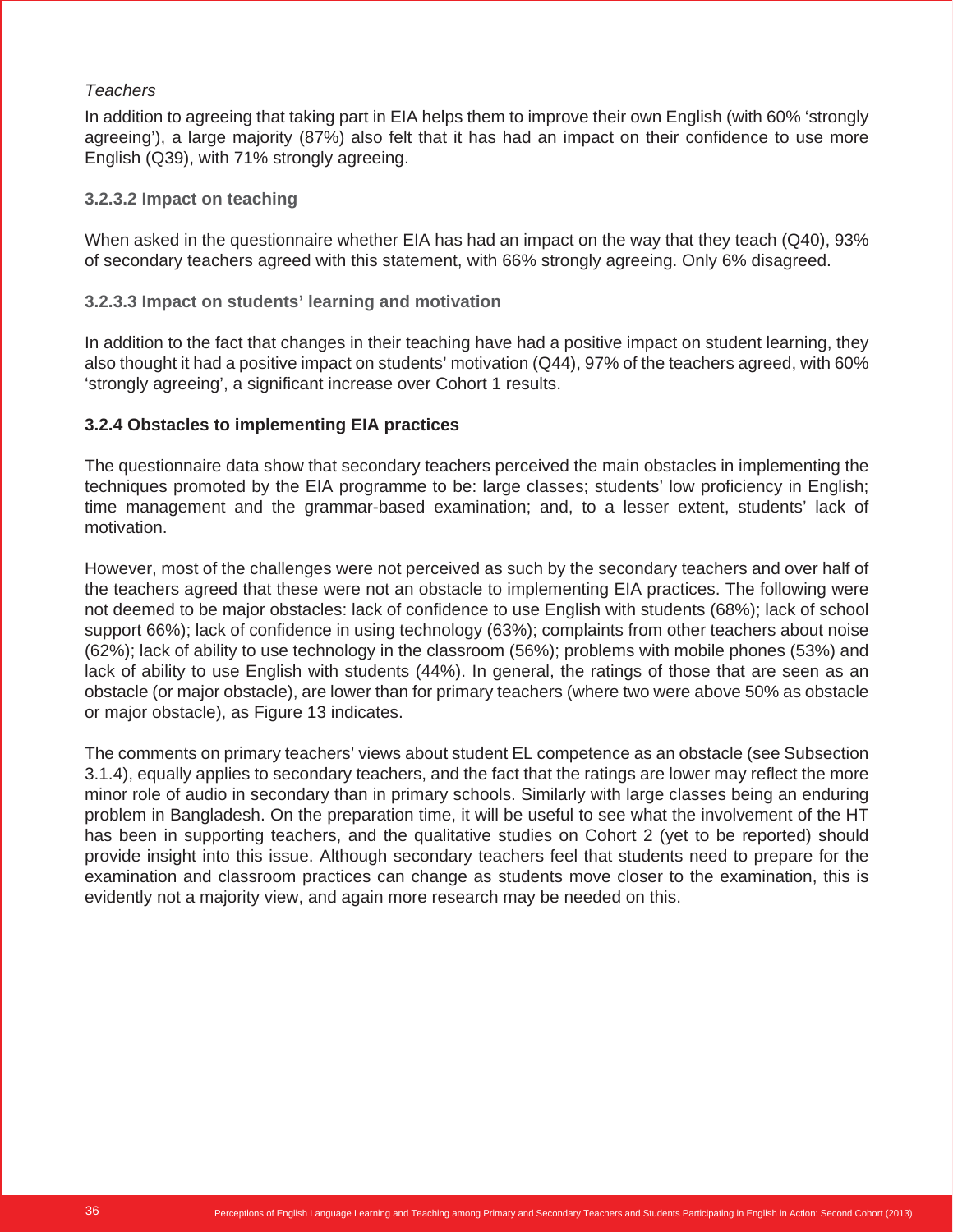*Teachers*

In addition to agreeing that taking part in EIA helps them to improve their own English (with 60% 'strongly agreeing'), a large majority (87%) also felt that it has had an impact on their confidence to use more English (Q39), with 71% strongly agreeing.

#### 3.2.3.2 Impact on teaching

When asked in the questionnaire whether EIA has had an impact on the way that they teach (Q40), 93% of secondary teachers agreed with this statement, with 66% strongly agreeing. Only 6% disagreed.

#### 3.2.3.3 Impact on students' learning and motivation

In addition to the fact that changes in their teaching have had a positive impact on student learning, they also thought it had a positive impact on students' motivation (Q44), 97% of the teachers agreed, with 60% 'strongly agreeing', a significant increase over Cohort 1 results.

### 3.2.4 Obstacles to implementing EIA practices

The questionnaire data show that secondary teachers perceived the main obstacles in implementing the techniques promoted by the EIA programme to be: large classes; students' low proficiency in English; time management and the grammar-based examination; and, to a lesser extent, students' lack of motivation.

However, most of the challenges were not perceived as such by the secondary teachers and over half of the teachers agreed that these were not an obstacle to implementing EIA practices. The following were not deemed to be major obstacles: lack of confidence to use English with students (68%); lack of school support 66%); lack of confidence in using technology (63%); complaints from other teachers about noise (62%); lack of ability to use technology in the classroom (56%); problems with mobile phones (53%) and lack of ability to use English with students (44%). In general, the ratings of those that are seen as an obstacle (or major obstacle), are lower than for primary teachers (where two were above 50% as obstacle or major obstacle), as Figure 13 indicates.

The comments on primary teachers' views about student EL competence as an obstacle (see Subsection 3.1.4), equally applies to secondary teachers, and the fact that the ratings are lower may reflect the more minor role of audio in secondary than in primary schools. Similarly with large classes being an enduring problem in Bangladesh. On the preparation time, it will be useful to see what the involvement of the HT has been in supporting teachers, and the qualitative studies on Cohort 2 (yet to be reported) should provide insight into this issue. Although secondary teachers feel that students need to prepare for the examination and classroom practices can change as students move closer to the examination, this is evidently not a majority view, and again more research may be needed on this.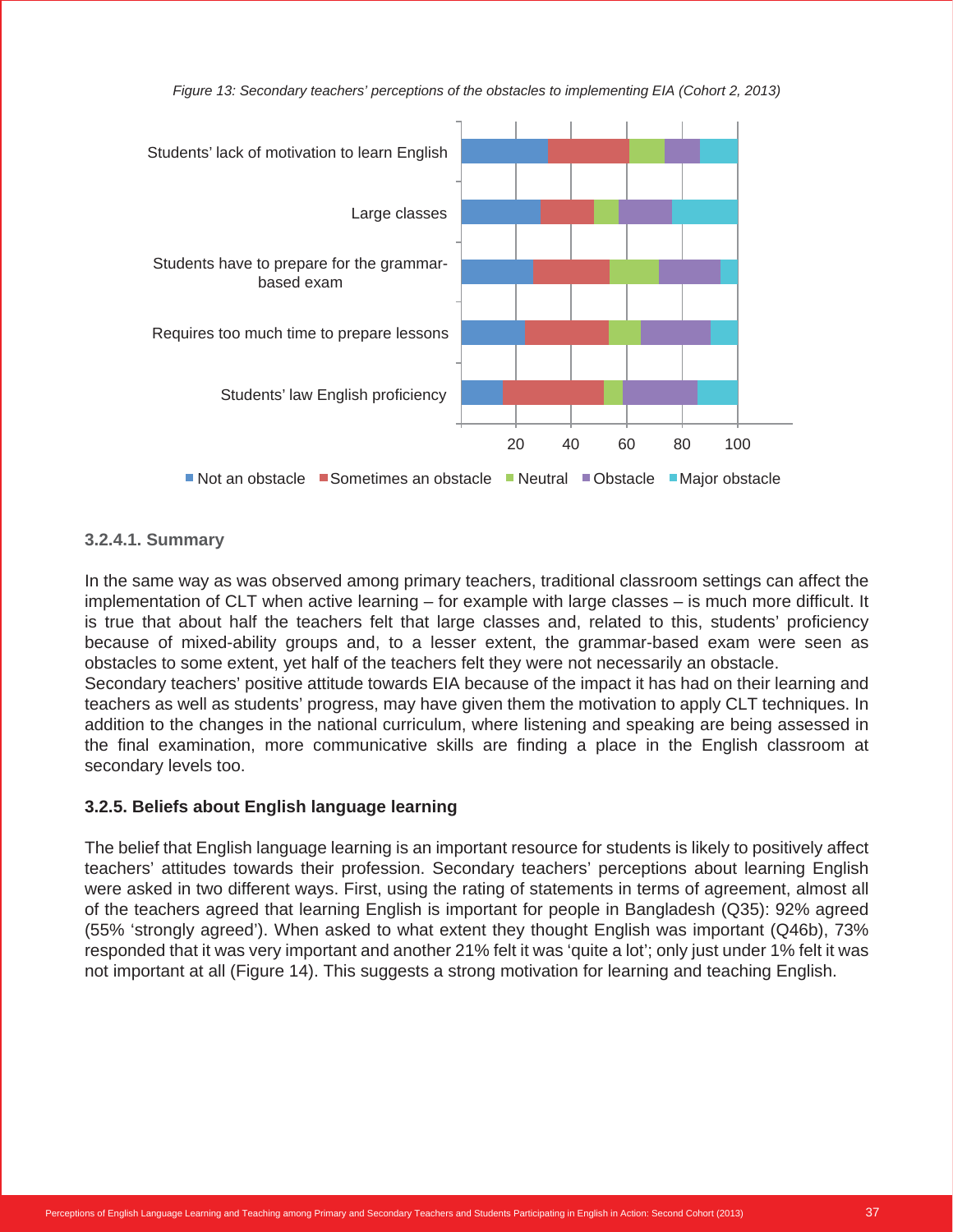*Figure 13: Secondary teachers' perceptions of the obstacles to implementing EIA (Cohort 2, 2013)*

### 3.2.4.1. Summary

In the same way as was observed among primary teachers, traditional classroom settings can affect the implementation of CLT when active learning – for example with large classes – is much more difficult. It is true that about half the teachers felt that large classes and, related to this, students' proficiency because of mixed-ability groups and, to a lesser extent, the grammar-based exam were seen as obstacles to some extent, yet half of the teachers felt they were not necessarily an obstacle.

Secondary teachers' positive attitude towards EIA because of the impact it has had on their learning and teachers as well as students' progress, may have given them the motivation to apply CLT techniques. In addition to the changes in the national curriculum, where listening and speaking are being assessed in the final examination, more communicative skills are finding a place in the English classroom at secondary levels too.

### 3.2.5. Beliefs about English language learning

The belief that English language learning is an important resource for students is likely to positively affect teachers' attitudes towards their profession. Secondary teachers' perceptions about learning English were asked in two different ways. First, using the rating of statements in terms of agreement, almost all of the teachers agreed that learning English is important for people in Bangladesh (Q35): 92% agreed (55% 'strongly agreed'). When asked to what extent they thought English was important (Q46b), 73% responded that it was very important and another 21% felt it was 'quite a lot'; only just under 1% felt it was not important at all (Figure 14). This suggests a strong motivation for learning and teaching English.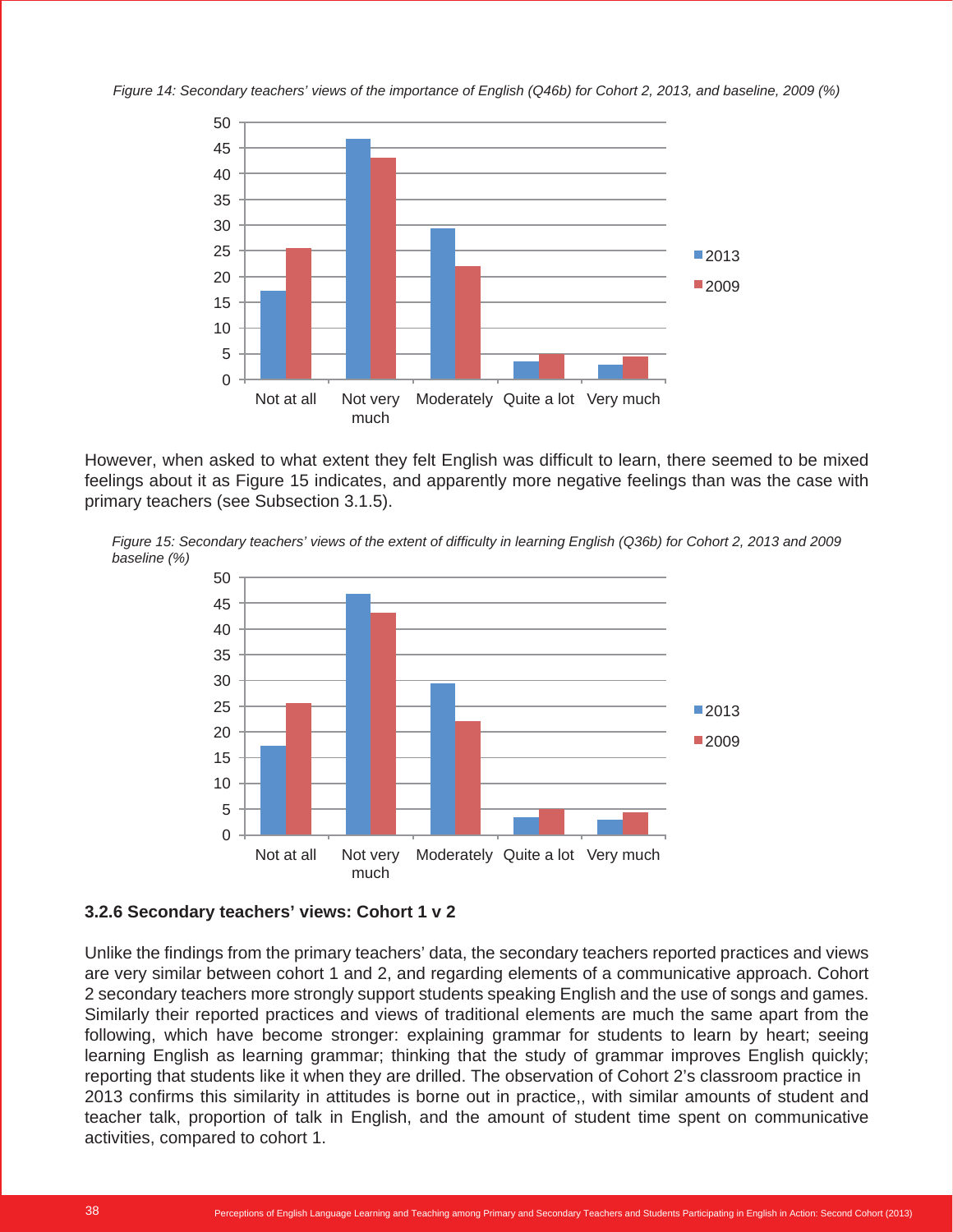*Figure 14: Secondary teachers' views of the importance of English (Q46b) for Cohort 2, 2013, and baseline, 2009 (%)*

However, when asked to what extent they felt English was difficult to learn, there seemed to be mixed feelings about it as Figure 15 indicates, and apparently more negative feelings than was the case with primary teachers (see Subsection 3.1.5).

*Figure 15: Secondary teachers' views of the extent of difficulty in learning English (Q36b) for Cohort 2, 2013 and 2009 baseline (%)*

### 3.2.6 Secondary teachers' views: Cohort 1 v 2

Unlike the findings from the primary teachers' data, the secondary teachers reported practices and views are very similar between cohort 1 and 2, and regarding elements of a communicative approach. Cohort 2 secondary teachers more strongly support students speaking English and the use of songs and games. Similarly their reported practices and views of traditional elements are much the same apart from the following, which have become stronger: explaining grammar for students to learn by heart; seeing learning English as learning grammar; thinking that the study of grammar improves English quickly; reporting that students like it when they are drilled. The observation of Cohort 2's classroom practice in 2013 confirms this similarity in attitudes is borne out in practice,, with similar amounts of student and teacher talk, proportion of talk in English, and the amount of student time spent on communicative activities, compared to cohort 1.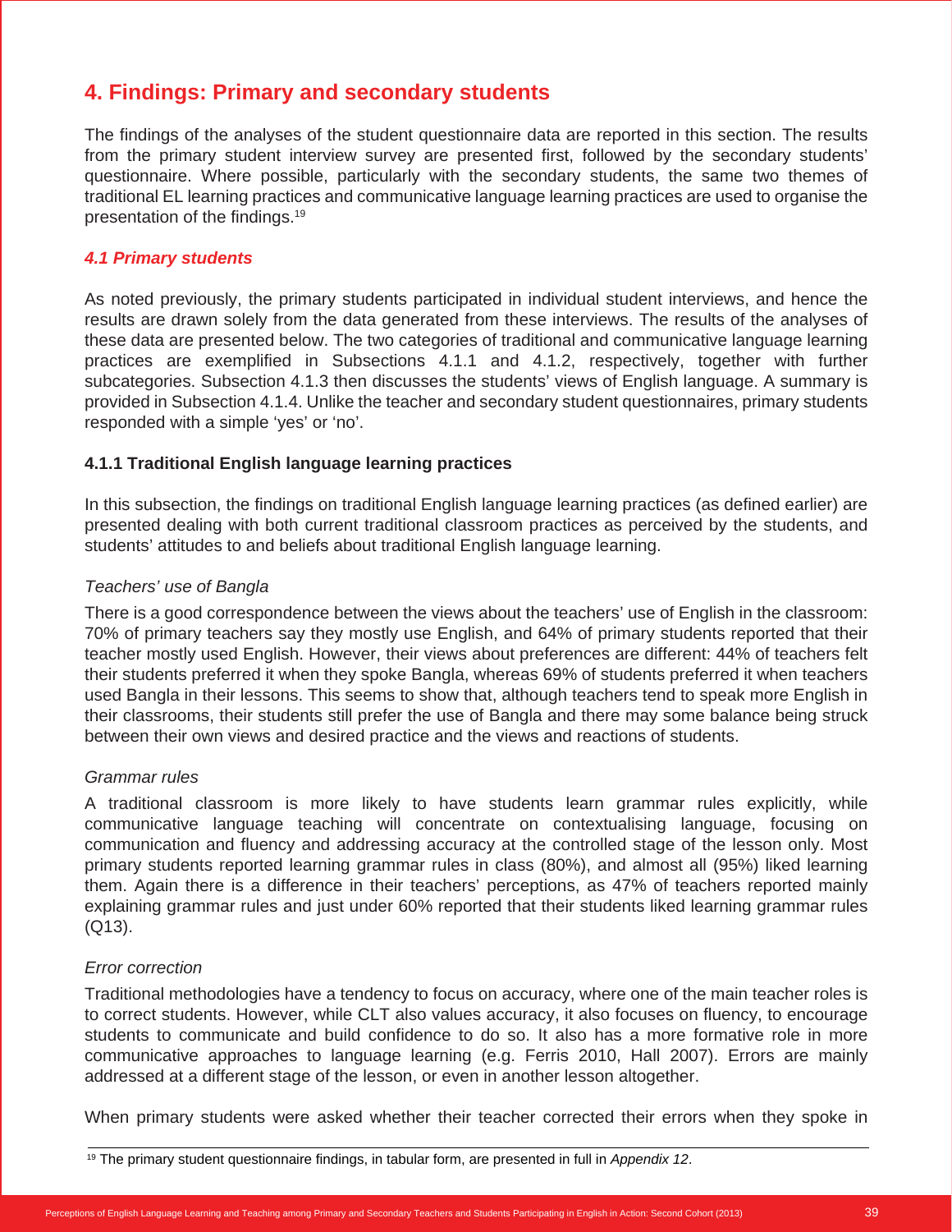## 4. Findings: Primary and secondary students

The findings of the analyses of the student questionnaire data are reported in this section. The results from the primary student interview survey are presented first, followed by the secondary students' questionnaire. Where possible, particularly with the secondary students, the same two themes of traditional EL learning practices and communicative language learning practices are used to organise the presentation of the findings.[19]

### *4.1 Primary students*

As noted previously, the primary students participated in individual student interviews, and hence the results are drawn solely from the data generated from these interviews. The results of the analyses of these data are presented below. The two categories of traditional and communicative language learning practices are exemplified in Subsections 4.1.1 and 4.1.2, respectively, together with further subcategories. Subsection 4.1.3 then discusses the students' views of English language. A summary is provided in Subsection 4.1.4. Unlike the teacher and secondary student questionnaires, primary students responded with a simple 'yes' or 'no'.

#### 4.1.1 Traditional English language learning practices

In this subsection, the findings on traditional English language learning practices (as defined earlier) are presented dealing with both current traditional classroom practices as perceived by the students, and students' attitudes to and beliefs about traditional English language learning.

*Teachers' use of Bangla*

There is a good correspondence between the views about the teachers' use of English in the classroom: 70% of primary teachers say they mostly use English, and 64% of primary students reported that their teacher mostly used English. However, their views about preferences are different: 44% of teachers felt their students preferred it when they spoke Bangla, whereas 69% of students preferred it when teachers used Bangla in their lessons. This seems to show that, although teachers tend to speak more English in their classrooms, their students still prefer the use of Bangla and there may some balance being struck between their own views and desired practice and the views and reactions of students.

*Grammar rules*

A traditional classroom is more likely to have students learn grammar rules explicitly, while communicative language teaching will concentrate on contextualising language, focusing on communication and fluency and addressing accuracy at the controlled stage of the lesson only. Most primary students reported learning grammar rules in class (80%), and almost all (95%) liked learning them. Again there is a difference in their teachers' perceptions, as 47% of teachers reported mainly explaining grammar rules and just under 60% reported that their students liked learning grammar rules (Q13).

*Error correction*

Traditional methodologies have a tendency to focus on accuracy, where one of the main teacher roles is to correct students. However, while CLT also values accuracy, it also focuses on fluency, to encourage students to communicate and build confidence to do so. It also has a more formative role in more communicative approaches to language learning (e.g. Ferris 2010, Hall 2007). Errors are mainly addressed at a different stage of the lesson, or even in another lesson altogether.

When primary students were asked whether their teacher corrected their errors when they spoke in

---

[19] The primary student questionnaire findings, in tabular form, are presented in full in *Appendix 12*.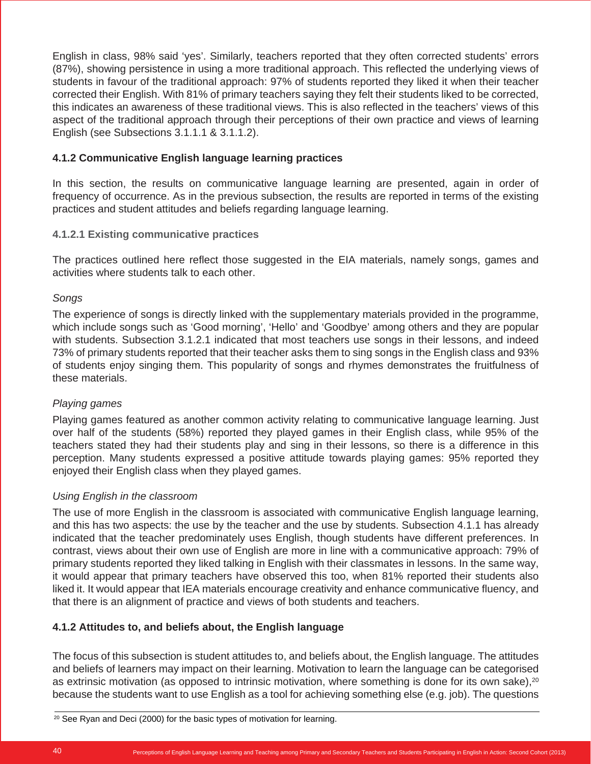English in class, 98% said 'yes'. Similarly, teachers reported that they often corrected students' errors (87%), showing persistence in using a more traditional approach. This reflected the underlying views of students in favour of the traditional approach: 97% of students reported they liked it when their teacher corrected their English. With 81% of primary teachers saying they felt their students liked to be corrected, this indicates an awareness of these traditional views. This is also reflected in the teachers' views of this aspect of the traditional approach through their perceptions of their own practice and views of learning English (see Subsections 3.1.1.1 & 3.1.1.2).

### 4.1.2 Communicative English language learning practices

In this section, the results on communicative language learning are presented, again in order of frequency of occurrence. As in the previous subsection, the results are reported in terms of the existing practices and student attitudes and beliefs regarding language learning.

#### 4.1.2.1 Existing communicative practices

The practices outlined here reflect those suggested in the EIA materials, namely songs, games and activities where students talk to each other.

*Songs*

The experience of songs is directly linked with the supplementary materials provided in the programme, which include songs such as 'Good morning', 'Hello' and 'Goodbye' among others and they are popular with students. Subsection 3.1.2.1 indicated that most teachers use songs in their lessons, and indeed 73% of primary students reported that their teacher asks them to sing songs in the English class and 93% of students enjoy singing them. This popularity of songs and rhymes demonstrates the fruitfulness of these materials.

*Playing games*

Playing games featured as another common activity relating to communicative language learning. Just over half of the students (58%) reported they played games in their English class, while 95% of the teachers stated they had their students play and sing in their lessons, so there is a difference in this perception. Many students expressed a positive attitude towards playing games: 95% reported they enjoyed their English class when they played games.

*Using English in the classroom*

The use of more English in the classroom is associated with communicative English language learning, and this has two aspects: the use by the teacher and the use by students. Subsection 4.1.1 has already indicated that the teacher predominately uses English, though students have different preferences. In contrast, views about their own use of English are more in line with a communicative approach: 79% of primary students reported they liked talking in English with their classmates in lessons. In the same way, it would appear that primary teachers have observed this too, when 81% reported their students also liked it. It would appear that IEA materials encourage creativity and enhance communicative fluency, and that there is an alignment of practice and views of both students and teachers.

### 4.1.2 Attitudes to, and beliefs about, the English language

The focus of this subsection is student attitudes to, and beliefs about, the English language. The attitudes and beliefs of learners may impact on their learning. Motivation to learn the language can be categorised as extrinsic motivation (as opposed to intrinsic motivation, where something is done for its own sake),[20] because the students want to use English as a tool for achieving something else (e.g. job). The questions

[20] See Ryan and Deci (2000) for the basic types of motivation for learning.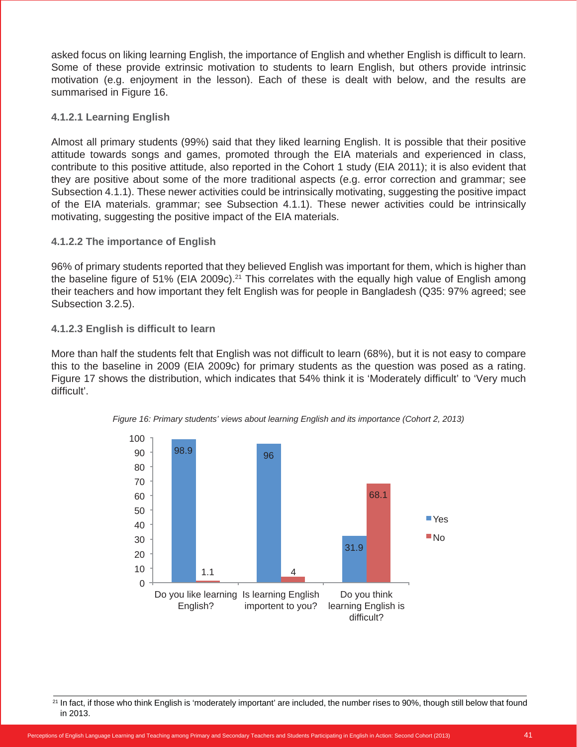asked focus on liking learning English, the importance of English and whether English is difficult to learn. Some of these provide extrinsic motivation to students to learn English, but others provide intrinsic motivation (e.g. enjoyment in the lesson). Each of these is dealt with below, and the results are summarised in Figure 16.

#### 4.1.2.1 Learning English

Almost all primary students (99%) said that they liked learning English. It is possible that their positive attitude towards songs and games, promoted through the EIA materials and experienced in class, contribute to this positive attitude, also reported in the Cohort 1 study (EIA 2011); it is also evident that they are positive about some of the more traditional aspects (e.g. error correction and grammar; see Subsection 4.1.1). These newer activities could be intrinsically motivating, suggesting the positive impact of the EIA materials. grammar; see Subsection 4.1.1). These newer activities could be intrinsically motivating, suggesting the positive impact of the EIA materials.

#### 4.1.2.2 The importance of English

96% of primary students reported that they believed English was important for them, which is higher than the baseline figure of 51% (EIA 2009c).[21] This correlates with the equally high value of English among their teachers and how important they felt English was for people in Bangladesh (Q35: 97% agreed; see Subsection 3.2.5).

#### 4.1.2.3 English is difficult to learn

More than half the students felt that English was not difficult to learn (68%), but it is not easy to compare this to the baseline in 2009 (EIA 2009c) for primary students as the question was posed as a rating. Figure 17 shows the distribution, which indicates that 54% think it is 'Moderately difficult' to 'Very much difficult'.

*Figure 16: Primary students' views about learning English and its importance (Cohort 2, 2013)*

| | Yes | No |
|---|---|---|
| Do you like learning English? | 98.9 | 1.1 |
| Is learning English importent to you? | 96 | 4 |
| Do you think learning English is difficult? | 31.9 | 68.1 |

[21] In fact, if those who think English is 'moderately important' are included, the number rises to 90%, though still below that found in 2013.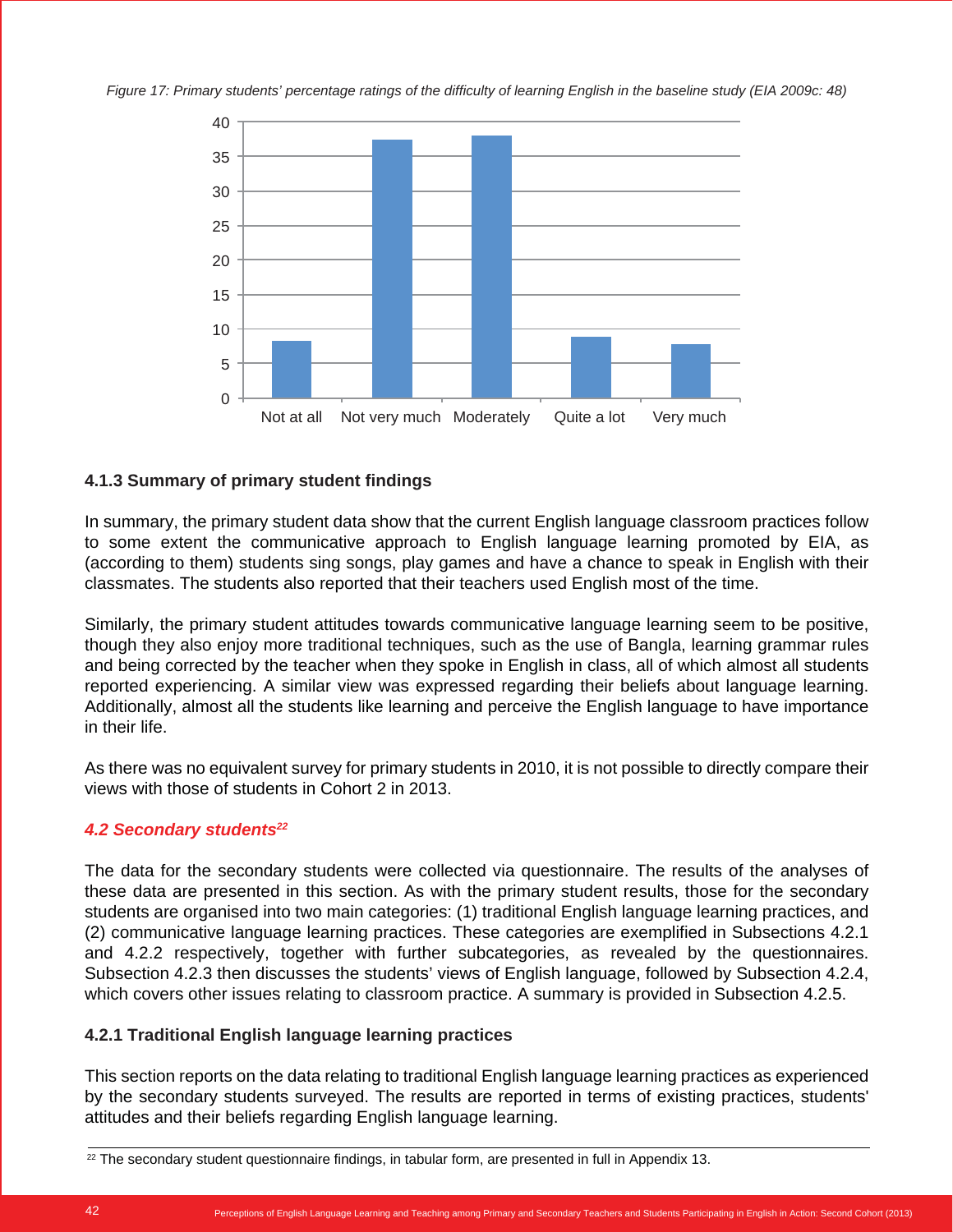*Figure 17: Primary students' percentage ratings of the difficulty of learning English in the baseline study (EIA 2009c: 48)*

### 4.1.3 Summary of primary student findings

In summary, the primary student data show that the current English language classroom practices follow to some extent the communicative approach to English language learning promoted by EIA, as (according to them) students sing songs, play games and have a chance to speak in English with their classmates. The students also reported that their teachers used English most of the time.

Similarly, the primary student attitudes towards communicative language learning seem to be positive, though they also enjoy more traditional techniques, such as the use of Bangla, learning grammar rules and being corrected by the teacher when they spoke in English in class, all of which almost all students reported experiencing. A similar view was expressed regarding their beliefs about language learning. Additionally, almost all the students like learning and perceive the English language to have importance in their life.

As there was no equivalent survey for primary students in 2010, it is not possible to directly compare their views with those of students in Cohort 2 in 2013.

## *4.2 Secondary students*[22]

The data for the secondary students were collected via questionnaire. The results of the analyses of these data are presented in this section. As with the primary student results, those for the secondary students are organised into two main categories: (1) traditional English language learning practices, and (2) communicative language learning practices. These categories are exemplified in Subsections 4.2.1 and 4.2.2 respectively, together with further subcategories, as revealed by the questionnaires. Subsection 4.2.3 then discusses the students' views of English language, followed by Subsection 4.2.4, which covers other issues relating to classroom practice. A summary is provided in Subsection 4.2.5.

### 4.2.1 Traditional English language learning practices

This section reports on the data relating to traditional English language learning practices as experienced by the secondary students surveyed. The results are reported in terms of existing practices, students' attitudes and their beliefs regarding English language learning.

---

[22] The secondary student questionnaire findings, in tabular form, are presented in full in Appendix 13.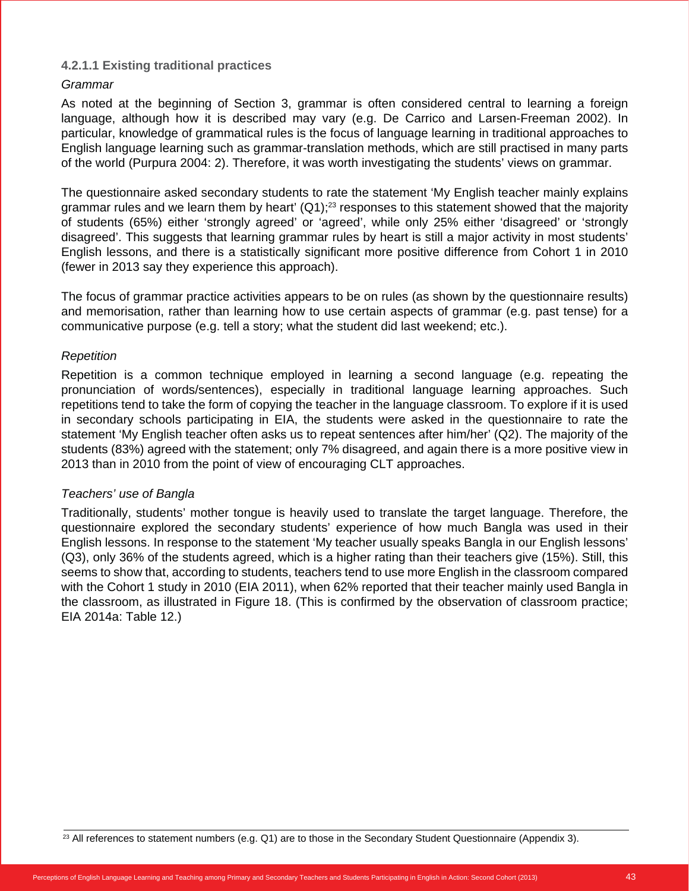#### 4.2.1.1 Existing traditional practices

*Grammar*

As noted at the beginning of Section 3, grammar is often considered central to learning a foreign language, although how it is described may vary (e.g. De Carrico and Larsen-Freeman 2002). In particular, knowledge of grammatical rules is the focus of language learning in traditional approaches to English language learning such as grammar-translation methods, which are still practised in many parts of the world (Purpura 2004: 2). Therefore, it was worth investigating the students' views on grammar.

The questionnaire asked secondary students to rate the statement 'My English teacher mainly explains grammar rules and we learn them by heart' (Q1);[23] responses to this statement showed that the majority of students (65%) either 'strongly agreed' or 'agreed', while only 25% either 'disagreed' or 'strongly disagreed'. This suggests that learning grammar rules by heart is still a major activity in most students' English lessons, and there is a statistically significant more positive difference from Cohort 1 in 2010 (fewer in 2013 say they experience this approach).

The focus of grammar practice activities appears to be on rules (as shown by the questionnaire results) and memorisation, rather than learning how to use certain aspects of grammar (e.g. past tense) for a communicative purpose (e.g. tell a story; what the student did last weekend; etc.).

*Repetition*

Repetition is a common technique employed in learning a second language (e.g. repeating the pronunciation of words/sentences), especially in traditional language learning approaches. Such repetitions tend to take the form of copying the teacher in the language classroom. To explore if it is used in secondary schools participating in EIA, the students were asked in the questionnaire to rate the statement 'My English teacher often asks us to repeat sentences after him/her' (Q2). The majority of the students (83%) agreed with the statement; only 7% disagreed, and again there is a more positive view in 2013 than in 2010 from the point of view of encouraging CLT approaches.

*Teachers' use of Bangla*

Traditionally, students' mother tongue is heavily used to translate the target language. Therefore, the questionnaire explored the secondary students' experience of how much Bangla was used in their English lessons. In response to the statement 'My teacher usually speaks Bangla in our English lessons' (Q3), only 36% of the students agreed, which is a higher rating than their teachers give (15%). Still, this seems to show that, according to students, teachers tend to use more English in the classroom compared with the Cohort 1 study in 2010 (EIA 2011), when 62% reported that their teacher mainly used Bangla in the classroom, as illustrated in Figure 18. (This is confirmed by the observation of classroom practice; EIA 2014a: Table 12.)

[23] All references to statement numbers (e.g. Q1) are to those in the Secondary Student Questionnaire (Appendix 3).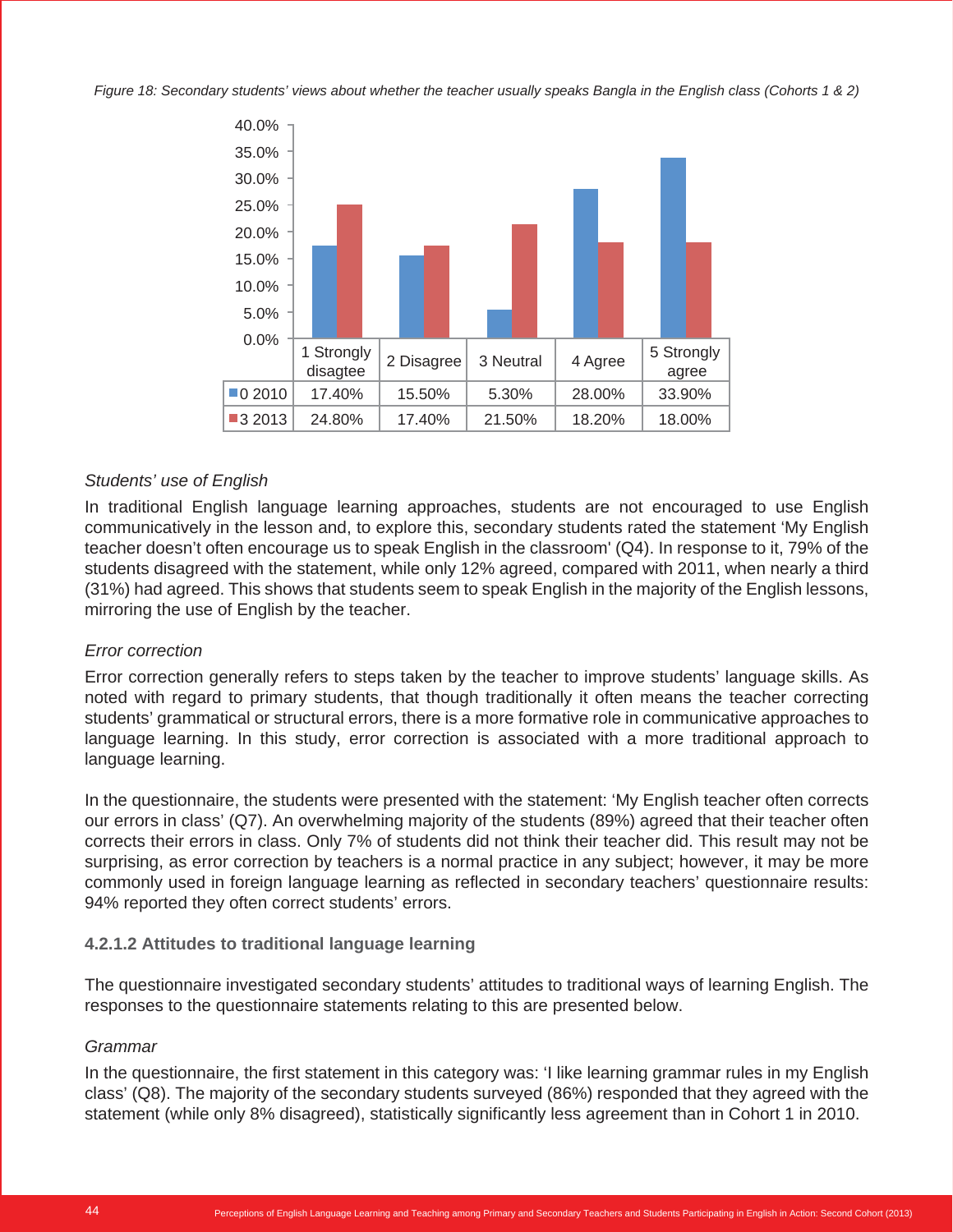*Figure 18: Secondary students' views about whether the teacher usually speaks Bangla in the English class (Cohorts 1 & 2)*

| | 1 Strongly disagree | 2 Disagree | 3 Neutral | 4 Agree | 5 Strongly agree |
|---|---|---|---|---|---|
| 0 2010 | 17.40% | 15.50% | 5.30% | 28.00% | 33.90% |
| 3 2013 | 24.80% | 17.40% | 21.50% | 18.20% | 18.00% |

*Students' use of English*

In traditional English language learning approaches, students are not encouraged to use English communicatively in the lesson and, to explore this, secondary students rated the statement 'My English teacher doesn't often encourage us to speak English in the classroom' (Q4). In response to it, 79% of the students disagreed with the statement, while only 12% agreed, compared with 2011, when nearly a third (31%) had agreed. This shows that students seem to speak English in the majority of the English lessons, mirroring the use of English by the teacher.

*Error correction*

Error correction generally refers to steps taken by the teacher to improve students' language skills. As noted with regard to primary students, that though traditionally it often means the teacher correcting students' grammatical or structural errors, there is a more formative role in communicative approaches to language learning. In this study, error correction is associated with a more traditional approach to language learning.

In the questionnaire, the students were presented with the statement: 'My English teacher often corrects our errors in class' (Q7). An overwhelming majority of the students (89%) agreed that their teacher often corrects their errors in class. Only 7% of students did not think their teacher did. This result may not be surprising, as error correction by teachers is a normal practice in any subject; however, it may be more commonly used in foreign language learning as reflected in secondary teachers' questionnaire results: 94% reported they often correct students' errors.

#### 4.2.1.2 Attitudes to traditional language learning

The questionnaire investigated secondary students' attitudes to traditional ways of learning English. The responses to the questionnaire statements relating to this are presented below.

*Grammar*

In the questionnaire, the first statement in this category was: 'I like learning grammar rules in my English class' (Q8). The majority of the secondary students surveyed (86%) responded that they agreed with the statement (while only 8% disagreed), statistically significantly less agreement than in Cohort 1 in 2010.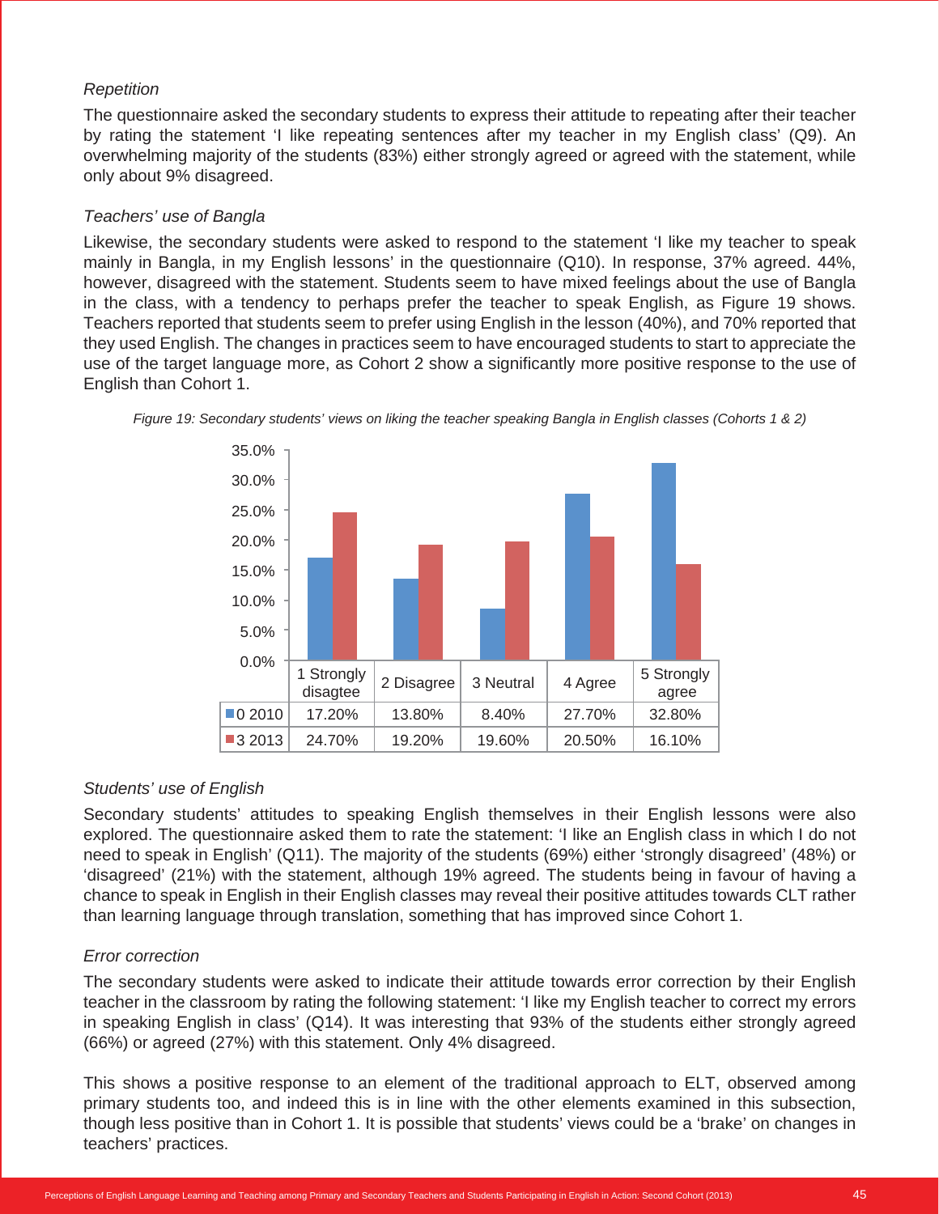*Repetition*

The questionnaire asked the secondary students to express their attitude to repeating after their teacher by rating the statement 'I like repeating sentences after my teacher in my English class' (Q9). An overwhelming majority of the students (83%) either strongly agreed or agreed with the statement, while only about 9% disagreed.

*Teachers' use of Bangla*

Likewise, the secondary students were asked to respond to the statement 'I like my teacher to speak mainly in Bangla, in my English lessons' in the questionnaire (Q10). In response, 37% agreed. 44%, however, disagreed with the statement. Students seem to have mixed feelings about the use of Bangla in the class, with a tendency to perhaps prefer the teacher to speak English, as Figure 19 shows. Teachers reported that students seem to prefer using English in the lesson (40%), and 70% reported that they used English. The changes in practices seem to have encouraged students to start to appreciate the use of the target language more, as Cohort 2 show a significantly more positive response to the use of English than Cohort 1.

*Figure 19: Secondary students' views on liking the teacher speaking Bangla in English classes (Cohorts 1 & 2)*

| | 1 Strongly disagtee | 2 Disagree | 3 Neutral | 4 Agree | 5 Strongly agree |
|---|---|---|---|---|---|
| 0 2010 | 17.20% | 13.80% | 8.40% | 27.70% | 32.80% |
| 3 2013 | 24.70% | 19.20% | 19.60% | 20.50% | 16.10% |

*Students' use of English*

Secondary students' attitudes to speaking English themselves in their English lessons were also explored. The questionnaire asked them to rate the statement: 'I like an English class in which I do not need to speak in English' (Q11). The majority of the students (69%) either 'strongly disagreed' (48%) or 'disagreed' (21%) with the statement, although 19% agreed. The students being in favour of having a chance to speak in English in their English classes may reveal their positive attitudes towards CLT rather than learning language through translation, something that has improved since Cohort 1.

*Error correction*

The secondary students were asked to indicate their attitude towards error correction by their English teacher in the classroom by rating the following statement: 'I like my English teacher to correct my errors in speaking English in class' (Q14). It was interesting that 93% of the students either strongly agreed (66%) or agreed (27%) with this statement. Only 4% disagreed.

This shows a positive response to an element of the traditional approach to ELT, observed among primary students too, and indeed this is in line with the other elements examined in this subsection, though less positive than in Cohort 1. It is possible that students' views could be a 'brake' on changes in teachers' practices.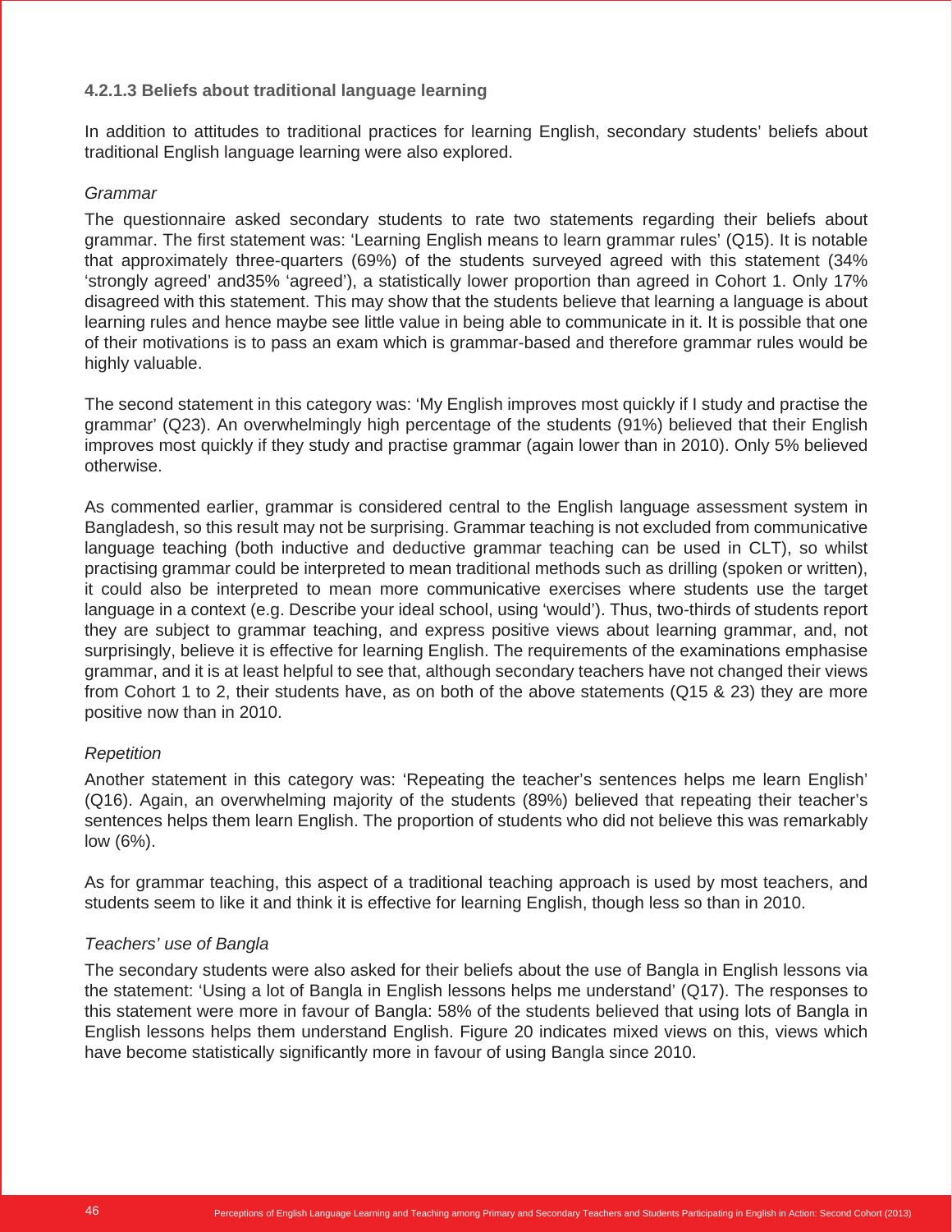#### 4.2.1.3 Beliefs about traditional language learning

In addition to attitudes to traditional practices for learning English, secondary students' beliefs about traditional English language learning were also explored.

*Grammar*

The questionnaire asked secondary students to rate two statements regarding their beliefs about grammar. The first statement was: 'Learning English means to learn grammar rules' (Q15). It is notable that approximately three-quarters (69%) of the students surveyed agreed with this statement (34% 'strongly agreed' and35% 'agreed'), a statistically lower proportion than agreed in Cohort 1. Only 17% disagreed with this statement. This may show that the students believe that learning a language is about learning rules and hence maybe see little value in being able to communicate in it. It is possible that one of their motivations is to pass an exam which is grammar-based and therefore grammar rules would be highly valuable.

The second statement in this category was: 'My English improves most quickly if I study and practise the grammar' (Q23). An overwhelmingly high percentage of the students (91%) believed that their English improves most quickly if they study and practise grammar (again lower than in 2010). Only 5% believed otherwise.

As commented earlier, grammar is considered central to the English language assessment system in Bangladesh, so this result may not be surprising. Grammar teaching is not excluded from communicative language teaching (both inductive and deductive grammar teaching can be used in CLT), so whilst practising grammar could be interpreted to mean traditional methods such as drilling (spoken or written), it could also be interpreted to mean more communicative exercises where students use the target language in a context (e.g. Describe your ideal school, using 'would'). Thus, two-thirds of students report they are subject to grammar teaching, and express positive views about learning grammar, and, not surprisingly, believe it is effective for learning English. The requirements of the examinations emphasise grammar, and it is at least helpful to see that, although secondary teachers have not changed their views from Cohort 1 to 2, their students have, as on both of the above statements (Q15 & 23) they are more positive now than in 2010.

*Repetition*

Another statement in this category was: 'Repeating the teacher's sentences helps me learn English' (Q16). Again, an overwhelming majority of the students (89%) believed that repeating their teacher's sentences helps them learn English. The proportion of students who did not believe this was remarkably low (6%).

As for grammar teaching, this aspect of a traditional teaching approach is used by most teachers, and students seem to like it and think it is effective for learning English, though less so than in 2010.

*Teachers' use of Bangla*

The secondary students were also asked for their beliefs about the use of Bangla in English lessons via the statement: 'Using a lot of Bangla in English lessons helps me understand' (Q17). The responses to this statement were more in favour of Bangla: 58% of the students believed that using lots of Bangla in English lessons helps them understand English. Figure 20 indicates mixed views on this, views which have become statistically significantly more in favour of using Bangla since 2010.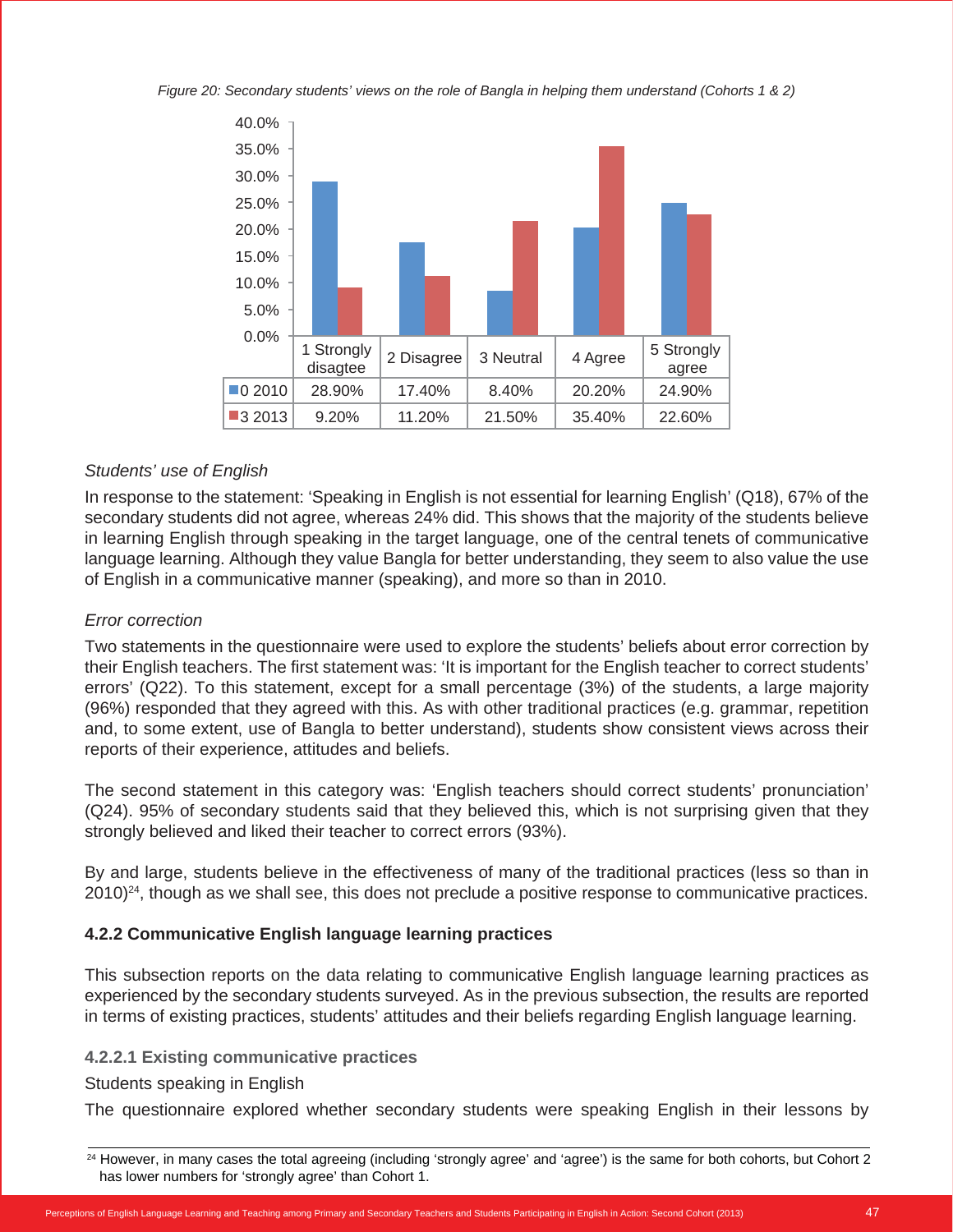*Figure 20: Secondary students' views on the role of Bangla in helping them understand (Cohorts 1 & 2)*

| | 1 Strongly disagree | 2 Disagree | 3 Neutral | 4 Agree | 5 Strongly agree |
|---|---|---|---|---|---|
| 0 2010 | 28.90% | 17.40% | 8.40% | 20.20% | 24.90% |
| 3 2013 | 9.20% | 11.20% | 21.50% | 35.40% | 22.60% |

*Students' use of English*

In response to the statement: 'Speaking in English is not essential for learning English' (Q18), 67% of the secondary students did not agree, whereas 24% did. This shows that the majority of the students believe in learning English through speaking in the target language, one of the central tenets of communicative language learning. Although they value Bangla for better understanding, they seem to also value the use of English in a communicative manner (speaking), and more so than in 2010.

*Error correction*

Two statements in the questionnaire were used to explore the students' beliefs about error correction by their English teachers. The first statement was: 'It is important for the English teacher to correct students' errors' (Q22). To this statement, except for a small percentage (3%) of the students, a large majority (96%) responded that they agreed with this. As with other traditional practices (e.g. grammar, repetition and, to some extent, use of Bangla to better understand), students show consistent views across their reports of their experience, attitudes and beliefs.

The second statement in this category was: 'English teachers should correct students' pronunciation' (Q24). 95% of secondary students said that they believed this, which is not surprising given that they strongly believed and liked their teacher to correct errors (93%).

By and large, students believe in the effectiveness of many of the traditional practices (less so than in 2010)[24], though as we shall see, this does not preclude a positive response to communicative practices.

### 4.2.2 Communicative English language learning practices

This subsection reports on the data relating to communicative English language learning practices as experienced by the secondary students surveyed. As in the previous subsection, the results are reported in terms of existing practices, students' attitudes and their beliefs regarding English language learning.

#### 4.2.2.1 Existing communicative practices

Students speaking in English

The questionnaire explored whether secondary students were speaking English in their lessons by

---

[24] However, in many cases the total agreeing (including 'strongly agree' and 'agree') is the same for both cohorts, but Cohort 2 has lower numbers for 'strongly agree' than Cohort 1.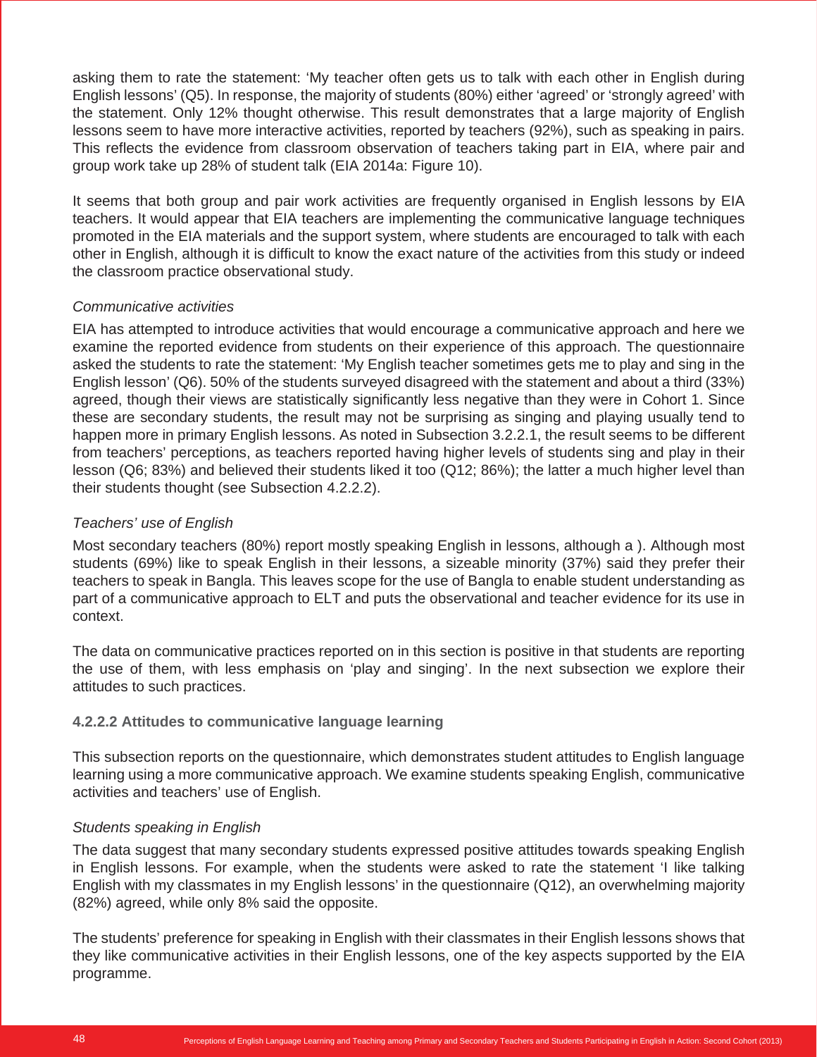asking them to rate the statement: 'My teacher often gets us to talk with each other in English during English lessons' (Q5). In response, the majority of students (80%) either 'agreed' or 'strongly agreed' with the statement. Only 12% thought otherwise. This result demonstrates that a large majority of English lessons seem to have more interactive activities, reported by teachers (92%), such as speaking in pairs. This reflects the evidence from classroom observation of teachers taking part in EIA, where pair and group work take up 28% of student talk (EIA 2014a: Figure 10).

It seems that both group and pair work activities are frequently organised in English lessons by EIA teachers. It would appear that EIA teachers are implementing the communicative language techniques promoted in the EIA materials and the support system, where students are encouraged to talk with each other in English, although it is difficult to know the exact nature of the activities from this study or indeed the classroom practice observational study.

*Communicative activities*

EIA has attempted to introduce activities that would encourage a communicative approach and here we examine the reported evidence from students on their experience of this approach. The questionnaire asked the students to rate the statement: 'My English teacher sometimes gets me to play and sing in the English lesson' (Q6). 50% of the students surveyed disagreed with the statement and about a third (33%) agreed, though their views are statistically significantly less negative than they were in Cohort 1. Since these are secondary students, the result may not be surprising as singing and playing usually tend to happen more in primary English lessons. As noted in Subsection 3.2.2.1, the result seems to be different from teachers' perceptions, as teachers reported having higher levels of students sing and play in their lesson (Q6; 83%) and believed their students liked it too (Q12; 86%); the latter a much higher level than their students thought (see Subsection 4.2.2.2).

*Teachers' use of English*

Most secondary teachers (80%) report mostly speaking English in lessons, although a ). Although most students (69%) like to speak English in their lessons, a sizeable minority (37%) said they prefer their teachers to speak in Bangla. This leaves scope for the use of Bangla to enable student understanding as part of a communicative approach to ELT and puts the observational and teacher evidence for its use in context.

The data on communicative practices reported on in this section is positive in that students are reporting the use of them, with less emphasis on 'play and singing'. In the next subsection we explore their attitudes to such practices.

#### 4.2.2.2 Attitudes to communicative language learning

This subsection reports on the questionnaire, which demonstrates student attitudes to English language learning using a more communicative approach. We examine students speaking English, communicative activities and teachers' use of English.

*Students speaking in English*

The data suggest that many secondary students expressed positive attitudes towards speaking English in English lessons. For example, when the students were asked to rate the statement 'I like talking English with my classmates in my English lessons' in the questionnaire (Q12), an overwhelming majority (82%) agreed, while only 8% said the opposite.

The students' preference for speaking in English with their classmates in their English lessons shows that they like communicative activities in their English lessons, one of the key aspects supported by the EIA programme.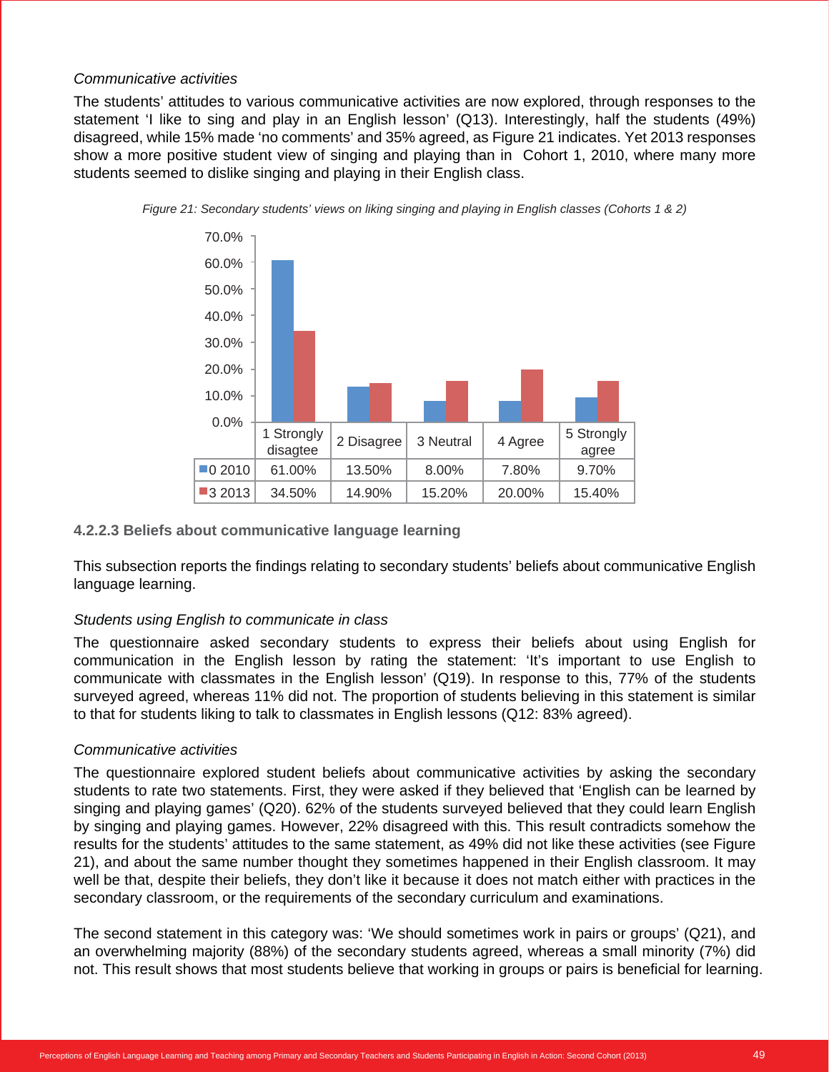*Communicative activities*

The students' attitudes to various communicative activities are now explored, through responses to the statement 'I like to sing and play in an English lesson' (Q13). Interestingly, half the students (49%) disagreed, while 15% made 'no comments' and 35% agreed, as Figure 21 indicates. Yet 2013 responses show a more positive student view of singing and playing than in Cohort 1, 2010, where many more students seemed to dislike singing and playing in their English class.

*Figure 21: Secondary students' views on liking singing and playing in English classes (Cohorts 1 & 2)*

| | 1 Strongly disagtee | 2 Disagree | 3 Neutral | 4 Agree | 5 Strongly agree |
|---|---|---|---|---|---|
| 0 2010 | 61.00% | 13.50% | 8.00% | 7.80% | 9.70% |
| 3 2013 | 34.50% | 14.90% | 15.20% | 20.00% | 15.40% |

#### 4.2.2.3 Beliefs about communicative language learning

This subsection reports the findings relating to secondary students' beliefs about communicative English language learning.

*Students using English to communicate in class*

The questionnaire asked secondary students to express their beliefs about using English for communication in the English lesson by rating the statement: 'It's important to use English to communicate with classmates in the English lesson' (Q19). In response to this, 77% of the students surveyed agreed, whereas 11% did not. The proportion of students believing in this statement is similar to that for students liking to talk to classmates in English lessons (Q12: 83% agreed).

*Communicative activities*

The questionnaire explored student beliefs about communicative activities by asking the secondary students to rate two statements. First, they were asked if they believed that 'English can be learned by singing and playing games' (Q20). 62% of the students surveyed believed that they could learn English by singing and playing games. However, 22% disagreed with this. This result contradicts somehow the results for the students' attitudes to the same statement, as 49% did not like these activities (see Figure 21), and about the same number thought they sometimes happened in their English classroom. It may well be that, despite their beliefs, they don't like it because it does not match either with practices in the secondary classroom, or the requirements of the secondary curriculum and examinations.

The second statement in this category was: 'We should sometimes work in pairs or groups' (Q21), and an overwhelming majority (88%) of the secondary students agreed, whereas a small minority (7%) did not. This result shows that most students believe that working in groups or pairs is beneficial for learning.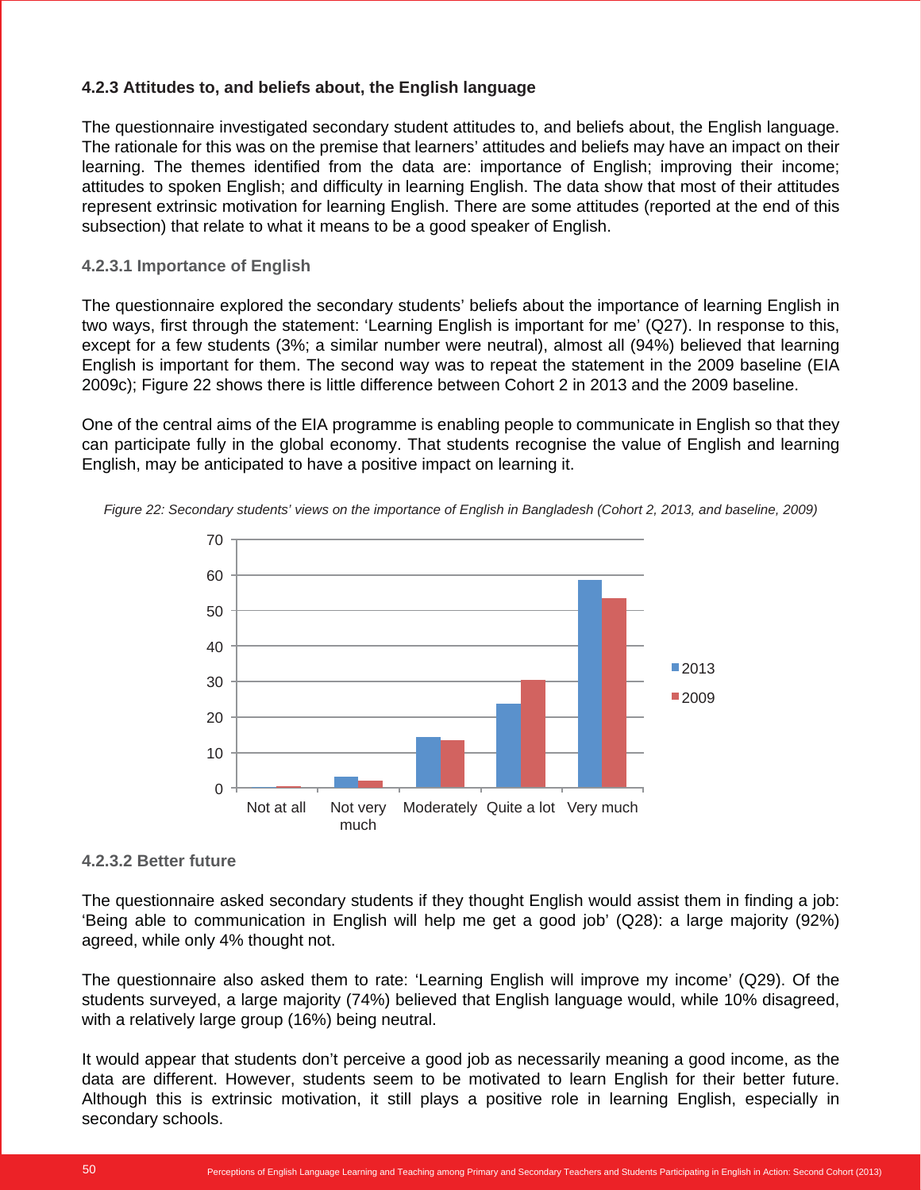### 4.2.3 Attitudes to, and beliefs about, the English language

The questionnaire investigated secondary student attitudes to, and beliefs about, the English language. The rationale for this was on the premise that learners' attitudes and beliefs may have an impact on their learning. The themes identified from the data are: importance of English; improving their income; attitudes to spoken English; and difficulty in learning English. The data show that most of their attitudes represent extrinsic motivation for learning English. There are some attitudes (reported at the end of this subsection) that relate to what it means to be a good speaker of English.

#### 4.2.3.1 Importance of English

The questionnaire explored the secondary students' beliefs about the importance of learning English in two ways, first through the statement: 'Learning English is important for me' (Q27). In response to this, except for a few students (3%; a similar number were neutral), almost all (94%) believed that learning English is important for them. The second way was to repeat the statement in the 2009 baseline (EIA 2009c); Figure 22 shows there is little difference between Cohort 2 in 2013 and the 2009 baseline.

One of the central aims of the EIA programme is enabling people to communicate in English so that they can participate fully in the global economy. That students recognise the value of English and learning English, may be anticipated to have a positive impact on learning it.

*Figure 22: Secondary students' views on the importance of English in Bangladesh (Cohort 2, 2013, and baseline, 2009)*

#### 4.2.3.2 Better future

The questionnaire asked secondary students if they thought English would assist them in finding a job: 'Being able to communication in English will help me get a good job' (Q28): a large majority (92%) agreed, while only 4% thought not.

The questionnaire also asked them to rate: 'Learning English will improve my income' (Q29). Of the students surveyed, a large majority (74%) believed that English language would, while 10% disagreed, with a relatively large group (16%) being neutral.

It would appear that students don't perceive a good job as necessarily meaning a good income, as the data are different. However, students seem to be motivated to learn English for their better future. Although this is extrinsic motivation, it still plays a positive role in learning English, especially in secondary schools.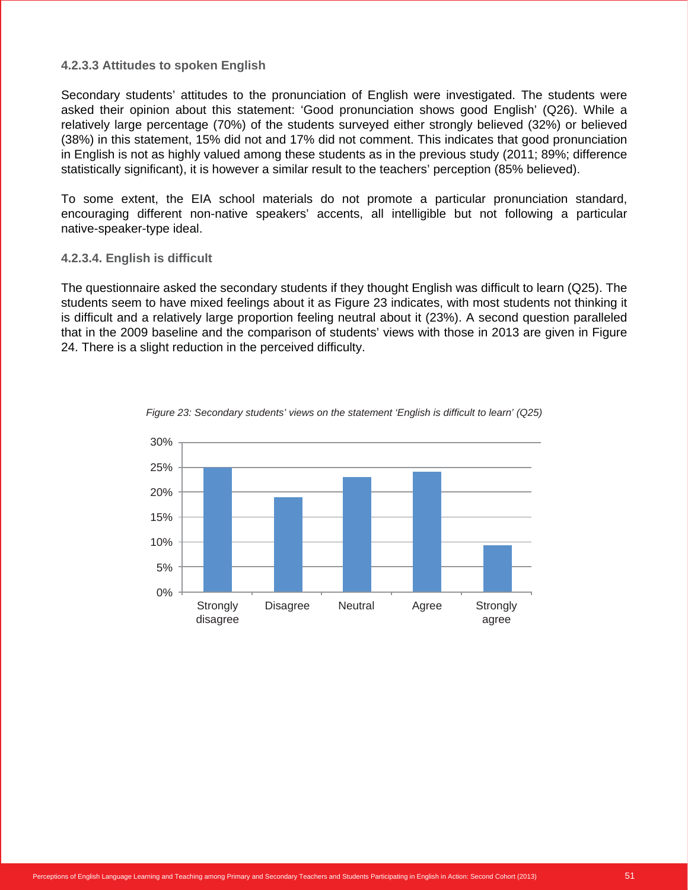#### 4.2.3.3 Attitudes to spoken English

Secondary students' attitudes to the pronunciation of English were investigated. The students were asked their opinion about this statement: 'Good pronunciation shows good English' (Q26). While a relatively large percentage (70%) of the students surveyed either strongly believed (32%) or believed (38%) in this statement, 15% did not and 17% did not comment. This indicates that good pronunciation in English is not as highly valued among these students as in the previous study (2011; 89%; difference statistically significant), it is however a similar result to the teachers' perception (85% believed).

To some extent, the EIA school materials do not promote a particular pronunciation standard, encouraging different non-native speakers' accents, all intelligible but not following a particular native-speaker-type ideal.

#### 4.2.3.4. English is difficult

The questionnaire asked the secondary students if they thought English was difficult to learn (Q25). The students seem to have mixed feelings about it as Figure 23 indicates, with most students not thinking it is difficult and a relatively large proportion feeling neutral about it (23%). A second question paralleled that in the 2009 baseline and the comparison of students' views with those in 2013 are given in Figure 24. There is a slight reduction in the perceived difficulty.

*Figure 23: Secondary students' views on the statement 'English is difficult to learn' (Q25)*

| Response | Percentage (approx.) |
|---|---|
| Strongly disagree | 25% |
| Disagree | 19% |
| Neutral | 23% |
| Agree | 24% |
| Strongly agree | 9% |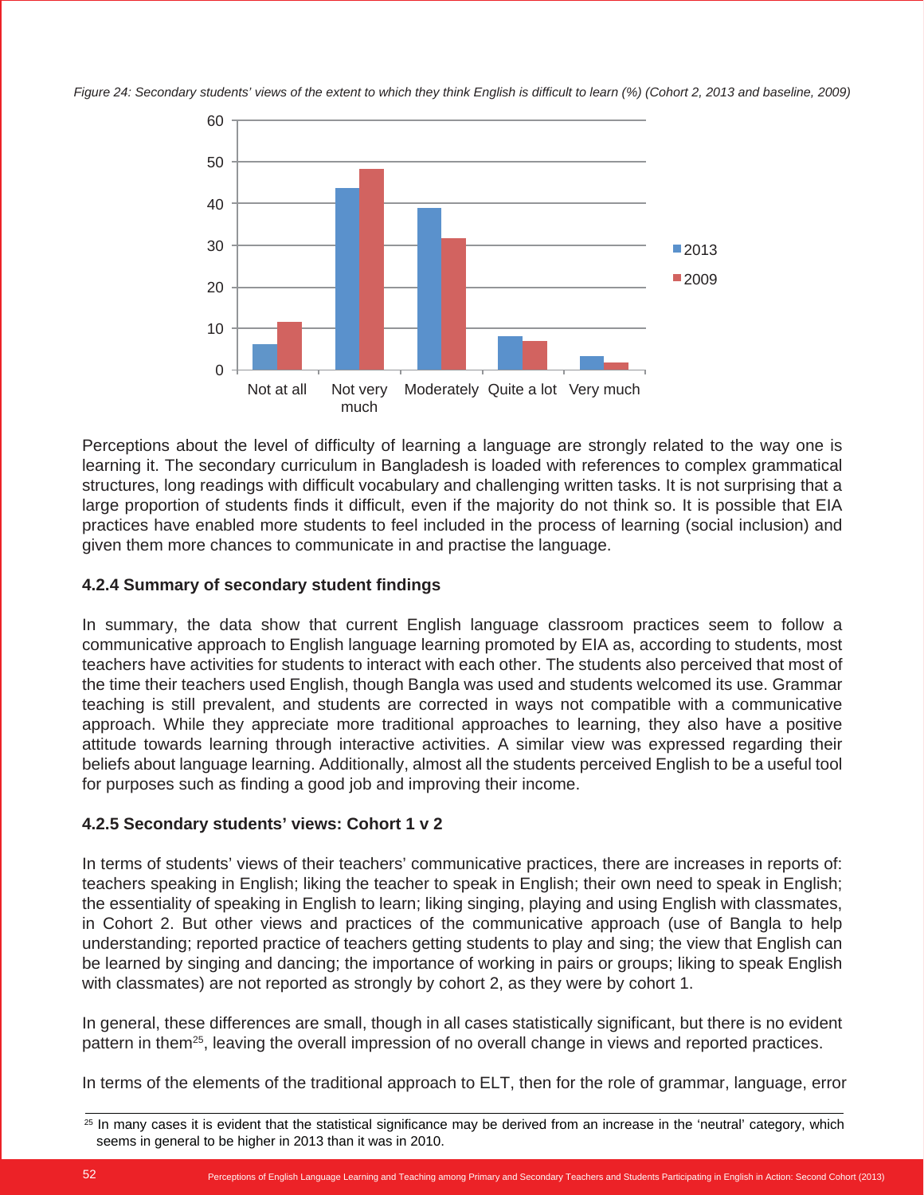*Figure 24: Secondary students' views of the extent to which they think English is difficult to learn (%) (Cohort 2, 2013 and baseline, 2009)*

Perceptions about the level of difficulty of learning a language are strongly related to the way one is learning it. The secondary curriculum in Bangladesh is loaded with references to complex grammatical structures, long readings with difficult vocabulary and challenging written tasks. It is not surprising that a large proportion of students finds it difficult, even if the majority do not think so. It is possible that EIA practices have enabled more students to feel included in the process of learning (social inclusion) and given them more chances to communicate in and practise the language.

### 4.2.4 Summary of secondary student findings

In summary, the data show that current English language classroom practices seem to follow a communicative approach to English language learning promoted by EIA as, according to students, most teachers have activities for students to interact with each other. The students also perceived that most of the time their teachers used English, though Bangla was used and students welcomed its use. Grammar teaching is still prevalent, and students are corrected in ways not compatible with a communicative approach. While they appreciate more traditional approaches to learning, they also have a positive attitude towards learning through interactive activities. A similar view was expressed regarding their beliefs about language learning. Additionally, almost all the students perceived English to be a useful tool for purposes such as finding a good job and improving their income.

### 4.2.5 Secondary students' views: Cohort 1 v 2

In terms of students' views of their teachers' communicative practices, there are increases in reports of: teachers speaking in English; liking the teacher to speak in English; their own need to speak in English; the essentiality of speaking in English to learn; liking singing, playing and using English with classmates, in Cohort 2. But other views and practices of the communicative approach (use of Bangla to help understanding; reported practice of teachers getting students to play and sing; the view that English can be learned by singing and dancing; the importance of working in pairs or groups; liking to speak English with classmates) are not reported as strongly by cohort 2, as they were by cohort 1.

In general, these differences are small, though in all cases statistically significant, but there is no evident pattern in them[25], leaving the overall impression of no overall change in views and reported practices.

In terms of the elements of the traditional approach to ELT, then for the role of grammar, language, error

[25] In many cases it is evident that the statistical significance may be derived from an increase in the 'neutral' category, which seems in general to be higher in 2013 than it was in 2010.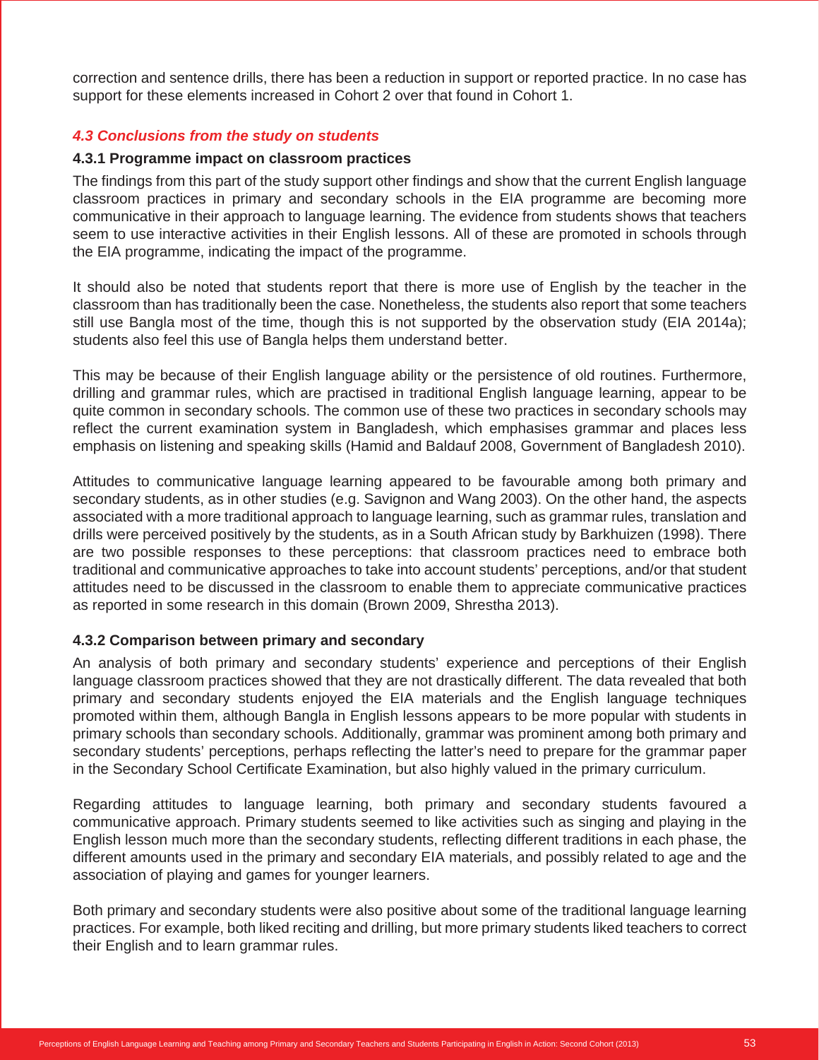correction and sentence drills, there has been a reduction in support or reported practice. In no case has support for these elements increased in Cohort 2 over that found in Cohort 1.

### *4.3 Conclusions from the study on students*

#### 4.3.1 Programme impact on classroom practices

The findings from this part of the study support other findings and show that the current English language classroom practices in primary and secondary schools in the EIA programme are becoming more communicative in their approach to language learning. The evidence from students shows that teachers seem to use interactive activities in their English lessons. All of these are promoted in schools through the EIA programme, indicating the impact of the programme.

It should also be noted that students report that there is more use of English by the teacher in the classroom than has traditionally been the case. Nonetheless, the students also report that some teachers still use Bangla most of the time, though this is not supported by the observation study (EIA 2014a); students also feel this use of Bangla helps them understand better.

This may be because of their English language ability or the persistence of old routines. Furthermore, drilling and grammar rules, which are practised in traditional English language learning, appear to be quite common in secondary schools. The common use of these two practices in secondary schools may reflect the current examination system in Bangladesh, which emphasises grammar and places less emphasis on listening and speaking skills (Hamid and Baldauf 2008, Government of Bangladesh 2010).

Attitudes to communicative language learning appeared to be favourable among both primary and secondary students, as in other studies (e.g. Savignon and Wang 2003). On the other hand, the aspects associated with a more traditional approach to language learning, such as grammar rules, translation and drills were perceived positively by the students, as in a South African study by Barkhuizen (1998). There are two possible responses to these perceptions: that classroom practices need to embrace both traditional and communicative approaches to take into account students' perceptions, and/or that student attitudes need to be discussed in the classroom to enable them to appreciate communicative practices as reported in some research in this domain (Brown 2009, Shrestha 2013).

#### 4.3.2 Comparison between primary and secondary

An analysis of both primary and secondary students' experience and perceptions of their English language classroom practices showed that they are not drastically different. The data revealed that both primary and secondary students enjoyed the EIA materials and the English language techniques promoted within them, although Bangla in English lessons appears to be more popular with students in primary schools than secondary schools. Additionally, grammar was prominent among both primary and secondary students' perceptions, perhaps reflecting the latter's need to prepare for the grammar paper in the Secondary School Certificate Examination, but also highly valued in the primary curriculum.

Regarding attitudes to language learning, both primary and secondary students favoured a communicative approach. Primary students seemed to like activities such as singing and playing in the English lesson much more than the secondary students, reflecting different traditions in each phase, the different amounts used in the primary and secondary EIA materials, and possibly related to age and the association of playing and games for younger learners.

Both primary and secondary students were also positive about some of the traditional language learning practices. For example, both liked reciting and drilling, but more primary students liked teachers to correct their English and to learn grammar rules.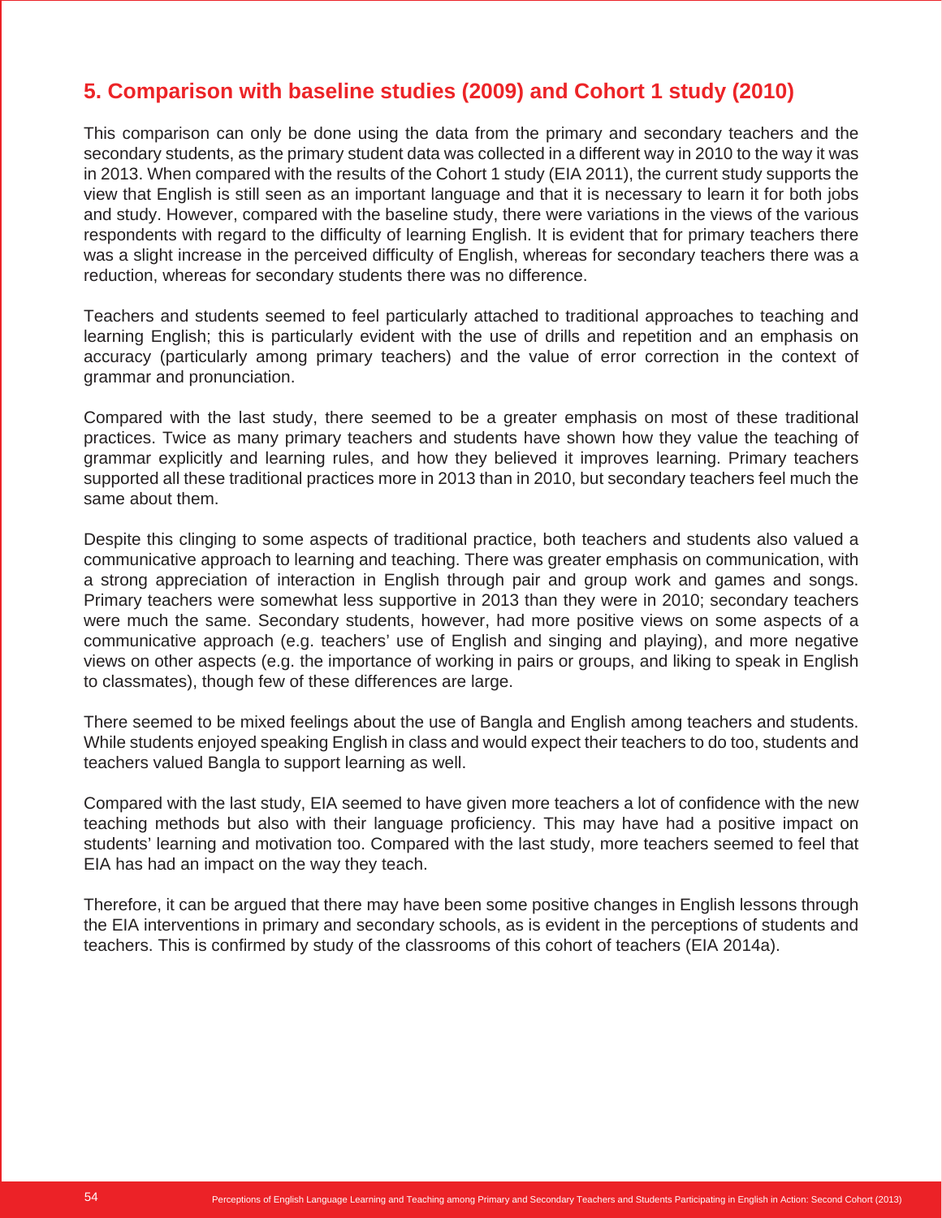## 5. Comparison with baseline studies (2009) and Cohort 1 study (2010)

This comparison can only be done using the data from the primary and secondary teachers and the secondary students, as the primary student data was collected in a different way in 2010 to the way it was in 2013. When compared with the results of the Cohort 1 study (EIA 2011), the current study supports the view that English is still seen as an important language and that it is necessary to learn it for both jobs and study. However, compared with the baseline study, there were variations in the views of the various respondents with regard to the difficulty of learning English. It is evident that for primary teachers there was a slight increase in the perceived difficulty of English, whereas for secondary teachers there was a reduction, whereas for secondary students there was no difference.

Teachers and students seemed to feel particularly attached to traditional approaches to teaching and learning English; this is particularly evident with the use of drills and repetition and an emphasis on accuracy (particularly among primary teachers) and the value of error correction in the context of grammar and pronunciation.

Compared with the last study, there seemed to be a greater emphasis on most of these traditional practices. Twice as many primary teachers and students have shown how they value the teaching of grammar explicitly and learning rules, and how they believed it improves learning. Primary teachers supported all these traditional practices more in 2013 than in 2010, but secondary teachers feel much the same about them.

Despite this clinging to some aspects of traditional practice, both teachers and students also valued a communicative approach to learning and teaching. There was greater emphasis on communication, with a strong appreciation of interaction in English through pair and group work and games and songs. Primary teachers were somewhat less supportive in 2013 than they were in 2010; secondary teachers were much the same. Secondary students, however, had more positive views on some aspects of a communicative approach (e.g. teachers' use of English and singing and playing), and more negative views on other aspects (e.g. the importance of working in pairs or groups, and liking to speak in English to classmates), though few of these differences are large.

There seemed to be mixed feelings about the use of Bangla and English among teachers and students. While students enjoyed speaking English in class and would expect their teachers to do too, students and teachers valued Bangla to support learning as well.

Compared with the last study, EIA seemed to have given more teachers a lot of confidence with the new teaching methods but also with their language proficiency. This may have had a positive impact on students' learning and motivation too. Compared with the last study, more teachers seemed to feel that EIA has had an impact on the way they teach.

Therefore, it can be argued that there may have been some positive changes in English lessons through the EIA interventions in primary and secondary schools, as is evident in the perceptions of students and teachers. This is confirmed by study of the classrooms of this cohort of teachers (EIA 2014a).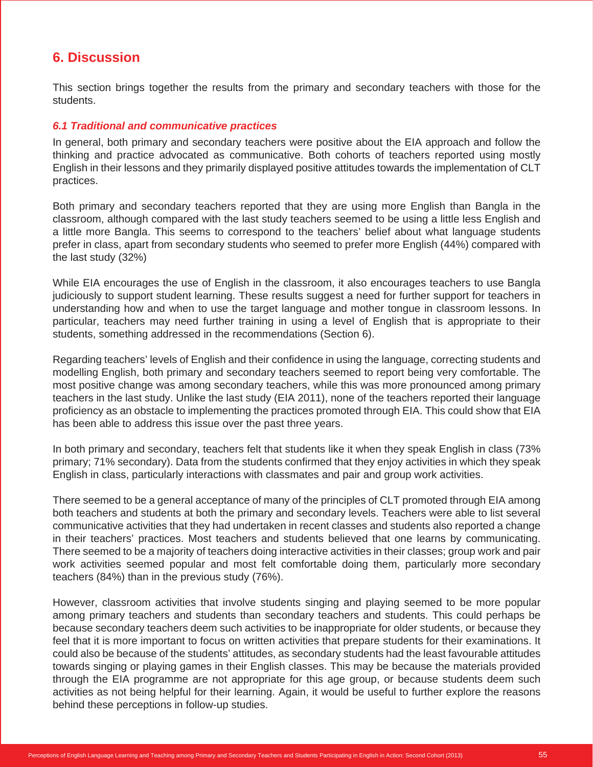# 6. Discussion

This section brings together the results from the primary and secondary teachers with those for the students.

### *6.1 Traditional and communicative practices*

In general, both primary and secondary teachers were positive about the EIA approach and follow the thinking and practice advocated as communicative. Both cohorts of teachers reported using mostly English in their lessons and they primarily displayed positive attitudes towards the implementation of CLT practices.

Both primary and secondary teachers reported that they are using more English than Bangla in the classroom, although compared with the last study teachers seemed to be using a little less English and a little more Bangla. This seems to correspond to the teachers' belief about what language students prefer in class, apart from secondary students who seemed to prefer more English (44%) compared with the last study (32%)

While EIA encourages the use of English in the classroom, it also encourages teachers to use Bangla judiciously to support student learning. These results suggest a need for further support for teachers in understanding how and when to use the target language and mother tongue in classroom lessons. In particular, teachers may need further training in using a level of English that is appropriate to their students, something addressed in the recommendations (Section 6).

Regarding teachers' levels of English and their confidence in using the language, correcting students and modelling English, both primary and secondary teachers seemed to report being very comfortable. The most positive change was among secondary teachers, while this was more pronounced among primary teachers in the last study. Unlike the last study (EIA 2011), none of the teachers reported their language proficiency as an obstacle to implementing the practices promoted through EIA. This could show that EIA has been able to address this issue over the past three years.

In both primary and secondary, teachers felt that students like it when they speak English in class (73% primary; 71% secondary). Data from the students confirmed that they enjoy activities in which they speak English in class, particularly interactions with classmates and pair and group work activities.

There seemed to be a general acceptance of many of the principles of CLT promoted through EIA among both teachers and students at both the primary and secondary levels. Teachers were able to list several communicative activities that they had undertaken in recent classes and students also reported a change in their teachers' practices. Most teachers and students believed that one learns by communicating. There seemed to be a majority of teachers doing interactive activities in their classes; group work and pair work activities seemed popular and most felt comfortable doing them, particularly more secondary teachers (84%) than in the previous study (76%).

However, classroom activities that involve students singing and playing seemed to be more popular among primary teachers and students than secondary teachers and students. This could perhaps be because secondary teachers deem such activities to be inappropriate for older students, or because they feel that it is more important to focus on written activities that prepare students for their examinations. It could also be because of the students' attitudes, as secondary students had the least favourable attitudes towards singing or playing games in their English classes. This may be because the materials provided through the EIA programme are not appropriate for this age group, or because students deem such activities as not being helpful for their learning. Again, it would be useful to further explore the reasons behind these perceptions in follow-up studies.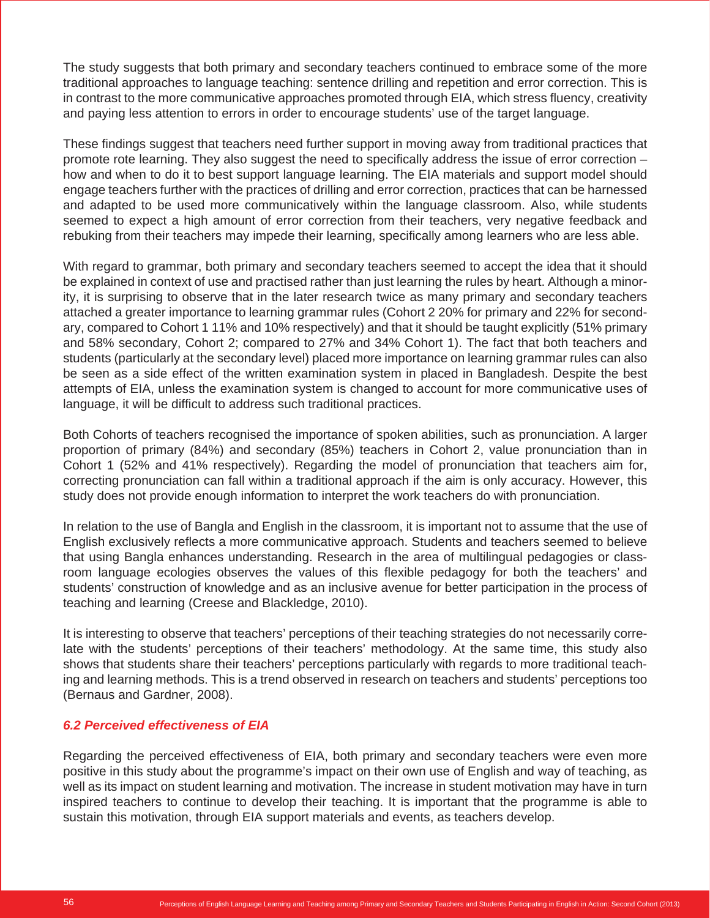The study suggests that both primary and secondary teachers continued to embrace some of the more traditional approaches to language teaching: sentence drilling and repetition and error correction. This is in contrast to the more communicative approaches promoted through EIA, which stress fluency, creativity and paying less attention to errors in order to encourage students' use of the target language.

These findings suggest that teachers need further support in moving away from traditional practices that promote rote learning. They also suggest the need to specifically address the issue of error correction – how and when to do it to best support language learning. The EIA materials and support model should engage teachers further with the practices of drilling and error correction, practices that can be harnessed and adapted to be used more communicatively within the language classroom. Also, while students seemed to expect a high amount of error correction from their teachers, very negative feedback and rebuking from their teachers may impede their learning, specifically among learners who are less able.

With regard to grammar, both primary and secondary teachers seemed to accept the idea that it should be explained in context of use and practised rather than just learning the rules by heart. Although a minority, it is surprising to observe that in the later research twice as many primary and secondary teachers attached a greater importance to learning grammar rules (Cohort 2 20% for primary and 22% for secondary, compared to Cohort 1 11% and 10% respectively) and that it should be taught explicitly (51% primary and 58% secondary, Cohort 2; compared to 27% and 34% Cohort 1). The fact that both teachers and students (particularly at the secondary level) placed more importance on learning grammar rules can also be seen as a side effect of the written examination system in placed in Bangladesh. Despite the best attempts of EIA, unless the examination system is changed to account for more communicative uses of language, it will be difficult to address such traditional practices.

Both Cohorts of teachers recognised the importance of spoken abilities, such as pronunciation. A larger proportion of primary (84%) and secondary (85%) teachers in Cohort 2, value pronunciation than in Cohort 1 (52% and 41% respectively). Regarding the model of pronunciation that teachers aim for, correcting pronunciation can fall within a traditional approach if the aim is only accuracy. However, this study does not provide enough information to interpret the work teachers do with pronunciation.

In relation to the use of Bangla and English in the classroom, it is important not to assume that the use of English exclusively reflects a more communicative approach. Students and teachers seemed to believe that using Bangla enhances understanding. Research in the area of multilingual pedagogies or classroom language ecologies observes the values of this flexible pedagogy for both the teachers' and students' construction of knowledge and as an inclusive avenue for better participation in the process of teaching and learning (Creese and Blackledge, 2010).

It is interesting to observe that teachers' perceptions of their teaching strategies do not necessarily correlate with the students' perceptions of their teachers' methodology. At the same time, this study also shows that students share their teachers' perceptions particularly with regards to more traditional teaching and learning methods. This is a trend observed in research on teachers and students' perceptions too (Bernaus and Gardner, 2008).

### *6.2 Perceived effectiveness of EIA*

Regarding the perceived effectiveness of EIA, both primary and secondary teachers were even more positive in this study about the programme's impact on their own use of English and way of teaching, as well as its impact on student learning and motivation. The increase in student motivation may have in turn inspired teachers to continue to develop their teaching. It is important that the programme is able to sustain this motivation, through EIA support materials and events, as teachers develop.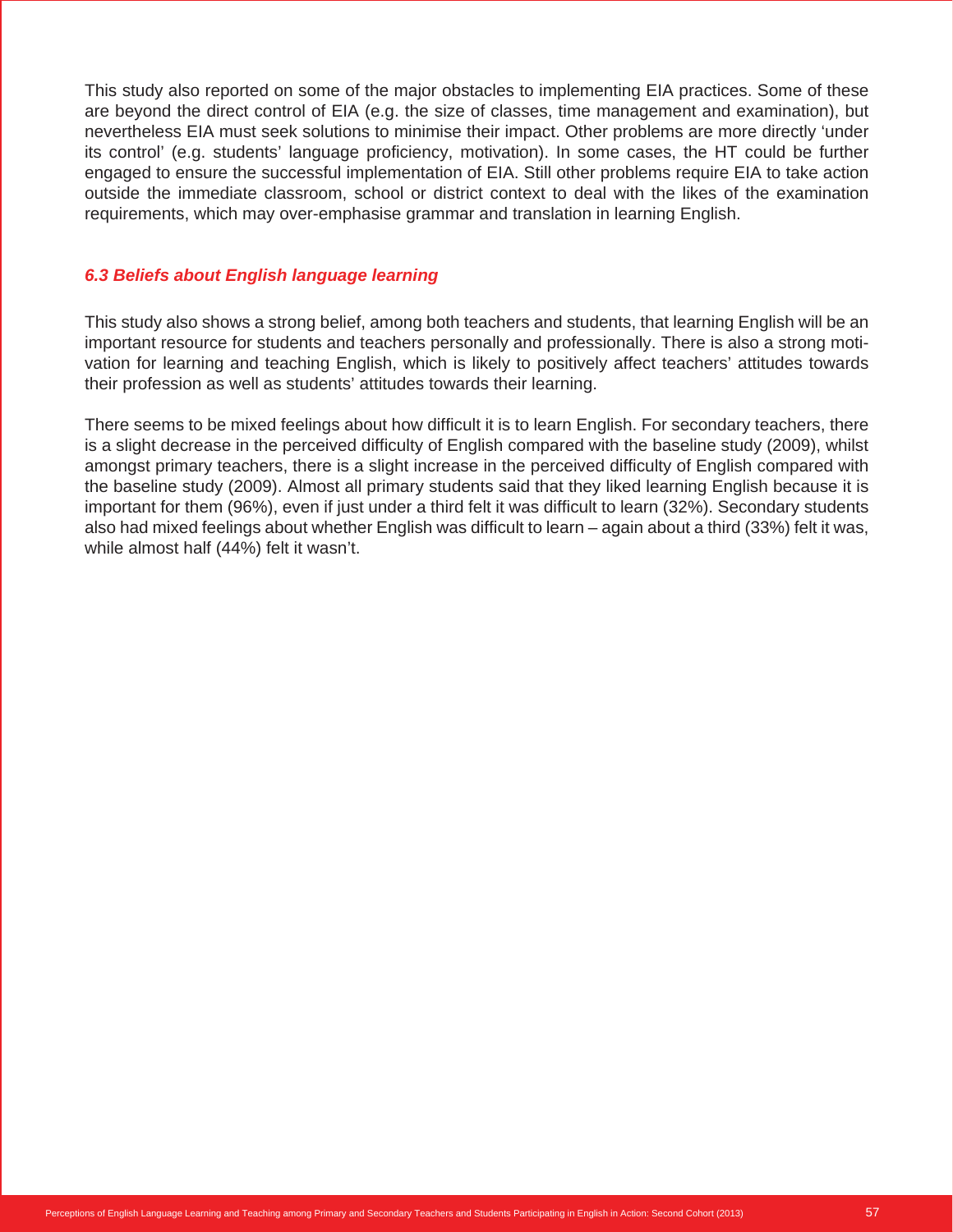This study also reported on some of the major obstacles to implementing EIA practices. Some of these are beyond the direct control of EIA (e.g. the size of classes, time management and examination), but nevertheless EIA must seek solutions to minimise their impact. Other problems are more directly 'under its control' (e.g. students' language proficiency, motivation). In some cases, the HT could be further engaged to ensure the successful implementation of EIA. Still other problems require EIA to take action outside the immediate classroom, school or district context to deal with the likes of the examination requirements, which may over-emphasise grammar and translation in learning English.

### *6.3 Beliefs about English language learning*

This study also shows a strong belief, among both teachers and students, that learning English will be an important resource for students and teachers personally and professionally. There is also a strong motivation for learning and teaching English, which is likely to positively affect teachers' attitudes towards their profession as well as students' attitudes towards their learning.

There seems to be mixed feelings about how difficult it is to learn English. For secondary teachers, there is a slight decrease in the perceived difficulty of English compared with the baseline study (2009), whilst amongst primary teachers, there is a slight increase in the perceived difficulty of English compared with the baseline study (2009). Almost all primary students said that they liked learning English because it is important for them (96%), even if just under a third felt it was difficult to learn (32%). Secondary students also had mixed feelings about whether English was difficult to learn – again about a third (33%) felt it was, while almost half (44%) felt it wasn't.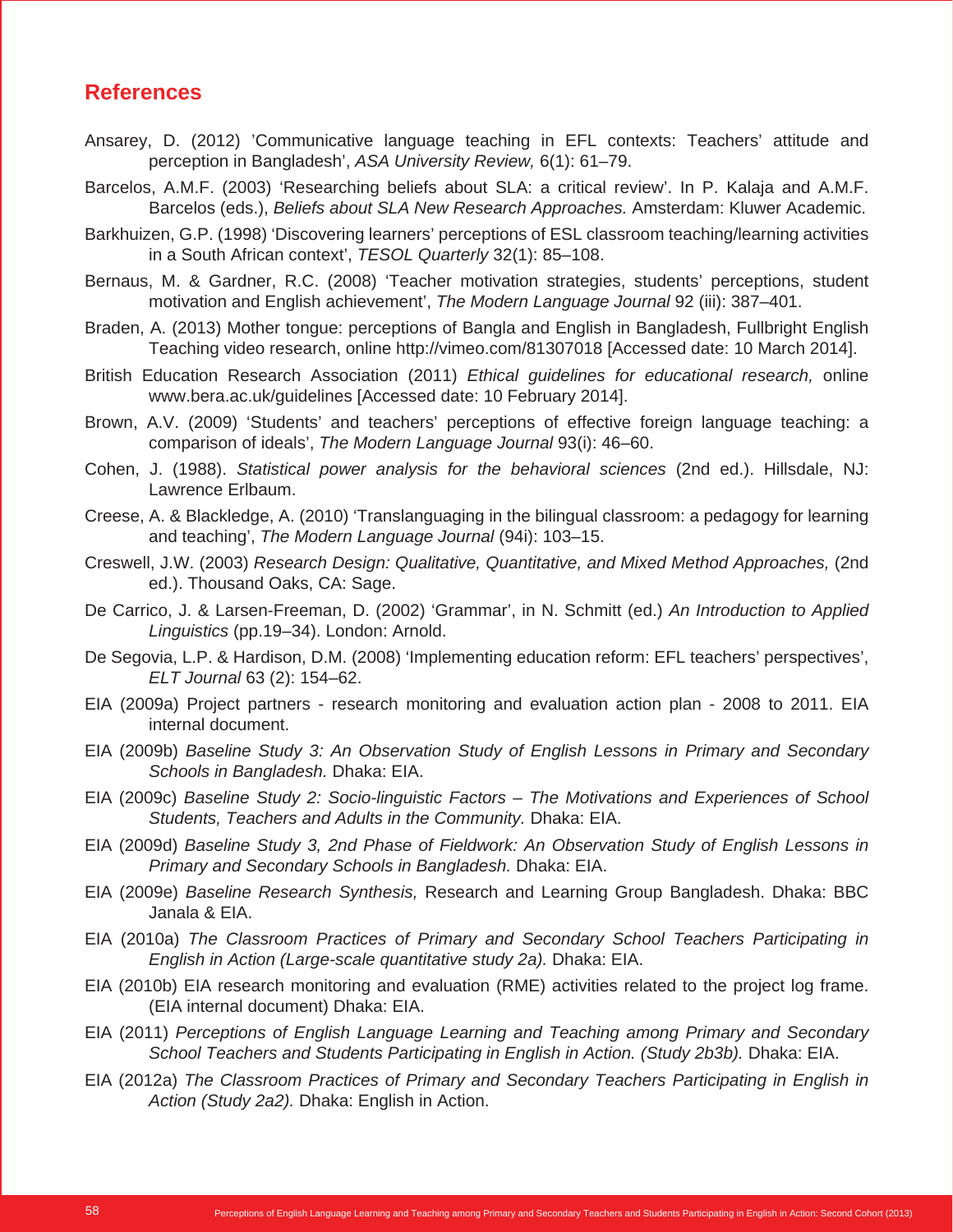## References

Ansarey, D. (2012) 'Communicative language teaching in EFL contexts: Teachers' attitude and perception in Bangladesh', *ASA University Review,* 6(1): 61–79.

Barcelos, A.M.F. (2003) 'Researching beliefs about SLA: a critical review'. In P. Kalaja and A.M.F. Barcelos (eds.), *Beliefs about SLA New Research Approaches.* Amsterdam: Kluwer Academic.

Barkhuizen, G.P. (1998) 'Discovering learners' perceptions of ESL classroom teaching/learning activities in a South African context', *TESOL Quarterly* 32(1): 85–108.

Bernaus, M. & Gardner, R.C. (2008) 'Teacher motivation strategies, students' perceptions, student motivation and English achievement', *The Modern Language Journal* 92 (iii): 387–401.

Braden, A. (2013) Mother tongue: perceptions of Bangla and English in Bangladesh, Fullbright English Teaching video research, online http://vimeo.com/81307018 [Accessed date: 10 March 2014].

British Education Research Association (2011) *Ethical guidelines for educational research,* online www.bera.ac.uk/guidelines [Accessed date: 10 February 2014].

Brown, A.V. (2009) 'Students' and teachers' perceptions of effective foreign language teaching: a comparison of ideals', *The Modern Language Journal* 93(i): 46–60.

Cohen, J. (1988). *Statistical power analysis for the behavioral sciences* (2nd ed.). Hillsdale, NJ: Lawrence Erlbaum.

Creese, A. & Blackledge, A. (2010) 'Translanguaging in the bilingual classroom: a pedagogy for learning and teaching', *The Modern Language Journal* (94i): 103–15.

Creswell, J.W. (2003) *Research Design: Qualitative, Quantitative, and Mixed Method Approaches,* (2nd ed.). Thousand Oaks, CA: Sage.

De Carrico, J. & Larsen-Freeman, D. (2002) 'Grammar', in N. Schmitt (ed.) *An Introduction to Applied Linguistics* (pp.19–34). London: Arnold.

De Segovia, L.P. & Hardison, D.M. (2008) 'Implementing education reform: EFL teachers' perspectives', *ELT Journal* 63 (2): 154–62.

EIA (2009a) Project partners - research monitoring and evaluation action plan - 2008 to 2011. EIA internal document.

EIA (2009b) *Baseline Study 3: An Observation Study of English Lessons in Primary and Secondary Schools in Bangladesh.* Dhaka: EIA.

EIA (2009c) *Baseline Study 2: Socio-linguistic Factors – The Motivations and Experiences of School Students, Teachers and Adults in the Community.* Dhaka: EIA.

EIA (2009d) *Baseline Study 3, 2nd Phase of Fieldwork: An Observation Study of English Lessons in Primary and Secondary Schools in Bangladesh.* Dhaka: EIA.

EIA (2009e) *Baseline Research Synthesis,* Research and Learning Group Bangladesh. Dhaka: BBC Janala & EIA.

EIA (2010a) *The Classroom Practices of Primary and Secondary School Teachers Participating in English in Action (Large-scale quantitative study 2a).* Dhaka: EIA.

EIA (2010b) EIA research monitoring and evaluation (RME) activities related to the project log frame. (EIA internal document) Dhaka: EIA.

EIA (2011) *Perceptions of English Language Learning and Teaching among Primary and Secondary School Teachers and Students Participating in English in Action. (Study 2b3b).* Dhaka: EIA.

EIA (2012a) *The Classroom Practices of Primary and Secondary Teachers Participating in English in Action (Study 2a2).* Dhaka: English in Action.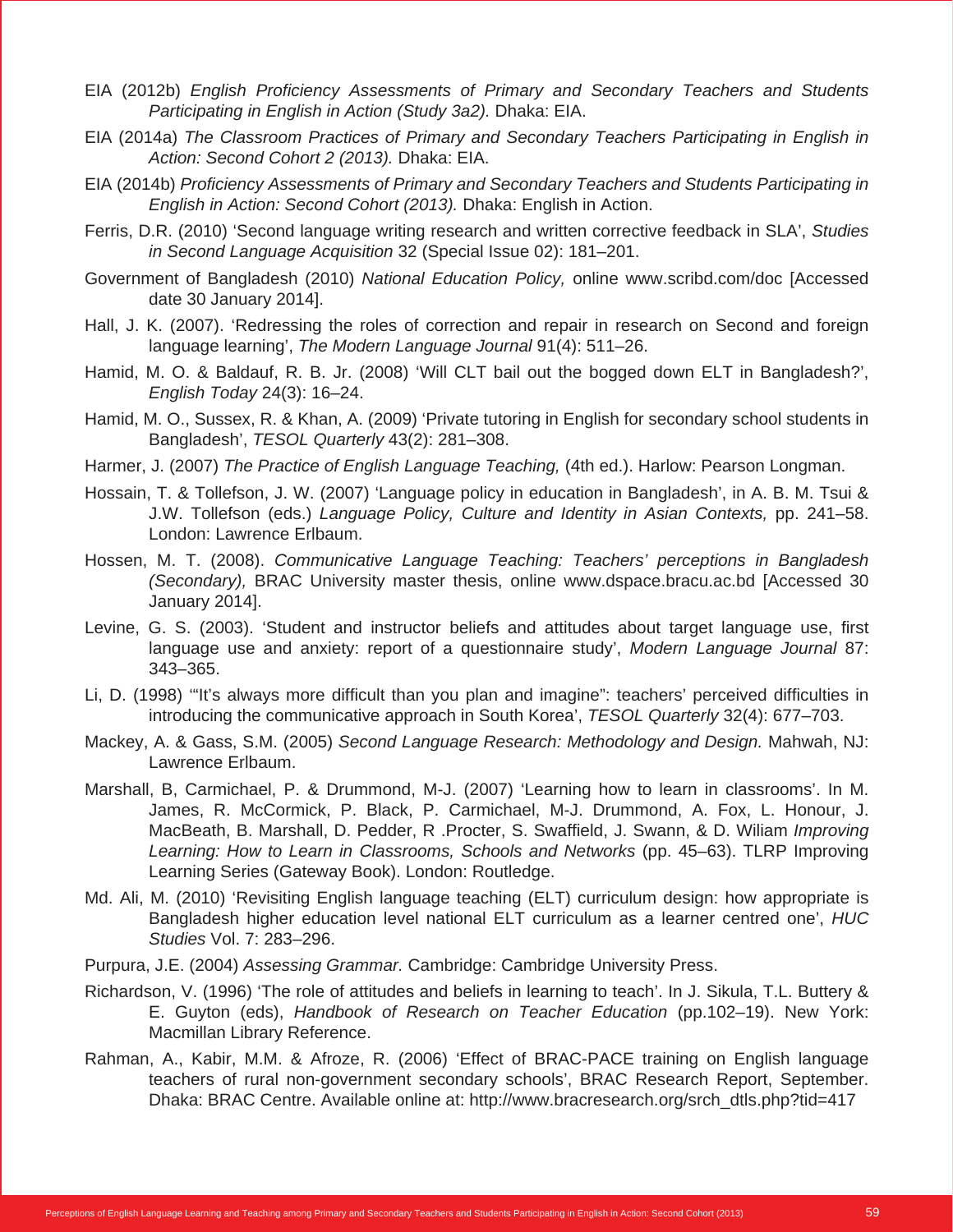EIA (2012b) *English Proficiency Assessments of Primary and Secondary Teachers and Students Participating in English in Action (Study 3a2).* Dhaka: EIA.

EIA (2014a) *The Classroom Practices of Primary and Secondary Teachers Participating in English in Action: Second Cohort 2 (2013).* Dhaka: EIA.

EIA (2014b) *Proficiency Assessments of Primary and Secondary Teachers and Students Participating in English in Action: Second Cohort (2013).* Dhaka: English in Action.

Ferris, D.R. (2010) 'Second language writing research and written corrective feedback in SLA', *Studies in Second Language Acquisition* 32 (Special Issue 02): 181–201.

Government of Bangladesh (2010) *National Education Policy,* online www.scribd.com/doc [Accessed date 30 January 2014].

Hall, J. K. (2007). 'Redressing the roles of correction and repair in research on Second and foreign language learning', *The Modern Language Journal* 91(4): 511–26.

Hamid, M. O. & Baldauf, R. B. Jr. (2008) 'Will CLT bail out the bogged down ELT in Bangladesh?', *English Today* 24(3): 16–24.

Hamid, M. O., Sussex, R. & Khan, A. (2009) 'Private tutoring in English for secondary school students in Bangladesh', *TESOL Quarterly* 43(2): 281–308.

Harmer, J. (2007) *The Practice of English Language Teaching,* (4th ed.). Harlow: Pearson Longman.

Hossain, T. & Tollefson, J. W. (2007) 'Language policy in education in Bangladesh', in A. B. M. Tsui & J.W. Tollefson (eds.) *Language Policy, Culture and Identity in Asian Contexts,* pp. 241–58. London: Lawrence Erlbaum.

Hossen, M. T. (2008). *Communicative Language Teaching: Teachers' perceptions in Bangladesh (Secondary),* BRAC University master thesis, online www.dspace.bracu.ac.bd [Accessed 30 January 2014].

Levine, G. S. (2003). 'Student and instructor beliefs and attitudes about target language use, first language use and anxiety: report of a questionnaire study', *Modern Language Journal* 87: 343–365.

Li, D. (1998) '"It's always more difficult than you plan and imagine": teachers' perceived difficulties in introducing the communicative approach in South Korea', *TESOL Quarterly* 32(4): 677–703.

Mackey, A. & Gass, S.M. (2005) *Second Language Research: Methodology and Design.* Mahwah, NJ: Lawrence Erlbaum.

Marshall, B, Carmichael, P. & Drummond, M-J. (2007) 'Learning how to learn in classrooms'. In M. James, R. McCormick, P. Black, P. Carmichael, M-J. Drummond, A. Fox, L. Honour, J. MacBeath, B. Marshall, D. Pedder, R .Procter, S. Swaffield, J. Swann, & D. Wiliam *Improving Learning: How to Learn in Classrooms, Schools and Networks* (pp. 45–63). TLRP Improving Learning Series (Gateway Book). London: Routledge.

Md. Ali, M. (2010) 'Revisiting English language teaching (ELT) curriculum design: how appropriate is Bangladesh higher education level national ELT curriculum as a learner centred one', *HUC Studies* Vol. 7: 283–296.

Purpura, J.E. (2004) *Assessing Grammar.* Cambridge: Cambridge University Press.

Richardson, V. (1996) 'The role of attitudes and beliefs in learning to teach'. In J. Sikula, T.L. Buttery & E. Guyton (eds), *Handbook of Research on Teacher Education* (pp.102–19). New York: Macmillan Library Reference.

Rahman, A., Kabir, M.M. & Afroze, R. (2006) 'Effect of BRAC-PACE training on English language teachers of rural non-government secondary schools', BRAC Research Report, September. Dhaka: BRAC Centre. Available online at: http://www.bracresearch.org/srch_dtls.php?tid=417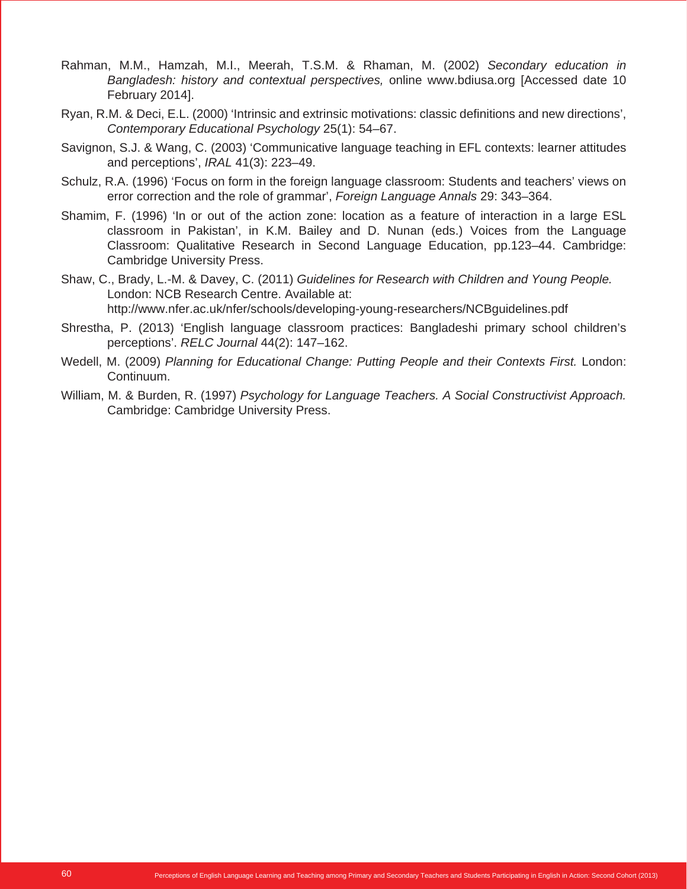Rahman, M.M., Hamzah, M.I., Meerah, T.S.M. & Rhaman, M. (2002) *Secondary education in Bangladesh: history and contextual perspectives,* online www.bdiusa.org [Accessed date 10 February 2014].

Ryan, R.M. & Deci, E.L. (2000) 'Intrinsic and extrinsic motivations: classic definitions and new directions', *Contemporary Educational Psychology* 25(1): 54–67.

Savignon, S.J. & Wang, C. (2003) 'Communicative language teaching in EFL contexts: learner attitudes and perceptions', *IRAL* 41(3): 223–49.

Schulz, R.A. (1996) 'Focus on form in the foreign language classroom: Students and teachers' views on error correction and the role of grammar', *Foreign Language Annals* 29: 343–364.

Shamim, F. (1996) 'In or out of the action zone: location as a feature of interaction in a large ESL classroom in Pakistan', in K.M. Bailey and D. Nunan (eds.) Voices from the Language Classroom: Qualitative Research in Second Language Education, pp.123–44. Cambridge: Cambridge University Press.

Shaw, C., Brady, L.-M. & Davey, C. (2011) *Guidelines for Research with Children and Young People.* London: NCB Research Centre. Available at: http://www.nfer.ac.uk/nfer/schools/developing-young-researchers/NCBguidelines.pdf

Shrestha, P. (2013) 'English language classroom practices: Bangladeshi primary school children's perceptions'. *RELC Journal* 44(2): 147–162.

Wedell, M. (2009) *Planning for Educational Change: Putting People and their Contexts First.* London: Continuum.

William, M. & Burden, R. (1997) *Psychology for Language Teachers. A Social Constructivist Approach.* Cambridge: Cambridge University Press.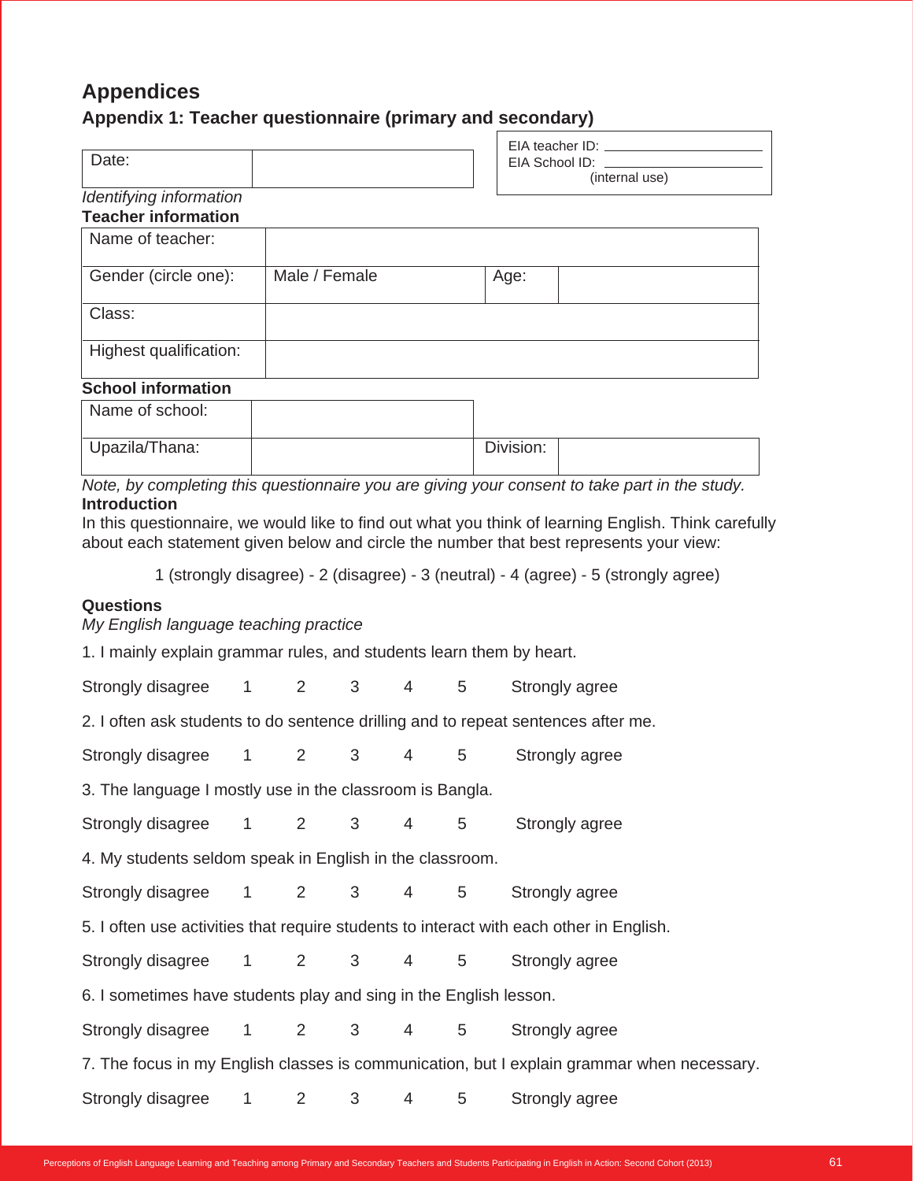# Appendices

## Appendix 1: Teacher questionnaire (primary and secondary)

| Date: | |
|---|---|

EIA teacher ID: ____________________
EIA School ID: ____________________
(internal use)

*Identifying information*

**Teacher information**

| Name of teacher: | | | |
|---|---|---|---|
| Gender (circle one): | Male / Female | Age: | |
| Class: | | | |
| Highest qualification: | | | |

**School information**

| Name of school: | | | |
|---|---|---|---|
| Upazila/Thana: | | Division: | |

*Note, by completing this questionnaire you are giving your consent to take part in the study.*

**Introduction**

In this questionnaire, we would like to find out what you think of learning English. Think carefully about each statement given below and circle the number that best represents your view:

1 (strongly disagree) - 2 (disagree) - 3 (neutral) - 4 (agree) - 5 (strongly agree)

**Questions**

*My English language teaching practice*

1. I mainly explain grammar rules, and students learn them by heart.

Strongly disagree 1 2 3 4 5 Strongly agree

2. I often ask students to do sentence drilling and to repeat sentences after me.

Strongly disagree 1 2 3 4 5 Strongly agree

3. The language I mostly use in the classroom is Bangla.

Strongly disagree 1 2 3 4 5 Strongly agree

4. My students seldom speak in English in the classroom.

Strongly disagree 1 2 3 4 5 Strongly agree

5. I often use activities that require students to interact with each other in English.

Strongly disagree 1 2 3 4 5 Strongly agree

6. I sometimes have students play and sing in the English lesson.

Strongly disagree 1 2 3 4 5 Strongly agree

7. The focus in my English classes is communication, but I explain grammar when necessary.

Strongly disagree 1 2 3 4 5 Strongly agree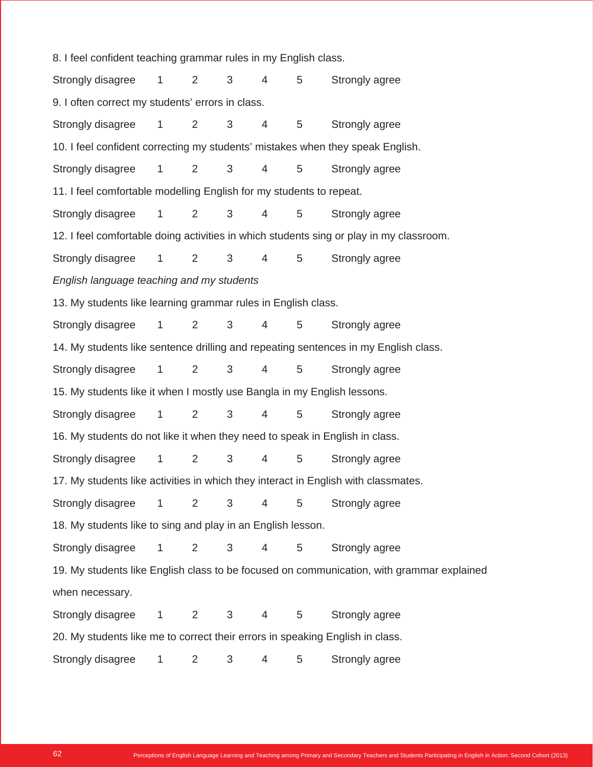8. I feel confident teaching grammar rules in my English class.

Strongly disagree 1 2 3 4 5 Strongly agree

9. I often correct my students' errors in class.

Strongly disagree 1 2 3 4 5 Strongly agree

10. I feel confident correcting my students' mistakes when they speak English.

Strongly disagree 1 2 3 4 5 Strongly agree

11. I feel comfortable modelling English for my students to repeat.

Strongly disagree 1 2 3 4 5 Strongly agree

12. I feel comfortable doing activities in which students sing or play in my classroom.

Strongly disagree 1 2 3 4 5 Strongly agree

*English language teaching and my students*

13. My students like learning grammar rules in English class.

Strongly disagree 1 2 3 4 5 Strongly agree

14. My students like sentence drilling and repeating sentences in my English class.

Strongly disagree 1 2 3 4 5 Strongly agree

15. My students like it when I mostly use Bangla in my English lessons.

Strongly disagree 1 2 3 4 5 Strongly agree

16. My students do not like it when they need to speak in English in class.

Strongly disagree 1 2 3 4 5 Strongly agree

17. My students like activities in which they interact in English with classmates.

Strongly disagree 1 2 3 4 5 Strongly agree

18. My students like to sing and play in an English lesson.

Strongly disagree 1 2 3 4 5 Strongly agree

19. My students like English class to be focused on communication, with grammar explained when necessary.

Strongly disagree 1 2 3 4 5 Strongly agree

20. My students like me to correct their errors in speaking English in class.

Strongly disagree 1 2 3 4 5 Strongly agree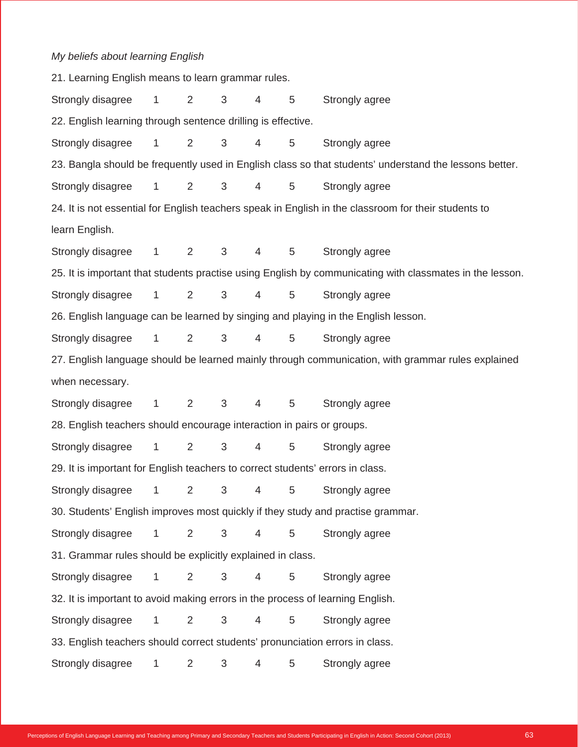*My beliefs about learning English*

21. Learning English means to learn grammar rules.

Strongly disagree 1 2 3 4 5 Strongly agree

22. English learning through sentence drilling is effective.

Strongly disagree 1 2 3 4 5 Strongly agree

23. Bangla should be frequently used in English class so that students' understand the lessons better.

Strongly disagree 1 2 3 4 5 Strongly agree

24. It is not essential for English teachers speak in English in the classroom for their students to learn English.

Strongly disagree 1 2 3 4 5 Strongly agree

25. It is important that students practise using English by communicating with classmates in the lesson.

Strongly disagree 1 2 3 4 5 Strongly agree

26. English language can be learned by singing and playing in the English lesson.

Strongly disagree 1 2 3 4 5 Strongly agree

27. English language should be learned mainly through communication, with grammar rules explained when necessary.

Strongly disagree 1 2 3 4 5 Strongly agree

28. English teachers should encourage interaction in pairs or groups.

Strongly disagree 1 2 3 4 5 Strongly agree

29. It is important for English teachers to correct students' errors in class.

Strongly disagree 1 2 3 4 5 Strongly agree

30. Students' English improves most quickly if they study and practise grammar.

Strongly disagree 1 2 3 4 5 Strongly agree

31. Grammar rules should be explicitly explained in class.

Strongly disagree 1 2 3 4 5 Strongly agree

32. It is important to avoid making errors in the process of learning English.

Strongly disagree 1 2 3 4 5 Strongly agree

33. English teachers should correct students' pronunciation errors in class.

Strongly disagree 1 2 3 4 5 Strongly agree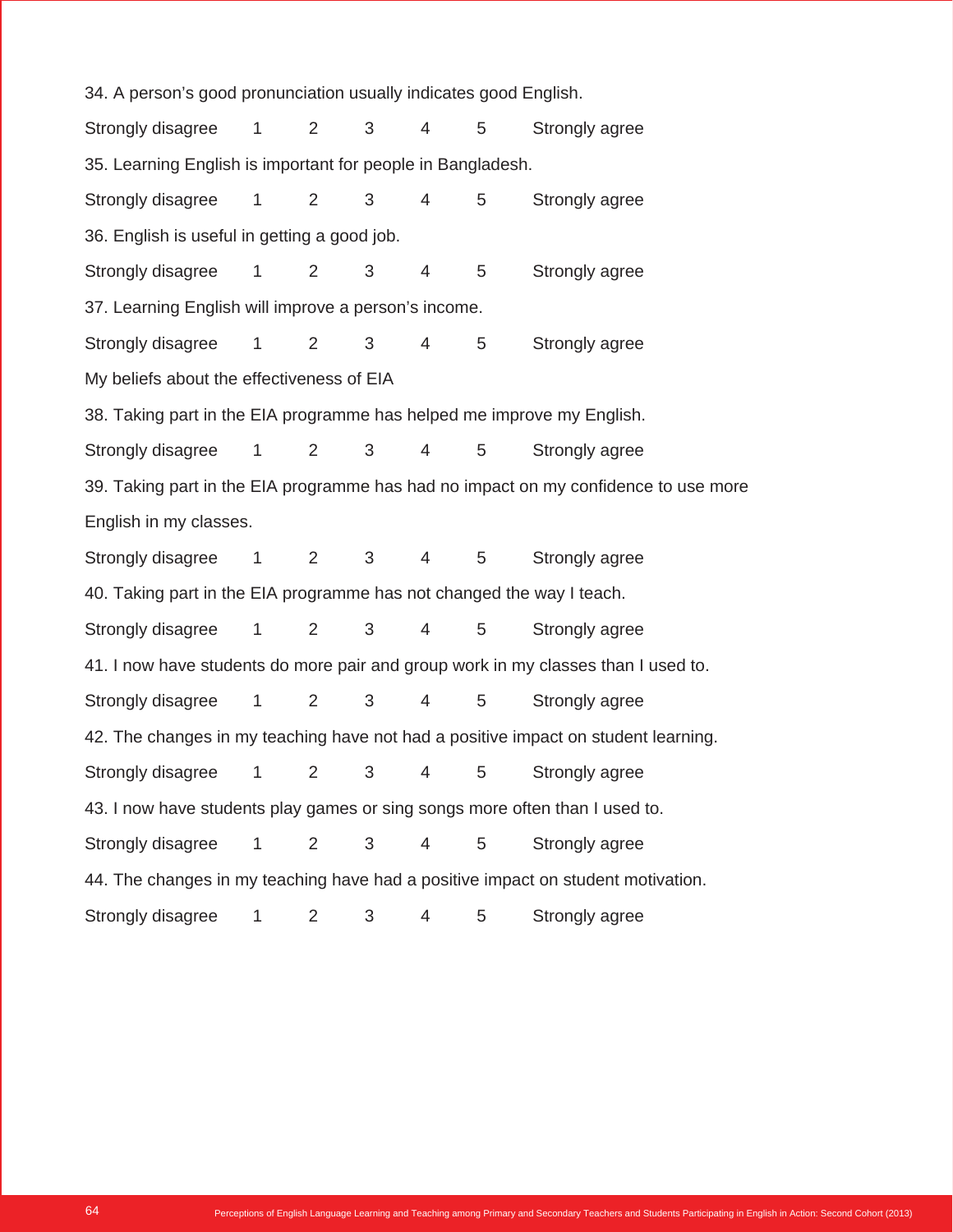34. A person's good pronunciation usually indicates good English.

Strongly disagree 1 2 3 4 5 Strongly agree

35. Learning English is important for people in Bangladesh.

Strongly disagree 1 2 3 4 5 Strongly agree

36. English is useful in getting a good job.

Strongly disagree 1 2 3 4 5 Strongly agree

37. Learning English will improve a person's income.

Strongly disagree 1 2 3 4 5 Strongly agree

My beliefs about the effectiveness of EIA

38. Taking part in the EIA programme has helped me improve my English.

Strongly disagree 1 2 3 4 5 Strongly agree

39. Taking part in the EIA programme has had no impact on my confidence to use more English in my classes.

Strongly disagree 1 2 3 4 5 Strongly agree

40. Taking part in the EIA programme has not changed the way I teach.

Strongly disagree 1 2 3 4 5 Strongly agree

41. I now have students do more pair and group work in my classes than I used to.

Strongly disagree 1 2 3 4 5 Strongly agree

42. The changes in my teaching have not had a positive impact on student learning.

Strongly disagree 1 2 3 4 5 Strongly agree

43. I now have students play games or sing songs more often than I used to.

Strongly disagree 1 2 3 4 5 Strongly agree

44. The changes in my teaching have had a positive impact on student motivation.

Strongly disagree 1 2 3 4 5 Strongly agree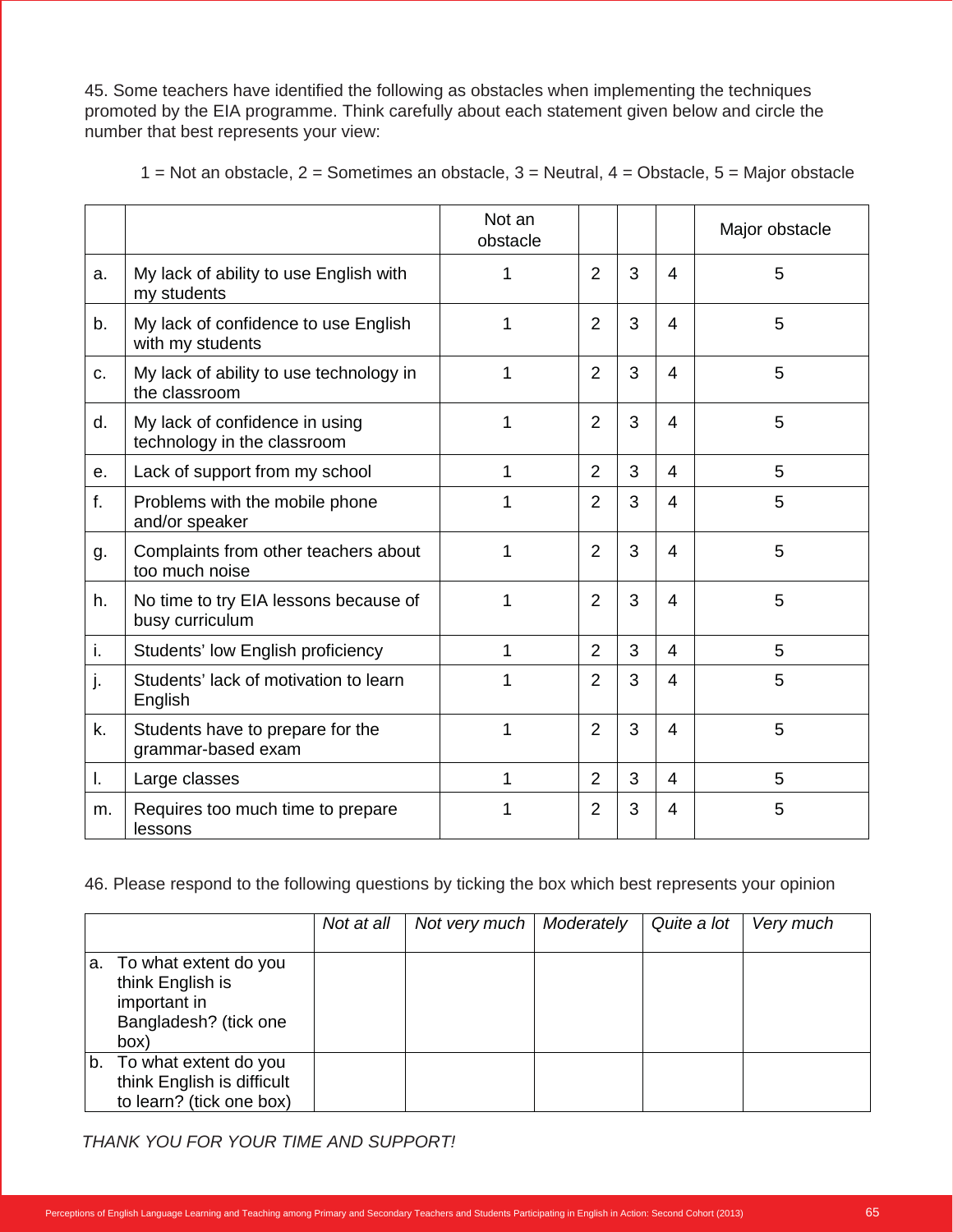45. Some teachers have identified the following as obstacles when implementing the techniques promoted by the EIA programme. Think carefully about each statement given below and circle the number that best represents your view:

1 = Not an obstacle, 2 = Sometimes an obstacle, 3 = Neutral, 4 = Obstacle, 5 = Major obstacle

| | | Not an obstacle | | | | Major obstacle |
|---|---|---|---|---|---|---|
| a. | My lack of ability to use English with my students | 1 | 2 | 3 | 4 | 5 |
| b. | My lack of confidence to use English with my students | 1 | 2 | 3 | 4 | 5 |
| c. | My lack of ability to use technology in the classroom | 1 | 2 | 3 | 4 | 5 |
| d. | My lack of confidence in using technology in the classroom | 1 | 2 | 3 | 4 | 5 |
| e. | Lack of support from my school | 1 | 2 | 3 | 4 | 5 |
| f. | Problems with the mobile phone and/or speaker | 1 | 2 | 3 | 4 | 5 |
| g. | Complaints from other teachers about too much noise | 1 | 2 | 3 | 4 | 5 |
| h. | No time to try EIA lessons because of busy curriculum | 1 | 2 | 3 | 4 | 5 |
| i. | Students' low English proficiency | 1 | 2 | 3 | 4 | 5 |
| j. | Students' lack of motivation to learn English | 1 | 2 | 3 | 4 | 5 |
| k. | Students have to prepare for the grammar-based exam | 1 | 2 | 3 | 4 | 5 |
| l. | Large classes | 1 | 2 | 3 | 4 | 5 |
| m. | Requires too much time to prepare lessons | 1 | 2 | 3 | 4 | 5 |

46. Please respond to the following questions by ticking the box which best represents your opinion

| | *Not at all* | *Not very much* | *Moderately* | *Quite a lot* | *Very much* |
|---|---|---|---|---|---|
| a. To what extent do you think English is important in Bangladesh? (tick one box) | | | | | |
| b. To what extent do you think English is difficult to learn? (tick one box) | | | | | |

*THANK YOU FOR YOUR TIME AND SUPPORT!*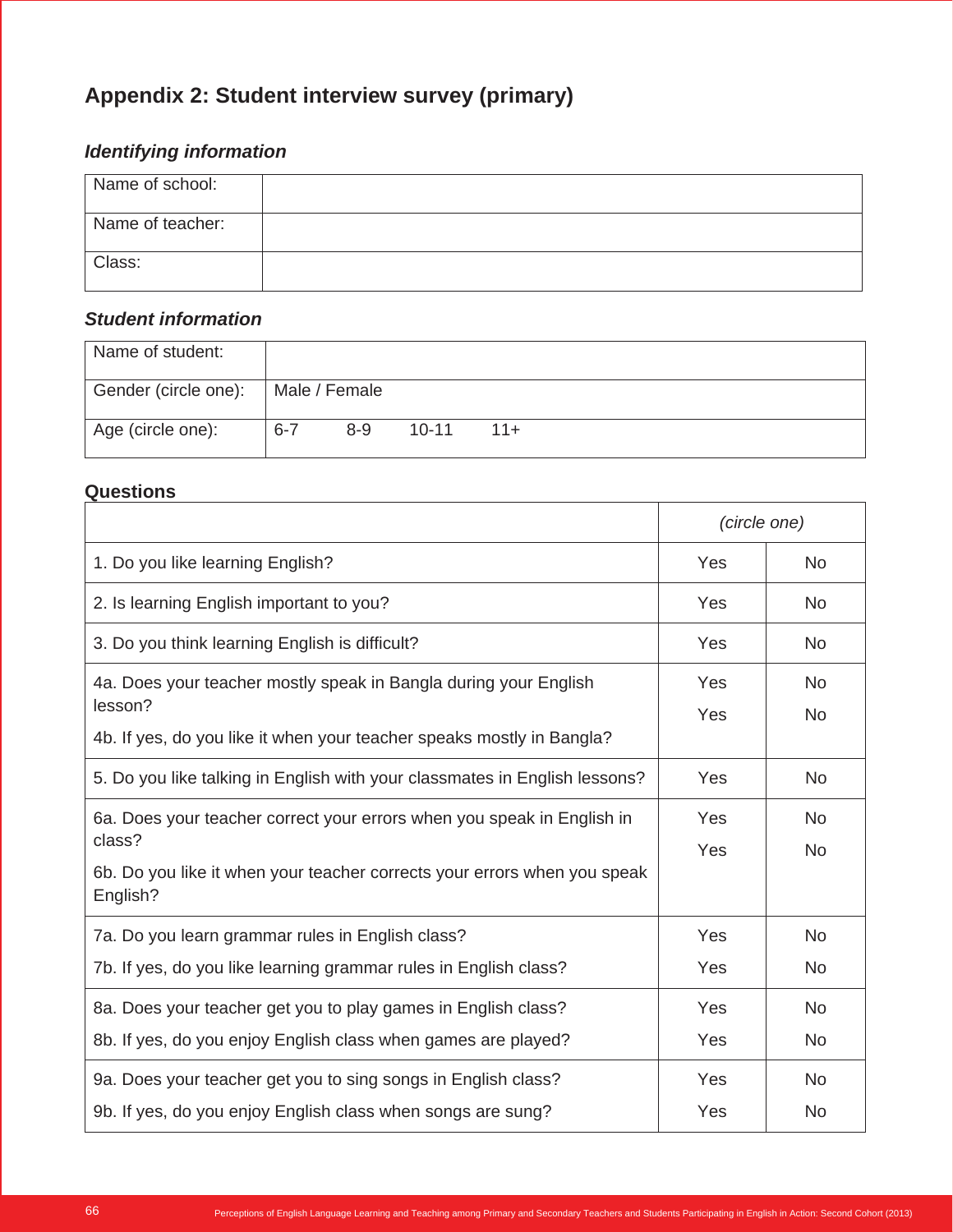## Appendix 2: Student interview survey (primary)

### *Identifying information*

| | |
|---|---|
| Name of school: | |
| Name of teacher: | |
| Class: | |

### *Student information*

| | | | | |
|---|---|---|---|---|
| Name of student: | | | | |
| Gender (circle one): | Male / Female | | | |
| Age (circle one): | 6-7 | 8-9 | 10-11 | 11+ |

### Questions

| | *(circle one)* | |
|---|---|---|
| 1. Do you like learning English? | Yes | No |
| 2. Is learning English important to you? | Yes | No |
| 3. Do you think learning English is difficult? | Yes | No |
| 4a. Does your teacher mostly speak in Bangla during your English lesson? | Yes | No |
| 4b. If yes, do you like it when your teacher speaks mostly in Bangla? | Yes | No |
| 5. Do you like talking in English with your classmates in English lessons? | Yes | No |
| 6a. Does your teacher correct your errors when you speak in English in class? | Yes | No |
| 6b. Do you like it when your teacher corrects your errors when you speak English? | Yes | No |
| 7a. Do you learn grammar rules in English class? | Yes | No |
| 7b. If yes, do you like learning grammar rules in English class? | Yes | No |
| 8a. Does your teacher get you to play games in English class? | Yes | No |
| 8b. If yes, do you enjoy English class when games are played? | Yes | No |
| 9a. Does your teacher get you to sing songs in English class? | Yes | No |
| 9b. If yes, do you enjoy English class when songs are sung? | Yes | No |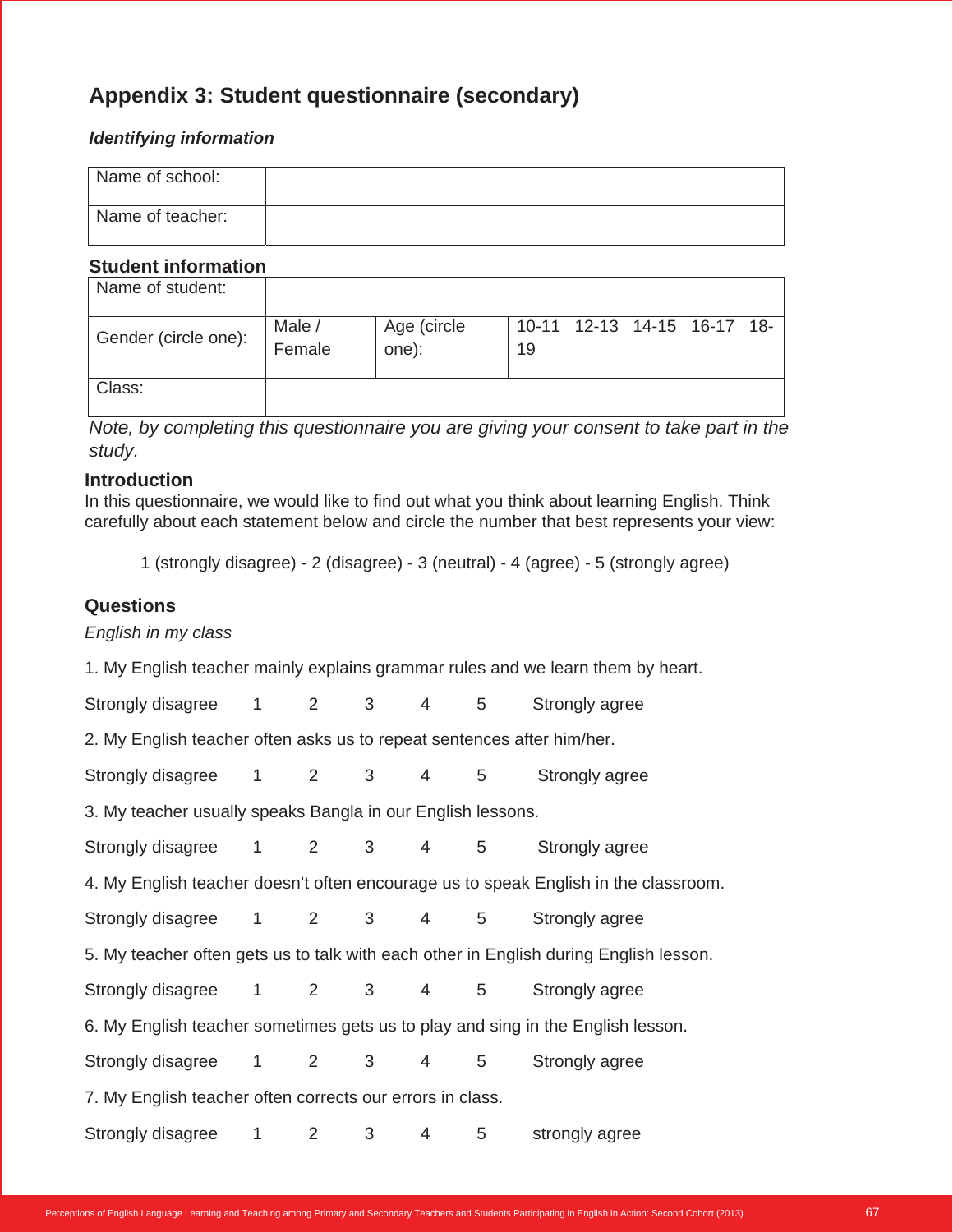## Appendix 3: Student questionnaire (secondary)

***Identifying information***

| Name of school: | |
|---|---|
| Name of teacher: | |

**Student information**

| Name of student: | | | |
|---|---|---|---|
| Gender (circle one): | Male / Female | Age (circle one): | 10-11 12-13 14-15 16-17 18-19 |
| Class: | | | |

*Note, by completing this questionnaire you are giving your consent to take part in the study.*

### Introduction

In this questionnaire, we would like to find out what you think about learning English. Think carefully about each statement below and circle the number that best represents your view:

1 (strongly disagree) - 2 (disagree) - 3 (neutral) - 4 (agree) - 5 (strongly agree)

### Questions

*English in my class*

1. My English teacher mainly explains grammar rules and we learn them by heart.

Strongly disagree 1 2 3 4 5 Strongly agree

2. My English teacher often asks us to repeat sentences after him/her.

Strongly disagree 1 2 3 4 5 Strongly agree

3. My teacher usually speaks Bangla in our English lessons.

Strongly disagree 1 2 3 4 5 Strongly agree

4. My English teacher doesn't often encourage us to speak English in the classroom.

Strongly disagree 1 2 3 4 5 Strongly agree

5. My teacher often gets us to talk with each other in English during English lesson.

Strongly disagree 1 2 3 4 5 Strongly agree

6. My English teacher sometimes gets us to play and sing in the English lesson.

Strongly disagree 1 2 3 4 5 Strongly agree

7. My English teacher often corrects our errors in class.

Strongly disagree 1 2 3 4 5 strongly agree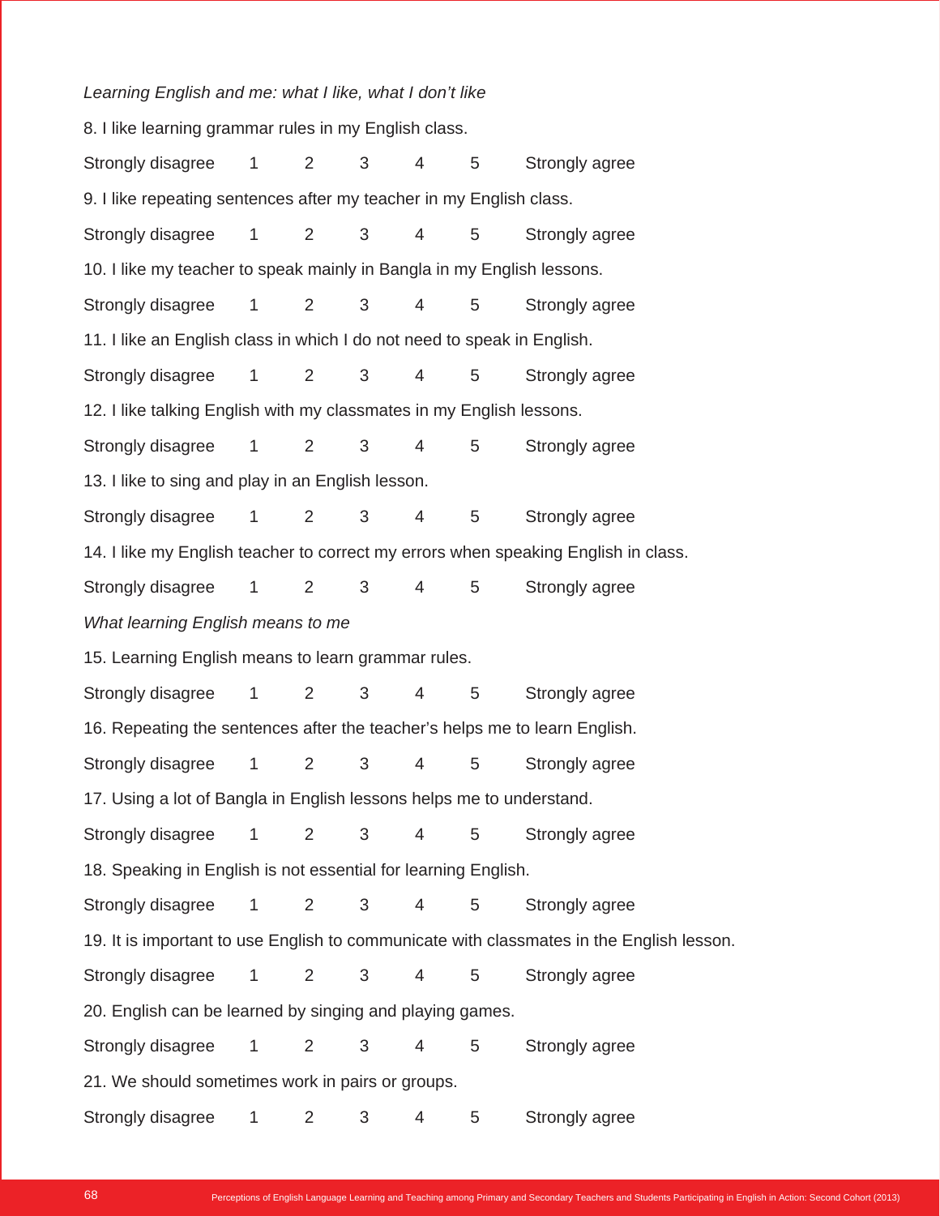*Learning English and me: what I like, what I don't like*

8. I like learning grammar rules in my English class.

Strongly disagree 1 2 3 4 5 Strongly agree

9. I like repeating sentences after my teacher in my English class.

Strongly disagree 1 2 3 4 5 Strongly agree

10. I like my teacher to speak mainly in Bangla in my English lessons.

Strongly disagree 1 2 3 4 5 Strongly agree

11. I like an English class in which I do not need to speak in English.

Strongly disagree 1 2 3 4 5 Strongly agree

12. I like talking English with my classmates in my English lessons.

Strongly disagree 1 2 3 4 5 Strongly agree

13. I like to sing and play in an English lesson.

Strongly disagree 1 2 3 4 5 Strongly agree

14. I like my English teacher to correct my errors when speaking English in class.

Strongly disagree 1 2 3 4 5 Strongly agree

*What learning English means to me*

15. Learning English means to learn grammar rules.

Strongly disagree 1 2 3 4 5 Strongly agree

16. Repeating the sentences after the teacher's helps me to learn English.

Strongly disagree 1 2 3 4 5 Strongly agree

17. Using a lot of Bangla in English lessons helps me to understand.

Strongly disagree 1 2 3 4 5 Strongly agree

18. Speaking in English is not essential for learning English.

Strongly disagree 1 2 3 4 5 Strongly agree

19. It is important to use English to communicate with classmates in the English lesson.

Strongly disagree 1 2 3 4 5 Strongly agree

20. English can be learned by singing and playing games.

Strongly disagree 1 2 3 4 5 Strongly agree

21. We should sometimes work in pairs or groups.

Strongly disagree 1 2 3 4 5 Strongly agree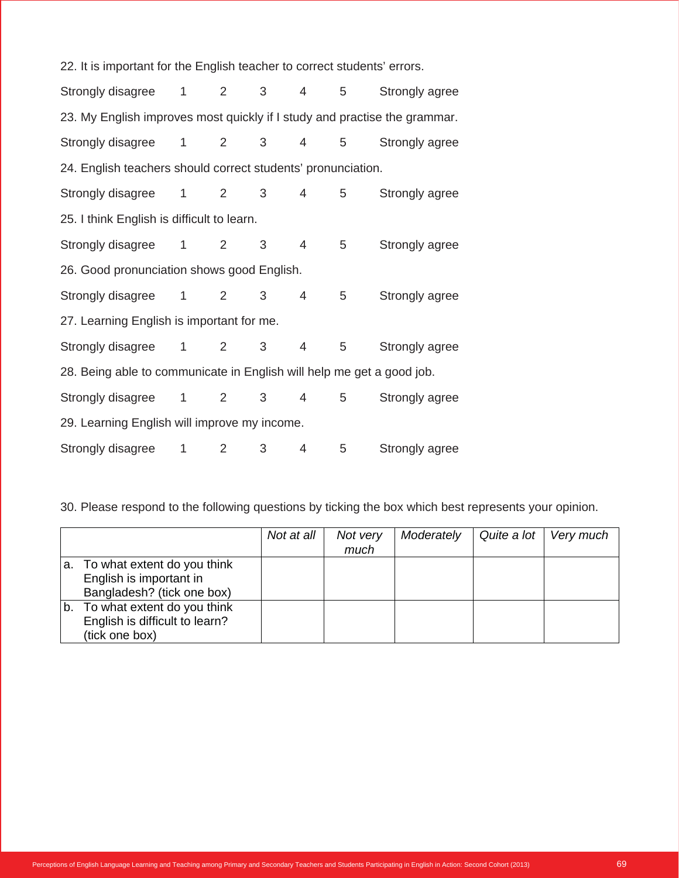22. It is important for the English teacher to correct students' errors.

Strongly disagree 1 2 3 4 5 Strongly agree

23. My English improves most quickly if I study and practise the grammar.

Strongly disagree 1 2 3 4 5 Strongly agree

24. English teachers should correct students' pronunciation.

Strongly disagree 1 2 3 4 5 Strongly agree

25. I think English is difficult to learn.

Strongly disagree 1 2 3 4 5 Strongly agree

26. Good pronunciation shows good English.

Strongly disagree 1 2 3 4 5 Strongly agree

27. Learning English is important for me.

Strongly disagree 1 2 3 4 5 Strongly agree

28. Being able to communicate in English will help me get a good job.

Strongly disagree 1 2 3 4 5 Strongly agree

29. Learning English will improve my income.

Strongly disagree 1 2 3 4 5 Strongly agree

30. Please respond to the following questions by ticking the box which best represents your opinion.

| | *Not at all* | *Not very much* | *Moderately* | *Quite a lot* | *Very much* |
|---|---|---|---|---|---|
| a. To what extent do you think English is important in Bangladesh? (tick one box) | | | | | |
| b. To what extent do you think English is difficult to learn? (tick one box) | | | | | |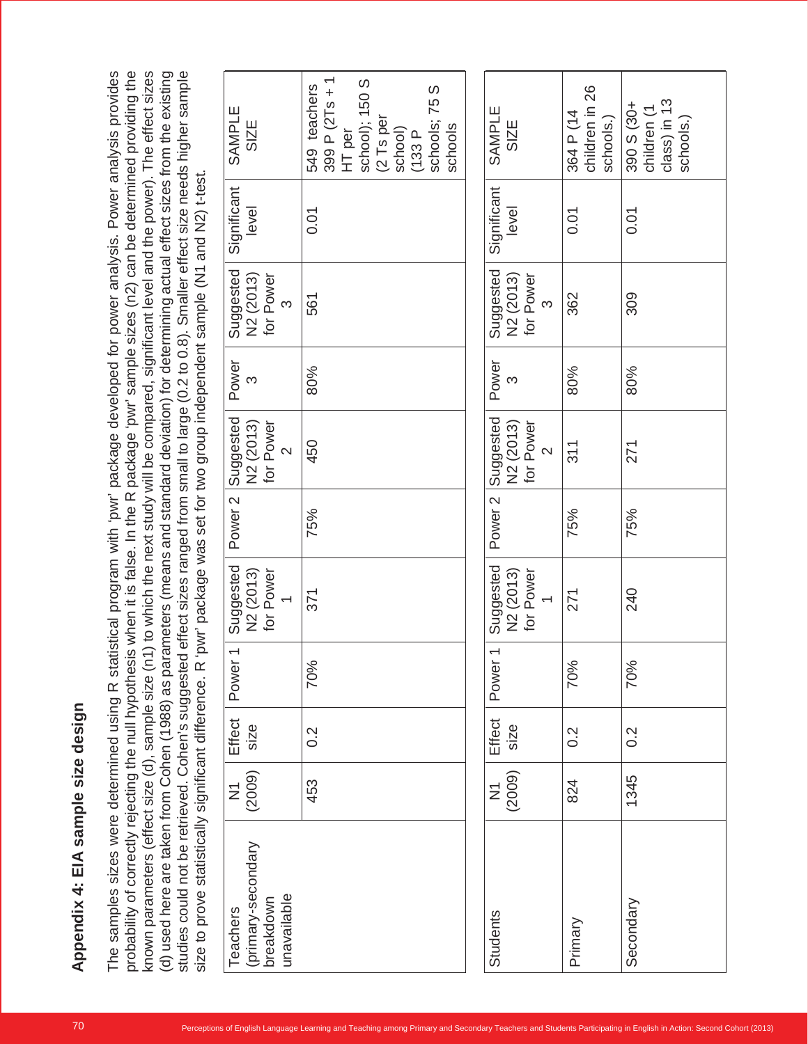## Appendix 4: EIA sample size design

The samples sizes were determined using R statistical program with 'pwr' package developed for power analysis. Power analysis provides probability of correctly rejecting the null hypothesis when it is false. In the R package 'pwr' sample sizes (n2) can be determined providing the known parameters (effect size (d), sample size (n1) to which the next study will be compared, significant level and the power). The effect sizes (d) used here are taken from Cohen (1988) as parameters (means and standard deviation) for determining actual effect sizes from the existing studies could not be retrieved. Cohen's suggested effect sizes ranged from small to large (0.2 to 0.8). Smaller effect size needs higher sample size to prove statistically significant difference. R 'pwr' package was set for two group independent sample (N1 and N2) t-test.

| Teachers (primary-secondary breakdown unavailable | N1 (2009) | Effect size | Power 1 | Suggested N2 (2013) for Power 1 | Power 2 | Suggested N2 (2013) for Power 2 | Power 3 | Suggested N2 (2013) for Power 3 | Significant level | SAMPLE SIZE |
|---|---|---|---|---|---|---|---|---|---|---|
| | 453 | 0.2 | 70% | 371 | 75% | 450 | 80% | 561 | 0.01 | 549 teachers 399 P (2Ts + 1 HT per school); 150 S (2 Ts per school) (133 P schools; 75 S schools |

| Students | N1 (2009) | Effect size | Power 1 | Suggested N2 (2013) for Power 1 | Power 2 | Suggested N2 (2013) for Power 2 | Power 3 | Suggested N2 (2013) for Power 3 | Significant level | SAMPLE SIZE |
|---|---|---|---|---|---|---|---|---|---|---|
| Primary | 824 | 0.2 | 70% | 271 | 75% | 311 | 80% | 362 | 0.01 | 364 P (14 children in 26 schools.) |
| Secondary | 1345 | 0.2 | 70% | 240 | 75% | 271 | 80% | 309 | 0.01 | 390 S (30+ children (1 class) in 13 schools.) |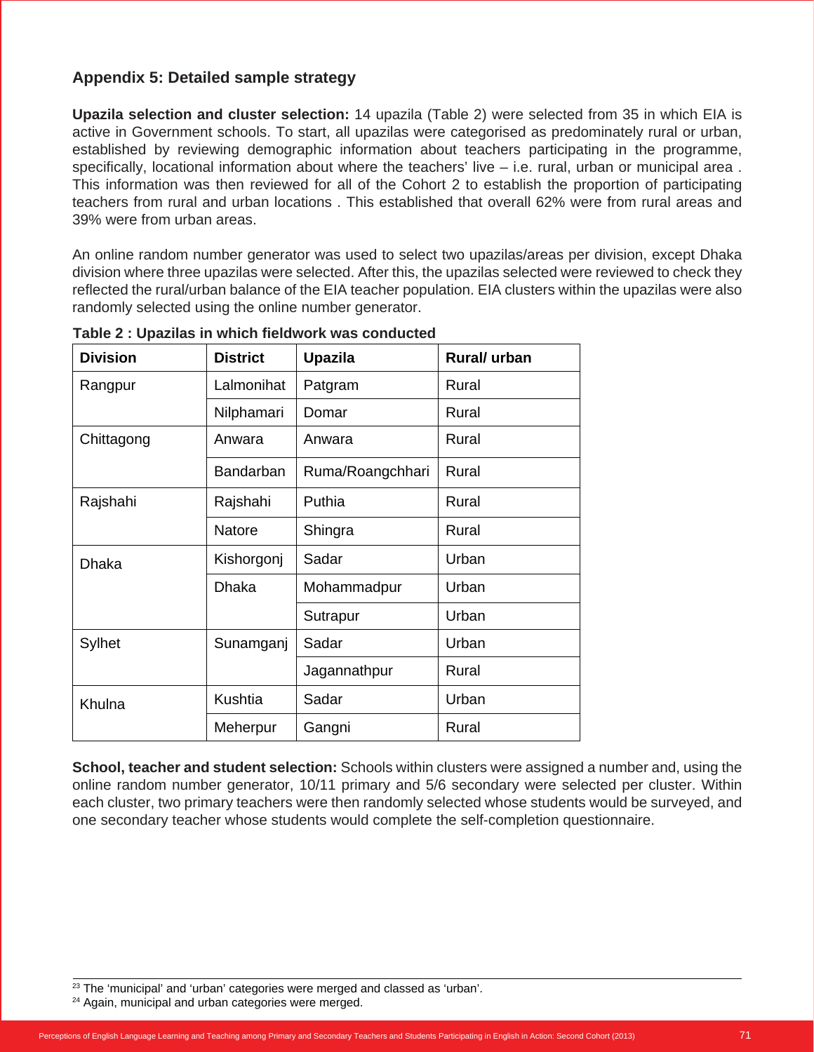## Appendix 5: Detailed sample strategy

**Upazila selection and cluster selection:** 14 upazila (Table 2) were selected from 35 in which EIA is active in Government schools. To start, all upazilas were categorised as predominately rural or urban, established by reviewing demographic information about teachers participating in the programme, specifically, locational information about where the teachers' live – i.e. rural, urban or municipal area . This information was then reviewed for all of the Cohort 2 to establish the proportion of participating teachers from rural and urban locations . This established that overall 62% were from rural areas and 39% were from urban areas.

An online random number generator was used to select two upazilas/areas per division, except Dhaka division where three upazilas were selected. After this, the upazilas selected were reviewed to check they reflected the rural/urban balance of the EIA teacher population. EIA clusters within the upazilas were also randomly selected using the online number generator.

**Table 2 : Upazilas in which fieldwork was conducted**

| Division | District | Upazila | Rural/ urban |
|---|---|---|---|
| Rangpur | Lalmonihat | Patgram | Rural |
| | Nilphamari | Domar | Rural |
| Chittagong | Anwara | Anwara | Rural |
| | Bandarban | Ruma/Roangchhari | Rural |
| Rajshahi | Rajshahi | Puthia | Rural |
| | Natore | Shingra | Rural |
| Dhaka | Kishorgonj | Sadar | Urban |
| | Dhaka | Mohammadpur | Urban |
| | | Sutrapur | Urban |
| Sylhet | Sunamganj | Sadar | Urban |
| | | Jagannathpur | Rural |
| Khulna | Kushtia | Sadar | Urban |
| | Meherpur | Gangni | Rural |

**School, teacher and student selection:** Schools within clusters were assigned a number and, using the online random number generator, 10/11 primary and 5/6 secondary were selected per cluster. Within each cluster, two primary teachers were then randomly selected whose students would be surveyed, and one secondary teacher whose students would complete the self-completion questionnaire.

[23] The 'municipal' and 'urban' categories were merged and classed as 'urban'.

[24] Again, municipal and urban categories were merged.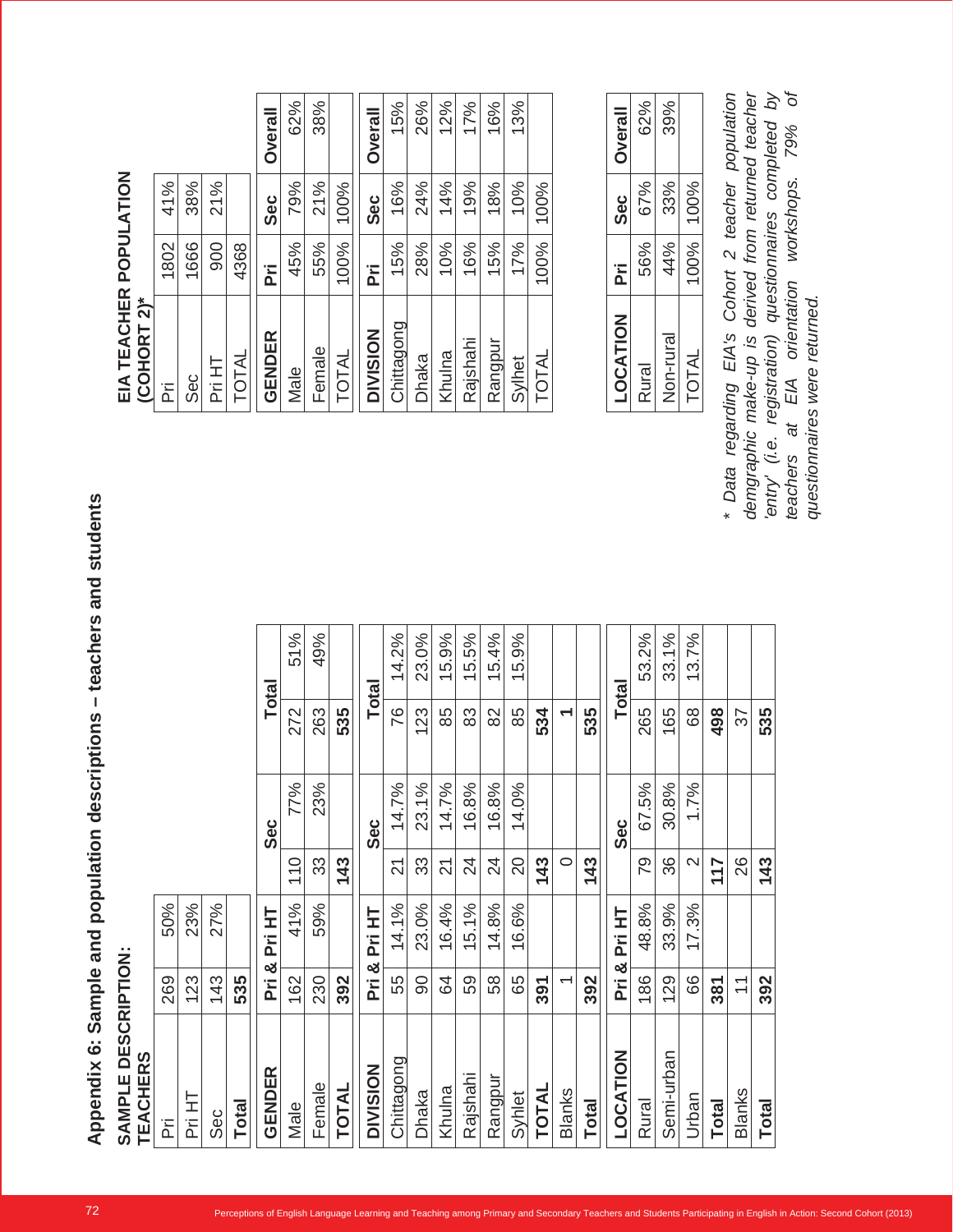# Appendix 6: Sample and population descriptions – teachers and students

## SAMPLE DESCRIPTION: TEACHERS

| | | |
|---|---|---|
| Pri | 269 | 50% |
| Pri HT | 123 | 23% |
| Sec | 143 | 27% |
| **Total** | **535** | |

| GENDER | Pri & Pri HT | | Sec | | Total | |
|---|---|---|---|---|---|---|
| Male | 162 | 41% | 110 | 77% | 272 | 51% |
| Female | 230 | 59% | 33 | 23% | 263 | 49% |
| **TOTAL** | **392** | | **143** | | **535** | |

| DIVISION | Pri & Pri HT | | Sec | | Total | |
|---|---|---|---|---|---|---|
| Chittagong | 55 | 14.1% | 21 | 14.7% | 76 | 14.2% |
| Dhaka | 90 | 23.0% | 33 | 23.1% | 123 | 23.0% |
| Khulna | 64 | 16.4% | 21 | 14.7% | 85 | 15.9% |
| Rajshahi | 59 | 15.1% | 24 | 16.8% | 83 | 15.5% |
| Rangpur | 58 | 14.8% | 24 | 16.8% | 82 | 15.4% |
| Sylhet | 65 | 16.6% | 20 | 14.0% | 85 | 15.9% |
| **TOTAL** | **391** | | **143** | | **534** | |
| Blanks | 1 | | 0 | | **1** | |
| **Total** | **392** | | **143** | | **535** | |

| LOCATION | Pri & Pri HT | | Sec | | Total | |
|---|---|---|---|---|---|---|
| Rural | 186 | 48.8% | 79 | 67.5% | 265 | 53.2% |
| Semi-urban | 129 | 33.9% | 36 | 30.8% | 165 | 33.1% |
| Urban | 66 | 17.3% | 2 | 1.7% | 68 | 13.7% |
| **Total** | **381** | | **117** | | **498** | |
| Blanks | 11 | | 26 | | 37 | |
| **Total** | **392** | | **143** | | **535** | |

## EIA TEACHER POPULATION (COHORT 2)*

| | | |
|---|---|---|
| Pri | 1802 | 41% |
| Sec | 1666 | 38% |
| Pri HT | 900 | 21% |
| TOTAL | 4368 | |

| GENDER | Pri | Sec | Overall |
|---|---|---|---|
| Male | 45% | 79% | 62% |
| Female | 55% | 21% | 38% |
| TOTAL | 100% | 100% | |

| DIVISION | Pri | Sec | Overall |
|---|---|---|---|
| Chittagong | 15% | 16% | 15% |
| Dhaka | 28% | 24% | 26% |
| Khulna | 10% | 14% | 12% |
| Rajshahi | 16% | 19% | 17% |
| Rangpur | 15% | 18% | 16% |
| Sylhet | 17% | 10% | 13% |
| TOTAL | 100% | 100% | |

| LOCATION | Pri | Sec | Overall |
|---|---|---|---|
| Rural | 56% | 67% | 62% |
| Non-rural | 44% | 33% | 39% |
| TOTAL | 100% | 100% | |

*\* Data regarding EIA's Cohort 2 teacher population demgraphic make-up is derived from returned teacher 'entry' (i.e. registration) questionnaires completed by teachers at EIA orientation workshops. 79% of questionnaires were returned.*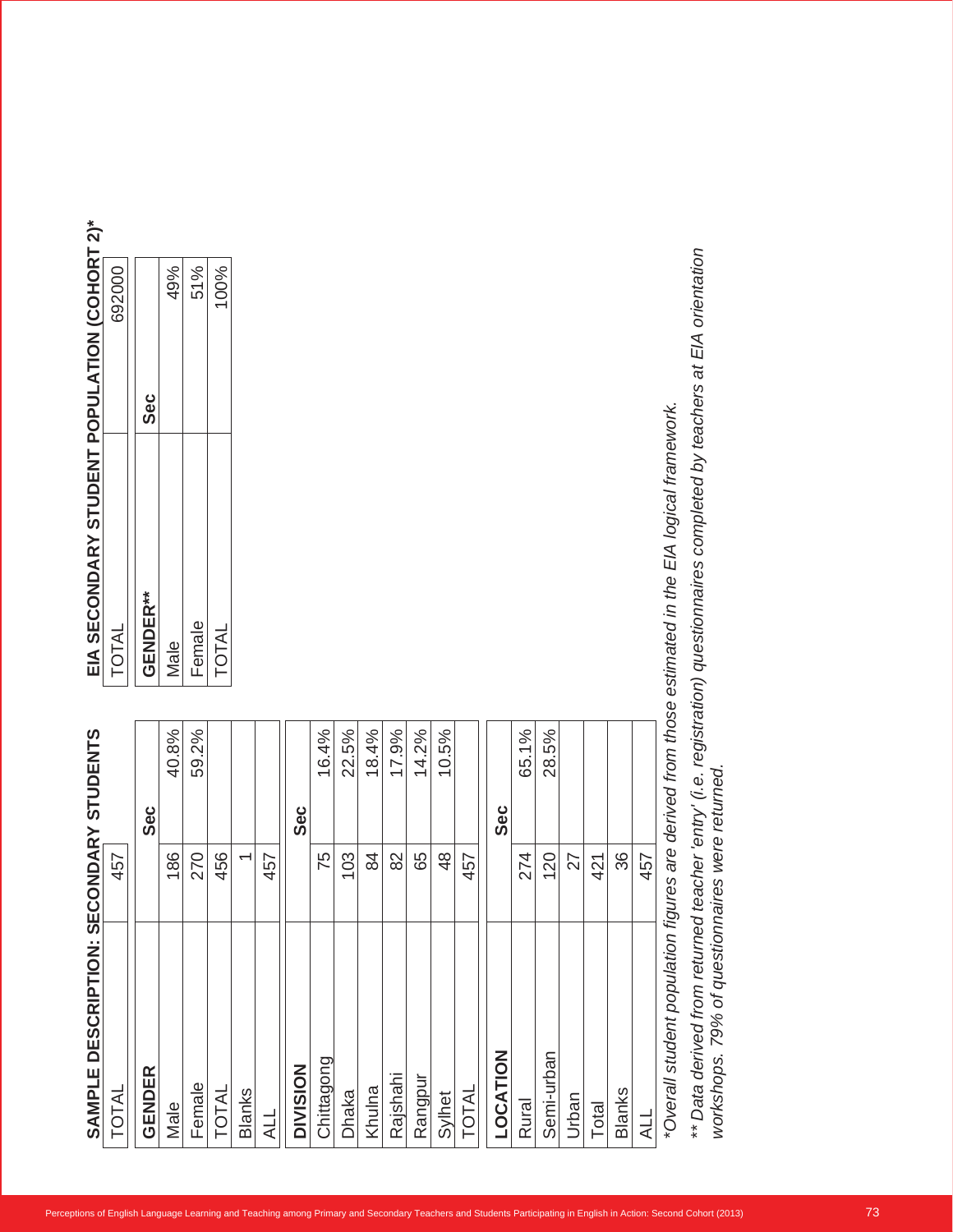## SAMPLE DESCRIPTION: SECONDARY STUDENTS

| TOTAL | 457 | |
|---|---|---|
| **GENDER** | | **Sec** |
| Male | 186 | 40.8% |
| Female | 270 | 59.2% |
| TOTAL | 456 | |
| Blanks | 1 | |
| ALL | 457 | |

| **DIVISION** | | **Sec** |
|---|---|---|
| Chittagong | 75 | 16.4% |
| Dhaka | 103 | 22.5% |
| Khulna | 84 | 18.4% |
| Rajshahi | 82 | 17.9% |
| Rangpur | 65 | 14.2% |
| Sylhet | 48 | 10.5% |
| TOTAL | 457 | |

| **LOCATION** | | **Sec** |
|---|---|---|
| Rural | 274 | 65.1% |
| Semi-urban | 120 | 28.5% |
| Urban | 27 | |
| Total | 421 | |
| Blanks | 36 | |
| ALL | 457 | |

## EIA SECONDARY STUDENT POPULATION (COHORT 2)*

| TOTAL | | 692000 |
|---|---|---|
| **GENDER**** | **Sec** | |
| Male | | 49% |
| Female | | 51% |
| TOTAL | | 100% |

*\*Overall student population figures are derived from those estimated in the EIA logical framework.*

*\*\* Data derived from returned teacher 'entry' (i.e. registration) questionnaires completed by teachers at EIA orientation workshops. 79% of questionnaires were returned.*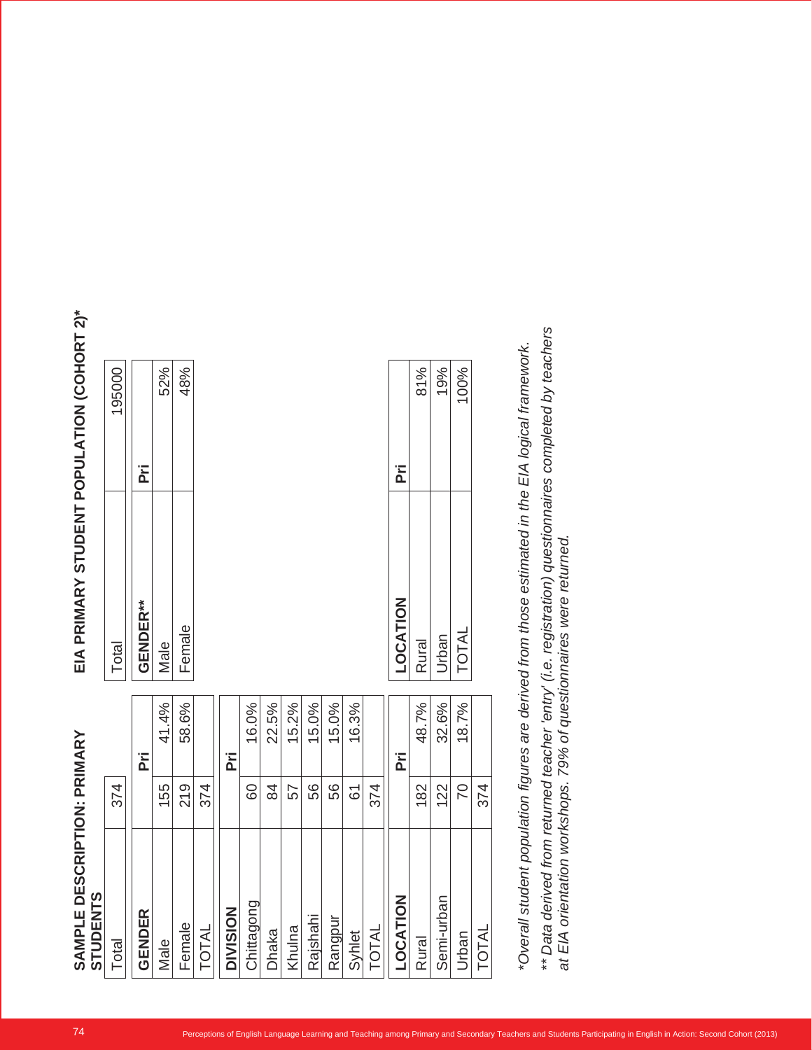## SAMPLE DESCRIPTION: PRIMARY STUDENTS

| Total | 374 | |
|---|---|---|
| **GENDER** | | **Pri** |
| Male | 155 | 41.4% |
| Female | 219 | 58.6% |
| TOTAL | 374 | |

| **DIVISION** | | **Pri** |
|---|---|---|
| Chittagong | 60 | 16.0% |
| Dhaka | 84 | 22.5% |
| Khulna | 57 | 15.2% |
| Rajshahi | 56 | 15.0% |
| Rangpur | 56 | 15.0% |
| Syhlet | 61 | 16.3% |
| TOTAL | 374 | |

| **LOCATION** | | **Pri** |
|---|---|---|
| Rural | 182 | 48.7% |
| Semi-urban | 122 | 32.6% |
| Urban | 70 | 18.7% |
| TOTAL | 374 | |

## EIA PRIMARY STUDENT POPULATION (COHORT 2)*

| Total | | 195000 |
|---|---|---|
| **GENDER**** | **Pri** | |
| Male | | 52% |
| Female | | 48% |

| **LOCATION** | **Pri** | |
|---|---|---|
| Rural | | 81% |
| Urban | | 19% |
| TOTAL | | 100% |

*\*Overall student population figures are derived from those estimated in the EIA logical framework.*

*\*\* Data derived from returned teacher 'entry' (i.e. registration) questionnaires completed by teachers at EIA orientation workshops. 79% of questionnaires were returned.*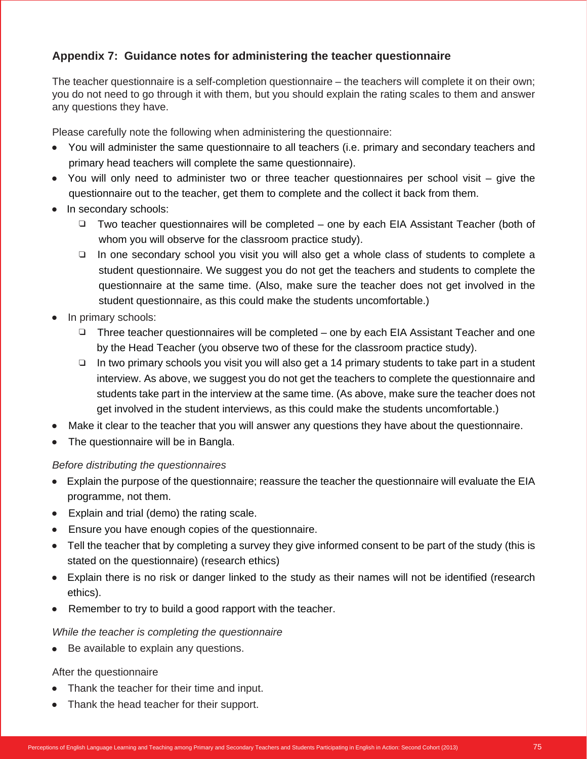## Appendix 7: Guidance notes for administering the teacher questionnaire

The teacher questionnaire is a self-completion questionnaire – the teachers will complete it on their own; you do not need to go through it with them, but you should explain the rating scales to them and answer any questions they have.

Please carefully note the following when administering the questionnaire:

- You will administer the same questionnaire to all teachers (i.e. primary and secondary teachers and primary head teachers will complete the same questionnaire).
- You will only need to administer two or three teacher questionnaires per school visit – give the questionnaire out to the teacher, get them to complete and the collect it back from them.
- In secondary schools:
  - Two teacher questionnaires will be completed – one by each EIA Assistant Teacher (both of whom you will observe for the classroom practice study).
  - In one secondary school you visit you will also get a whole class of students to complete a student questionnaire. We suggest you do not get the teachers and students to complete the questionnaire at the same time. (Also, make sure the teacher does not get involved in the student questionnaire, as this could make the students uncomfortable.)
- In primary schools:
  - Three teacher questionnaires will be completed – one by each EIA Assistant Teacher and one by the Head Teacher (you observe two of these for the classroom practice study).
  - In two primary schools you visit you will also get a 14 primary students to take part in a student interview. As above, we suggest you do not get the teachers to complete the questionnaire and students take part in the interview at the same time. (As above, make sure the teacher does not get involved in the student interviews, as this could make the students uncomfortable.)
- Make it clear to the teacher that you will answer any questions they have about the questionnaire.
- The questionnaire will be in Bangla.

*Before distributing the questionnaires*

- Explain the purpose of the questionnaire; reassure the teacher the questionnaire will evaluate the EIA programme, not them.
- Explain and trial (demo) the rating scale.
- Ensure you have enough copies of the questionnaire.
- Tell the teacher that by completing a survey they give informed consent to be part of the study (this is stated on the questionnaire) (research ethics)
- Explain there is no risk or danger linked to the study as their names will not be identified (research ethics).
- Remember to try to build a good rapport with the teacher.

*While the teacher is completing the questionnaire*

- Be available to explain any questions.

After the questionnaire

- Thank the teacher for their time and input.
- Thank the head teacher for their support.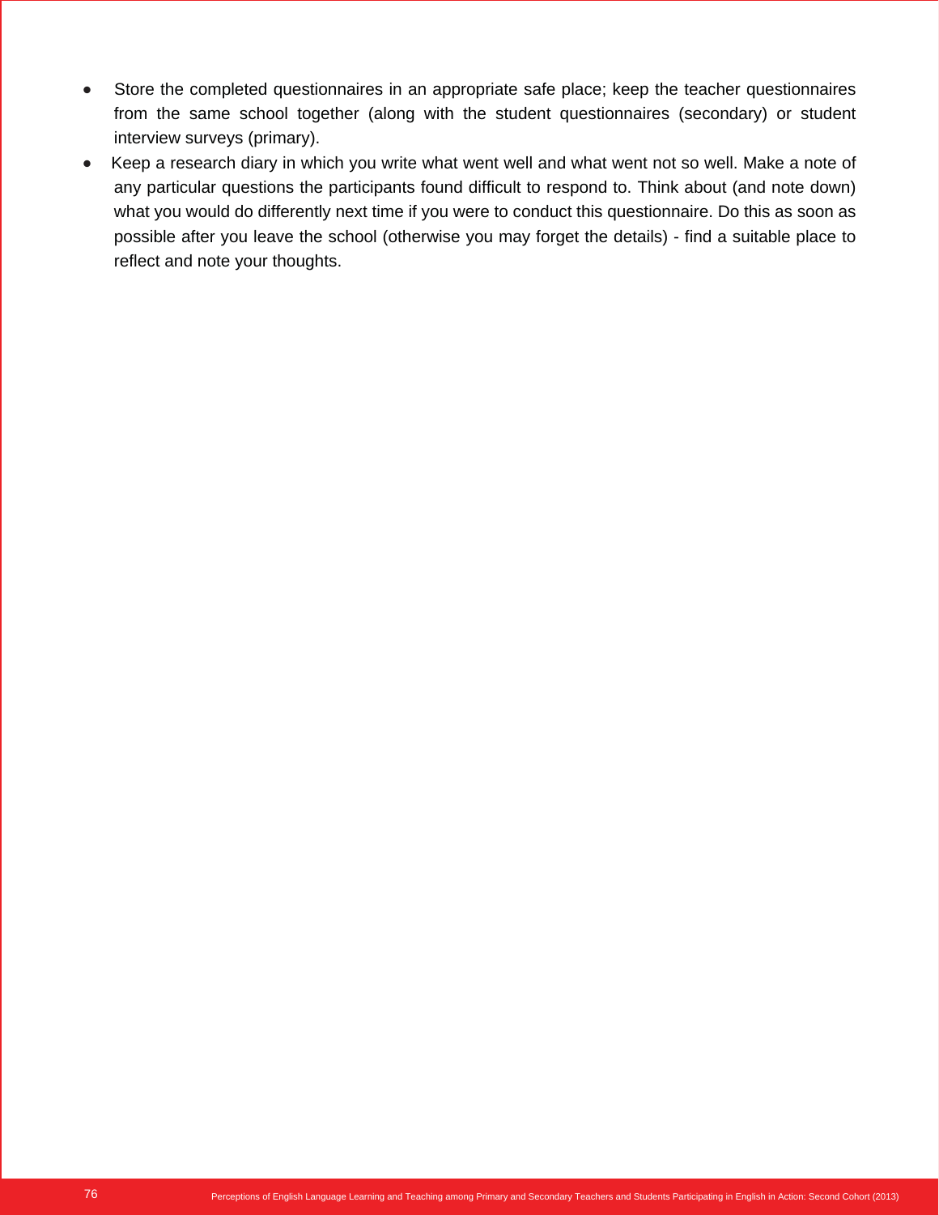- Store the completed questionnaires in an appropriate safe place; keep the teacher questionnaires from the same school together (along with the student questionnaires (secondary) or student interview surveys (primary).
- Keep a research diary in which you write what went well and what went not so well. Make a note of any particular questions the participants found difficult to respond to. Think about (and note down) what you would do differently next time if you were to conduct this questionnaire. Do this as soon as possible after you leave the school (otherwise you may forget the details) - find a suitable place to reflect and note your thoughts.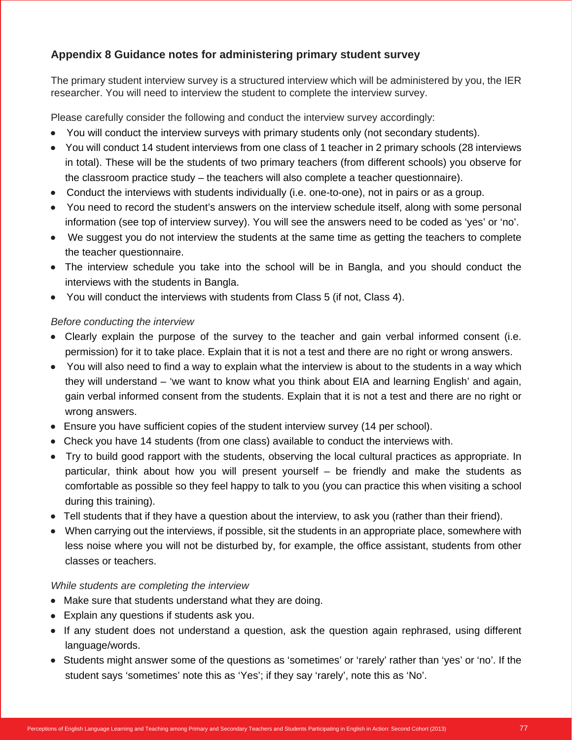## Appendix 8 Guidance notes for administering primary student survey

The primary student interview survey is a structured interview which will be administered by you, the IER researcher. You will need to interview the student to complete the interview survey.

Please carefully consider the following and conduct the interview survey accordingly:

- You will conduct the interview surveys with primary students only (not secondary students).
- You will conduct 14 student interviews from one class of 1 teacher in 2 primary schools (28 interviews in total). These will be the students of two primary teachers (from different schools) you observe for the classroom practice study – the teachers will also complete a teacher questionnaire).
- Conduct the interviews with students individually (i.e. one-to-one), not in pairs or as a group.
- You need to record the student's answers on the interview schedule itself, along with some personal information (see top of interview survey). You will see the answers need to be coded as 'yes' or 'no'.
- We suggest you do not interview the students at the same time as getting the teachers to complete the teacher questionnaire.
- The interview schedule you take into the school will be in Bangla, and you should conduct the interviews with the students in Bangla.
- You will conduct the interviews with students from Class 5 (if not, Class 4).

*Before conducting the interview*

- Clearly explain the purpose of the survey to the teacher and gain verbal informed consent (i.e. permission) for it to take place. Explain that it is not a test and there are no right or wrong answers.
- You will also need to find a way to explain what the interview is about to the students in a way which they will understand – 'we want to know what you think about EIA and learning English' and again, gain verbal informed consent from the students. Explain that it is not a test and there are no right or wrong answers.
- Ensure you have sufficient copies of the student interview survey (14 per school).
- Check you have 14 students (from one class) available to conduct the interviews with.
- Try to build good rapport with the students, observing the local cultural practices as appropriate. In particular, think about how you will present yourself – be friendly and make the students as comfortable as possible so they feel happy to talk to you (you can practice this when visiting a school during this training).
- Tell students that if they have a question about the interview, to ask you (rather than their friend).
- When carrying out the interviews, if possible, sit the students in an appropriate place, somewhere with less noise where you will not be disturbed by, for example, the office assistant, students from other classes or teachers.

*While students are completing the interview*

- Make sure that students understand what they are doing.
- Explain any questions if students ask you.
- If any student does not understand a question, ask the question again rephrased, using different language/words.
- Students might answer some of the questions as 'sometimes' or 'rarely' rather than 'yes' or 'no'. If the student says 'sometimes' note this as 'Yes'; if they say 'rarely', note this as 'No'.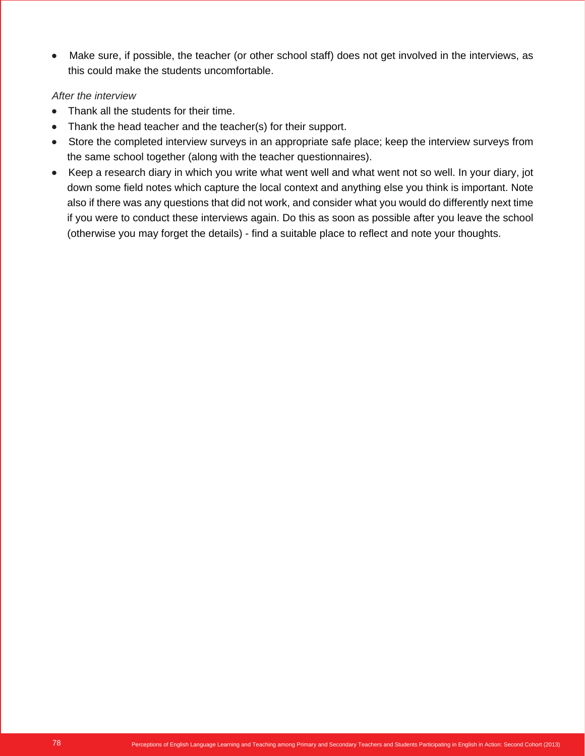- Make sure, if possible, the teacher (or other school staff) does not get involved in the interviews, as this could make the students uncomfortable.

*After the interview*

- Thank all the students for their time.
- Thank the head teacher and the teacher(s) for their support.
- Store the completed interview surveys in an appropriate safe place; keep the interview surveys from the same school together (along with the teacher questionnaires).
- Keep a research diary in which you write what went well and what went not so well. In your diary, jot down some field notes which capture the local context and anything else you think is important. Note also if there was any questions that did not work, and consider what you would do differently next time if you were to conduct these interviews again. Do this as soon as possible after you leave the school (otherwise you may forget the details) - find a suitable place to reflect and note your thoughts.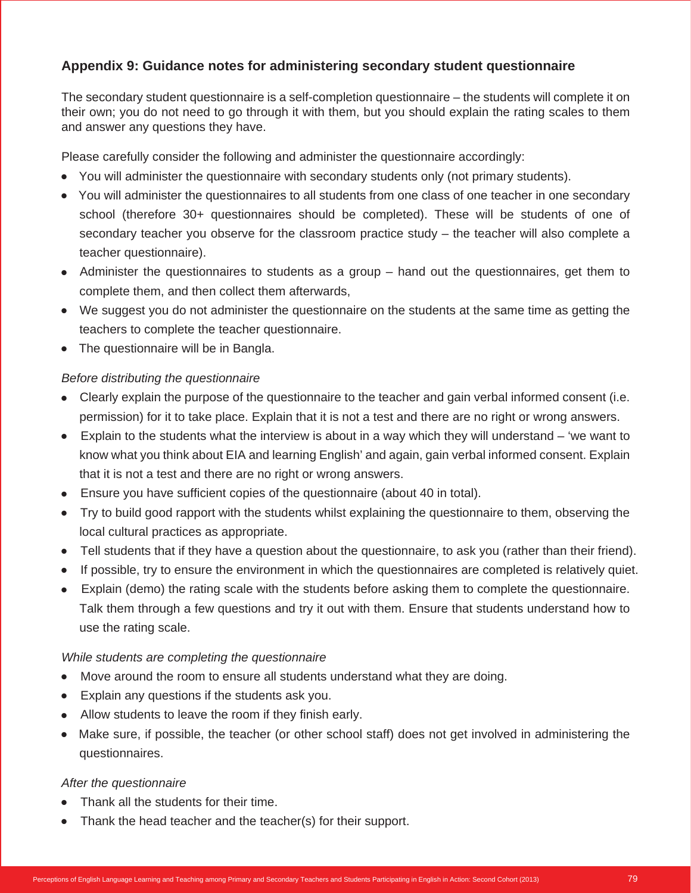## Appendix 9: Guidance notes for administering secondary student questionnaire

The secondary student questionnaire is a self-completion questionnaire – the students will complete it on their own; you do not need to go through it with them, but you should explain the rating scales to them and answer any questions they have.

Please carefully consider the following and administer the questionnaire accordingly:

- You will administer the questionnaire with secondary students only (not primary students).
- You will administer the questionnaires to all students from one class of one teacher in one secondary school (therefore 30+ questionnaires should be completed). These will be students of one of secondary teacher you observe for the classroom practice study – the teacher will also complete a teacher questionnaire).
- Administer the questionnaires to students as a group – hand out the questionnaires, get them to complete them, and then collect them afterwards,
- We suggest you do not administer the questionnaire on the students at the same time as getting the teachers to complete the teacher questionnaire.
- The questionnaire will be in Bangla.

*Before distributing the questionnaire*

- Clearly explain the purpose of the questionnaire to the teacher and gain verbal informed consent (i.e. permission) for it to take place. Explain that it is not a test and there are no right or wrong answers.
- Explain to the students what the interview is about in a way which they will understand – 'we want to know what you think about EIA and learning English' and again, gain verbal informed consent. Explain that it is not a test and there are no right or wrong answers.
- Ensure you have sufficient copies of the questionnaire (about 40 in total).
- Try to build good rapport with the students whilst explaining the questionnaire to them, observing the local cultural practices as appropriate.
- Tell students that if they have a question about the questionnaire, to ask you (rather than their friend).
- If possible, try to ensure the environment in which the questionnaires are completed is relatively quiet.
- Explain (demo) the rating scale with the students before asking them to complete the questionnaire. Talk them through a few questions and try it out with them. Ensure that students understand how to use the rating scale.

*While students are completing the questionnaire*

- Move around the room to ensure all students understand what they are doing.
- Explain any questions if the students ask you.
- Allow students to leave the room if they finish early.
- Make sure, if possible, the teacher (or other school staff) does not get involved in administering the questionnaires.

*After the questionnaire*

- Thank all the students for their time.
- Thank the head teacher and the teacher(s) for their support.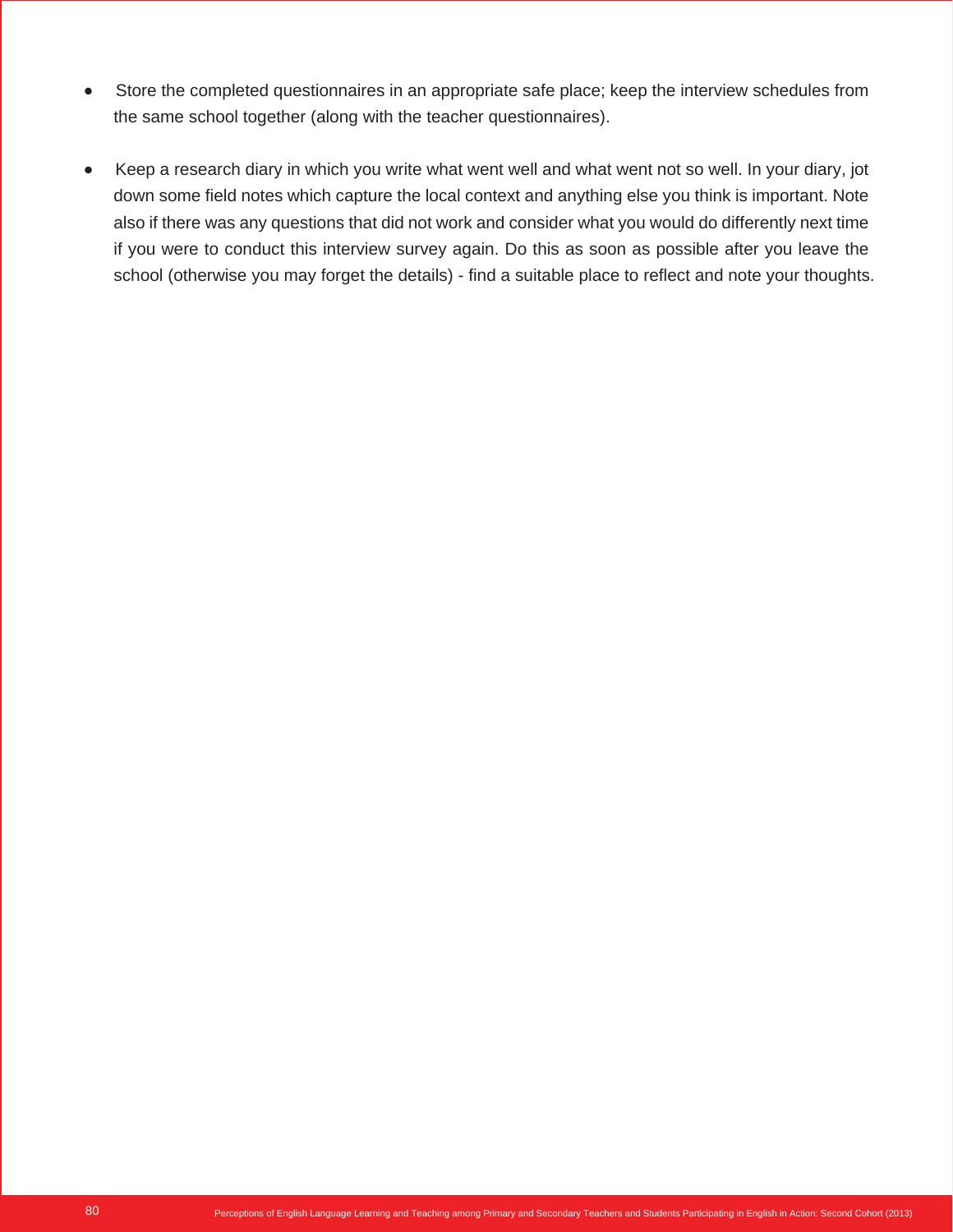- Store the completed questionnaires in an appropriate safe place; keep the interview schedules from the same school together (along with the teacher questionnaires).

- Keep a research diary in which you write what went well and what went not so well. In your diary, jot down some field notes which capture the local context and anything else you think is important. Note also if there was any questions that did not work and consider what you would do differently next time if you were to conduct this interview survey again. Do this as soon as possible after you leave the school (otherwise you may forget the details) - find a suitable place to reflect and note your thoughts.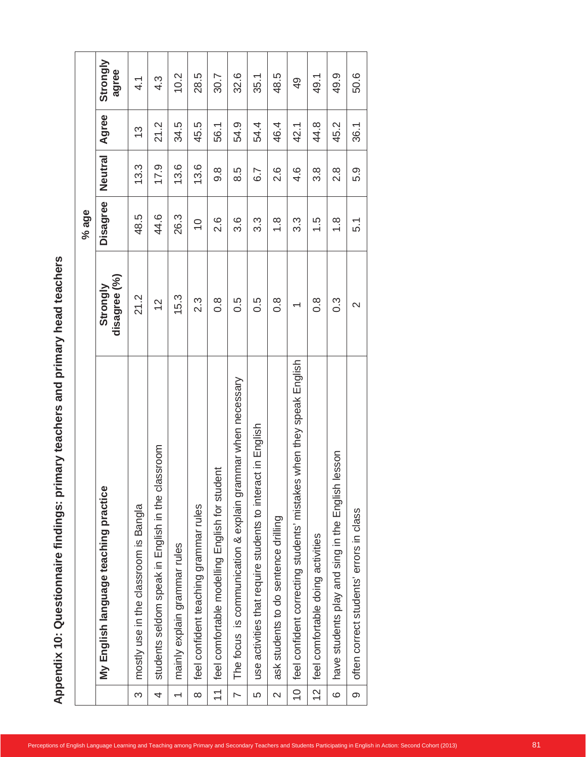## Appendix 10: Questionnaire findings: primary teachers and primary head teachers

| | My English language teaching practice | % age | | | | |
|---|---|---|---|---|---|---|
| | | Strongly disagree (%) | Disagree | Neutral | Agree | Strongly agree |
| 3 | mostly use in the classroom is Bangla | 21.2 | 48.5 | 13.3 | 13 | 4.1 |
| 4 | students seldom speak in English in the classroom | 12 | 44.6 | 17.9 | 21.2 | 4.3 |
| 1 | mainly explain grammar rules | 15.3 | 26.3 | 13.6 | 34.5 | 10.2 |
| 8 | feel confident teaching grammar rules | 2.3 | 10 | 13.6 | 45.5 | 28.5 |
| 11 | feel comfortable modelling English for student | 0.8 | 2.6 | 9.8 | 56.1 | 30.7 |
| 7 | The focus is communication & explain grammar when necessary | 0.5 | 3.6 | 8.5 | 54.9 | 32.6 |
| 5 | use activities that require students to interact in English | 0.5 | 3.3 | 6.7 | 54.4 | 35.1 |
| 2 | ask students to do sentence drilling | 0.8 | 1.8 | 2.6 | 46.4 | 48.5 |
| 10 | feel confident correcting students' mistakes when they speak English | 1 | 3.3 | 4.6 | 42.1 | 49 |
| 12 | feel comfortable doing activities | 0.8 | 1.5 | 3.8 | 44.8 | 49.1 |
| 6 | have students play and sing in the English lesson | 0.3 | 1.8 | 2.8 | 45.2 | 49.9 |
| 9 | often correct students' errors in class | 2 | 5.1 | 5.9 | 36.1 | 50.6 |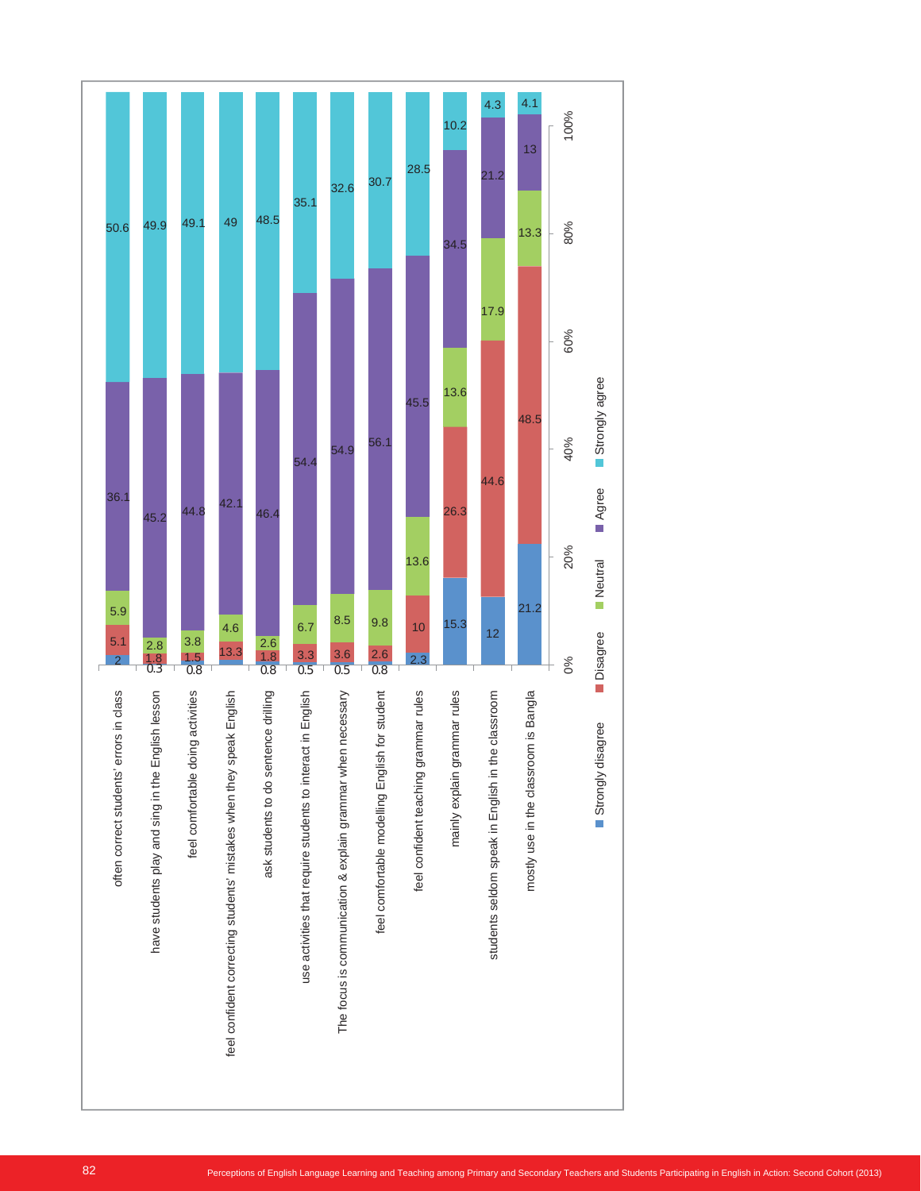| | Strongly disagree | Disagree | Neutral | Agree | Strongly agree |
|---|---|---|---|---|---|
| often correct students' errors in class | 2 | 5.1 | 5.9 | 36.1 | 50.6 |
| have students play and sing in the English lesson | 0.3 | 1.8 | 2.8 | 45.2 | 49.9 |
| feel comfortable doing activities | 0.8 | 1.5 | 3.8 | 44.8 | 49.1 |
| feel confident correcting students' mistakes when they speak English | | 13.3 | 4.6 | 42.1 | 49 |
| ask students to do sentence drilling | 0.8 | 1.8 | 2.6 | 46.4 | 48.5 |
| use activities that require students to interact in English | 0.5 | 3.3 | 6.7 | 54.4 | 35.1 |
| The focus is communication & explain grammar when necessary | 0.5 | 3.6 | 8.5 | 54.9 | 32.6 |
| feel comfortable modelling English for student | 0.8 | 2.6 | 9.8 | 56.1 | 30.7 |
| feel confident teaching grammar rules | 2.3 | 10 | 13.6 | 45.5 | 28.5 |
| mainly explain grammar rules | 15.3 | 26.3 | 13.6 | 34.5 | 10.2 |
| students seldom speak in English in the classroom | 12 | 44.6 | 17.9 | 21.2 | 4.3 |
| mostly use in the classroom is Bangla | 21.2 | 48.5 | 13.3 | 13 | 4.1 |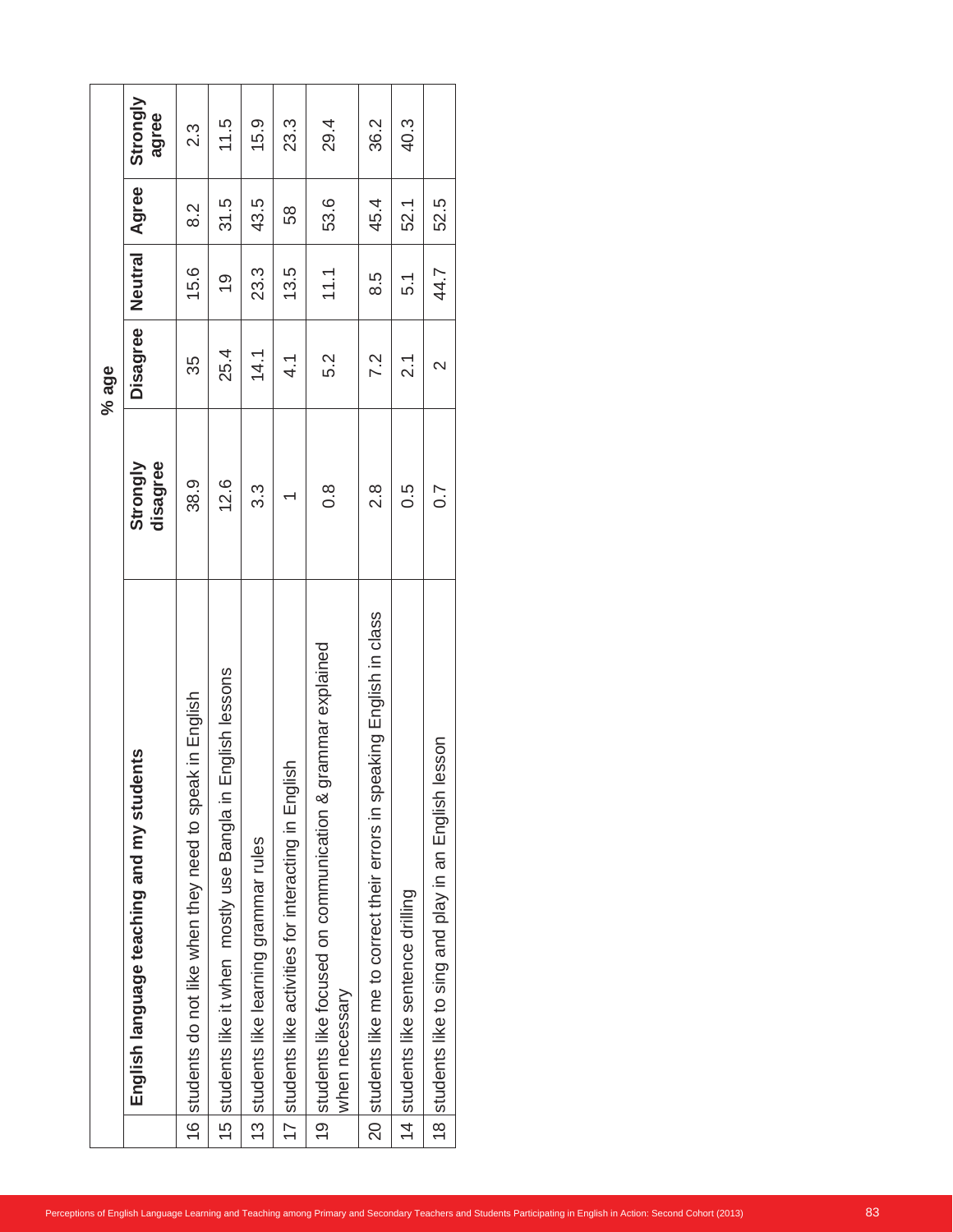| | English language teaching and my students | % age | | | | |
|---|---|---|---|---|---|---|
| | | Strongly disagree | Disagree | Neutral | Agree | Strongly agree |
| 16 | students do not like when they need to speak in English | 38.9 | 35 | 15.6 | 8.2 | 2.3 |
| 15 | students like it when mostly use Bangla in English lessons | 12.6 | 25.4 | 19 | 31.5 | 11.5 |
| 13 | students like learning grammar rules | 3.3 | 14.1 | 23.3 | 43.5 | 15.9 |
| 17 | students like activities for interacting in English | 1 | 4.1 | 13.5 | 58 | 23.3 |
| 19 | students like focused on communication & grammar explained when necessary | 0.8 | 5.2 | 11.1 | 53.6 | 29.4 |
| 20 | students like me to correct their errors in speaking English in class | 2.8 | 7.2 | 8.5 | 45.4 | 36.2 |
| 14 | students like sentence drilling | 0.5 | 2.1 | 5.1 | 52.1 | 40.3 |
| 18 | students like to sing and play in an English lesson | 0.7 | 2 | 44.7 | 52.5 | |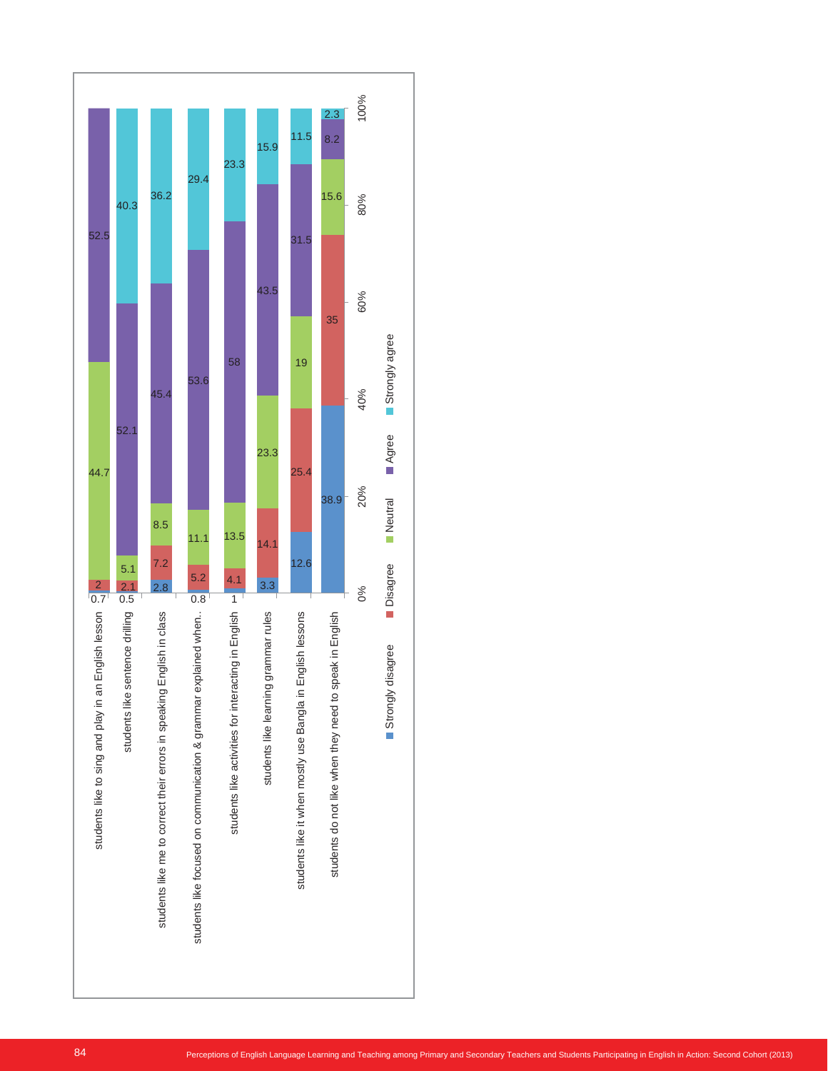| Statement | Strongly disagree | Disagree | Neutral | Agree | Strongly agree |
|---|---|---|---|---|---|
| students like to sing and play in an English lesson | 0.7 | 2 | 44.7 | 52.5 | |
| students like sentence drilling | 0.5 | 2.1 | 5.1 | 52.1 | 40.3 |
| students like me to correct their errors in speaking English in class | 2.8 | 7.2 | 8.5 | 45.4 | 36.2 |
| students like focused on communication & grammar explained when.. | 0.8 | 5.2 | 11.1 | 53.6 | 29.4 |
| students like activities for interacting in English | 1 | 4.1 | 13.5 | 58 | 23.3 |
| students like learning grammar rules | 3.3 | 14.1 | 23.3 | 43.5 | 15.9 |
| students like it when mostly use Bangla in English lessons | 12.6 | 25.4 | 19 | 31.5 | 11.5 |
| students do not like when they need to speak in English | 38.9 | 35 | 15.6 | 8.2 | 2.3 |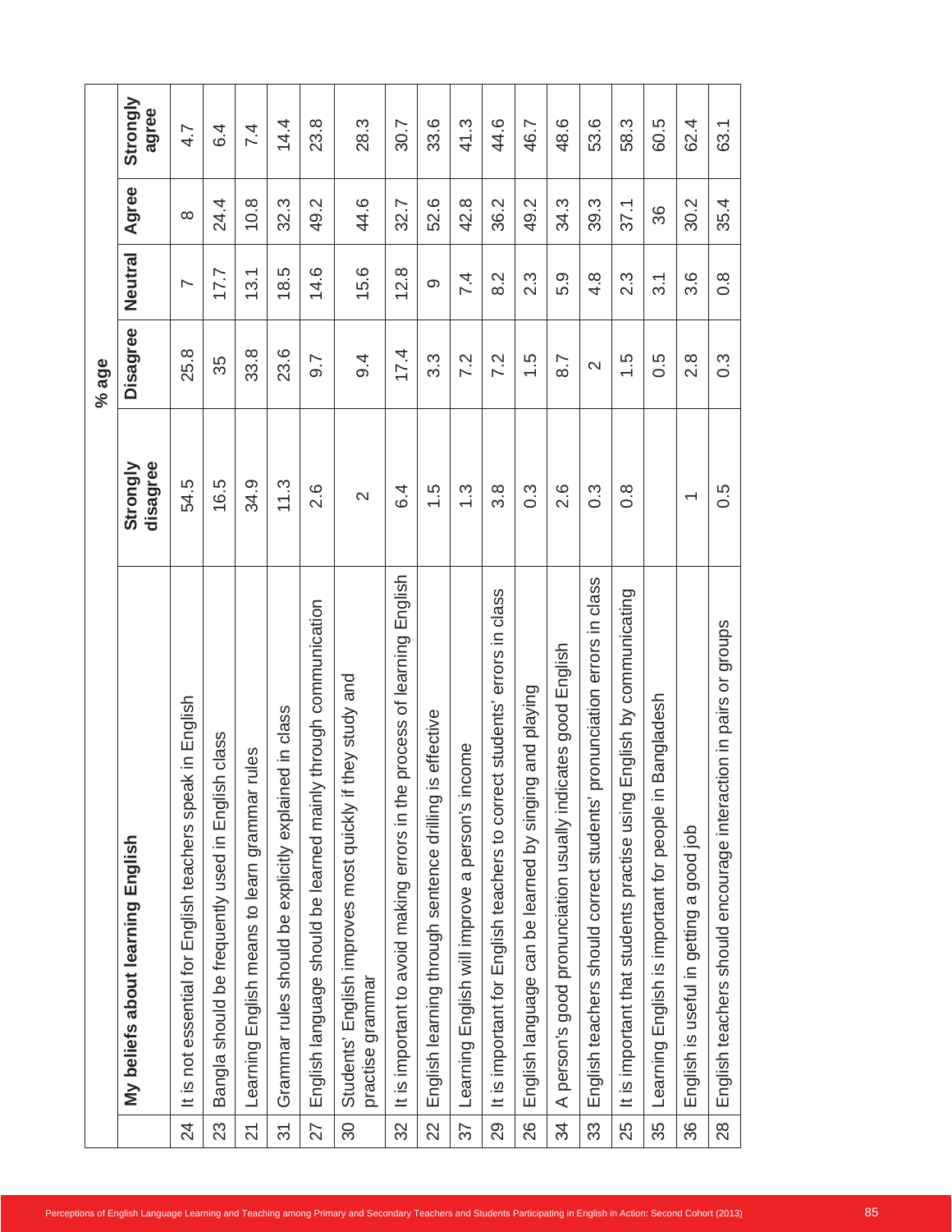| | My beliefs about learning English | % age | | | | |
|---|---|---|---|---|---|---|
| | | Strongly disagree | Disagree | Neutral | Agree | Strongly agree |
| 24 | It is not essential for English teachers speak in English | 54.5 | 25.8 | 7 | 8 | 4.7 |
| 23 | Bangla should be frequently used in English class | 16.5 | 35 | 17.7 | 24.4 | 6.4 |
| 21 | Learning English means to learn grammar rules | 34.9 | 33.8 | 13.1 | 10.8 | 7.4 |
| 31 | Grammar rules should be explicitly explained in class | 11.3 | 23.6 | 18.5 | 32.3 | 14.4 |
| 27 | English language should be learned mainly through communication | 2.6 | 9.7 | 14.6 | 49.2 | 23.8 |
| 30 | Students' English improves most quickly if they study and practise grammar | 2 | 9.4 | 15.6 | 44.6 | 28.3 |
| 32 | It is important to avoid making errors in the process of learning English | 6.4 | 17.4 | 12.8 | 32.7 | 30.7 |
| 22 | English learning through sentence drilling is effective | 1.5 | 3.3 | 9 | 52.6 | 33.6 |
| 37 | Learning English will improve a person's income | 1.3 | 7.2 | 7.4 | 42.8 | 41.3 |
| 29 | It is important for English teachers to correct students' errors in class | 3.8 | 7.2 | 8.2 | 36.2 | 44.6 |
| 26 | English language can be learned by singing and playing | 0.3 | 1.5 | 2.3 | 49.2 | 46.7 |
| 34 | A person's good pronunciation usually indicates good English | 2.6 | 8.7 | 5.9 | 34.3 | 48.6 |
| 33 | English teachers should correct students' pronunciation errors in class | 0.3 | 2 | 4.8 | 39.3 | 53.6 |
| 25 | It is important that students practise using English by communicating | 0.8 | 1.5 | 2.3 | 37.1 | 58.3 |
| 35 | Learning English is important for people in Bangladesh | | 0.5 | 3.1 | 36 | 60.5 |
| 36 | English is useful in getting a good job | 1 | 2.8 | 3.6 | 30.2 | 62.4 |
| 28 | English teachers should encourage interaction in pairs or groups | 0.5 | 0.3 | 0.8 | 35.4 | 63.1 |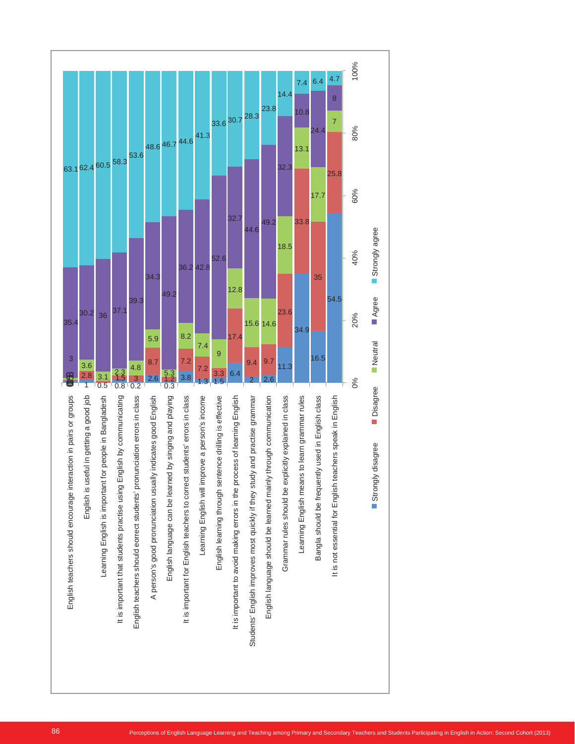| Statement | Strongly disagree | Disagree | Neutral | Agree | Strongly agree |
|---|---|---|---|---|---|
| English teachers should encourage interaction in pairs or groups | 0.5 | 0.8 | 3 | 35.4 | 63.1 |
| English is useful in getting a good job | 1 | 2.8 | 3.6 | 30.2 | 62.4 |
| Learning English is important for people in Bangladesh | 0.5 | | 3.1 | 36 | 60.5 |
| It is important that students practise using English by communicating | 0.8 | 1.5 | 2.3 | 37.1 | 58.3 |
| English teachers should eorrect students' pronunciation errors in class | 0.2 | 3 | 4.8 | 39.3 | 53.6 |
| A person's good pronunciation usually indicates good English | 2.6 | 8.7 | 5.9 | 34.3 | 48.6 |
| English language can be learned by singing and playing | 0.3 | 1.2 | 5.3 | 49.2 | 46.7 |
| It is important for English teachers to correct students' errors in class | 3.8 | 7.2 | 8.2 | 36.2 | 44.6 |
| Learning English will improve a person's income | 1.3 | 7.2 | 7.4 | 42.8 | 41.3 |
| English learning through sentence drilling is effective | 1.5 | 3.3 | 9 | 52.6 | 33.6 |
| It is important to avoid making errors in the process of learning English | 6.4 | 17.4 | 12.8 | 32.7 | 30.7 |
| Students' English improves most quickly if they study and practise grammar | 2 | 9.4 | 15.6 | 44.6 | 28.3 |
| English language should be learned mainly through communication | 2.6 | 9.7 | 14.6 | 49.2 | 23.8 |
| Grammar rules should be explicitly explained in class | 11.3 | 23.6 | 18.5 | 32.3 | 14.4 |
| Learning English means to learn grammar rules | 34.9 | 33.8 | 13.1 | 10.8 | 7.4 |
| Bangla should be frequently used in English class | 16.5 | 35 | 17.7 | 24.4 | 6.4 |
| It is not essential for English teachers speak in English | 54.5 | 25.8 | 7 | 8 | 4.7 |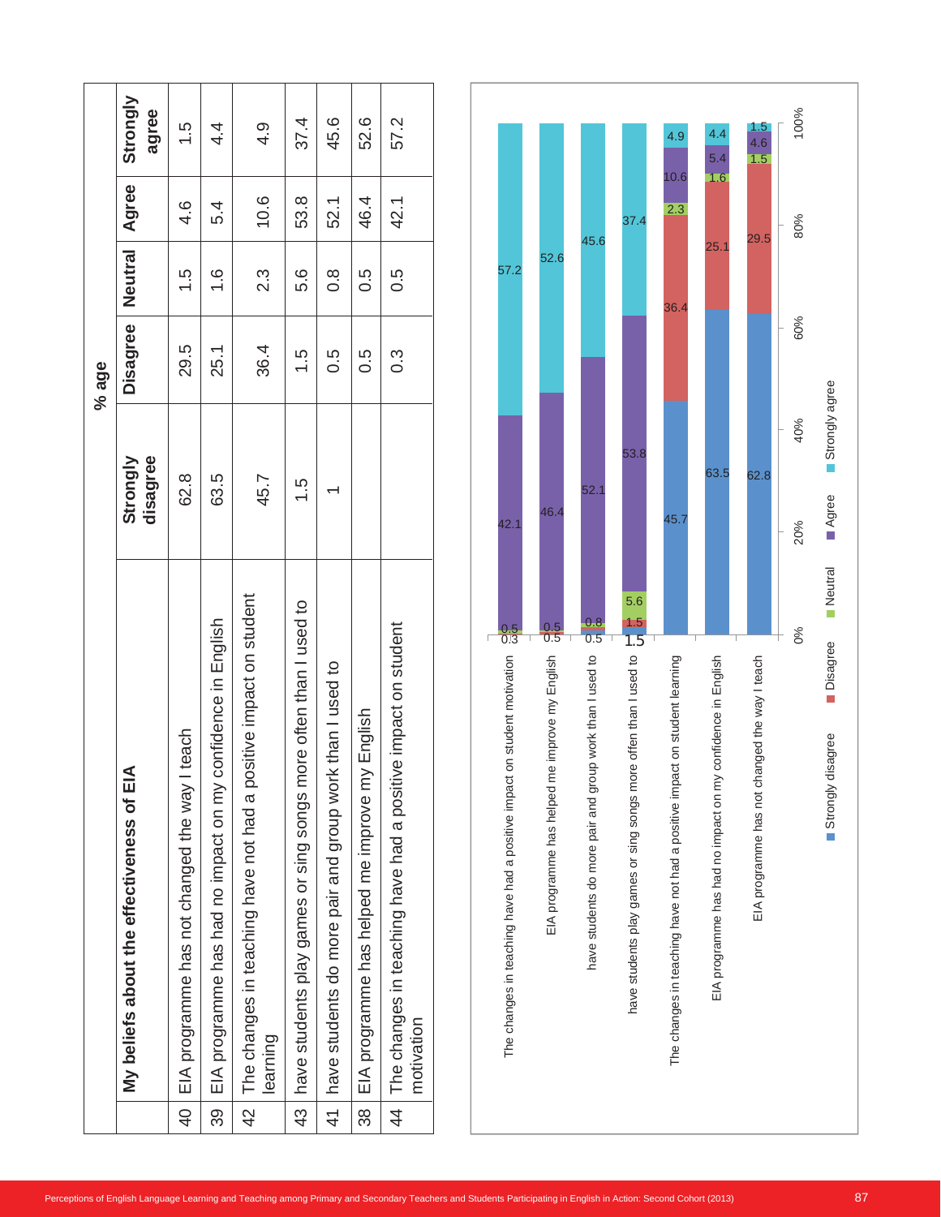| | My beliefs about the effectiveness of EIA | % age | | | | |
|---|---|---|---|---|---|---|
| | | Strongly disagree | Disagree | Neutral | Agree | Strongly agree |
| 40 | EIA programme has not changed the way I teach | 62.8 | 29.5 | 1.5 | 4.6 | 1.5 |
| 39 | EIA programme has had no impact on my confidence in English | 63.5 | 25.1 | 1.6 | 5.4 | 4.4 |
| 42 | The changes in teaching have not had a positive impact on student learning | 45.7 | 36.4 | 2.3 | 10.6 | 4.9 |
| 43 | have students play games or sing songs more often than I used to | 1.5 | 1.5 | 5.6 | 53.8 | 37.4 |
| 41 | have students do more pair and group work than I used to | 1 | 0.5 | 0.8 | 52.1 | 45.6 |
| 38 | EIA programme has helped me improve my English | | 0.5 | 0.5 | 46.4 | 52.6 |
| 44 | The changes in teaching have had a positive impact on student motivation | | 0.3 | 0.5 | 42.1 | 57.2 |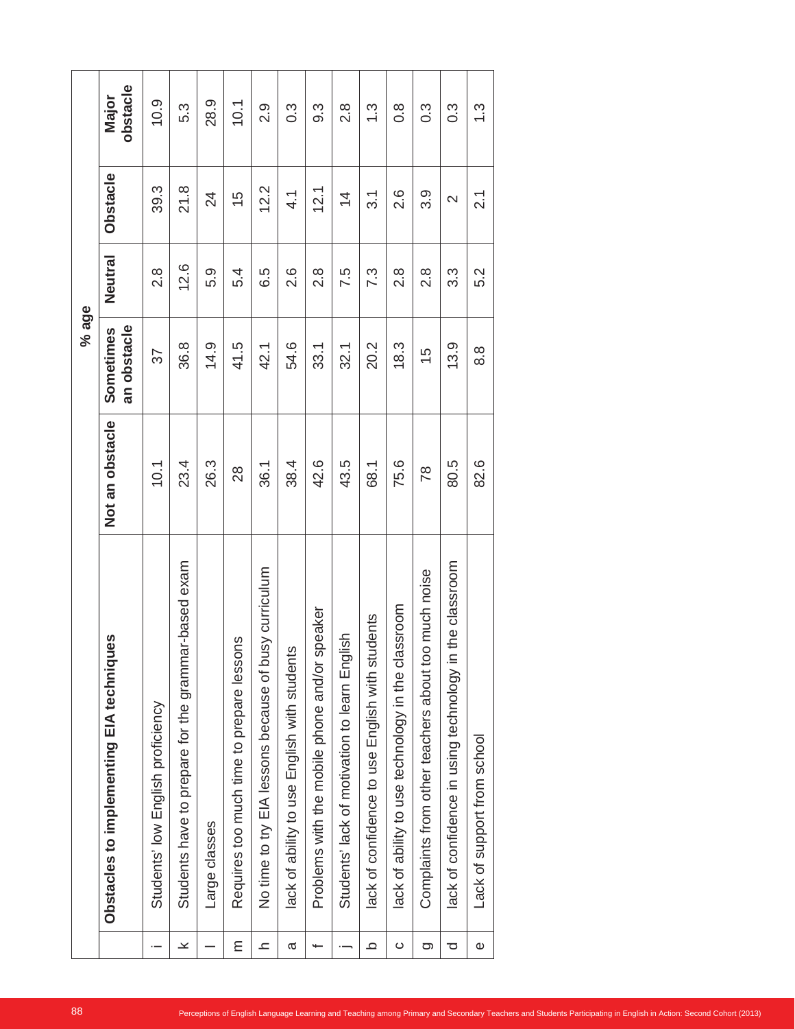| | Obstacles to implementing EIA techniques | % age | | | | |
|---|---|---|---|---|---|---|
| | | Not an obstacle | Sometimes an obstacle | Neutral | Obstacle | Major obstacle |
| i | Students' low English proficiency | 10.1 | 37 | 2.8 | 39.3 | 10.9 |
| k | Students have to prepare for the grammar-based exam | 23.4 | 36.8 | 12.6 | 21.8 | 5.3 |
| l | Large classes | 26.3 | 14.9 | 5.9 | 24 | 28.9 |
| m | Requires too much time to prepare lessons | 28 | 41.5 | 5.4 | 15 | 10.1 |
| h | No time to try EIA lessons because of busy curriculum | 36.1 | 42.1 | 6.5 | 12.2 | 2.9 |
| a | lack of ability to use English with students | 38.4 | 54.6 | 2.6 | 4.1 | 0.3 |
| f | Problems with the mobile phone and/or speaker | 42.6 | 33.1 | 2.8 | 12.1 | 9.3 |
| j | Students' lack of motivation to learn English | 43.5 | 32.1 | 7.5 | 14 | 2.8 |
| b | lack of confidence to use English with students | 68.1 | 20.2 | 7.3 | 3.1 | 1.3 |
| c | lack of ability to use technology in the classroom | 75.6 | 18.3 | 2.8 | 2.6 | 0.8 |
| g | Complaints from other teachers about too much noise | 78 | 15 | 2.8 | 3.9 | 0.3 |
| d | lack of confidence in using technology in the classroom | 80.5 | 13.9 | 3.3 | 2 | 0.3 |
| e | Lack of support from school | 82.6 | 8.8 | 5.2 | 2.1 | 1.3 |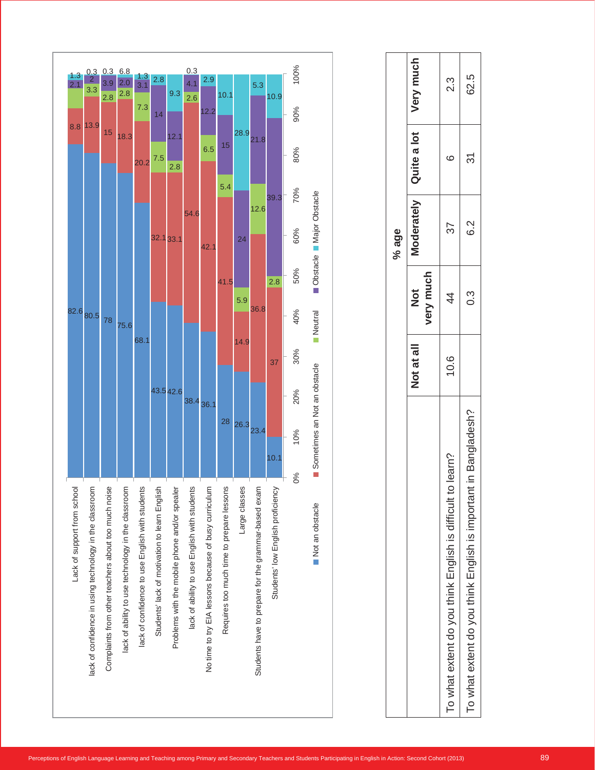| | Not an obstacle | Sometimes an Not an obstacle | Neutral | Obstacle | Major Obstacle |
|---|---|---|---|---|---|
| Lack of support from school | 82.6 | 8.8 | | 2.1 | 1.3 |
| lack of confidence in using technology in the classroom | 80.5 | 13.9 | 3.3 | 2 | 0.3 |
| Complaints from other teachers about too much noise | 78 | 15 | 2.8 | 3.9 | 0.3 |
| lack of ability to use technology in the classroom | 75.6 | 18.3 | 2.8 | 2.0 | 6.8 |
| lack of confidence to use English with students | 68.1 | 20.2 | 7.3 | 3.1 | 1.3 |
| Students' lack of motivation to learn English | 43.5 | 32.1 | 7.5 | 14 | 2.8 |
| Problems with the mobile phone and/or spealer | 42.6 | 33.1 | 2.8 | 12.1 | 9.3 |
| lack of ability to use English with students | 38.4 | 54.6 | 2.6 | 4.1 | 0.3 |
| No time to try EIA lessons because of busy curriculum | 36.1 | 42.1 | 6.5 | 12.2 | 2.9 |
| Requires too much time to prepare lessons | 28 | 41.5 | 5.4 | 15 | 10.1 |
| Large classes | 26.3 | 14.9 | 5.9 | 24 | 28.9 |
| Students have to prepare for the grammar-based exam | 23.4 | 36.8 | 12.6 | 21.8 | 5.3 |
| Students' low English proficiency | 10.1 | 37 | 2.8 | 39.3 | 10.9 |

| | % age | | | | |
|---|---|---|---|---|---|
| | Not at all | Not very much | Moderately | Quite a lot | Very much |
| To what extent do you think English is difficult to learn? | 10.6 | 44 | 37 | 6 | 2.3 |
| To what extent do you think English is important in Bangladesh? | | 0.3 | 6.2 | 31 | 62.5 |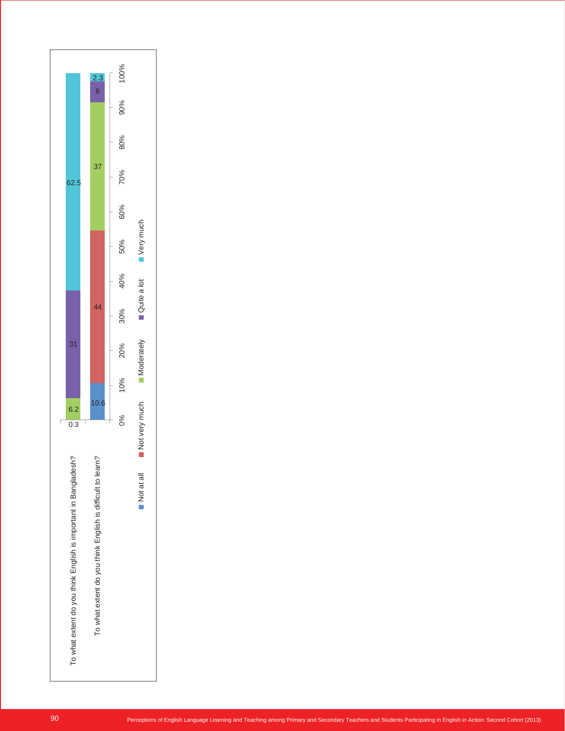| | Not at all | Not very much | Moderately | Quite a lot | Very much |
|---|---|---|---|---|---|
| To what extent do you think English is important in Bangladesh? | 0.3 | | 6.2 | 31 | 62.5 |
| To what extent do you think English is difficult to learn? | 10.6 | 44 | 37 | 6 | 2.3 |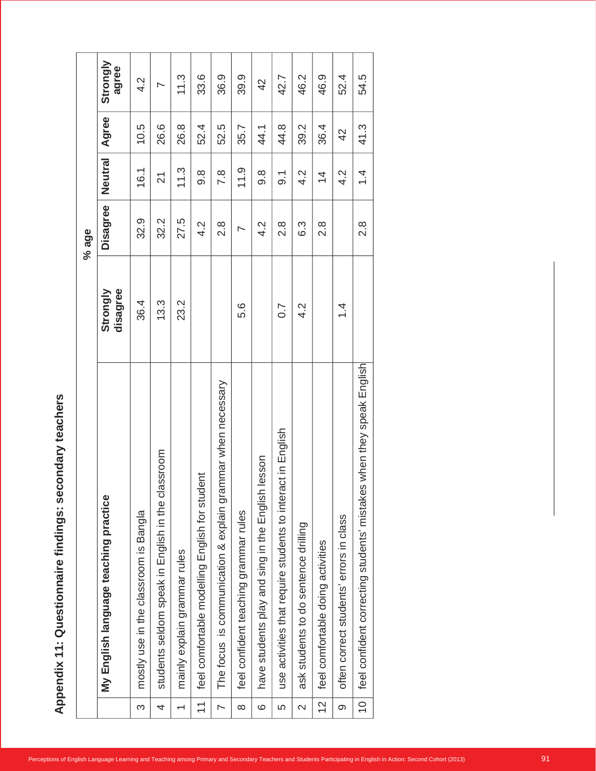# Appendix 11: Questionnaire findings: secondary teachers

| | My English language teaching practice | % age | | | | |
|---|---|---|---|---|---|---|
| | | Strongly disagree | Disagree | Neutral | Agree | Strongly agree |
| 3 | mostly use in the classroom is Bangla | 36.4 | 32.9 | 16.1 | 10.5 | 4.2 |
| 4 | students seldom speak in English in the classroom | 13.3 | 32.2 | 21 | 26.6 | 7 |
| 1 | mainly explain grammar rules | 23.2 | 27.5 | 11.3 | 26.8 | 11.3 |
| 11 | feel comfortable modelling English for student | | 4.2 | 9.8 | 52.4 | 33.6 |
| 7 | The focus is communication & explain grammar when necessary | | 2.8 | 7.8 | 52.5 | 36.9 |
| 8 | feel confident teaching grammar rules | 5.6 | 7 | 11.9 | 35.7 | 39.9 |
| 6 | have students play and sing in the English lesson | | 4.2 | 9.8 | 44.1 | 42 |
| 5 | use activities that require students to interact in English | 0.7 | 2.8 | 9.1 | 44.8 | 42.7 |
| 2 | ask students to do sentence drilling | 4.2 | 6.3 | 4.2 | 39.2 | 46.2 |
| 12 | feel comfortable doing activities | | 2.8 | 14 | 36.4 | 46.9 |
| 9 | often correct students' errors in class | 1.4 | | 4.2 | 42 | 52.4 |
| 10 | feel confident correcting students' mistakes when they speak English | | 2.8 | 1.4 | 41.3 | 54.5 |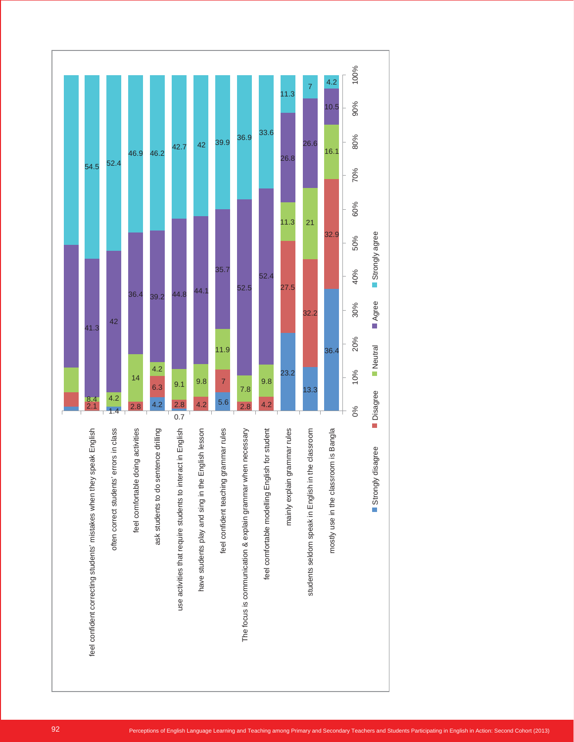| Statement | Strongly disagree | Disagree | Neutral | Agree | Strongly agree |
|---|---|---|---|---|---|
| feel confident correcting students' mistakes when they speak English | | 2.1 | 8.4 | 41.3 | 54.5 |
| often correct students' errors in class | 1.4 | | 4.2 | 42 | 52.4 |
| feel comfortable doing activities | | 2.8 | 14 | 36.4 | 46.9 |
| ask students to do sentence drilling | 4.2 | 6.3 | 4.2 | 39.2 | 46.2 |
| use activities that require students to interact in English | 0.7 | 2.8 | 9.1 | 44.8 | 42.7 |
| have students play and sing in the English lesson | | 4.2 | 9.8 | 44.1 | 42 |
| feel confident teaching grammar rules | 5.6 | 7 | 11.9 | 35.7 | 39.9 |
| The focus is communication & explain grammar when necessary | | 2.8 | 7.8 | 52.5 | 36.9 |
| feel comfortable modelling English for student | | 4.2 | 9.8 | 52.4 | 33.6 |
| mainly explain grammar rules | 23.2 | 27.5 | 11.3 | 26.8 | 11.3 |
| students seldom speak in English in the classroom | 13.3 | 32.2 | 21 | 26.6 | 7 |
| mostly use in the classroom is Bangla | 36.4 | 32.9 | 16.1 | 10.5 | 4.2 |

0% 10% 20% 30% 40% 50% 60% 70% 80% 90% 100%

■ Strongly disagree ■ Disagree ■ Neutral ■ Agree ■ Strongly agree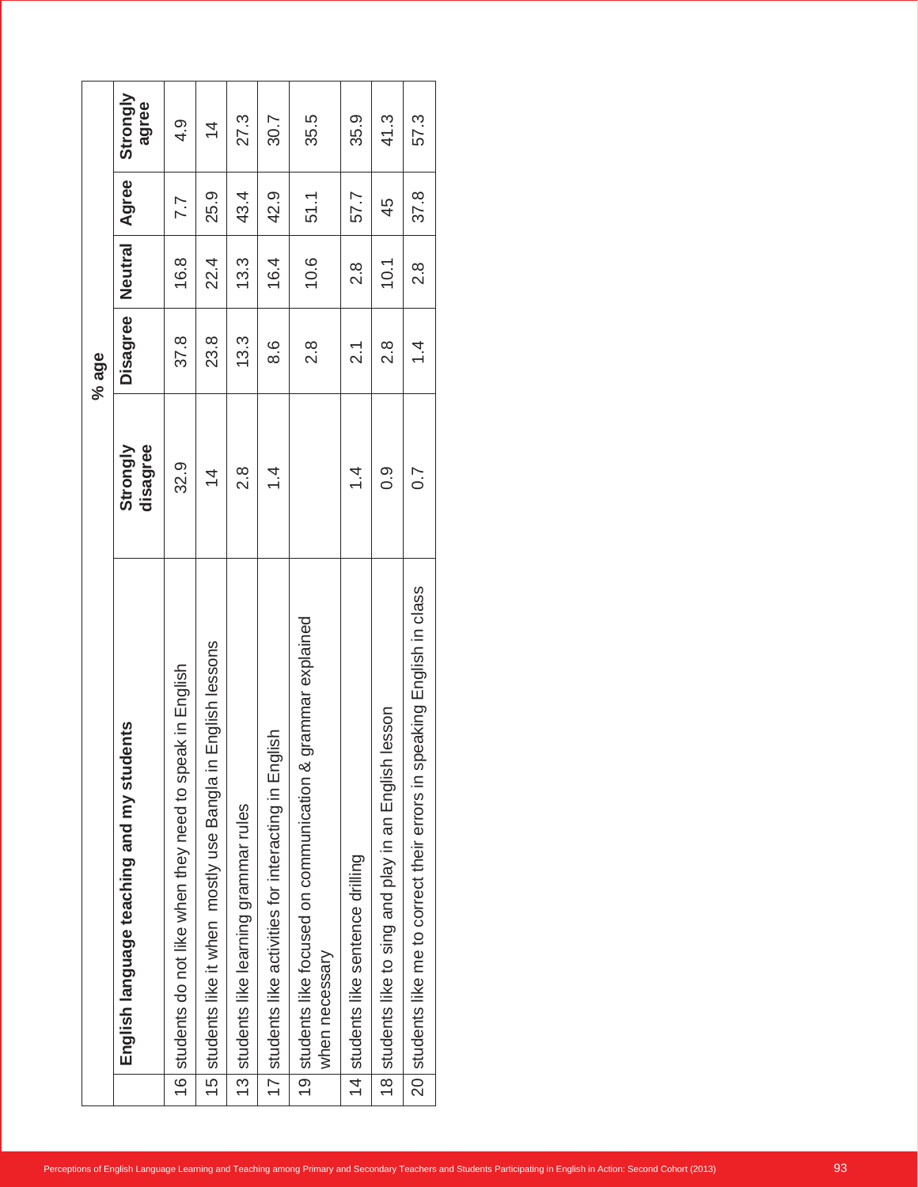| | English language teaching and my students | % age | | | | |
|---|---|---|---|---|---|---|
| | | Strongly disagree | Disagree | Neutral | Agree | Strongly agree |
| 16 | students do not like when they need to speak in English | 32.9 | 37.8 | 16.8 | 7.7 | 4.9 |
| 15 | students like it when mostly use Bangla in English lessons | 14 | 23.8 | 22.4 | 25.9 | 14 |
| 13 | students like learning grammar rules | 2.8 | 13.3 | 13.3 | 43.4 | 27.3 |
| 17 | students like activities for interacting in English | 1.4 | 8.6 | 16.4 | 42.9 | 30.7 |
| 19 | students like focused on communication & grammar explained when necessary | | 2.8 | 10.6 | 51.1 | 35.5 |
| 14 | students like sentence drilling | 1.4 | 2.1 | 2.8 | 57.7 | 35.9 |
| 18 | students like to sing and play in an English lesson | 0.9 | 2.8 | 10.1 | 45 | 41.3 |
| 20 | students like me to correct their errors in speaking English in class | 0.7 | 1.4 | 2.8 | 37.8 | 57.3 |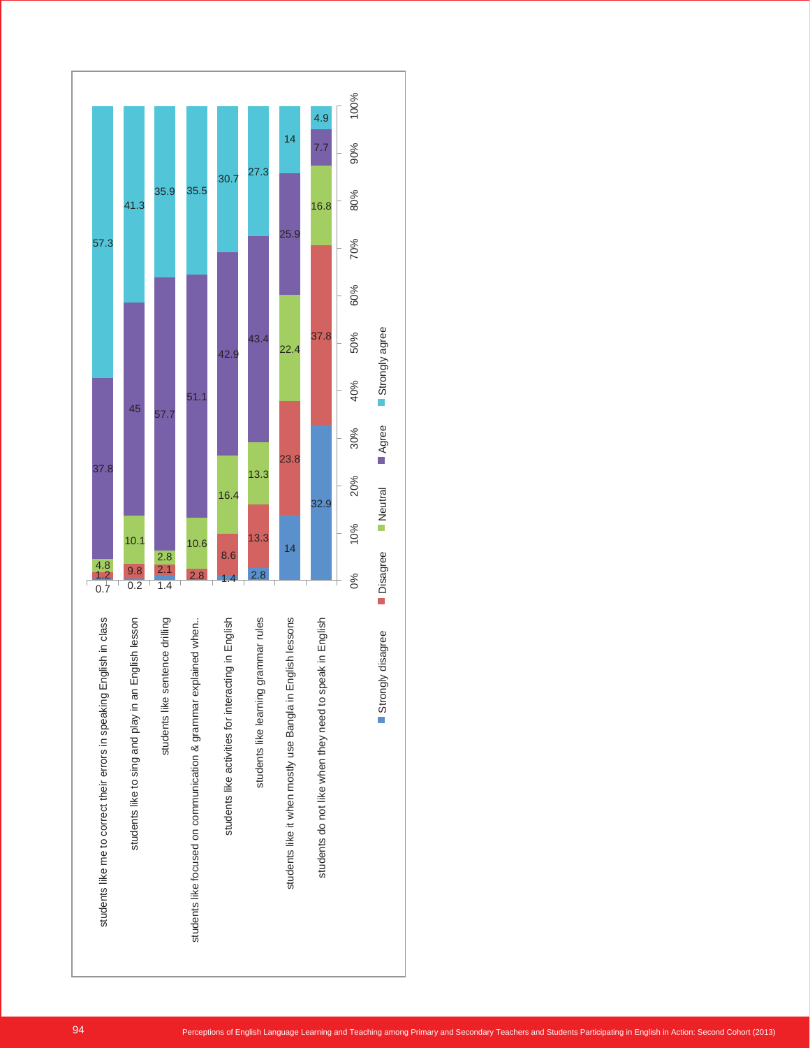| | Strongly disagree | Disagree | Neutral | Agree | Strongly agree |
|---|---|---|---|---|---|
| students like me to correct their errors in speaking English in class | 0.7 | 1.2 | 4.8 | 37.8 | 57.3 |
| students like to sing and play in an English lesson | 0.2 | 9.8 | 10.1 | 45 | 41.3 |
| students like sentence drilling | 1.4 | 2.1 | 2.8 | 57.7 | 35.9 |
| students like focused on communication & grammar explained when.. | | 2.8 | 10.6 | 51.1 | 35.5 |
| students like activities for interacting in English | 1.4 | 8.6 | 16.4 | 42.9 | 30.7 |
| students like learning grammar rules | 2.8 | 13.3 | 13.3 | 43.4 | 27.3 |
| students like it when mostly use Bangla in English lessons | 14 | 23.8 | 22.4 | 25.9 | 14 |
| students do not like when they need to speak in English | 32.9 | 37.8 | 16.8 | 7.7 | 4.9 |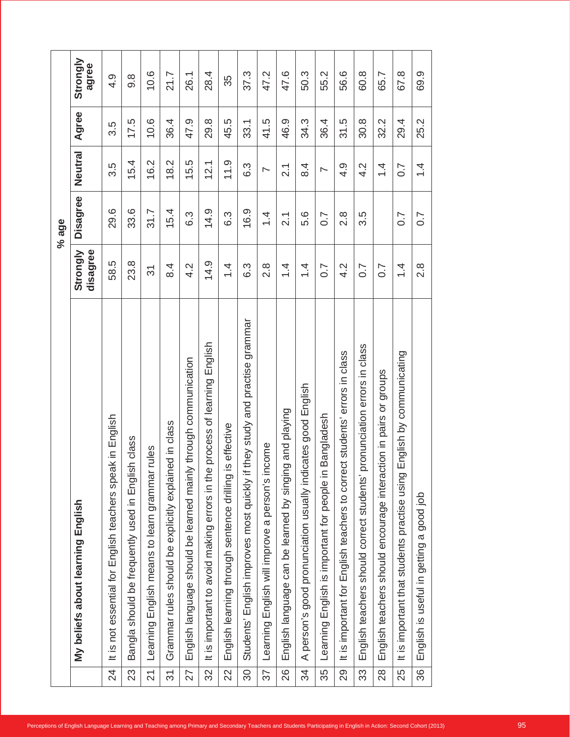| | My beliefs about learning English | % age | | | | |
|---|---|---|---|---|---|---|
| | | Strongly disagree | Disagree | Neutral | Agree | Strongly agree |
| 24 | It is not essential for English teachers speak in English | 58.5 | 29.6 | 3.5 | 3.5 | 4.9 |
| 23 | Bangla should be frequently used in English class | 23.8 | 33.6 | 15.4 | 17.5 | 9.8 |
| 21 | Learning English means to learn grammar rules | 31 | 31.7 | 16.2 | 10.6 | 10.6 |
| 31 | Grammar rules should be explicitly explained in class | 8.4 | 15.4 | 18.2 | 36.4 | 21.7 |
| 27 | English language should be learned mainly through communication | 4.2 | 6.3 | 15.5 | 47.9 | 26.1 |
| 32 | It is important to avoid making errors in the process of learning English | 14.9 | 14.9 | 12.1 | 29.8 | 28.4 |
| 22 | English learning through sentence drilling is effective | 1.4 | 6.3 | 11.9 | 45.5 | 35 |
| 30 | Students' English improves most quickly if they study and practise grammar | 6.3 | 16.9 | 6.3 | 33.1 | 37.3 |
| 37 | Learning English will improve a person's income | 2.8 | 1.4 | 7 | 41.5 | 47.2 |
| 26 | English language can be learned by singing and playing | 1.4 | 2.1 | 2.1 | 46.9 | 47.6 |
| 34 | A person's good pronunciation usually indicates good English | 1.4 | 5.6 | 8.4 | 34.3 | 50.3 |
| 35 | Learning English is important for people in Bangladesh | 0.7 | 0.7 | 7 | 36.4 | 55.2 |
| 29 | It is important for English teachers to correct students' errors in class | 4.2 | 2.8 | 4.9 | 31.5 | 56.6 |
| 33 | English teachers should correct students' pronunciation errors in class | 0.7 | 3.5 | 4.2 | 30.8 | 60.8 |
| 28 | English teachers should encourage interaction in pairs or groups | 0.7 | | 1.4 | 32.2 | 65.7 |
| 25 | It is important that students practise using English by communicating | 1.4 | 0.7 | 0.7 | 29.4 | 67.8 |
| 36 | English is useful in getting a good job | 2.8 | 0.7 | 1.4 | 25.2 | 69.9 |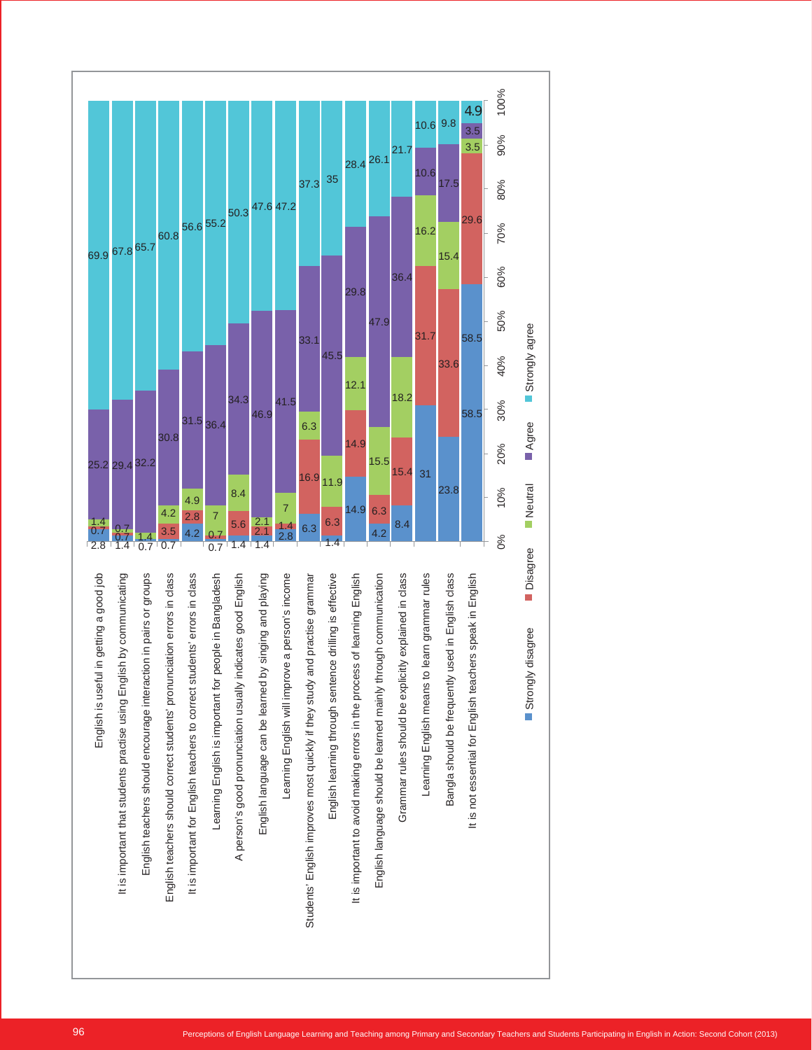| Statement | Strongly disagree | Disagree | Neutral | Agree | Strongly agree |
|---|---|---|---|---|---|
| English is useful in getting a good job | 2.8 | 0.7 | 1.4 | 25.2 | 69.9 |
| It is important that students practise using English by communicating | 1.4 | 0.7 | 0.7 | 29.4 | 67.8 |
| English teachers should encourage interaction in pairs or groups | 0.7 | | 1.4 | 32.2 | 65.7 |
| English teachers should correct students' pronunciation errors in class | 0.7 | 3.5 | 4.2 | 30.8 | 60.8 |
| It is important for English teachers to correct students' errors in class | 4.2 | 2.8 | 4.9 | 31.5 | 56.6 |
| Learning English is important for people in Bangladesh | 0.7 | 0.7 | 7 | 36.4 | 55.2 |
| A person's good pronunciation usually indicates good English | 1.4 | 5.6 | 8.4 | 34.3 | 50.3 |
| English language can be learned by singing and playing | 1.4 | 2.1 | 2.1 | 46.9 | 47.6 |
| Learning English will improve a person's income | 2.8 | 1.4 | 7 | 41.5 | 47.2 |
| Students' English improves most quickly if they study and practise grammar | 6.3 | 16.9 | 6.3 | 33.1 | 37.3 |
| English learning through sentence drilling is effective | 1.4 | 6.3 | 11.9 | 45.5 | 35 |
| It is important to avoid making errors in the process of learning English | 14.9 | 14.9 | 12.1 | 29.8 | 28.4 |
| English language should be learned mainly through communication | 4.2 | 6.3 | 15.5 | 47.9 | 26.1 |
| Grammar rules should be explicitly explained in class | 8.4 | 15.4 | 18.2 | 36.4 | 21.7 |
| Learning English means to learn grammar rules | 31 | 31.7 | 16.2 | 10.6 | 10.6 |
| Bangla should be frequently used in English class | 23.8 | 33.6 | 15.4 | 17.5 | 9.8 |
| It is not essential for English teachers speak in English | 58.5 | 29.6 | 3.5 | 3.5 | 4.9 |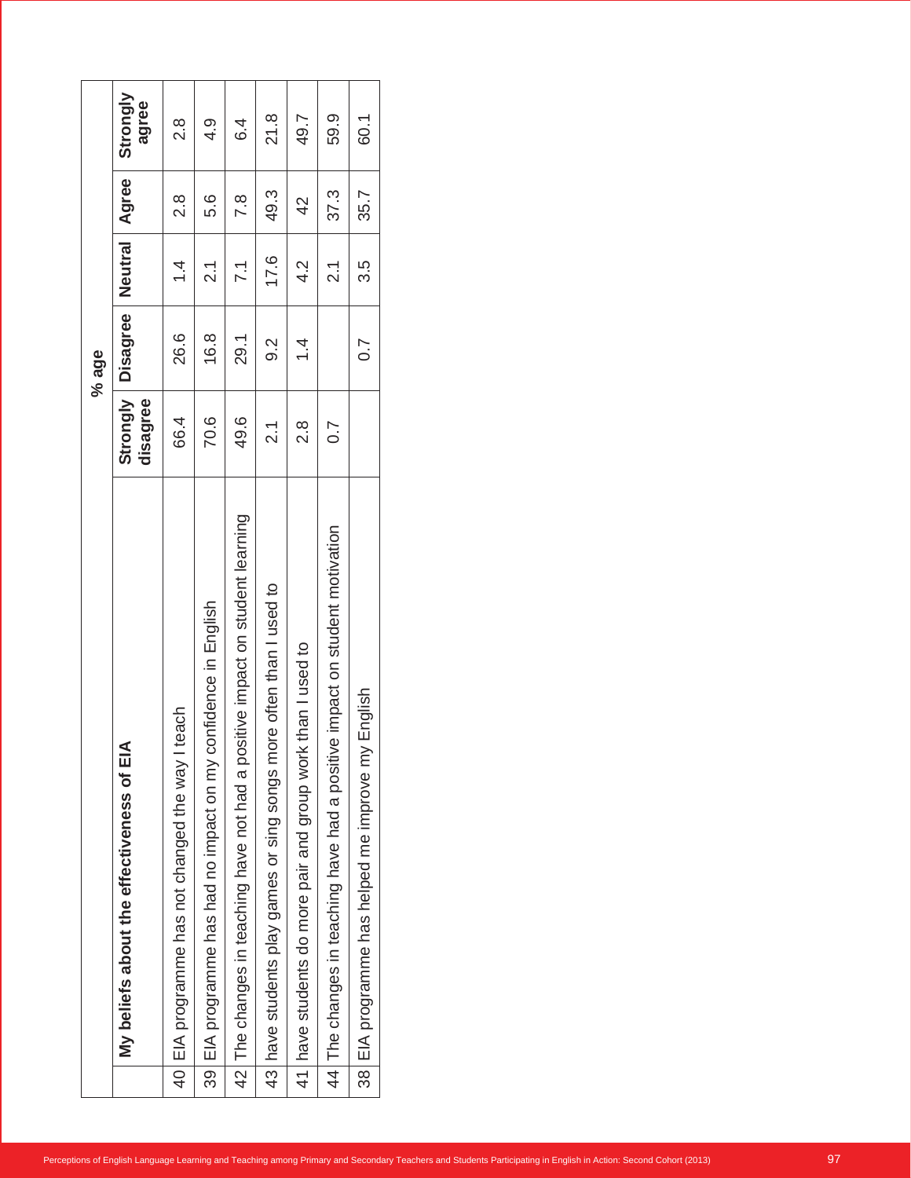| | My beliefs about the effectiveness of EIA | % age | | | | |
|---|---|---|---|---|---|---|
| | | Strongly disagree | Disagree | Neutral | Agree | Strongly agree |
| 40 | EIA programme has not changed the way I teach | 66.4 | 26.6 | 1.4 | 2.8 | 2.8 |
| 39 | EIA programme has had no impact on my confidence in English | 70.6 | 16.8 | 2.1 | 5.6 | 4.9 |
| 42 | The changes in teaching have not had a positive impact on student learning | 49.6 | 29.1 | 7.1 | 7.8 | 6.4 |
| 43 | have students play games or sing songs more often than I used to | 2.1 | 9.2 | 17.6 | 49.3 | 21.8 |
| 41 | have students do more pair and group work than I used to | 2.8 | 1.4 | 4.2 | 42 | 49.7 |
| 44 | The changes in teaching have had a positive impact on student motivation | 0.7 | | 2.1 | 37.3 | 59.9 |
| 38 | EIA programme has helped me improve my English | | 0.7 | 3.5 | 35.7 | 60.1 |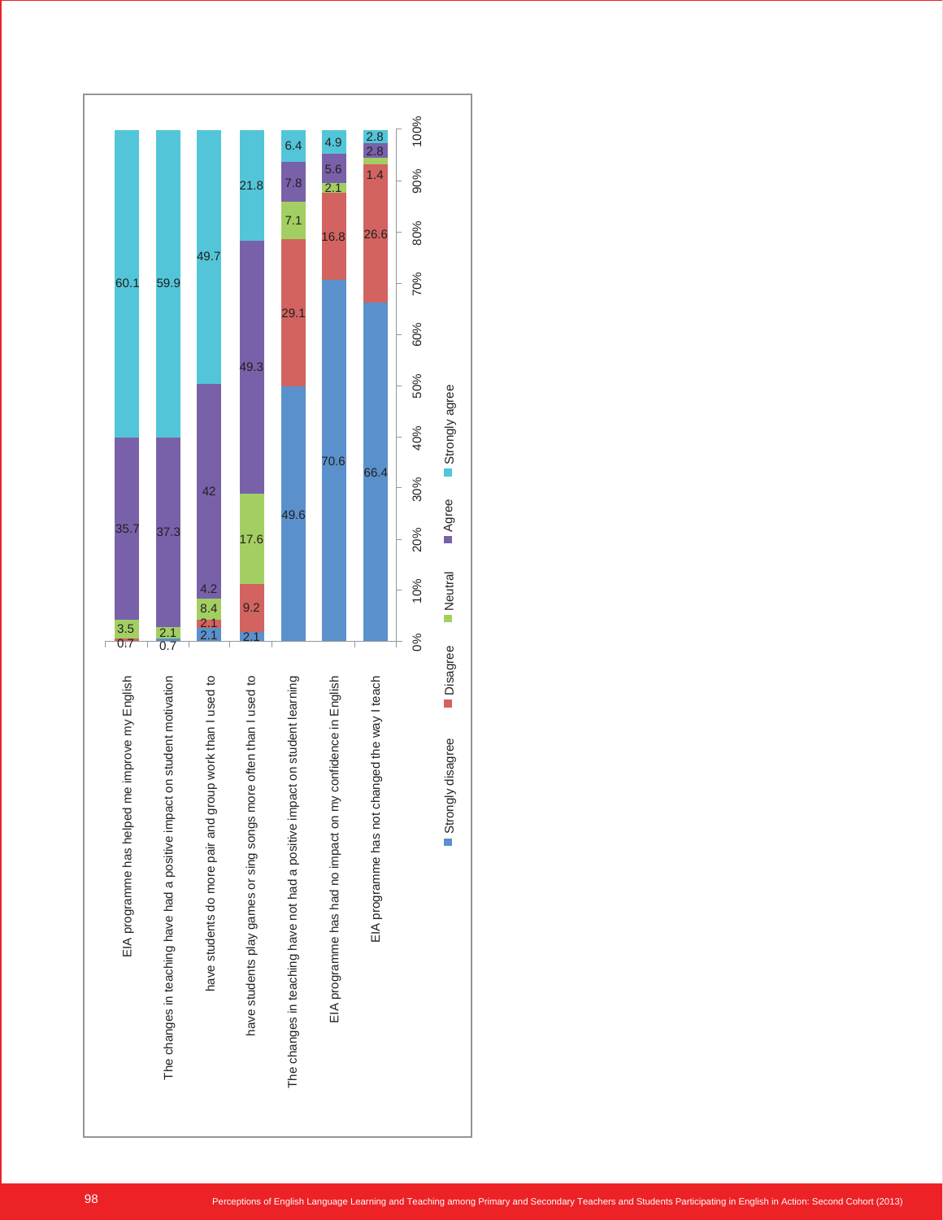| Statement | Strongly disagree | Disagree | Neutral | Agree | Strongly agree |
|---|---|---|---|---|---|
| EIA programme has helped me improve my English | | 0.7 | 3.5 | 35.7 | 60.1 |
| The changes in teaching have had a positive impact on student motivation | 0.7 | | 2.1 | 37.3 | 59.9 |
| have students do more pair and group work than I used to | 2.1 | 2.1 | 8.4 | 42 | 49.7 |
| have students play games or sing songs more often than I used to | 2.1 | 9.2 | 17.6 | 49.3 | 21.8 |
| The changes in teaching have not had a positive impact on student learning | 49.6 | 29.1 | 7.1 | 7.8 | 6.4 |
| EIA programme has had no impact on my confidence in English | 70.6 | 16.8 | 2.1 | 5.6 | 4.9 |
| EIA programme has not changed the way I teach | 66.4 | 26.6 | 1.4 | 2.8 | 2.8 |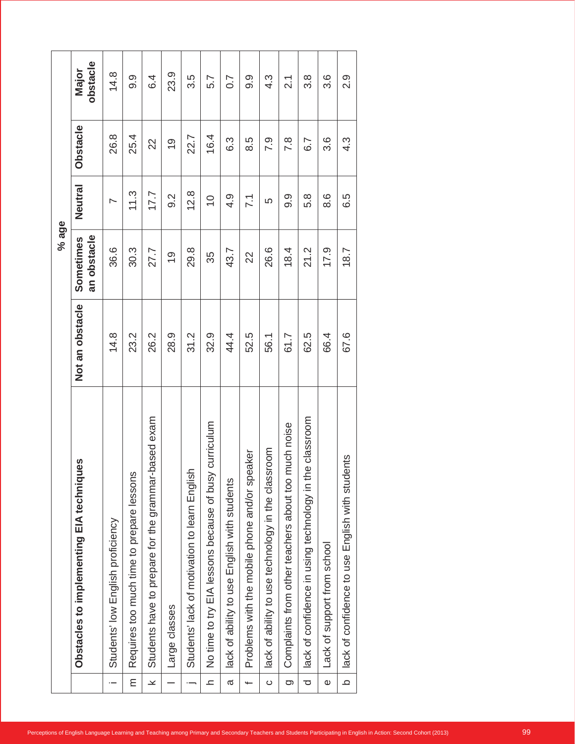| | Obstacles to implementing EIA techniques | % age | | | | |
|---|---|---|---|---|---|---|
| | | Not an obstacle | Sometimes an obstacle | Neutral | Obstacle | Major obstacle |
| i | Students' low English proficiency | 14.8 | 36.6 | 7 | 26.8 | 14.8 |
| m | Requires too much time to prepare lessons | 23.2 | 30.3 | 11.3 | 25.4 | 9.9 |
| k | Students have to prepare for the grammar-based exam | 26.2 | 27.7 | 17.7 | 22 | 6.4 |
| l | Large classes | 28.9 | 19 | 9.2 | 19 | 23.9 |
| j | Students' lack of motivation to learn English | 31.2 | 29.8 | 12.8 | 22.7 | 3.5 |
| h | No time to try EIA lessons because of busy curriculum | 32.9 | 35 | 10 | 16.4 | 5.7 |
| a | lack of ability to use English with students | 44.4 | 43.7 | 4.9 | 6.3 | 0.7 |
| f | Problems with the mobile phone and/or speaker | 52.5 | 22 | 7.1 | 8.5 | 9.9 |
| c | lack of ability to use technology in the classroom | 56.1 | 26.6 | 5 | 7.9 | 4.3 |
| g | Complaints from other teachers about too much noise | 61.7 | 18.4 | 9.9 | 7.8 | 2.1 |
| d | lack of confidence in using technology in the classroom | 62.5 | 21.2 | 5.8 | 6.7 | 3.8 |
| e | Lack of support from school | 66.4 | 17.9 | 8.6 | 3.6 | 3.6 |
| b | lack of confidence to use English with students | 67.6 | 18.7 | 6.5 | 4.3 | 2.9 |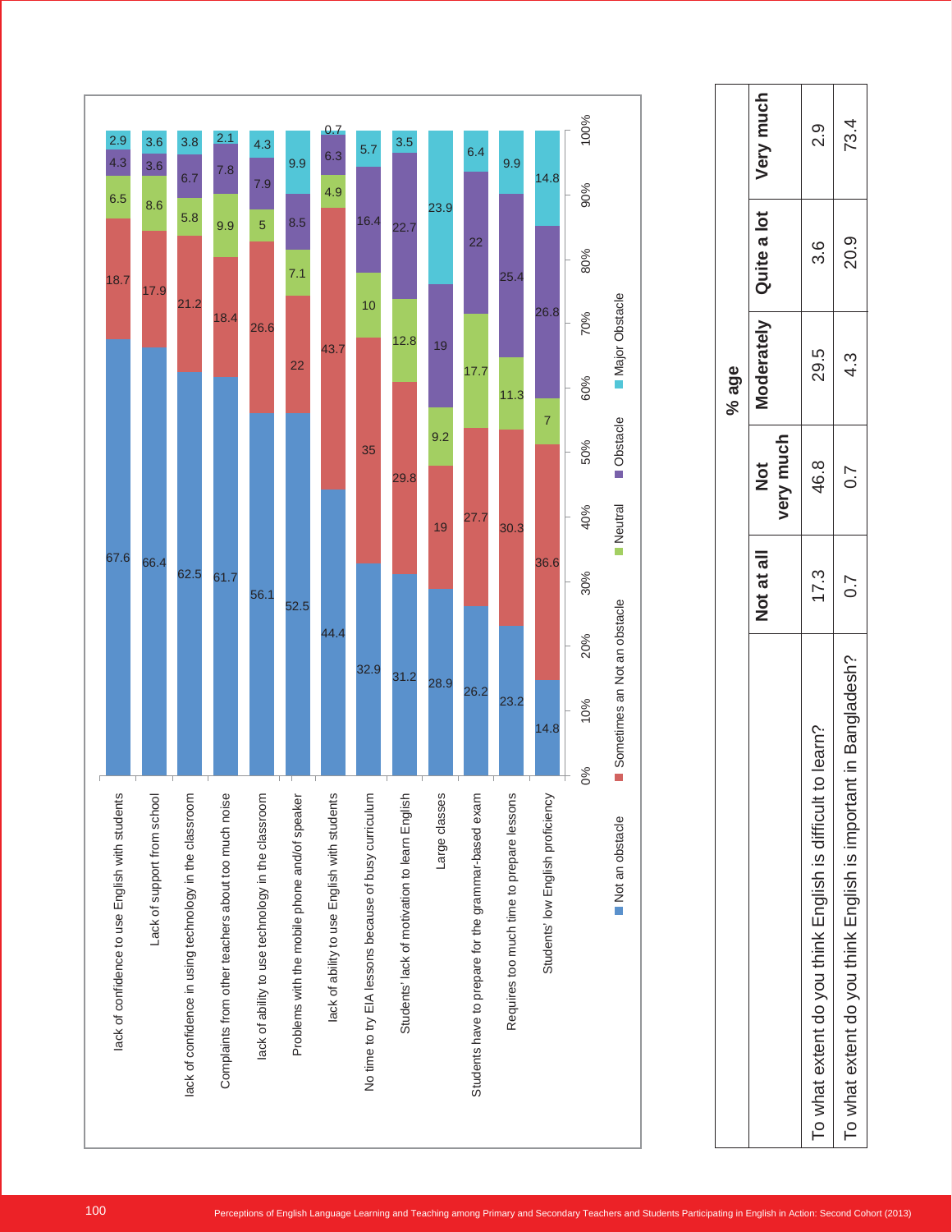| | Not an obstacle | Sometimes an Not an obstacle | Neutral | Obstacle | Major Obstacle |
|---|---|---|---|---|---|
| lack of confidence to use English with students | 67.6 | 18.7 | 6.5 | 4.3 | 2.9 |
| Lack of support from school | 66.4 | 17.9 | 8.6 | 3.6 | 3.6 |
| lack of confidence in using technology in the classroom | 62.5 | 21.2 | 5.8 | 6.7 | 3.8 |
| Complaints from other teachers about too much noise | 61.7 | 18.4 | 9.9 | 7.8 | 2.1 |
| lack of ability to use technology in the classroom | 56.1 | 26.6 | 5 | 7.9 | 4.3 |
| Problems with the mobile phone and/of speaker | 52.5 | 22 | 7.1 | 8.5 | 9.9 |
| lack of ability to use English with students | 44.4 | 43.7 | 4.9 | 6.3 | 0.7 |
| No time to try EIA lessons because of busy curriculum | 32.9 | 35 | 10 | 16.4 | 5.7 |
| Students' lack of motivation to learn English | 31.2 | 29.8 | 12.8 | 22.7 | 3.5 |
| Large classes | 28.9 | 19 | 9.2 | 19 | 23.9 |
| Students have to prepare for the grammar-based exam | 26.2 | 27.7 | 17.7 | 22 | 6.4 |
| Requires too much time to prepare lessons | 23.2 | 30.3 | 11.3 | 25.4 | 9.9 |
| Students' low English proficiency | 14.8 | 36.6 | 7 | 26.8 | 14.8 |

| | % age | | | | |
|---|---|---|---|---|---|
| | **Not at all** | **Not very much** | **Moderately** | **Quite a lot** | **Very much** |
| To what extent do you think English is difficult to learn? | 17.3 | 46.8 | 29.5 | 3.6 | 2.9 |
| To what extent do you think English is important in Bangladesh? | 0.7 | 0.7 | 4.3 | 20.9 | 73.4 |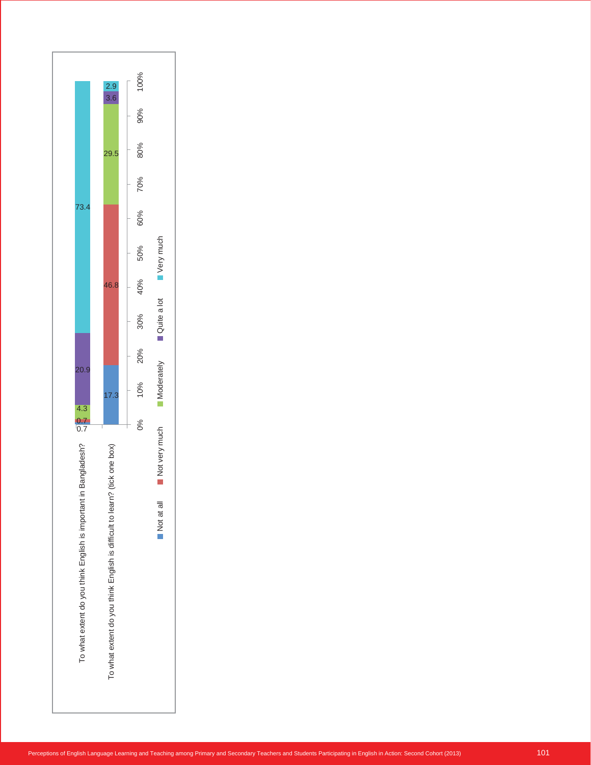| | Not at all | Not very much | Moderately | Quite a lot | Very much |
|---|---|---|---|---|---|
| To what extent do you think English is important in Bangladesh? | 0.7 | 0.7 | 4.3 | 20.9 | 73.4 |
| To what extent do you think English is difficult to learn? (tick one box) | 17.3 | 46.8 | 29.5 | 3.6 | 2.9 |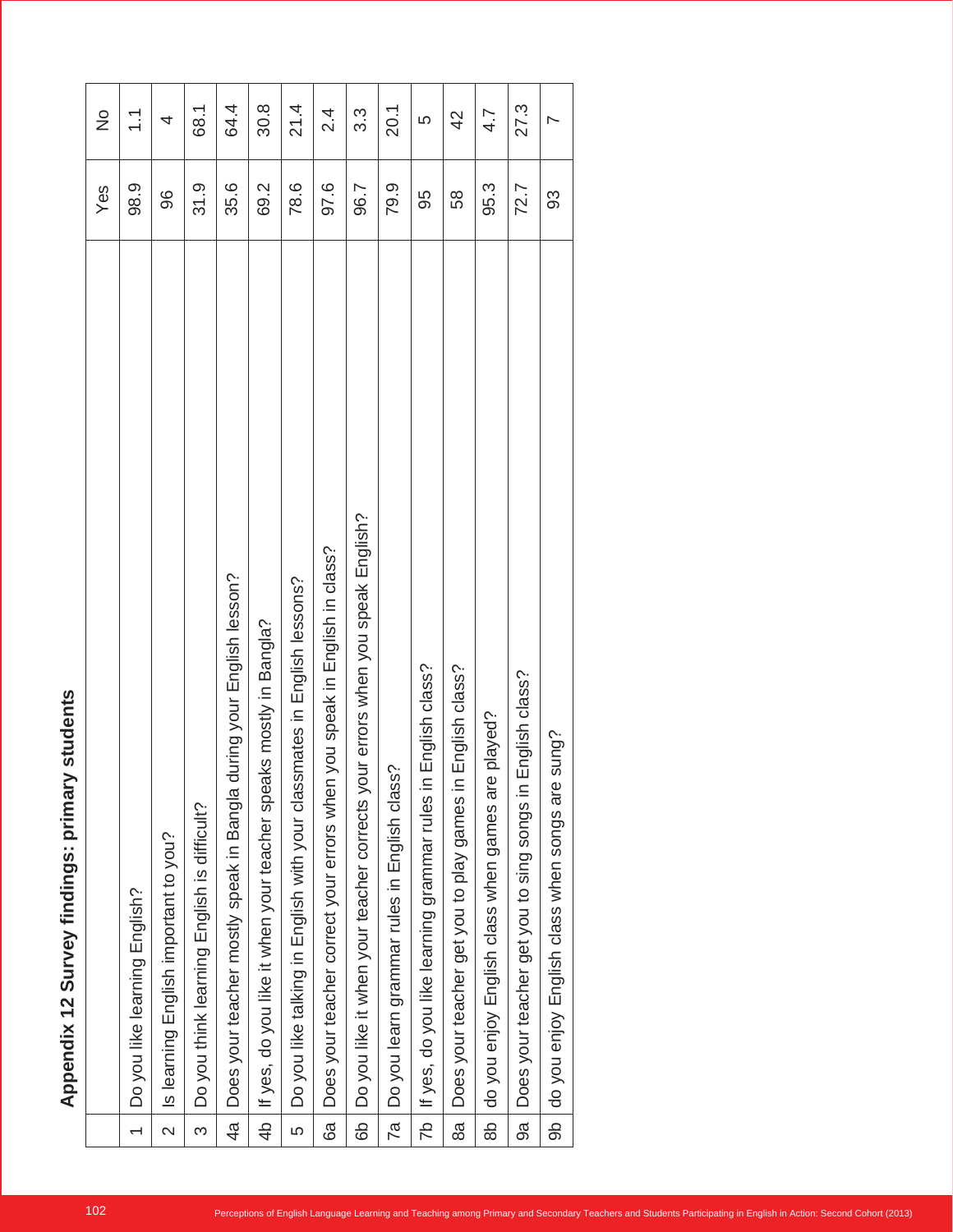## Appendix 12 Survey findings: primary students

| | | Yes | No |
|---|---|---|---|
| 1 | Do you like learning English? | 98.9 | 1.1 |
| 2 | Is learning English important to you? | 96 | 4 |
| 3 | Do you think learning English is difficult? | 31.9 | 68.1 |
| 4a | Does your teacher mostly speak in Bangla during your English lesson? | 35.6 | 64.4 |
| 4b | If yes, do you like it when your teacher speaks mostly in Bangla? | 69.2 | 30.8 |
| 5 | Do you like talking in English with your classmates in English lessons? | 78.6 | 21.4 |
| 6a | Does your teacher correct your errors when you speak in English in class? | 97.6 | 2.4 |
| 6b | Do you like it when your teacher corrects your errors when you speak English? | 96.7 | 3.3 |
| 7a | Do you learn grammar rules in English class? | 79.9 | 20.1 |
| 7b | If yes, do you like learning grammar rules in English class? | 95 | 5 |
| 8a | Does your teacher get you to play games in English class? | 58 | 42 |
| 8b | do you enjoy English class when games are played? | 95.3 | 4.7 |
| 9a | Does your teacher get you to sing songs in English class? | 72.7 | 27.3 |
| 9b | do you enjoy English class when songs are sung? | 93 | 7 |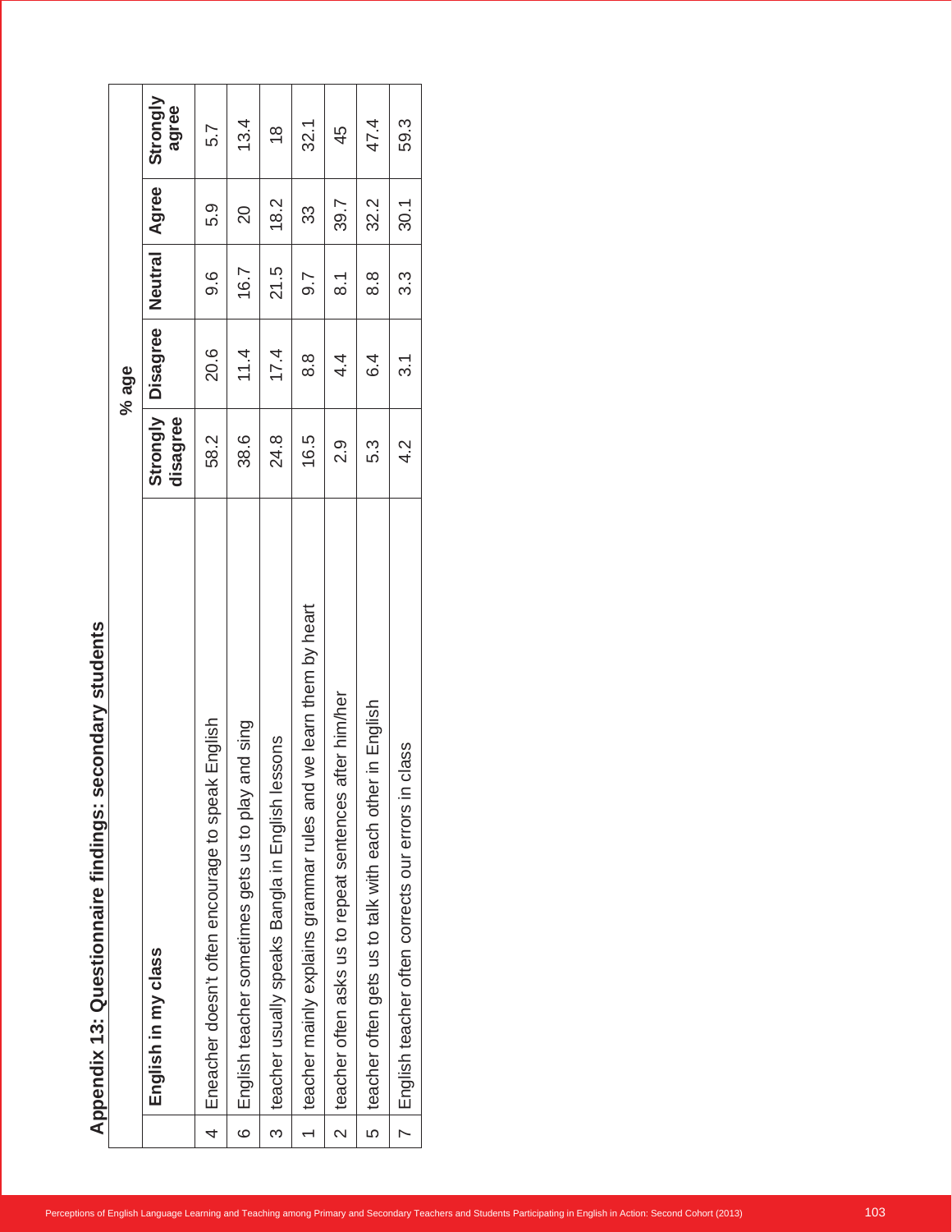## Appendix 13: Questionnaire findings: secondary students

| | English in my class | % age | | | | |
|---|---|---|---|---|---|---|
| | | Strongly disagree | Disagree | Neutral | Agree | Strongly agree |
| 4 | Eneacher doesn't often encourage to speak English | 58.2 | 20.6 | 9.6 | 5.9 | 5.7 |
| 6 | English teacher sometimes gets us to play and sing | 38.6 | 11.4 | 16.7 | 20 | 13.4 |
| 3 | teacher usually speaks Bangla in English lessons | 24.8 | 17.4 | 21.5 | 18.2 | 18 |
| 1 | teacher mainly explains grammar rules and we learn them by heart | 16.5 | 8.8 | 9.7 | 33 | 32.1 |
| 2 | teacher often asks us to repeat sentences after him/her | 2.9 | 4.4 | 8.1 | 39.7 | 45 |
| 5 | teacher often gets us to talk with each other in English | 5.3 | 6.4 | 8.8 | 32.2 | 47.4 |
| 7 | English teacher often corrects our errors in class | 4.2 | 3.1 | 3.3 | 30.1 | 59.3 |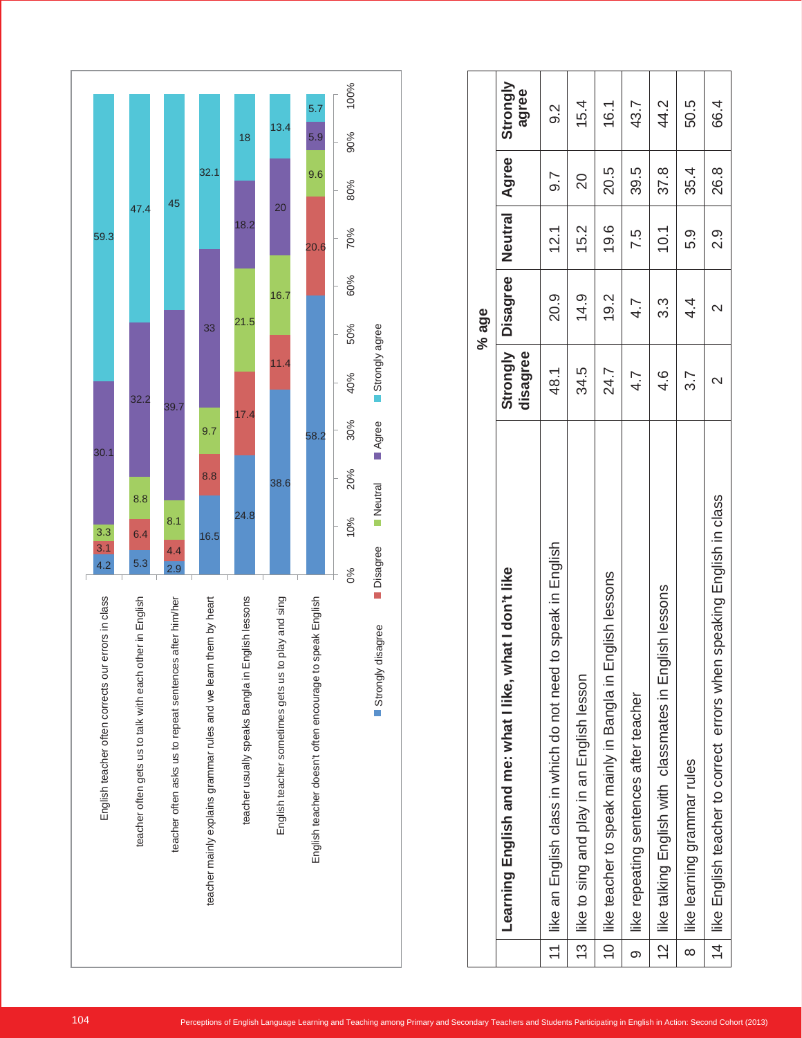| | Strongly disagree | Disagree | Neutral | Agree | Strongly agree |
|---|---|---|---|---|---|
| English teacher often corrects our errors in class | 4.2 | 3.1 | 3.3 | 30.1 | 59.3 |
| teacher often gets us to talk with each other in English | 5.3 | 6.4 | 8.8 | 32.2 | 47.4 |
| teacher often asks us to repeat sentences after him/her | 2.9 | 4.4 | 8.1 | 39.7 | 45 |
| teacher mainly explains grammar rules and we learn them by heart | 16.5 | 8.8 | 9.7 | 33 | 32.1 |
| teacher usually speaks Bangla in English lessons | 24.8 | 17.4 | 21.5 | 18.2 | 18 |
| English teacher sometimes gets us to play and sing | 38.6 | 11.4 | 16.7 | 20 | 13.4 |
| English teacher doesn't often encourage to speak English | 58.2 | 20.6 | 9.6 | 5.9 | 5.7 |

| | | % age | | | | |
|---|---|---|---|---|---|---|
| | **Learning English and me: what I like, what I don't like** | **Strongly disagree** | **Disagree** | **Neutral** | **Agree** | **Strongly agree** |
| 11 | I like an English class in which do not need to speak in English | 48.1 | 20.9 | 12.1 | 9.7 | 9.2 |
| 13 | I like to sing and play in an English lesson | 34.5 | 14.9 | 15.2 | 20 | 15.4 |
| 10 | I like teacher to speak mainly in Bangla in English lessons | 24.7 | 19.2 | 19.6 | 20.5 | 16.1 |
| 9 | I like repeating sentences after teacher | 4.7 | 4.7 | 7.5 | 39.5 | 43.7 |
| 12 | I like talking English with classmates in English lessons | 4.6 | 3.3 | 10.1 | 37.8 | 44.2 |
| 8 | I like learning grammar rules | 3.7 | 4.4 | 5.9 | 35.4 | 50.5 |
| 14 | I like English teacher to correct errors when speaking English in class | 2 | 2 | 2.9 | 26.8 | 66.4 |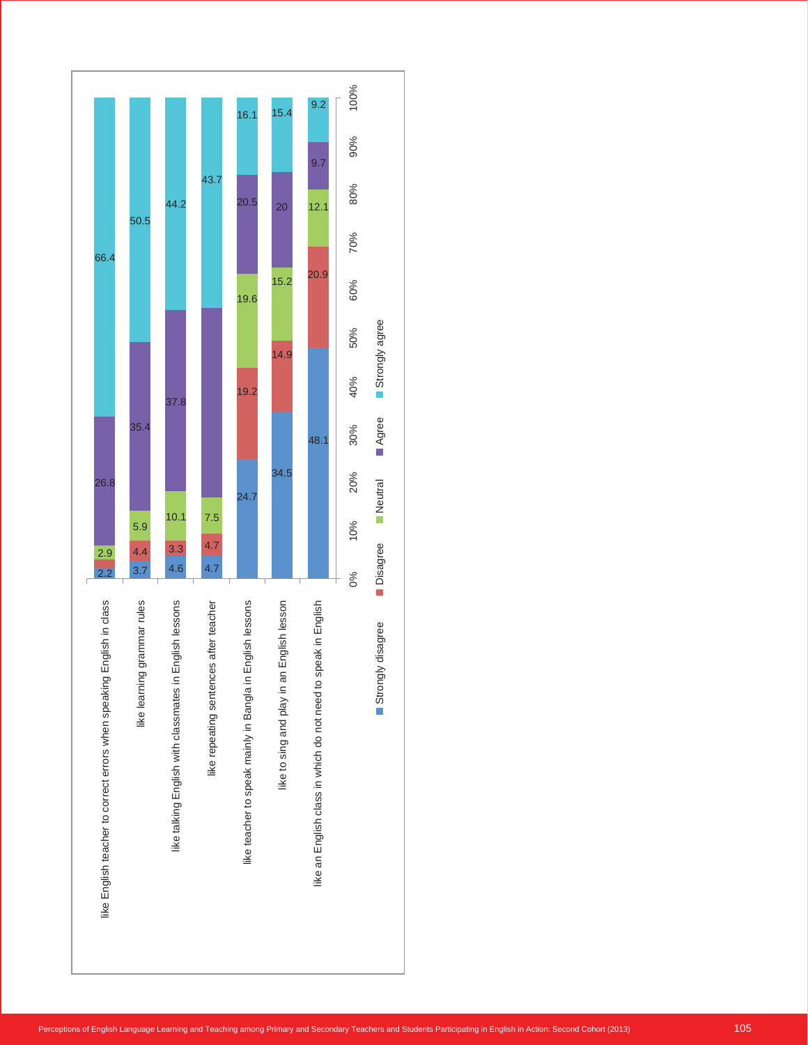| | Strongly disagree | Disagree | Neutral | Agree | Strongly agree |
|---|---|---|---|---|---|
| like English teacher to correct errors when speaking English in class | 2.2 | 1.7 | 2.9 | 26.8 | 66.4 |
| like learning grammar rules | 3.7 | 4.4 | 5.9 | 35.4 | 50.5 |
| like talking English with classmates in English lessons | 4.6 | 3.3 | 10.1 | 37.8 | 44.2 |
| like repeating sentences after teacher | 4.7 | 4.7 | 7.5 | 39.4 | 43.7 |
| like teacher to speak mainly in Bangla in English lessons | 24.7 | 19.2 | 19.6 | 20.5 | 16.1 |
| like to sing and play in an English lesson | 34.5 | 14.9 | 15.2 | 20 | 15.4 |
| like an English class in which do not need to speak in English | 48.1 | 20.9 | 12.1 | 9.7 | 9.2 |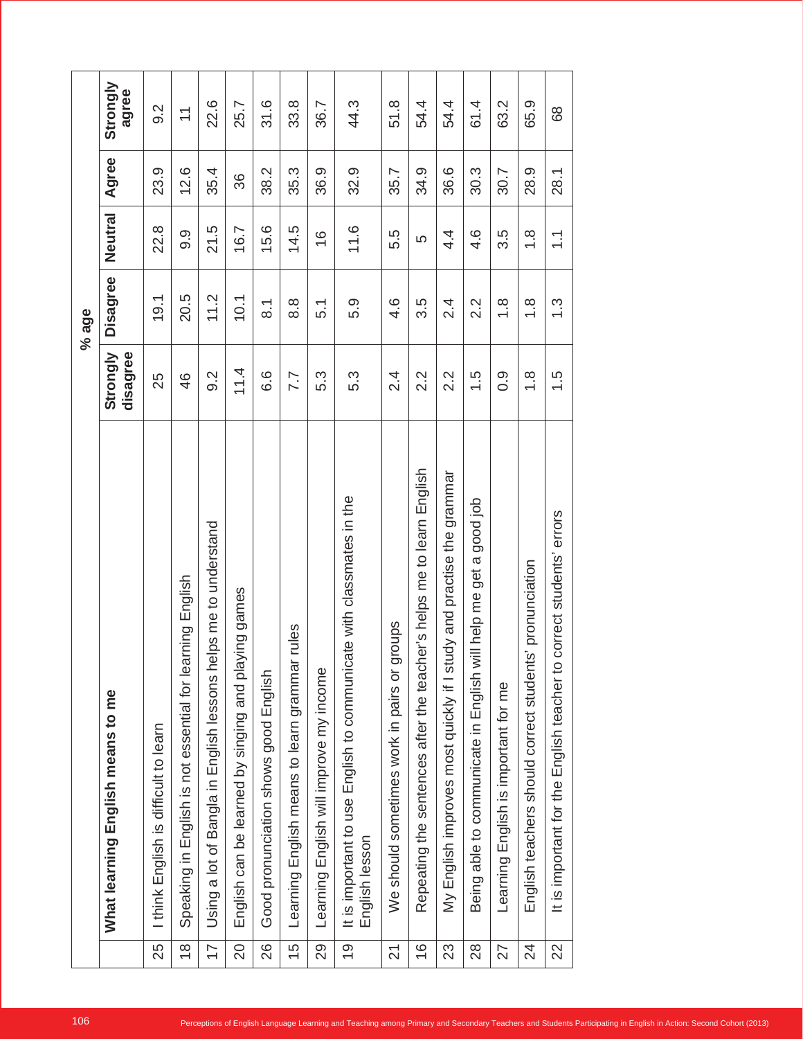| | What learning English means to me | % age | | | | |
|---|---|---|---|---|---|---|
| | | Strongly disagree | Disagree | Neutral | Agree | Strongly agree |
| 25 | I think English is difficult to learn | 25 | 19.1 | 22.8 | 23.9 | 9.2 |
| 18 | Speaking in English is not essential for learning English | 46 | 20.5 | 9.9 | 12.6 | 11 |
| 17 | Using a lot of Bangla in English lessons helps me to understand | 9.2 | 11.2 | 21.5 | 35.4 | 22.6 |
| 20 | English can be learned by singing and playing games | 11.4 | 10.1 | 16.7 | 36 | 25.7 |
| 26 | Good pronunciation shows good English | 6.6 | 8.1 | 15.6 | 38.2 | 31.6 |
| 15 | Learning English means to learn grammar rules | 7.7 | 8.8 | 14.5 | 35.3 | 33.8 |
| 29 | Learning English will improve my income | 5.3 | 5.1 | 16 | 36.9 | 36.7 |
| 19 | It is important to use English to communicate with classmates in the English lesson | 5.3 | 5.9 | 11.6 | 32.9 | 44.3 |
| 21 | We should sometimes work in pairs or groups | 2.4 | 4.6 | 5.5 | 35.7 | 51.8 |
| 16 | Repeating the sentences after the teacher's helps me to learn English | 2.2 | 3.5 | 5 | 34.9 | 54.4 |
| 23 | My English improves most quickly if I study and practise the grammar | 2.2 | 2.4 | 4.4 | 36.6 | 54.4 |
| 28 | Being able to communicate in English will help me get a good job | 1.5 | 2.2 | 4.6 | 30.3 | 61.4 |
| 27 | Learning English is important for me | 0.9 | 1.8 | 3.5 | 30.7 | 63.2 |
| 24 | English teachers should correct students' pronunciation | 1.8 | 1.8 | 1.8 | 28.9 | 65.9 |
| 22 | It is important for the English teacher to correct students' errors | 1.5 | 1.3 | 1.1 | 28.1 | 68 |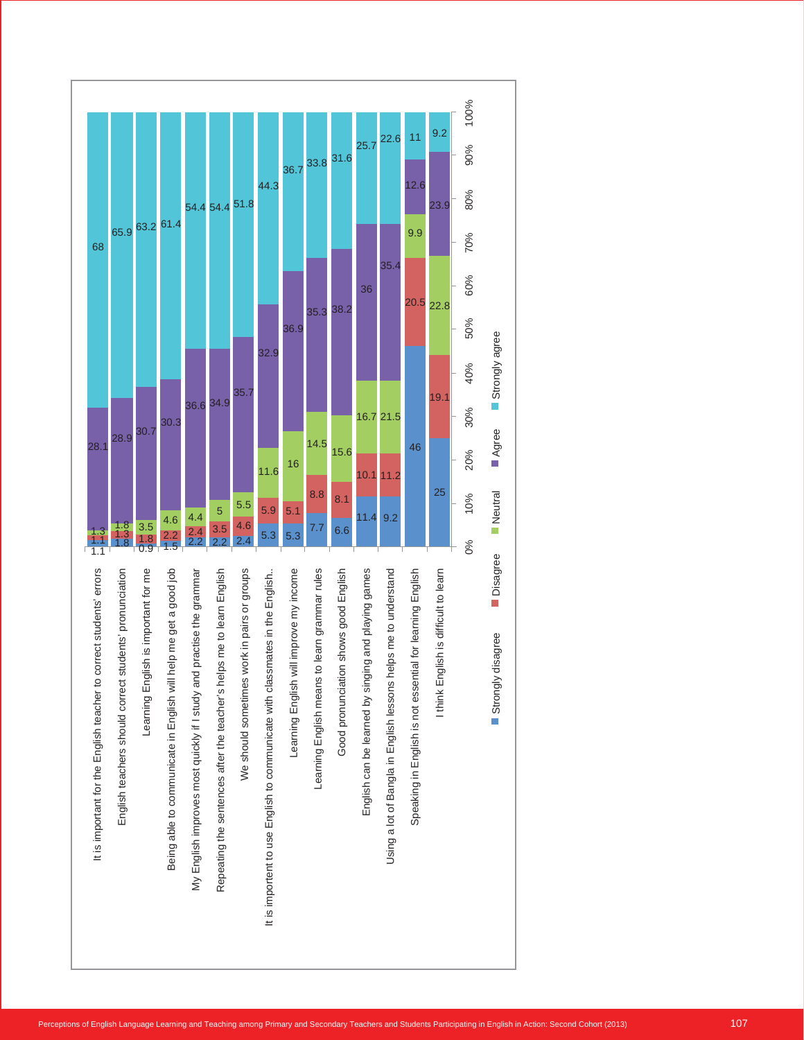| Statement | Strongly disagree | Disagree | Neutral | Agree | Strongly agree |
|---|---|---|---|---|---|
| It is important for the English teacher to correct students' errors | 1.1 | 1.1 | 1.3 | 28.1 | 68 |
| English teachers should correct students' pronunciation | 1.8 | 1.3 | 1.8 | 28.9 | 65.9 |
| Learning English is important for me | 0.9 | 1.8 | 3.5 | 30.7 | 63.2 |
| Being able to communicate in English will help me get a good job | 1.5 | 2.2 | 4.6 | 30.3 | 61.4 |
| My English improves most quickly if I study and practise the grammar | 2.2 | 2.4 | 4.4 | 36.6 | 54.4 |
| Repeating the sentences after the teacher's helps me to learn English | 2.2 | 3.5 | 5 | 34.9 | 54.4 |
| We should sometimes work in pairs or groups | 2.4 | 4.6 | 5.5 | 35.7 | 51.8 |
| It is importent to use English to communicate with classmates in the English.. | 5.3 | 5.9 | 11.6 | 32.9 | 44.3 |
| Learning English will improve my income | 5.3 | 5.1 | 16 | 36.9 | 36.7 |
| Learning English means to learn grammar rules | 7.7 | 8.8 | 14.5 | 35.3 | 33.8 |
| Good pronunciation shows good English | 6.6 | 8.1 | 15.6 | 38.2 | 31.6 |
| English can be learned by singing and playing games | 11.4 | 10.1 | 16.7 | 36 | 25.7 |
| Using a lot of Bangla in English lessons helps me to understand | 9.2 | 11.2 | 21.5 | 35.4 | 22.6 |
| Speaking in English is not essential for learning English | 46 | 20.5 | 9.9 | 12.6 | 11 |
| I think English is difficult to learn | 25 | 19.1 | 22.8 | 23.9 | 9.2 |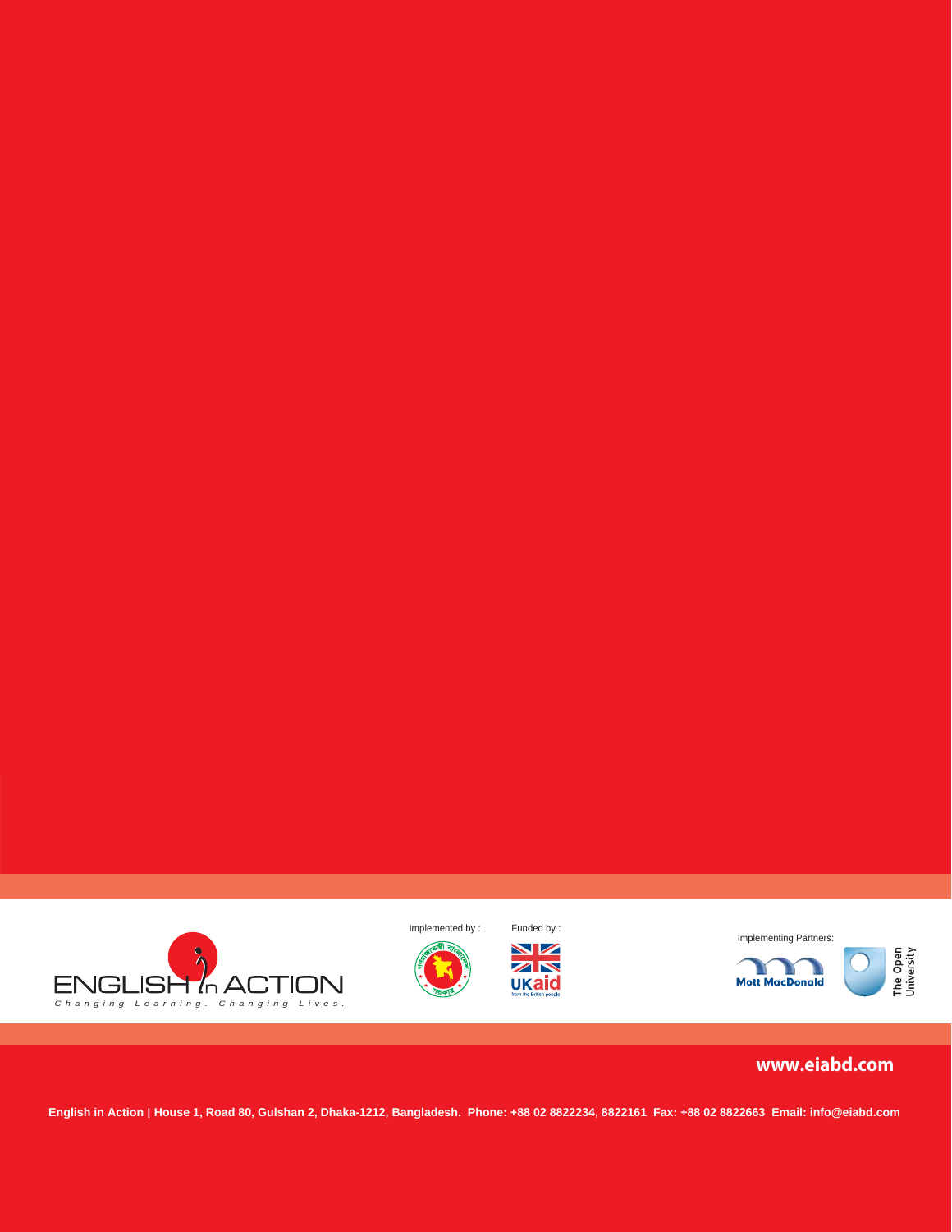ENGLISH in ACTION

*Changing Learning. Changing Lives.*

Implemented by :

Funded by :

UKaid from the British people

Implementing Partners:

Mott MacDonald

The Open University

**www.eiabd.com**

**English in Action | House 1, Road 80, Gulshan 2, Dhaka-1212, Bangladesh. Phone: +88 02 8822234, 8822161 Fax: +88 02 8822663 Email: info@eiabd.com**